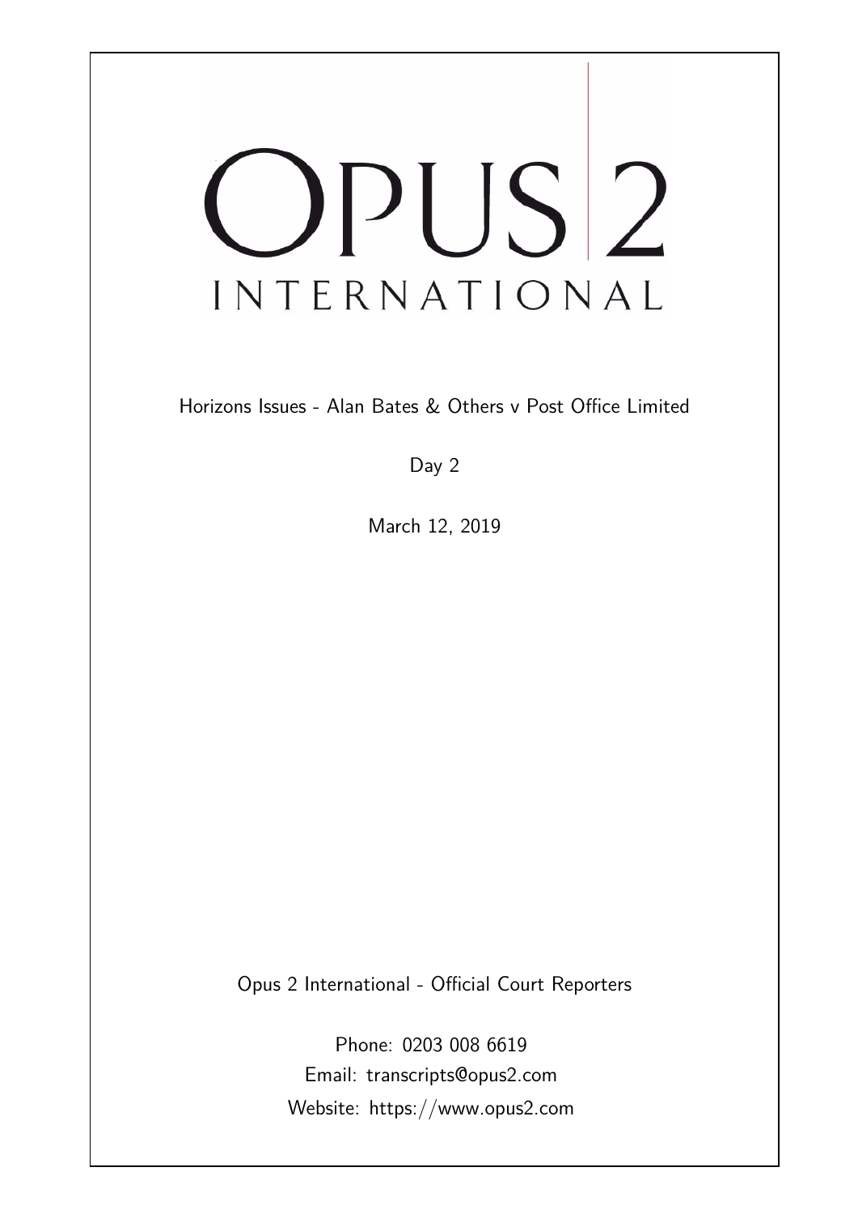# OPUS 2 INTERNATIONAL

Horizons Issues - Alan Bates & Others v Post Office Limited

Day 2

March 12, 2019

Opus 2 International - Official Court Reporters

Phone: 0203 008 6619
Email: transcripts@opus2.com
Website: https://www.opus2.com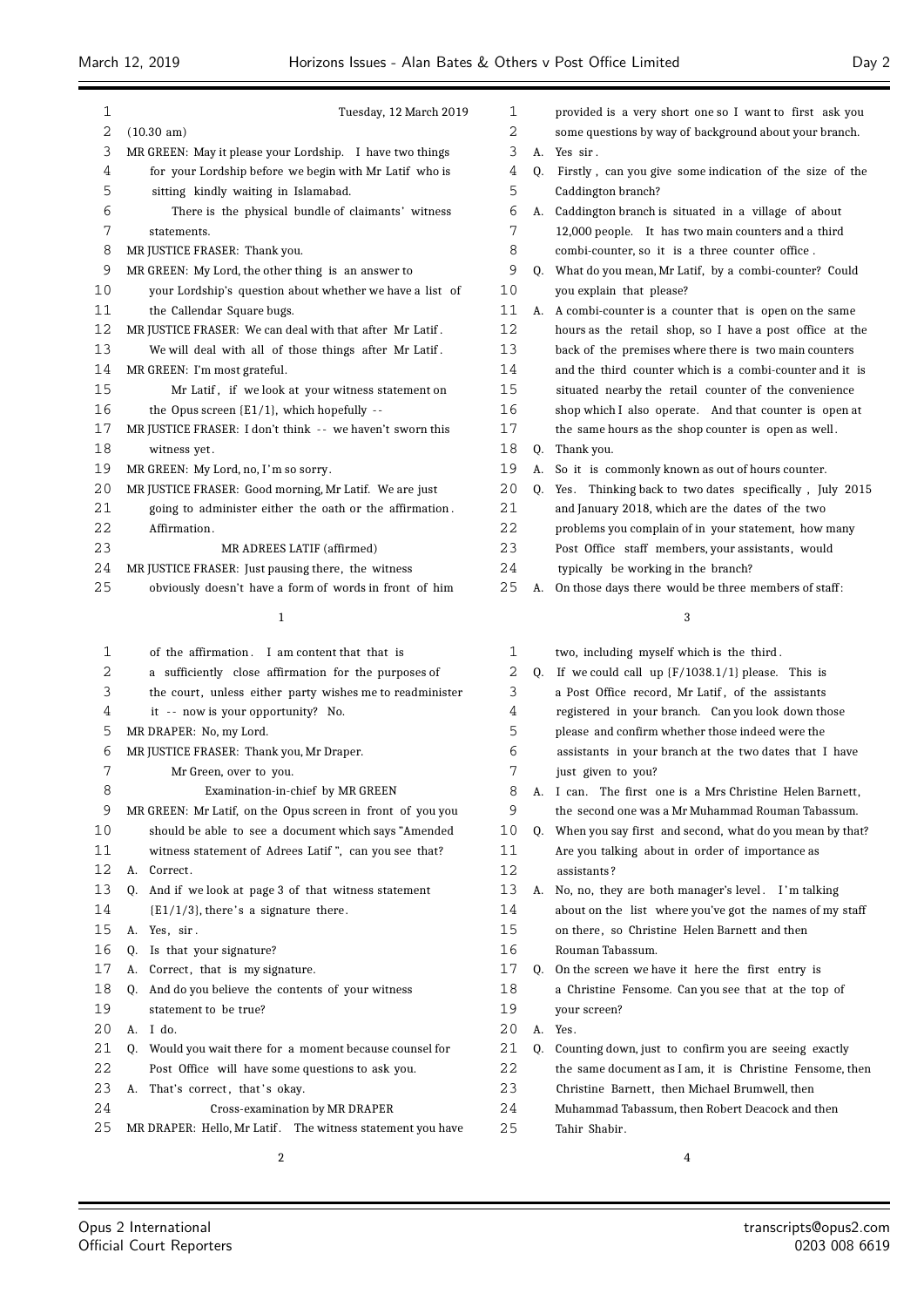Tuesday, 12 March 2019

(10.30 am)

MR GREEN: May it please your Lordship. I have two things for your Lordship before we begin with Mr Latif who is sitting kindly waiting in Islamabad.

There is the physical bundle of claimants' witness statements.

MR JUSTICE FRASER: Thank you.

MR GREEN: My Lord, the other thing is an answer to your Lordship's question about whether we have a list of the Callendar Square bugs.

MR JUSTICE FRASER: We can deal with that after Mr Latif. We will deal with all of those things after Mr Latif.

MR GREEN: I'm most grateful.

Mr Latif, if we look at your witness statement on the Opus screen {E1/1}, which hopefully --

MR JUSTICE FRASER: I don't think -- we haven't sworn this witness yet.

MR GREEN: My Lord, no, I'm so sorry.

MR JUSTICE FRASER: Good morning, Mr Latif. We are just going to administer either the oath or the affirmation. Affirmation.

MR ADREES LATIF (affirmed)

MR JUSTICE FRASER: Just pausing there, the witness obviously doesn't have a form of words in front of him of the affirmation. I am content that that is a sufficiently close affirmation for the purposes of the court, unless either party wishes me to readminister it -- now is your opportunity? No.

MR DRAPER: No, my Lord.

MR JUSTICE FRASER: Thank you, Mr Draper.

Mr Green, over to you.

Examination-in-chief by MR GREEN

MR GREEN: Mr Latif, on the Opus screen in front of you you should be able to see a document which says "Amended witness statement of Adrees Latif", can you see that?

A. Correct.

Q. And if we look at page 3 of that witness statement {E1/1/3}, there's a signature there.

A. Yes, sir.

Q. Is that your signature?

A. Correct, that is my signature.

Q. And do you believe the contents of your witness statement to be true?

A. I do.

Q. Would you wait there for a moment because counsel for Post Office will have some questions to ask you.

A. That's correct, that's okay.

Cross-examination by MR DRAPER

MR DRAPER: Hello, Mr Latif. The witness statement you have provided is a very short one so I want to first ask you some questions by way of background about your branch.

A. Yes sir.

Q. Firstly, can you give some indication of the size of the Caddington branch?

A. Caddington branch is situated in a village of about 12,000 people. It has two main counters and a third combi-counter, so it is a three counter office.

Q. What do you mean, Mr Latif, by a combi-counter? Could you explain that please?

A. A combi-counter is a counter that is open on the same hours as the retail shop, so I have a post office at the back of the premises where there is two main counters and the third counter which is a combi-counter and it is situated nearby the retail counter of the convenience shop which I also operate. And that counter is open at the same hours as the shop counter is open as well.

Q. Thank you.

A. So it is commonly known as out of hours counter.

Q. Yes. Thinking back to two dates specifically, July 2015 and January 2018, which are the dates of the two problems you complain of in your statement, how many Post Office staff members, your assistants, would typically be working in the branch?

A. On those days there would be three members of staff: two, including myself which is the third.

Q. If we could call up {F/1038.1/1} please. This is a Post Office record, Mr Latif, of the assistants registered in your branch. Can you look down those please and confirm whether those indeed were the assistants in your branch at the two dates that I have just given to you?

A. I can. The first one is a Mrs Christine Helen Barnett, the second one was a Mr Muhammad Rouman Tabassum.

Q. When you say first and second, what do you mean by that? Are you talking about in order of importance as assistants?

A. No, no, they are both manager's level. I'm talking about on the list where you've got the names of my staff on there, so Christine Helen Barnett and then Rouman Tabassum.

Q. On the screen we have it here the first entry is a Christine Fensome. Can you see that at the top of your screen?

A. Yes.

Q. Counting down, just to confirm you are seeing exactly the same document as I am, it is Christine Fensome, then Christine Barnett, then Michael Brumwell, then Muhammad Tabassum, then Robert Deacock and then Tahir Shabir.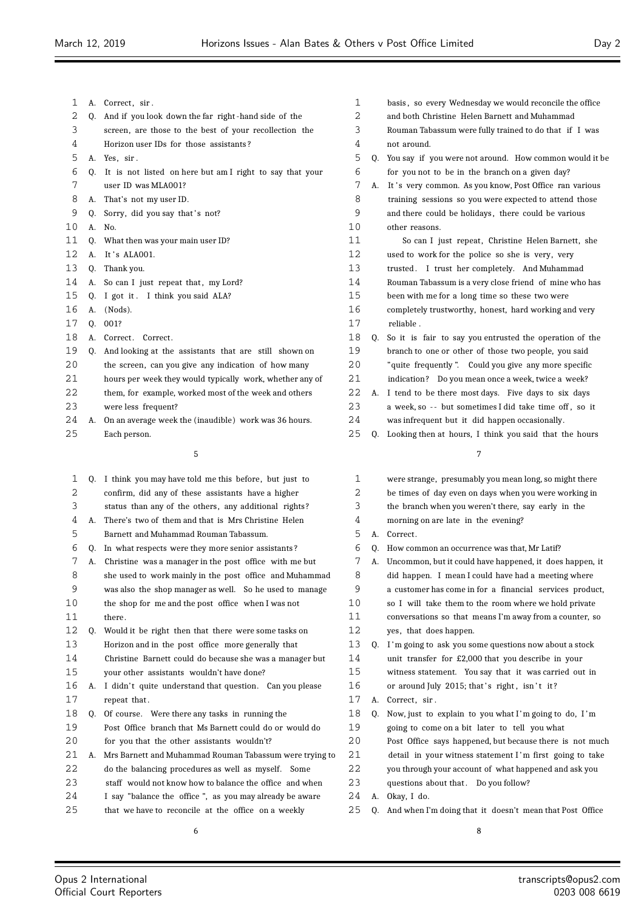1 A. Correct, sir.
2 Q. And if you look down the far right-hand side of the
3 screen, are those to the best of your recollection the
4 Horizon user IDs for those assistants?
5 A. Yes, sir.
6 Q. It is not listed on here but am I right to say that your
7 user ID was MLA001?
8 A. That's not my user ID.
9 Q. Sorry, did you say that's not?
10 A. No.
11 Q. What then was your main user ID?
12 A. It's ALA001.
13 Q. Thank you.
14 A. So can I just repeat that, my Lord?
15 Q. I got it. I think you said ALA?
16 A. (Nods).
17 Q. 001?
18 A. Correct. Correct.
19 Q. And looking at the assistants that are still shown on
20 the screen, can you give any indication of how many
21 hours per week they would typically work, whether any of
22 them, for example, worked most of the week and others
23 were less frequent?
24 A. On an average week the (inaudible) work was 36 hours.
25 Each person.

5

1 Q. I think you may have told me this before, but just to
2 confirm, did any of these assistants have a higher
3 status than any of the others, any additional rights?
4 A. There's two of them and that is Mrs Christine Helen
5 Barnett and Muhammad Rouman Tabassum.
6 Q. In what respects were they more senior assistants?
7 A. Christine was a manager in the post office with me but
8 she used to work mainly in the post office and Muhammad
9 was also the shop manager as well. So he used to manage
10 the shop for me and the post office when I was not
11 there.
12 Q. Would it be right then that there were some tasks on
13 Horizon and in the post office more generally that
14 Christine Barnett could do because she was a manager but
15 your other assistants wouldn't have done?
16 A. I didn't quite understand that question. Can you please
17 repeat that.
18 Q. Of course. Were there any tasks in running the
19 Post Office branch that Ms Barnett could do or would do
20 for you that the other assistants wouldn't?
21 A. Mrs Barnett and Muhammad Rouman Tabassum were trying to
22 do the balancing procedures as well as myself. Some
23 staff would not know how to balance the office and when
24 I say "balance the office", as you may already be aware
25 that we have to reconcile at the office on a weekly

6

1 basis, so every Wednesday we would reconcile the office
2 and both Christine Helen Barnett and Muhammad
3 Rouman Tabassum were fully trained to do that if I was
4 not around.
5 Q. You say if you were not around. How common would it be
6 for you not to be in the branch on a given day?
7 A. It's very common. As you know, Post Office ran various
8 training sessions so you were expected to attend those
9 and there could be holidays, there could be various
10 other reasons.
11 So can I just repeat, Christine Helen Barnett, she
12 used to work for the police so she is very, very
13 trusted. I trust her completely. And Muhammad
14 Rouman Tabassum is a very close friend of mine who has
15 been with me for a long time so these two were
16 completely trustworthy, honest, hard working and very
17 reliable.
18 Q. So it is fair to say you entrusted the operation of the
19 branch to one or other of those two people, you said
20 "quite frequently". Could you give any more specific
21 indication? Do you mean once a week, twice a week?
22 A. I tend to be there most days. Five days to six days
23 a week, so -- but sometimes I did take time off, so it
24 was infrequent but it did happen occasionally.
25 Q. Looking then at hours, I think you said that the hours

7

1 were strange, presumably you mean long, so might there
2 be times of day even on days when you were working in
3 the branch when you weren't there, say early in the
4 morning on are late in the evening?
5 A. Correct.
6 Q. How common an occurrence was that, Mr Latif?
7 A. Uncommon, but it could have happened, it does happen, it
8 did happen. I mean I could have had a meeting where
9 a customer has come in for a financial services product,
10 so I will take them to the room where we hold private
11 conversations so that means I'm away from a counter, so
12 yes, that does happen.
13 Q. I'm going to ask you some questions now about a stock
14 unit transfer for £2,000 that you describe in your
15 witness statement. You say that it was carried out in
16 or around July 2015; that's right, isn't it?
17 A. Correct, sir.
18 Q. Now, just to explain to you what I'm going to do, I'm
19 going to come on a bit later to tell you what
20 Post Office says happened, but because there is not much
21 detail in your witness statement I'm first going to take
22 you through your account of what happened and ask you
23 questions about that. Do you follow?
24 A. Okay, I do.
25 Q. And when I'm doing that it doesn't mean that Post Office

8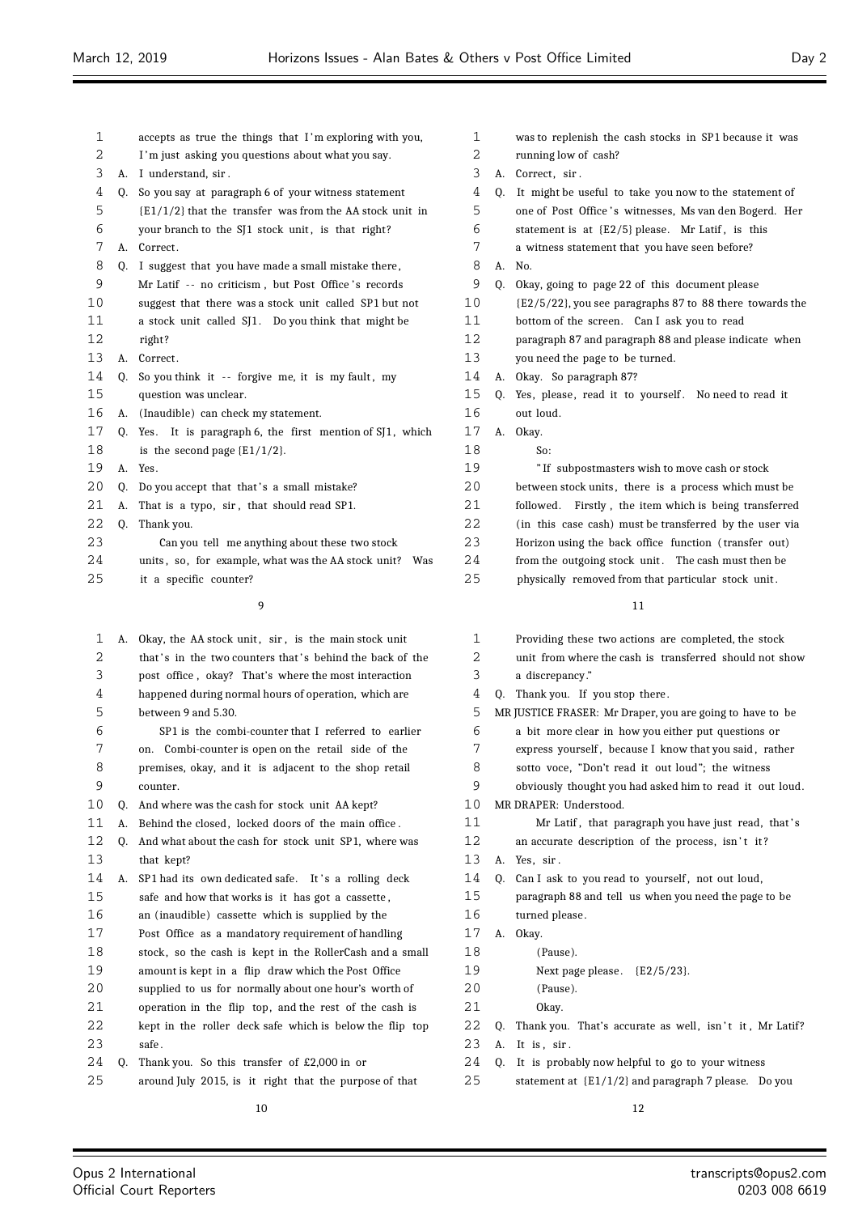1 accepts as true the things that I'm exploring with you,
2 I'm just asking you questions about what you say.
3 A. I understand, sir.
4 Q. So you say at paragraph 6 of your witness statement
5 {E1/1/2} that the transfer was from the AA stock unit in
6 your branch to the SJ1 stock unit, is that right?
7 A. Correct.
8 Q. I suggest that you have made a small mistake there,
9 Mr Latif -- no criticism, but Post Office's records
10 suggest that there was a stock unit called SP1 but not
11 a stock unit called SJ1. Do you think that might be
12 right?
13 A. Correct.
14 Q. So you think it -- forgive me, it is my fault, my
15 question was unclear.
16 A. (Inaudible) can check my statement.
17 Q. Yes. It is paragraph 6, the first mention of SJ1, which
18 is the second page {E1/1/2}.
19 A. Yes.
20 Q. Do you accept that that's a small mistake?
21 A. That is a typo, sir, that should read SP1.
22 Q. Thank you.
23 Can you tell me anything about these two stock
24 units, so, for example, what was the AA stock unit? Was
25 it a specific counter?

9

1 A. Okay, the AA stock unit, sir, is the main stock unit
2 that's in the two counters that's behind the back of the
3 post office, okay? That's where the most interaction
4 happened during normal hours of operation, which are
5 between 9 and 5.30.
6 SP1 is the combi-counter that I referred to earlier
7 on. Combi-counter is open on the retail side of the
8 premises, okay, and it is adjacent to the shop retail
9 counter.
10 Q. And where was the cash for stock unit AA kept?
11 A. Behind the closed, locked doors of the main office.
12 Q. And what about the cash for stock unit SP1, where was
13 that kept?
14 A. SP1 had its own dedicated safe. It's a rolling deck
15 safe and how that works is it has got a cassette,
16 an (inaudible) cassette which is supplied by the
17 Post Office as a mandatory requirement of handling
18 stock, so the cash is kept in the RollerCash and a small
19 amount is kept in a flip draw which the Post Office
20 supplied to us for normally about one hour's worth of
21 operation in the flip top, and the rest of the cash is
22 kept in the roller deck safe which is below the flip top
23 safe.
24 Q. Thank you. So this transfer of £2,000 in or
25 around July 2015, is it right that the purpose of that

10

1 was to replenish the cash stocks in SP1 because it was
2 running low of cash?
3 A. Correct, sir.
4 Q. It might be useful to take you now to the statement of
5 one of Post Office's witnesses, Ms van den Bogerd. Her
6 statement is at {E2/5} please. Mr Latif, is this
7 a witness statement that you have seen before?
8 A. No.
9 Q. Okay, going to page 22 of this document please
10 {E2/5/22}, you see paragraphs 87 to 88 there towards the
11 bottom of the screen. Can I ask you to read
12 paragraph 87 and paragraph 88 and please indicate when
13 you need the page to be turned.
14 A. Okay. So paragraph 87?
15 Q. Yes, please, read it to yourself. No need to read it
16 out loud.
17 A. Okay.
18 So:
19 "If subpostmasters wish to move cash or stock
20 between stock units, there is a process which must be
21 followed. Firstly, the item which is being transferred
22 (in this case cash) must be transferred by the user via
23 Horizon using the back office function (transfer out)
24 from the outgoing stock unit. The cash must then be
25 physically removed from that particular stock unit.

11

1 Providing these two actions are completed, the stock
2 unit from where the cash is transferred should not show
3 a discrepancy."
4 Q. Thank you. If you stop there.
5 MR JUSTICE FRASER: Mr Draper, you are going to have to be
6 a bit more clear in how you either put questions or
7 express yourself, because I know that you said, rather
8 sotto voce, "Don't read it out loud"; the witness
9 obviously thought you had asked him to read it out loud.
10 MR DRAPER: Understood.
11 Mr Latif, that paragraph you have just read, that's
12 an accurate description of the process, isn't it?
13 A. Yes, sir.
14 Q. Can I ask to you read to yourself, not out loud,
15 paragraph 88 and tell us when you need the page to be
16 turned please.
17 A. Okay.
18 (Pause).
19 Next page please. {E2/5/23}.
20 (Pause).
21 Okay.
22 Q. Thank you. That's accurate as well, isn't it, Mr Latif?
23 A. It is, sir.
24 Q. It is probably now helpful to go to your witness
25 statement at {E1/1/2} and paragraph 7 please. Do you

12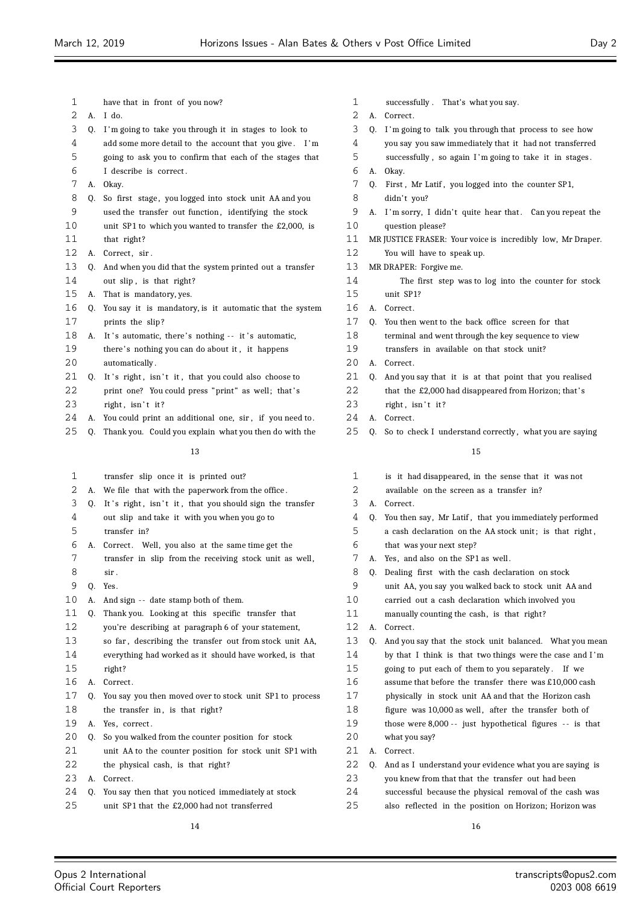have that in front of you now?

A. I do.

Q. I'm going to take you through it in stages to look to add some more detail to the account that you give. I'm going to ask you to confirm that each of the stages that I describe is correct.

A. Okay.

Q. So first stage, you logged into stock unit AA and you used the transfer out function, identifying the stock unit SP1 to which you wanted to transfer the £2,000, is that right?

A. Correct, sir.

Q. And when you did that the system printed out a transfer out slip, is that right?

A. That is mandatory, yes.

Q. You say it is mandatory, is it automatic that the system prints the slip?

A. It's automatic, there's nothing -- it's automatic, there's nothing you can do about it, it happens automatically.

Q. It's right, isn't it, that you could also choose to print one? You could press "print" as well; that's right, isn't it?

A. You could print an additional one, sir, if you need to.

Q. Thank you. Could you explain what you then do with the transfer slip once it is printed out?

A. We file that with the paperwork from the office.

Q. It's right, isn't it, that you should sign the transfer out slip and take it with you when you go to transfer in?

A. Correct. Well, you also at the same time get the transfer in slip from the receiving stock unit as well, sir.

Q. Yes.

A. And sign -- date stamp both of them.

Q. Thank you. Looking at this specific transfer that you're describing at paragraph 6 of your statement, so far, describing the transfer out from stock unit AA, everything had worked as it should have worked, is that right?

A. Correct.

Q. You say you then moved over to stock unit SP1 to process the transfer in, is that right?

A. Yes, correct.

Q. So you walked from the counter position for stock unit AA to the counter position for stock unit SP1 with the physical cash, is that right?

A. Correct.

Q. You say then that you noticed immediately at stock unit SP1 that the £2,000 had not transferred successfully. That's what you say.

A. Correct.

Q. I'm going to talk you through that process to see how you say you saw immediately that it had not transferred successfully, so again I'm going to take it in stages.

A. Okay.

Q. First, Mr Latif, you logged into the counter SP1, didn't you?

A. I'm sorry, I didn't quite hear that. Can you repeat the question please?

MR JUSTICE FRASER: Your voice is incredibly low, Mr Draper. You will have to speak up.

MR DRAPER: Forgive me.

The first step was to log into the counter for stock unit SP1?

A. Correct.

Q. You then went to the back office screen for that terminal and went through the key sequence to view transfers in available on that stock unit?

A. Correct.

Q. And you say that it is at that point that you realised that the £2,000 had disappeared from Horizon; that's right, isn't it?

A. Correct.

Q. So to check I understand correctly, what you are saying is it had disappeared, in the sense that it was not available on the screen as a transfer in?

A. Correct.

Q. You then say, Mr Latif, that you immediately performed a cash declaration on the AA stock unit; is that right, that was your next step?

A. Yes, and also on the SP1 as well.

Q. Dealing first with the cash declaration on stock unit AA, you say you walked back to stock unit AA and carried out a cash declaration which involved you manually counting the cash, is that right?

A. Correct.

Q. And you say that the stock unit balanced. What you mean by that I think is that two things were the case and I'm going to put each of them to you separately. If we assume that before the transfer there was £10,000 cash physically in stock unit AA and that the Horizon cash figure was 10,000 as well, after the transfer both of those were 8,000 -- just hypothetical figures -- is that what you say?

A. Correct.

Q. And as I understand your evidence what you are saying is you knew from that that the transfer out had been successful because the physical removal of the cash was also reflected in the position on Horizon; Horizon was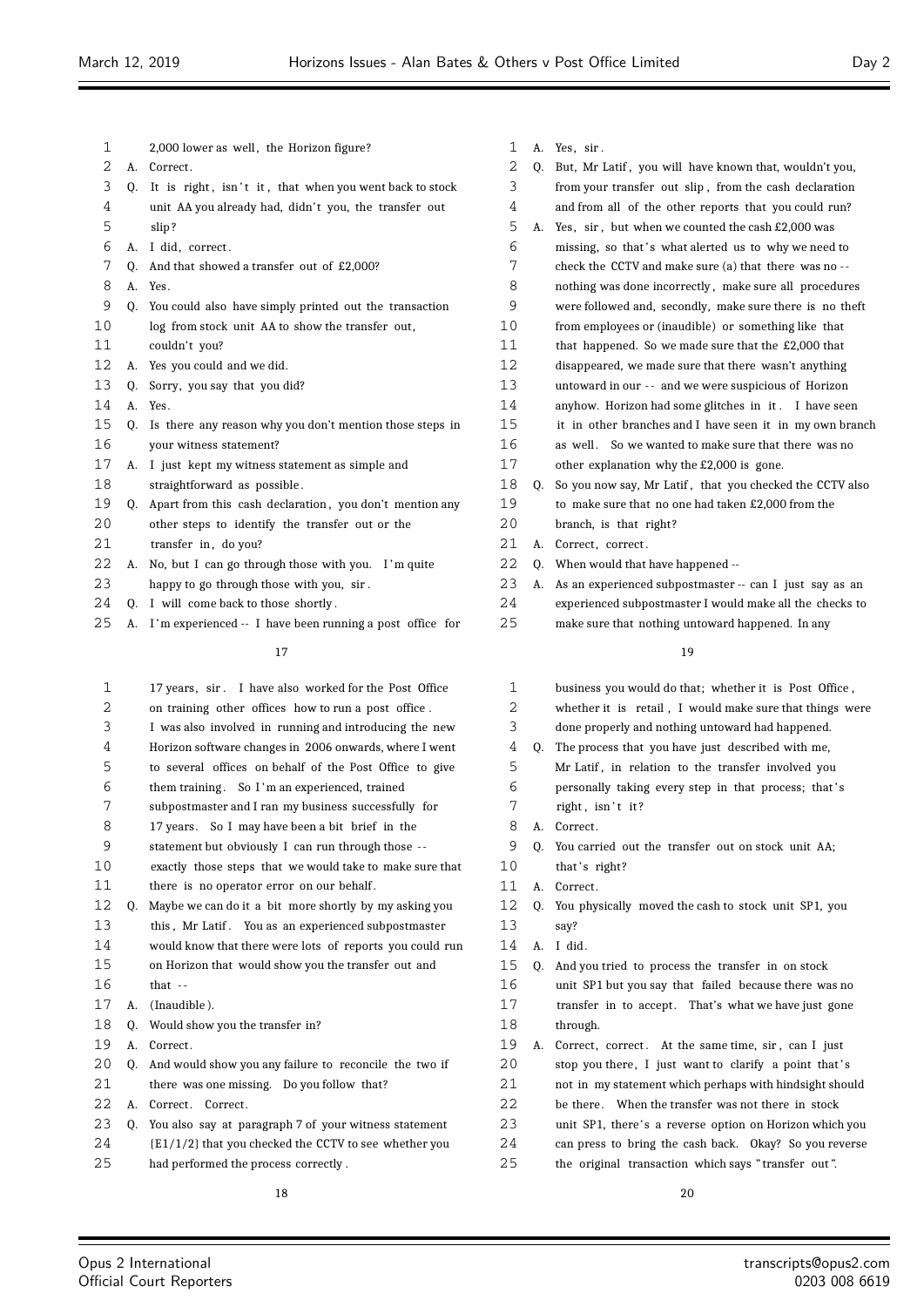2,000 lower as well, the Horizon figure?

A. Correct.

Q. It is right, isn't it, that when you went back to stock unit AA you already had, didn't you, the transfer out slip?

A. I did, correct.

Q. And that showed a transfer out of £2,000?

A. Yes.

Q. You could also have simply printed out the transaction log from stock unit AA to show the transfer out, couldn't you?

A. Yes you could and we did.

Q. Sorry, you say that you did?

A. Yes.

Q. Is there any reason why you don't mention those steps in your witness statement?

A. I just kept my witness statement as simple and straightforward as possible.

Q. Apart from this cash declaration, you don't mention any other steps to identify the transfer out or the transfer in, do you?

A. No, but I can go through those with you. I'm quite happy to go through those with you, sir.

Q. I will come back to those shortly.

A. I'm experienced -- I have been running a post office for 17 years, sir. I have also worked for the Post Office on training other offices how to run a post office. I was also involved in running and introducing the new Horizon software changes in 2006 onwards, where I went to several offices on behalf of the Post Office to give them training. So I'm an experienced, trained subpostmaster and I ran my business successfully for 17 years. So I may have been a bit brief in the statement but obviously I can run through those -- exactly those steps that we would take to make sure that there is no operator error on our behalf.

Q. Maybe we can do it a bit more shortly by my asking you this, Mr Latif. You as an experienced subpostmaster would know that there were lots of reports you could run on Horizon that would show you the transfer out and that --

A. (Inaudible).

Q. Would show you the transfer in?

A. Correct.

Q. And would show you any failure to reconcile the two if there was one missing. Do you follow that?

A. Correct. Correct.

Q. You also say at paragraph 7 of your witness statement {E1/1/2} that you checked the CCTV to see whether you had performed the process correctly.

A. Yes, sir.

Q. But, Mr Latif, you will have known that, wouldn't you, from your transfer out slip, from the cash declaration and from all of the other reports that you could run?

A. Yes, sir, but when we counted the cash £2,000 was missing, so that's what alerted us to why we need to check the CCTV and make sure (a) that there was no -- nothing was done incorrectly, make sure all procedures were followed and, secondly, make sure there is no theft from employees or (inaudible) or something like that that happened. So we made sure that the £2,000 that disappeared, we made sure that there wasn't anything untoward in our -- and we were suspicious of Horizon anyhow. Horizon had some glitches in it. I have seen it in other branches and I have seen it in my own branch as well. So we wanted to make sure that there was no other explanation why the £2,000 is gone.

Q. So you now say, Mr Latif, that you checked the CCTV also to make sure that no one had taken £2,000 from the branch, is that right?

A. Correct, correct.

Q. When would that have happened --

A. As an experienced subpostmaster -- can I just say as an experienced subpostmaster I would make all the checks to make sure that nothing untoward happened. In any business you would do that; whether it is Post Office, whether it is retail, I would make sure that things were done properly and nothing untoward had happened.

Q. The process that you have just described with me, Mr Latif, in relation to the transfer involved you personally taking every step in that process; that's right, isn't it?

A. Correct.

Q. You carried out the transfer out on stock unit AA; that's right?

A. Correct.

Q. You physically moved the cash to stock unit SP1, you say?

A. I did.

Q. And you tried to process the transfer in on stock unit SP1 but you say that failed because there was no transfer in to accept. That's what we have just gone through.

A. Correct, correct. At the same time, sir, can I just stop you there, I just want to clarify a point that's not in my statement which perhaps with hindsight should be there. When the transfer was not there in stock unit SP1, there's a reverse option on Horizon which you can press to bring the cash back. Okay? So you reverse the original transaction which says "transfer out".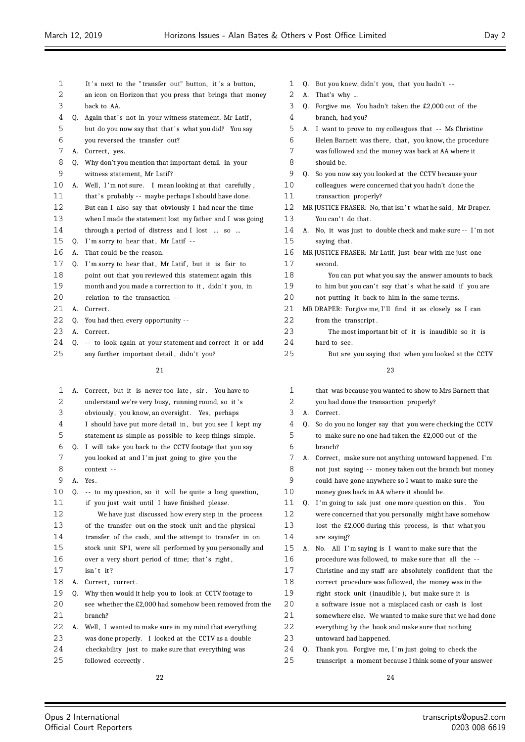It's next to the "transfer out" button, it's a button, an icon on Horizon that you press that brings that money back to AA.

Q. Again that's not in your witness statement, Mr Latif, but do you now say that that's what you did? You say you reversed the transfer out?

A. Correct, yes.

Q. Why don't you mention that important detail in your witness statement, Mr Latif?

A. Well, I'm not sure. I mean looking at that carefully, that's probably -- maybe perhaps I should have done. But can I also say that obviously I had near the time when I made the statement lost my father and I was going through a period of distress and I lost ... so ...

Q. I'm sorry to hear that, Mr Latif --

A. That could be the reason.

Q. I'm sorry to hear that, Mr Latif, but it is fair to point out that you reviewed this statement again this month and you made a correction to it, didn't you, in relation to the transaction --

A. Correct.

Q. You had then every opportunity --

A. Correct.

Q. -- to look again at your statement and correct it or add any further important detail, didn't you?

A. Correct, but it is never too late, sir. You have to understand we're very busy, running round, so it's obviously, you know, an oversight. Yes, perhaps I should have put more detail in, but you see I kept my statement as simple as possible to keep things simple.

Q. I will take you back to the CCTV footage that you say you looked at and I'm just going to give you the context --

A. Yes.

Q. -- to my question, so it will be quite a long question, if you just wait until I have finished please.

We have just discussed how every step in the process of the transfer out on the stock unit and the physical transfer of the cash, and the attempt to transfer in on stock unit SP1, were all performed by you personally and over a very short period of time; that's right, isn't it?

A. Correct, correct.

Q. Why then would it help you to look at CCTV footage to see whether the £2,000 had somehow been removed from the branch?

A. Well, I wanted to make sure in my mind that everything was done properly. I looked at the CCTV as a double checkability just to make sure everything was followed correctly.

Q. But you knew, didn't you, that you hadn't --

A. That's why ...

Q. Forgive me. You hadn't taken the £2,000 out of the branch, had you?

A. I want to prove to my colleagues that -- Ms Christine Helen Barnett was there, that, you know, the procedure was followed and the money was back at AA where it should be.

Q. So you now say you looked at the CCTV because your colleagues were concerned that you hadn't done the transaction properly?

MR JUSTICE FRASER: No, that isn't what he said, Mr Draper. You can't do that.

A. No, it was just to double check and make sure -- I'm not saying that.

MR JUSTICE FRASER: Mr Latif, just bear with me just one second.

You can put what you say the answer amounts to back to him but you can't say that's what he said if you are not putting it back to him in the same terms.

MR DRAPER: Forgive me, I'll find it as closely as I can from the transcript.

The most important bit of it is inaudible so it is hard to see.

But are you saying that when you looked at the CCTV that was because you wanted to show to Mrs Barnett that you had done the transaction properly?

A. Correct.

Q. So do you no longer say that you were checking the CCTV to make sure no one had taken the £2,000 out of the branch?

A. Correct, make sure not anything untoward happened. I'm not just saying -- money taken out the branch but money could have gone anywhere so I want to make sure the money goes back in AA where it should be.

Q. I'm going to ask just one more question on this. You were concerned that you personally might have somehow lost the £2,000 during this process, is that what you are saying?

A. No. All I'm saying is I want to make sure that the procedure was followed, to make sure that all the -- Christine and my staff are absolutely confident that the correct procedure was followed, the money was in the right stock unit (inaudible), but make sure it is a software issue not a misplaced cash or cash is lost somewhere else. We wanted to make sure that we had done everything by the book and make sure that nothing untoward had happened.

Q. Thank you. Forgive me, I'm just going to check the transcript a moment because I think some of your answer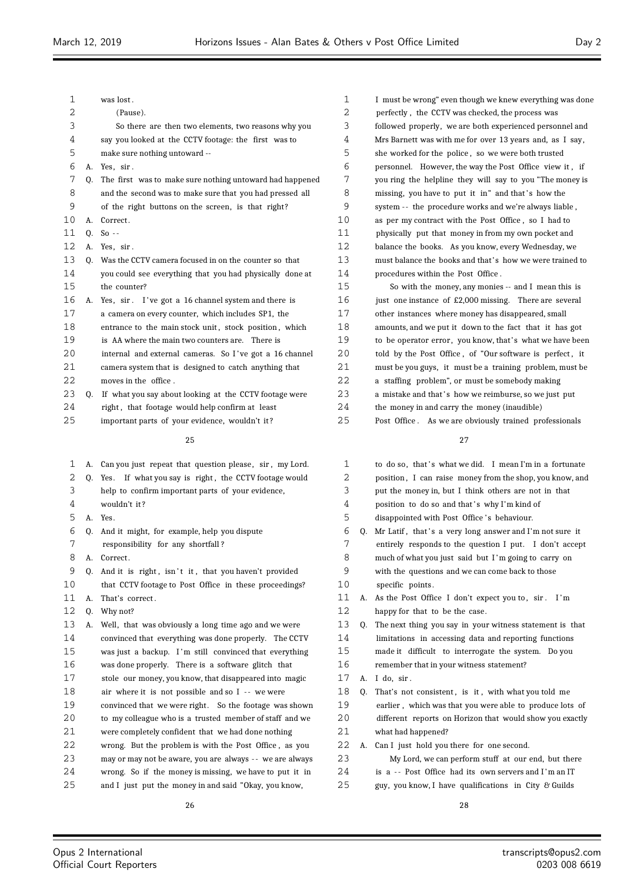was lost.

(Pause).

So there are then two elements, two reasons why you say you looked at the CCTV footage: the first was to make sure nothing untoward --

A. Yes, sir.

Q. The first was to make sure nothing untoward had happened and the second was to make sure that you had pressed all of the right buttons on the screen, is that right?

A. Correct.

Q. So --

A. Yes, sir.

Q. Was the CCTV camera focused in on the counter so that you could see everything that you had physically done at the counter?

A. Yes, sir. I've got a 16 channel system and there is a camera on every counter, which includes SP1, the entrance to the main stock unit, stock position, which is AA where the main two counters are. There is internal and external cameras. So I've got a 16 channel camera system that is designed to catch anything that moves in the office.

Q. If what you say about looking at the CCTV footage were right, that footage would help confirm at least important parts of your evidence, wouldn't it?

A. Can you just repeat that question please, sir, my Lord.

Q. Yes. If what you say is right, the CCTV footage would help to confirm important parts of your evidence, wouldn't it?

A. Yes.

Q. And it might, for example, help you dispute responsibility for any shortfall?

A. Correct.

Q. And it is right, isn't it, that you haven't provided that CCTV footage to Post Office in these proceedings?

A. That's correct.

Q. Why not?

A. Well, that was obviously a long time ago and we were convinced that everything was done properly. The CCTV was just a backup. I'm still convinced that everything was done properly. There is a software glitch that stole our money, you know, that disappeared into magic air where it is not possible and so I -- we were convinced that we were right. So the footage was shown to my colleague who is a trusted member of staff and we were completely confident that we had done nothing wrong. But the problem is with the Post Office, as you may or may not be aware, you are always -- we are always wrong. So if the money is missing, we have to put it in and I just put the money in and said "Okay, you know, I must be wrong" even though we knew everything was done perfectly, the CCTV was checked, the process was followed properly, we are both experienced personnel and Mrs Barnett was with me for over 13 years and, as I say, she worked for the police, so we were both trusted personnel. However, the way the Post Office view it, if you ring the helpline they will say to you "The money is missing, you have to put it in" and that's how the system -- the procedure works and we're always liable, as per my contract with the Post Office, so I had to physically put that money in from my own pocket and balance the books. As you know, every Wednesday, we must balance the books and that's how we were trained to procedures within the Post Office.

So with the money, any monies -- and I mean this is just one instance of £2,000 missing. There are several other instances where money has disappeared, small amounts, and we put it down to the fact that it has got to be operator error, you know, that's what we have been told by the Post Office, of "Our software is perfect, it must be you guys, it must be a training problem, must be a staffing problem", or must be somebody making a mistake and that's how we reimburse, so we just put the money in and carry the money (inaudible) Post Office. As we are obviously trained professionals to do so, that's what we did. I mean I'm in a fortunate position, I can raise money from the shop, you know, and put the money in, but I think others are not in that position to do so and that's why I'm kind of disappointed with Post Office's behaviour.

Q. Mr Latif, that's a very long answer and I'm not sure it entirely responds to the question I put. I don't accept much of what you just said but I'm going to carry on with the questions and we can come back to those specific points.

A. As the Post Office I don't expect you to, sir. I'm happy for that to be the case.

Q. The next thing you say in your witness statement is that limitations in accessing data and reporting functions made it difficult to interrogate the system. Do you remember that in your witness statement?

A. I do, sir.

Q. That's not consistent, is it, with what you told me earlier, which was that you were able to produce lots of different reports on Horizon that would show you exactly what had happened?

A. Can I just hold you there for one second.

My Lord, we can perform stuff at our end, but there is a -- Post Office had its own servers and I'm an IT guy, you know, I have qualifications in City & Guilds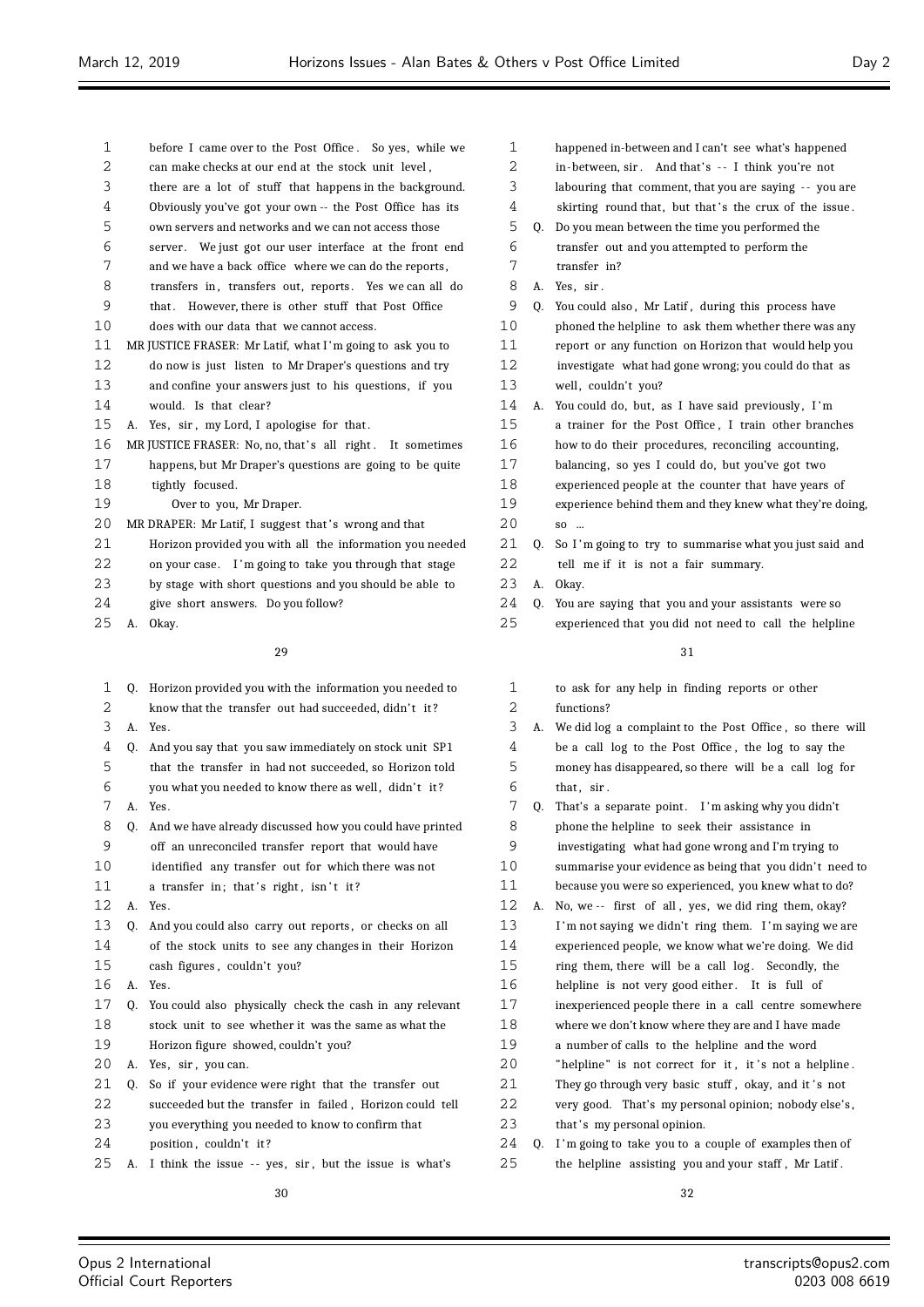before I came over to the Post Office. So yes, while we can make checks at our end at the stock unit level, there are a lot of stuff that happens in the background. Obviously you've got your own -- the Post Office has its own servers and networks and we can not access those server. We just got our user interface at the front end and we have a back office where we can do the reports, transfers in, transfers out, reports. Yes we can all do that. However, there is other stuff that Post Office does with our data that we cannot access.

MR JUSTICE FRASER: Mr Latif, what I'm going to ask you to do now is just listen to Mr Draper's questions and try and confine your answers just to his questions, if you would. Is that clear?

A. Yes, sir, my Lord, I apologise for that.

MR JUSTICE FRASER: No, no, that's all right. It sometimes happens, but Mr Draper's questions are going to be quite tightly focused.

Over to you, Mr Draper.

MR DRAPER: Mr Latif, I suggest that's wrong and that Horizon provided you with all the information you needed on your case. I'm going to take you through that stage by stage with short questions and you should be able to give short answers. Do you follow?

A. Okay.

Q. Horizon provided you with the information you needed to know that the transfer out had succeeded, didn't it?

A. Yes.

Q. And you say that you saw immediately on stock unit SP1 that the transfer in had not succeeded, so Horizon told you what you needed to know there as well, didn't it?

A. Yes.

Q. And we have already discussed how you could have printed off an unreconciled transfer report that would have identified any transfer out for which there was not a transfer in; that's right, isn't it?

A. Yes.

Q. And you could also carry out reports, or checks on all of the stock units to see any changes in their Horizon cash figures, couldn't you?

A. Yes.

Q. You could also physically check the cash in any relevant stock unit to see whether it was the same as what the Horizon figure showed, couldn't you?

A. Yes, sir, you can.

Q. So if your evidence were right that the transfer out succeeded but the transfer in failed, Horizon could tell you everything you needed to know to confirm that position, couldn't it?

A. I think the issue -- yes, sir, but the issue is what's happened in-between and I can't see what's happened in-between, sir. And that's -- I think you're not labouring that comment, that you are saying -- you are skirting round that, but that's the crux of the issue.

Q. Do you mean between the time you performed the transfer out and you attempted to perform the transfer in?

A. Yes, sir.

Q. You could also, Mr Latif, during this process have phoned the helpline to ask them whether there was any report or any function on Horizon that would help you investigate what had gone wrong; you could do that as well, couldn't you?

A. You could do, but, as I have said previously, I'm a trainer for the Post Office, I train other branches how to do their procedures, reconciling accounting, balancing, so yes I could do, but you've got two experienced people at the counter that have years of experience behind them and they knew what they're doing, so ...

Q. So I'm going to try to summarise what you just said and tell me if it is not a fair summary.

A. Okay.

Q. You are saying that you and your assistants were so experienced that you did not need to call the helpline to ask for any help in finding reports or other functions?

A. We did log a complaint to the Post Office, so there will be a call log to the Post Office, the log to say the money has disappeared, so there will be a call log for that, sir.

Q. That's a separate point. I'm asking why you didn't phone the helpline to seek their assistance in investigating what had gone wrong and I'm trying to summarise your evidence as being that you didn't need to because you were so experienced, you knew what to do?

A. No, we -- first of all, yes, we did ring them, okay? I'm not saying we didn't ring them. I'm saying we are experienced people, we know what we're doing. We did ring them, there will be a call log. Secondly, the helpline is not very good either. It is full of inexperienced people there in a call centre somewhere where we don't know where they are and I have made a number of calls to the helpline and the word "helpline" is not correct for it, it's not a helpline. They go through very basic stuff, okay, and it's not very good. That's my personal opinion; nobody else's, that's my personal opinion.

Q. I'm going to take you to a couple of examples then of the helpline assisting you and your staff, Mr Latif.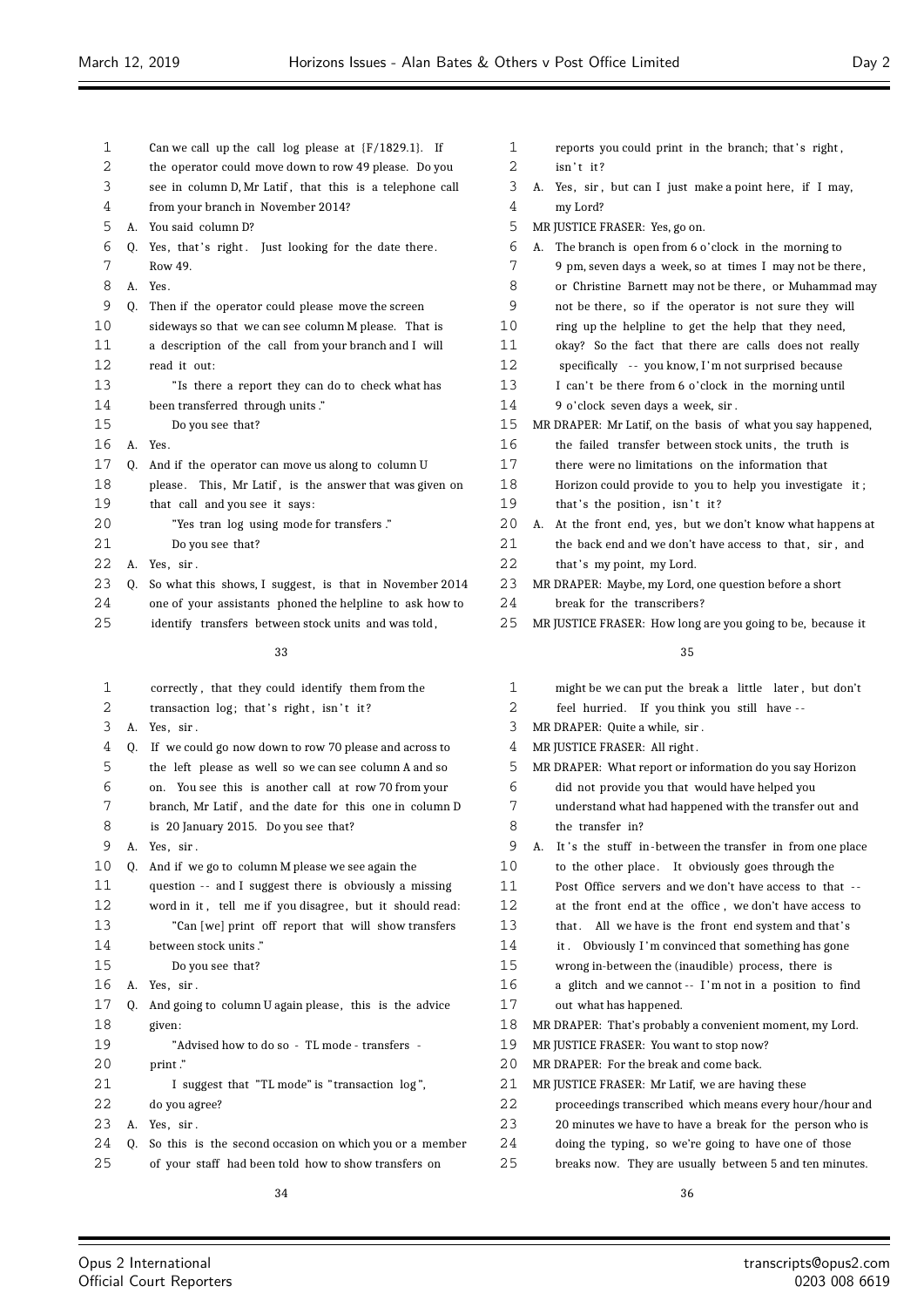Can we call up the call log please at {F/1829.1}. If the operator could move down to row 49 please. Do you see in column D, Mr Latif, that this is a telephone call from your branch in November 2014?

A. You said column D?

Q. Yes, that's right. Just looking for the date there. Row 49.

A. Yes.

Q. Then if the operator could please move the screen sideways so that we can see column M please. That is a description of the call from your branch and I will read it out:

"Is there a report they can do to check what has been transferred through units."

Do you see that?

A. Yes.

Q. And if the operator can move us along to column U please. This, Mr Latif, is the answer that was given on that call and you see it says:

"Yes tran log using mode for transfers."

Do you see that?

A. Yes, sir.

Q. So what this shows, I suggest, is that in November 2014 one of your assistants phoned the helpline to ask how to identify transfers between stock units and was told, correctly, that they could identify them from the transaction log; that's right, isn't it?

A. Yes, sir.

Q. If we could go now down to row 70 please and across to the left please as well so we can see column A and so on. You see this is another call at row 70 from your branch, Mr Latif, and the date for this one in column D is 20 January 2015. Do you see that?

A. Yes, sir.

Q. And if we go to column M please we see again the question -- and I suggest there is obviously a missing word in it, tell me if you disagree, but it should read:

"Can [we] print off report that will show transfers between stock units."

Do you see that?

A. Yes, sir.

Q. And going to column U again please, this is the advice given:

"Advised how to do so - TL mode - transfers - print."

I suggest that "TL mode" is "transaction log", do you agree?

A. Yes, sir.

Q. So this is the second occasion on which you or a member of your staff had been told how to show transfers on reports you could print in the branch; that's right, isn't it?

A. Yes, sir, but can I just make a point here, if I may, my Lord?

MR JUSTICE FRASER: Yes, go on.

A. The branch is open from 6 o'clock in the morning to 9 pm, seven days a week, so at times I may not be there, or Christine Barnett may not be there, or Muhammad may not be there, so if the operator is not sure they will ring up the helpline to get the help that they need, okay? So the fact that there are calls does not really specifically -- you know, I'm not surprised because I can't be there from 6 o'clock in the morning until 9 o'clock seven days a week, sir.

MR DRAPER: Mr Latif, on the basis of what you say happened, the failed transfer between stock units, the truth is there were no limitations on the information that Horizon could provide to you to help you investigate it; that's the position, isn't it?

A. At the front end, yes, but we don't know what happens at the back end and we don't have access to that, sir, and that's my point, my Lord.

MR DRAPER: Maybe, my Lord, one question before a short break for the transcribers?

MR JUSTICE FRASER: How long are you going to be, because it might be we can put the break a little later, but don't feel hurried. If you think you still have --

MR DRAPER: Quite a while, sir.

MR JUSTICE FRASER: All right.

MR DRAPER: What report or information do you say Horizon did not provide you that would have helped you understand what had happened with the transfer out and the transfer in?

A. It's the stuff in-between the transfer in from one place to the other place. It obviously goes through the Post Office servers and we don't have access to that -- at the front end at the office, we don't have access to that. All we have is the front end system and that's it. Obviously I'm convinced that something has gone wrong in-between the (inaudible) process, there is a glitch and we cannot -- I'm not in a position to find out what has happened.

MR DRAPER: That's probably a convenient moment, my Lord.

MR JUSTICE FRASER: You want to stop now?

MR DRAPER: For the break and come back.

MR JUSTICE FRASER: Mr Latif, we are having these proceedings transcribed which means every hour/hour and 20 minutes we have to have a break for the person who is doing the typing, so we're going to have one of those breaks now. They are usually between 5 and ten minutes.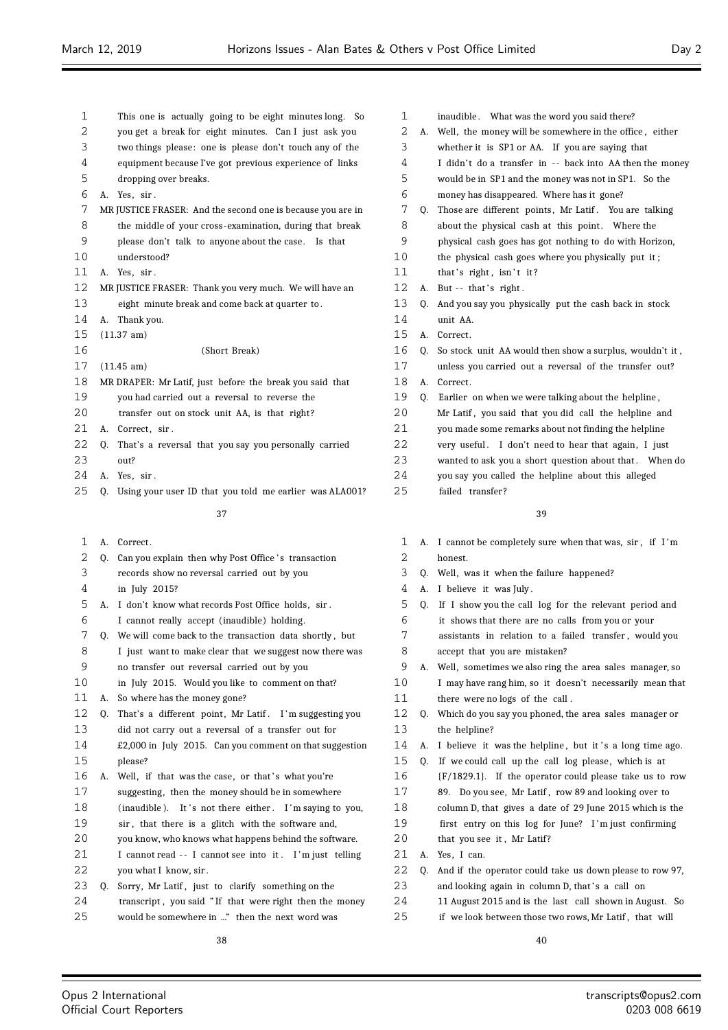This one is actually going to be eight minutes long. So you get a break for eight minutes. Can I just ask you two things please: one is please don't touch any of the equipment because I've got previous experience of links dropping over breaks.

A. Yes, sir.

MR JUSTICE FRASER: And the second one is because you are in the middle of your cross-examination, during that break please don't talk to anyone about the case. Is that understood?

A. Yes, sir.

MR JUSTICE FRASER: Thank you very much. We will have an eight minute break and come back at quarter to.

A. Thank you.

(11.37 am)

(Short Break)

(11.45 am)

MR DRAPER: Mr Latif, just before the break you said that you had carried out a reversal to reverse the transfer out on stock unit AA, is that right?

A. Correct, sir.

Q. That's a reversal that you say you personally carried out?

A. Yes, sir.

Q. Using your user ID that you told me earlier was ALA001?

A. Correct.

Q. Can you explain then why Post Office's transaction records show no reversal carried out by you in July 2015?

A. I don't know what records Post Office holds, sir. I cannot really accept (inaudible) holding.

Q. We will come back to the transaction data shortly, but I just want to make clear that we suggest now there was no transfer out reversal carried out by you in July 2015. Would you like to comment on that?

A. So where has the money gone?

Q. That's a different point, Mr Latif. I'm suggesting you did not carry out a reversal of a transfer out for £2,000 in July 2015. Can you comment on that suggestion please?

A. Well, if that was the case, or that's what you're suggesting, then the money should be in somewhere (inaudible). It's not there either. I'm saying to you, sir, that there is a glitch with the software and, you know, who knows what happens behind the software. I cannot read -- I cannot see into it. I'm just telling you what I know, sir.

Q. Sorry, Mr Latif, just to clarify something on the transcript, you said "If that were right then the money would be somewhere in ..." then the next word was inaudible. What was the word you said there?

A. Well, the money will be somewhere in the office, either whether it is SP1 or AA. If you are saying that I didn't do a transfer in -- back into AA then the money would be in SP1 and the money was not in SP1. So the money has disappeared. Where has it gone?

Q. Those are different points, Mr Latif. You are talking about the physical cash at this point. Where the physical cash goes has got nothing to do with Horizon, the physical cash goes where you physically put it; that's right, isn't it?

A. But -- that's right.

Q. And you say you physically put the cash back in stock unit AA.

A. Correct.

Q. So stock unit AA would then show a surplus, wouldn't it, unless you carried out a reversal of the transfer out?

A. Correct.

Q. Earlier on when we were talking about the helpline, Mr Latif, you said that you did call the helpline and you made some remarks about not finding the helpline very useful. I don't need to hear that again, I just wanted to ask you a short question about that. When do you say you called the helpline about this alleged failed transfer?

A. I cannot be completely sure when that was, sir, if I'm honest.

Q. Well, was it when the failure happened?

A. I believe it was July.

Q. If I show you the call log for the relevant period and it shows that there are no calls from you or your assistants in relation to a failed transfer, would you accept that you are mistaken?

A. Well, sometimes we also ring the area sales manager, so I may have rang him, so it doesn't necessarily mean that there were no logs of the call.

Q. Which do you say you phoned, the area sales manager or the helpline?

A. I believe it was the helpline, but it's a long time ago.

Q. If we could call up the call log please, which is at {F/1829.1}. If the operator could please take us to row 89. Do you see, Mr Latif, row 89 and looking over to column D, that gives a date of 29 June 2015 which is the first entry on this log for June? I'm just confirming that you see it, Mr Latif?

A. Yes, I can.

Q. And if the operator could take us down please to row 97, and looking again in column D, that's a call on 11 August 2015 and is the last call shown in August. So if we look between those two rows, Mr Latif, that will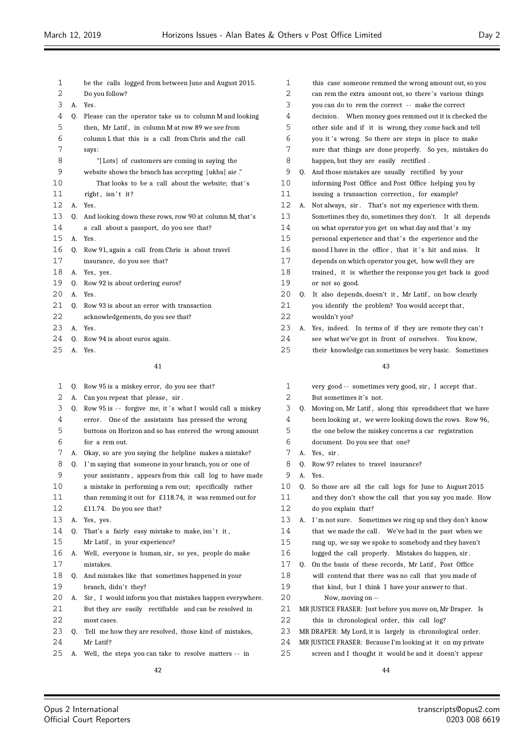be the calls logged from between June and August 2015. Do you follow?

A. Yes.

Q. Please can the operator take us to column M and looking then, Mr Latif, in column M at row 89 we see from column L that this is a call from Chris and the call says:

"[Lots] of customers are coming in saying the website shows the branch has accepting [ukba] aie."

That looks to be a call about the website; that's right, isn't it?

A. Yes.

Q. And looking down these rows, row 90 at column M, that's a call about a passport, do you see that?

A. Yes.

Q. Row 91, again a call from Chris is about travel insurance, do you see that?

A. Yes, yes.

Q. Row 92 is about ordering euros?

A. Yes.

Q. Row 93 is about an error with transaction acknowledgements, do you see that?

A. Yes.

Q. Row 94 is about euros again.

A. Yes.

Q. Row 95 is a miskey error, do you see that?

A. Can you repeat that please, sir.

Q. Row 95 is -- forgive me, it's what I would call a miskey error. One of the assistants has pressed the wrong buttons on Horizon and so has entered the wrong amount for a rem out.

A. Okay, so are you saying the helpline makes a mistake?

Q. I'm saying that someone in your branch, you or one of your assistants, appears from this call log to have made a mistake in performing a rem out; specifically rather than remming it out for £118.74, it was remmed out for £11.74. Do you see that?

A. Yes, yes.

Q. That's a fairly easy mistake to make, isn't it, Mr Latif, in your experience?

A. Well, everyone is human, sir, so yes, people do make mistakes.

Q. And mistakes like that sometimes happened in your branch, didn't they?

A. Sir, I would inform you that mistakes happen everywhere. But they are easily rectifiable and can be resolved in most cases.

Q. Tell me how they are resolved, those kind of mistakes, Mr Latif?

A. Well, the steps you can take to resolve matters -- in this case someone remmed the wrong amount out, so you can rem the extra amount out, so there's various things you can do to rem the correct -- make the correct decision. When money goes remmed out it is checked the other side and if it is wrong, they come back and tell you it's wrong. So there are steps in place to make sure that things are done properly. So yes, mistakes do happen, but they are easily rectified.

Q. And those mistakes are usually rectified by your informing Post Office and Post Office helping you by issuing a transaction correction, for example?

A. Not always, sir. That's not my experience with them. Sometimes they do, sometimes they don't. It all depends on what operator you get on what day and that's my personal experience and that's the experience and the mood I have in the office, that it's hit and miss. It depends on which operator you get, how well they are trained, it is whether the response you get back is good or not so good.

Q. It also depends, doesn't it, Mr Latif, on how clearly you identify the problem? You would accept that, wouldn't you?

A. Yes, indeed. In terms of if they are remote they can't see what we've got in front of ourselves. You know, their knowledge can sometimes be very basic. Sometimes very good -- sometimes very good, sir, I accept that. But sometimes it's not.

Q. Moving on, Mr Latif, along this spreadsheet that we have been looking at, we were looking down the rows. Row 96, the one below the miskey concerns a car registration document. Do you see that one?

A. Yes, sir.

Q. Row 97 relates to travel insurance?

A. Yes.

Q. So those are all the call logs for June to August 2015 and they don't show the call that you say you made. How do you explain that?

A. I'm not sure. Sometimes we ring up and they don't know that we made the call. We've had in the past when we rang up, we say we spoke to somebody and they haven't logged the call properly. Mistakes do happen, sir.

Q. On the basis of these records, Mr Latif, Post Office will contend that there was no call that you made of that kind, but I think I have your answer to that.

Now, moving on --

MR JUSTICE FRASER: Just before you move on, Mr Draper. Is this in chronological order, this call log?

MR DRAPER: My Lord, it is largely in chronological order.

MR JUSTICE FRASER: Because I'm looking at it on my private screen and I thought it would be and it doesn't appear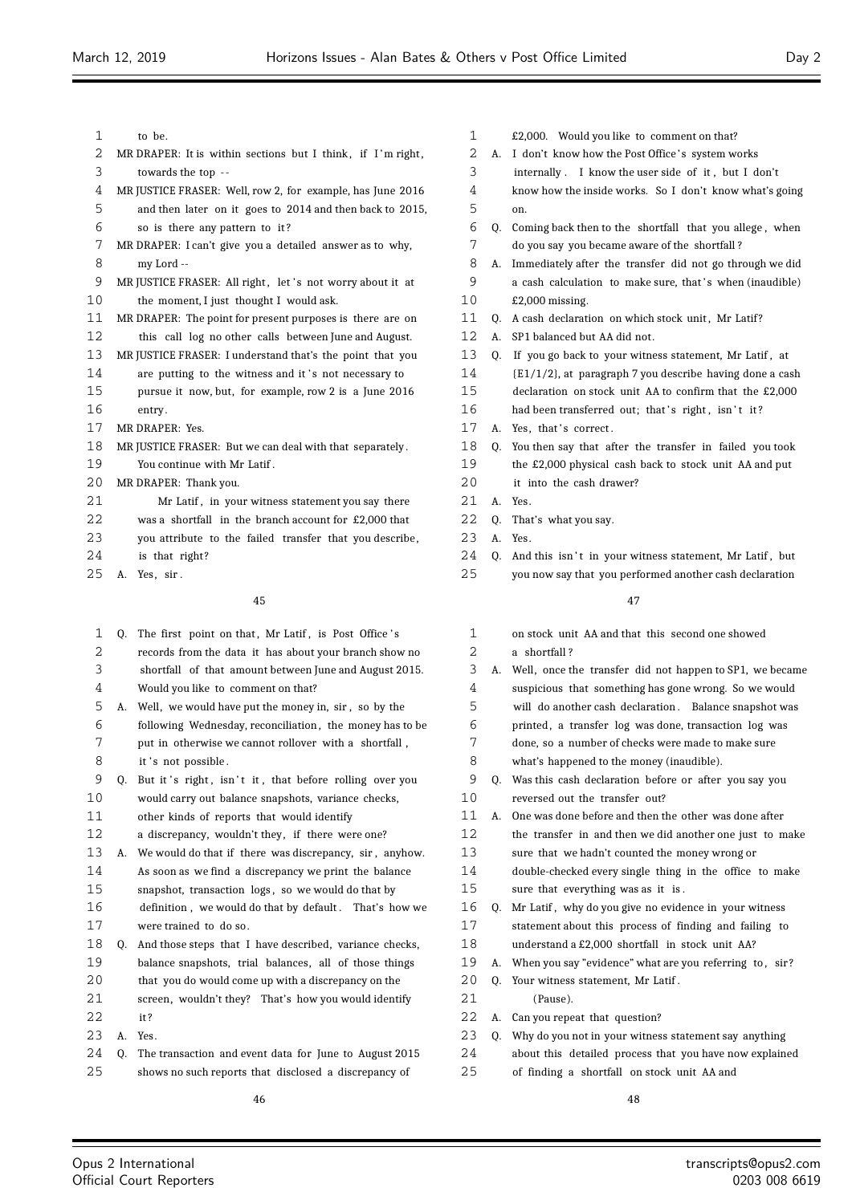to be.

MR DRAPER: It is within sections but I think, if I'm right, towards the top --

MR JUSTICE FRASER: Well, row 2, for example, has June 2016 and then later on it goes to 2014 and then back to 2015, so is there any pattern to it?

MR DRAPER: I can't give you a detailed answer as to why, my Lord --

MR JUSTICE FRASER: All right, let's not worry about it at the moment, I just thought I would ask.

MR DRAPER: The point for present purposes is there are on this call log no other calls between June and August.

MR JUSTICE FRASER: I understand that's the point that you are putting to the witness and it's not necessary to pursue it now, but, for example, row 2 is a June 2016 entry.

MR DRAPER: Yes.

MR JUSTICE FRASER: But we can deal with that separately. You continue with Mr Latif.

MR DRAPER: Thank you.

Mr Latif, in your witness statement you say there was a shortfall in the branch account for £2,000 that you attribute to the failed transfer that you describe, is that right?

A. Yes, sir.

Q. The first point on that, Mr Latif, is Post Office's records from the data it has about your branch show no shortfall of that amount between June and August 2015. Would you like to comment on that?

A. Well, we would have put the money in, sir, so by the following Wednesday, reconciliation, the money has to be put in otherwise we cannot rollover with a shortfall, it's not possible.

Q. But it's right, isn't it, that before rolling over you would carry out balance snapshots, variance checks, other kinds of reports that would identify a discrepancy, wouldn't they, if there were one?

A. We would do that if there was discrepancy, sir, anyhow. As soon as we find a discrepancy we print the balance snapshot, transaction logs, so we would do that by definition, we would do that by default. That's how we were trained to do so.

Q. And those steps that I have described, variance checks, balance snapshots, trial balances, all of those things that you do would come up with a discrepancy on the screen, wouldn't they? That's how you would identify it?

A. Yes.

Q. The transaction and event data for June to August 2015 shows no such reports that disclosed a discrepancy of £2,000. Would you like to comment on that?

A. I don't know how the Post Office's system works internally. I know the user side of it, but I don't know how the inside works. So I don't know what's going on.

Q. Coming back then to the shortfall that you allege, when do you say you became aware of the shortfall?

A. Immediately after the transfer did not go through we did a cash calculation to make sure, that's when (inaudible) £2,000 missing.

Q. A cash declaration on which stock unit, Mr Latif?

A. SP1 balanced but AA did not.

Q. If you go back to your witness statement, Mr Latif, at {E1/1/2}, at paragraph 7 you describe having done a cash declaration on stock unit AA to confirm that the £2,000 had been transferred out; that's right, isn't it?

A. Yes, that's correct.

Q. You then say that after the transfer in failed you took the £2,000 physical cash back to stock unit AA and put it into the cash drawer?

A. Yes.

Q. That's what you say.

A. Yes.

Q. And this isn't in your witness statement, Mr Latif, but you now say that you performed another cash declaration on stock unit AA and that this second one showed a shortfall?

A. Well, once the transfer did not happen to SP1, we became suspicious that something has gone wrong. So we would will do another cash declaration. Balance snapshot was printed, a transfer log was done, transaction log was done, so a number of checks were made to make sure what's happened to the money (inaudible).

Q. Was this cash declaration before or after you say you reversed out the transfer out?

A. One was done before and then the other was done after the transfer in and then we did another one just to make sure that we hadn't counted the money wrong or double-checked every single thing in the office to make sure that everything was as it is.

Q. Mr Latif, why do you give no evidence in your witness statement about this process of finding and failing to understand a £2,000 shortfall in stock unit AA?

A. When you say "evidence" what are you referring to, sir?

Q. Your witness statement, Mr Latif.

(Pause).

A. Can you repeat that question?

Q. Why do you not in your witness statement say anything about this detailed process that you have now explained of finding a shortfall on stock unit AA and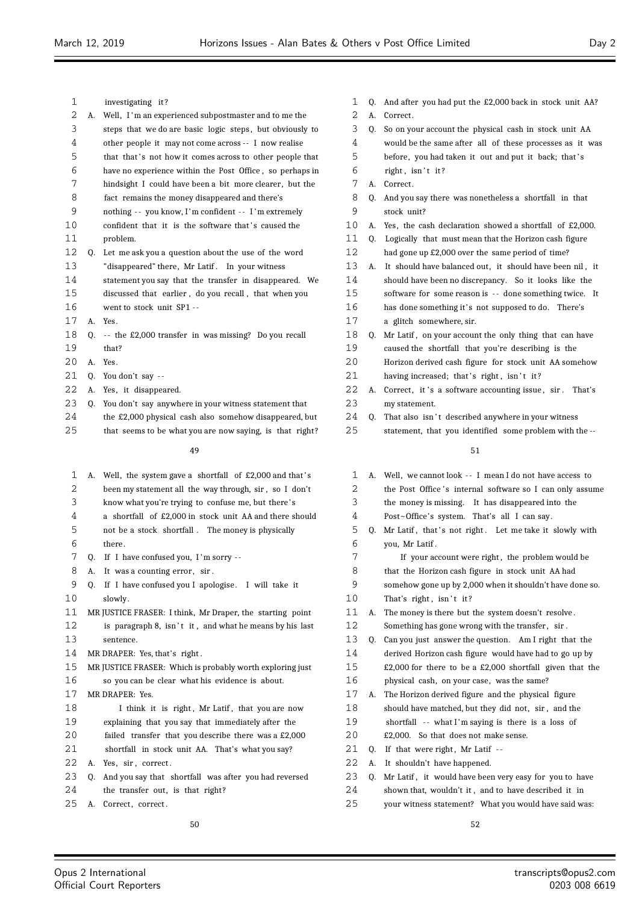investigating it?

A. Well, I'm an experienced subpostmaster and to me the steps that we do are basic logic steps, but obviously to other people it may not come across -- I now realise that that's not how it comes across to other people that have no experience within the Post Office, so perhaps in hindsight I could have been a bit more clearer, but the fact remains the money disappeared and there's nothing -- you know, I'm confident -- I'm extremely confident that it is the software that's caused the problem.

Q. Let me ask you a question about the use of the word "disappeared" there, Mr Latif. In your witness statement you say that the transfer in disappeared. We discussed that earlier, do you recall, that when you went to stock unit SP1 --

A. Yes.

Q. -- the £2,000 transfer in was missing? Do you recall that?

A. Yes.

Q. You don't say --

A. Yes, it disappeared.

Q. You don't say anywhere in your witness statement that the £2,000 physical cash also somehow disappeared, but that seems to be what you are now saying, is that right?

A. Well, the system gave a shortfall of £2,000 and that's been my statement all the way through, sir, so I don't know what you're trying to confuse me, but there's a shortfall of £2,000 in stock unit AA and there should not be a stock shortfall. The money is physically there.

Q. If I have confused you, I'm sorry --

A. It was a counting error, sir.

Q. If I have confused you I apologise. I will take it slowly.

MR JUSTICE FRASER: I think, Mr Draper, the starting point is paragraph 8, isn't it, and what he means by his last sentence.

MR DRAPER: Yes, that's right.

MR JUSTICE FRASER: Which is probably worth exploring just so you can be clear what his evidence is about.

MR DRAPER: Yes.

I think it is right, Mr Latif, that you are now explaining that you say that immediately after the failed transfer that you describe there was a £2,000 shortfall in stock unit AA. That's what you say?

A. Yes, sir, correct.

Q. And you say that shortfall was after you had reversed the transfer out, is that right?

A. Correct, correct.

Q. And after you had put the £2,000 back in stock unit AA?

A. Correct.

Q. So on your account the physical cash in stock unit AA would be the same after all of these processes as it was before, you had taken it out and put it back; that's right, isn't it?

A. Correct.

Q. And you say there was nonetheless a shortfall in that stock unit?

A. Yes, the cash declaration showed a shortfall of £2,000.

Q. Logically that must mean that the Horizon cash figure had gone up £2,000 over the same period of time?

A. It should have balanced out, it should have been nil, it should have been no discrepancy. So it looks like the software for some reason is -- done something twice. It has done something it's not supposed to do. There's a glitch somewhere, sir.

Q. Mr Latif, on your account the only thing that can have caused the shortfall that you're describing is the Horizon derived cash figure for stock unit AA somehow having increased; that's right, isn't it?

A. Correct, it's a software accounting issue, sir. That's my statement.

Q. That also isn't described anywhere in your witness statement, that you identified some problem with the --

A. Well, we cannot look -- I mean I do not have access to the Post Office's internal software so I can only assume the money is missing. It has disappeared into the Post~Office's system. That's all I can say.

Q. Mr Latif, that's not right. Let me take it slowly with you, Mr Latif.

If your account were right, the problem would be that the Horizon cash figure in stock unit AA had somehow gone up by 2,000 when it shouldn't have done so. That's right, isn't it?

A. The money is there but the system doesn't resolve. Something has gone wrong with the transfer, sir.

Q. Can you just answer the question. Am I right that the derived Horizon cash figure would have had to go up by £2,000 for there to be a £2,000 shortfall given that the physical cash, on your case, was the same?

A. The Horizon derived figure and the physical figure should have matched, but they did not, sir, and the shortfall -- what I'm saying is there is a loss of £2,000. So that does not make sense.

Q. If that were right, Mr Latif --

A. It shouldn't have happened.

Q. Mr Latif, it would have been very easy for you to have shown that, wouldn't it, and to have described it in your witness statement? What you would have said was: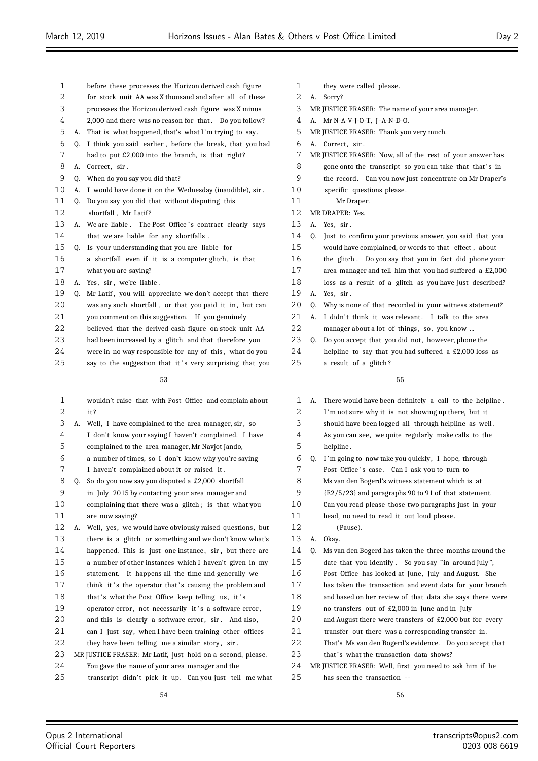before these processes the Horizon derived cash figure for stock unit AA was X thousand and after all of these processes the Horizon derived cash figure was X minus 2,000 and there was no reason for that. Do you follow?

A. That is what happened, that's what I'm trying to say.

Q. I think you said earlier, before the break, that you had had to put £2,000 into the branch, is that right?

A. Correct, sir.

Q. When do you say you did that?

A. I would have done it on the Wednesday (inaudible), sir.

Q. Do you say you did that without disputing this shortfall, Mr Latif?

A. We are liable. The Post Office's contract clearly says that we are liable for any shortfalls.

Q. Is your understanding that you are liable for a shortfall even if it is a computer glitch, is that what you are saying?

A. Yes, sir, we're liable.

Q. Mr Latif, you will appreciate we don't accept that there was any such shortfall, or that you paid it in, but can you comment on this suggestion. If you genuinely believed that the derived cash figure on stock unit AA had been increased by a glitch and that therefore you were in no way responsible for any of this, what do you say to the suggestion that it's very surprising that you wouldn't raise that with Post Office and complain about it?

A. Well, I have complained to the area manager, sir, so I don't know your saying I haven't complained. I have complained to the area manager, Mr Navjot Jando, a number of times, so I don't know why you're saying I haven't complained about it or raised it.

Q. So do you now say you disputed a £2,000 shortfall in July 2015 by contacting your area manager and complaining that there was a glitch; is that what you are now saying?

A. Well, yes, we would have obviously raised questions, but there is a glitch or something and we don't know what's happened. This is just one instance, sir, but there are a number of other instances which I haven't given in my statement. It happens all the time and generally we think it's the operator that's causing the problem and that's what the Post Office keep telling us, it's operator error, not necessarily it's a software error, and this is clearly a software error, sir. And also, can I just say, when I have been training other offices they have been telling me a similar story, sir.

MR JUSTICE FRASER: Mr Latif, just hold on a second, please. You gave the name of your area manager and the transcript didn't pick it up. Can you just tell me what they were called please.

A. Sorry?

MR JUSTICE FRASER: The name of your area manager.

A. Mr N-A-V-J-O-T, J-A-N-D-O.

MR JUSTICE FRASER: Thank you very much.

A. Correct, sir.

MR JUSTICE FRASER: Now, all of the rest of your answer has gone onto the transcript so you can take that that's in the record. Can you now just concentrate on Mr Draper's specific questions please.

Mr Draper.

MR DRAPER: Yes.

A. Yes, sir.

Q. Just to confirm your previous answer, you said that you would have complained, or words to that effect, about the glitch. Do you say that you in fact did phone your area manager and tell him that you had suffered a £2,000 loss as a result of a glitch as you have just described?

A. Yes, sir.

Q. Why is none of that recorded in your witness statement?

A. I didn't think it was relevant. I talk to the area manager about a lot of things, so, you know ...

Q. Do you accept that you did not, however, phone the helpline to say that you had suffered a £2,000 loss as a result of a glitch?

A. There would have been definitely a call to the helpline. I'm not sure why it is not showing up there, but it should have been logged all through helpline as well. As you can see, we quite regularly make calls to the helpline.

Q. I'm going to now take you quickly, I hope, through Post Office's case. Can I ask you to turn to Ms van den Bogerd's witness statement which is at {E2/5/23} and paragraphs 90 to 91 of that statement. Can you read please those two paragraphs just in your head, no need to read it out loud please.

(Pause).

A. Okay.

Q. Ms van den Bogerd has taken the three months around the date that you identify. So you say "in around July"; Post Office has looked at June, July and August. She has taken the transaction and event data for your branch and based on her review of that data she says there were no transfers out of £2,000 in June and in July and August there were transfers of £2,000 but for every transfer out there was a corresponding transfer in. That's Ms van den Bogerd's evidence. Do you accept that that's what the transaction data shows?

MR JUSTICE FRASER: Well, first you need to ask him if he has seen the transaction --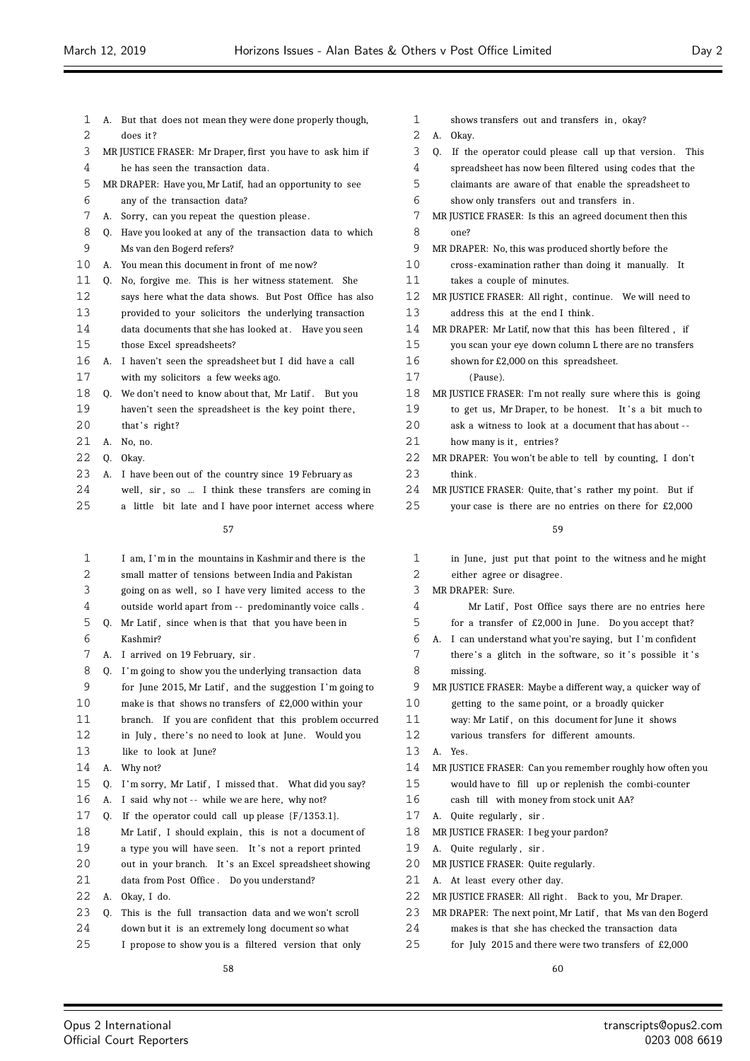A. But that does not mean they were done properly though, does it?

MR JUSTICE FRASER: Mr Draper, first you have to ask him if he has seen the transaction data.

MR DRAPER: Have you, Mr Latif, had an opportunity to see any of the transaction data?

A. Sorry, can you repeat the question please.

Q. Have you looked at any of the transaction data to which Ms van den Bogerd refers?

A. You mean this document in front of me now?

Q. No, forgive me. This is her witness statement. She says here what the data shows. But Post Office has also provided to your solicitors the underlying transaction data documents that she has looked at. Have you seen those Excel spreadsheets?

A. I haven't seen the spreadsheet but I did have a call with my solicitors a few weeks ago.

Q. We don't need to know about that, Mr Latif. But you haven't seen the spreadsheet is the key point there, that's right?

A. No, no.

Q. Okay.

A. I have been out of the country since 19 February as well, sir, so ... I think these transfers are coming in a little bit late and I have poor internet access where I am, I'm in the mountains in Kashmir and there is the small matter of tensions between India and Pakistan going on as well, so I have very limited access to the outside world apart from -- predominantly voice calls.

Q. Mr Latif, since when is that that you have been in Kashmir?

A. I arrived on 19 February, sir.

Q. I'm going to show you the underlying transaction data for June 2015, Mr Latif, and the suggestion I'm going to make is that shows no transfers of £2,000 within your branch. If you are confident that this problem occurred in July, there's no need to look at June. Would you like to look at June?

A. Why not?

Q. I'm sorry, Mr Latif, I missed that. What did you say?

A. I said why not -- while we are here, why not?

Q. If the operator could call up please {F/1353.1}. Mr Latif, I should explain, this is not a document of a type you will have seen. It's not a report printed out in your branch. It's an Excel spreadsheet showing data from Post Office. Do you understand?

A. Okay, I do.

Q. This is the full transaction data and we won't scroll down but it is an extremely long document so what I propose to show you is a filtered version that only shows transfers out and transfers in, okay?

A. Okay.

Q. If the operator could please call up that version. This spreadsheet has now been filtered using codes that the claimants are aware of that enable the spreadsheet to show only transfers out and transfers in.

MR JUSTICE FRASER: Is this an agreed document then this one?

MR DRAPER: No, this was produced shortly before the cross-examination rather than doing it manually. It takes a couple of minutes.

MR JUSTICE FRASER: All right, continue. We will need to address this at the end I think.

MR DRAPER: Mr Latif, now that this has been filtered, if you scan your eye down column L there are no transfers shown for £2,000 on this spreadsheet.

(Pause).

MR JUSTICE FRASER: I'm not really sure where this is going to get us, Mr Draper, to be honest. It's a bit much to ask a witness to look at a document that has about -- how many is it, entries?

MR DRAPER: You won't be able to tell by counting, I don't think.

MR JUSTICE FRASER: Quite, that's rather my point. But if your case is there are no entries on there for £2,000 in June, just put that point to the witness and he might either agree or disagree.

MR DRAPER: Sure.

Mr Latif, Post Office says there are no entries here for a transfer of £2,000 in June. Do you accept that?

A. I can understand what you're saying, but I'm confident there's a glitch in the software, so it's possible it's missing.

MR JUSTICE FRASER: Maybe a different way, a quicker way of getting to the same point, or a broadly quicker way: Mr Latif, on this document for June it shows various transfers for different amounts.

A. Yes.

MR JUSTICE FRASER: Can you remember roughly how often you would have to fill up or replenish the combi-counter cash till with money from stock unit AA?

A. Quite regularly, sir.

MR JUSTICE FRASER: I beg your pardon?

A. Quite regularly, sir.

MR JUSTICE FRASER: Quite regularly.

A. At least every other day.

MR JUSTICE FRASER: All right. Back to you, Mr Draper.

MR DRAPER: The next point, Mr Latif, that Ms van den Bogerd makes is that she has checked the transaction data for July 2015 and there were two transfers of £2,000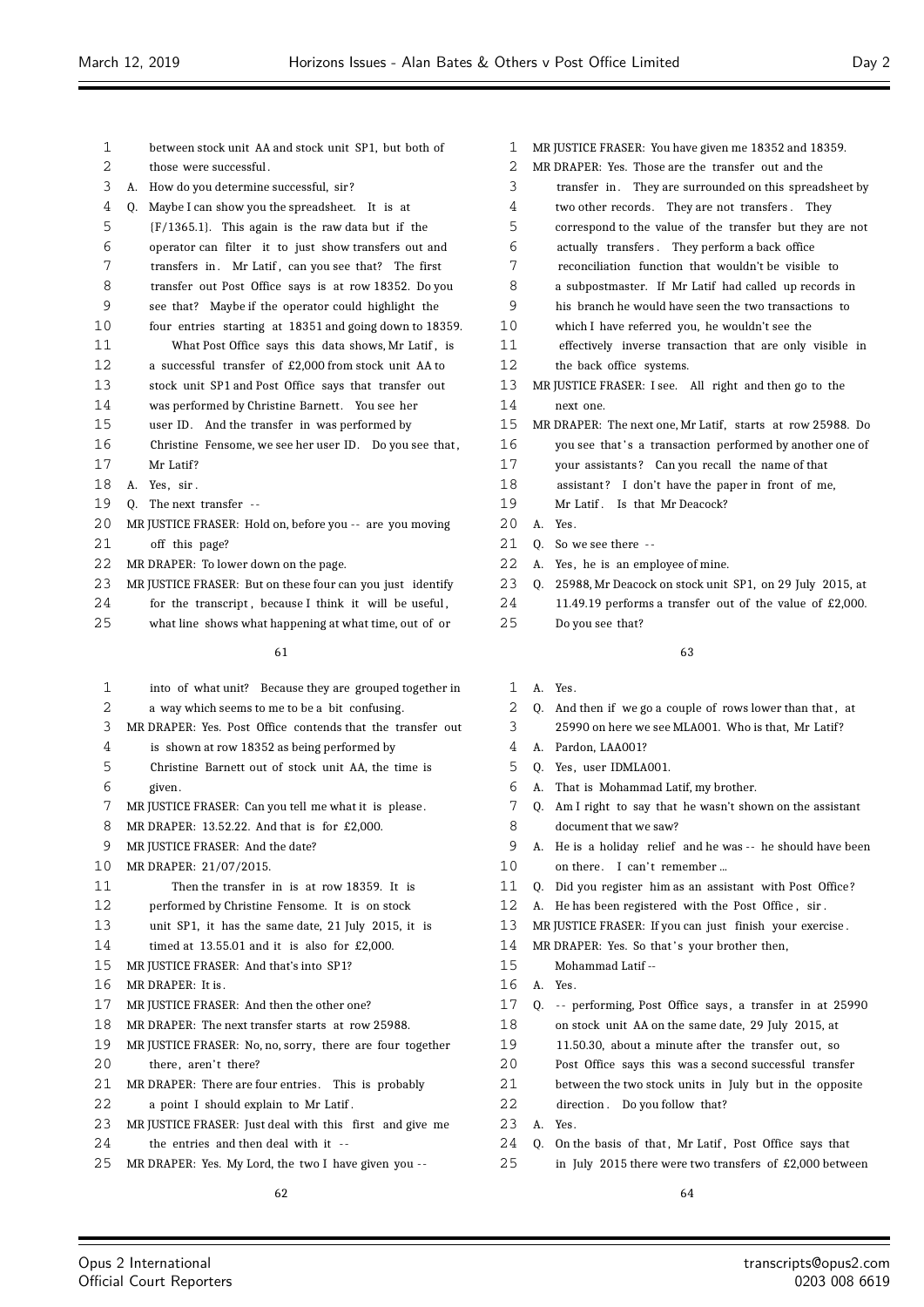between stock unit AA and stock unit SP1, but both of those were successful.

A. How do you determine successful, sir?

Q. Maybe I can show you the spreadsheet. It is at {F/1365.1}. This again is the raw data but if the operator can filter it to just show transfers out and transfers in. Mr Latif, can you see that? The first transfer out Post Office says is at row 18352. Do you see that? Maybe if the operator could highlight the four entries starting at 18351 and going down to 18359.

What Post Office says this data shows, Mr Latif, is a successful transfer of £2,000 from stock unit AA to stock unit SP1 and Post Office says that transfer out was performed by Christine Barnett. You see her user ID. And the transfer in was performed by Christine Fensome, we see her user ID. Do you see that, Mr Latif?

A. Yes, sir.

Q. The next transfer --

MR JUSTICE FRASER: Hold on, before you -- are you moving off this page?

MR DRAPER: To lower down on the page.

MR JUSTICE FRASER: But on these four can you just identify for the transcript, because I think it will be useful, what line shows what happening at what time, out of or into of what unit? Because they are grouped together in a way which seems to me to be a bit confusing.

MR DRAPER: Yes. Post Office contends that the transfer out is shown at row 18352 as being performed by Christine Barnett out of stock unit AA, the time is given.

MR JUSTICE FRASER: Can you tell me what it is please.

MR DRAPER: 13.52.22. And that is for £2,000.

MR JUSTICE FRASER: And the date?

MR DRAPER: 21/07/2015.

Then the transfer in is at row 18359. It is performed by Christine Fensome. It is on stock unit SP1, it has the same date, 21 July 2015, it is timed at 13.55.01 and it is also for £2,000.

MR JUSTICE FRASER: And that's into SP1?

MR DRAPER: It is.

MR JUSTICE FRASER: And then the other one?

MR DRAPER: The next transfer starts at row 25988.

MR JUSTICE FRASER: No, no, sorry, there are four together there, aren't there?

MR DRAPER: There are four entries. This is probably a point I should explain to Mr Latif.

MR JUSTICE FRASER: Just deal with this first and give me the entries and then deal with it --

MR DRAPER: Yes. My Lord, the two I have given you --

MR JUSTICE FRASER: You have given me 18352 and 18359.

MR DRAPER: Yes. Those are the transfer out and the transfer in. They are surrounded on this spreadsheet by two other records. They are not transfers. They correspond to the value of the transfer but they are not actually transfers. They perform a back office reconciliation function that wouldn't be visible to a subpostmaster. If Mr Latif had called up records in his branch he would have seen the two transactions to which I have referred you, he wouldn't see the effectively inverse transaction that are only visible in the back office systems.

MR JUSTICE FRASER: I see. All right and then go to the next one.

MR DRAPER: The next one, Mr Latif, starts at row 25988. Do you see that's a transaction performed by another one of your assistants? Can you recall the name of that assistant? I don't have the paper in front of me, Mr Latif. Is that Mr Deacock?

A. Yes.

Q. So we see there --

A. Yes, he is an employee of mine.

Q. 25988, Mr Deacock on stock unit SP1, on 29 July 2015, at 11.49.19 performs a transfer out of the value of £2,000. Do you see that?

A. Yes.

Q. And then if we go a couple of rows lower than that, at 25990 on here we see MLA001. Who is that, Mr Latif?

A. Pardon, LAA001?

Q. Yes, user IDMLA001.

A. That is Mohammad Latif, my brother.

Q. Am I right to say that he wasn't shown on the assistant document that we saw?

A. He is a holiday relief and he was -- he should have been on there. I can't remember ...

Q. Did you register him as an assistant with Post Office?

A. He has been registered with the Post Office, sir.

MR JUSTICE FRASER: If you can just finish your exercise.

MR DRAPER: Yes. So that's your brother then, Mohammad Latif --

A. Yes.

Q. -- performing, Post Office says, a transfer in at 25990 on stock unit AA on the same date, 29 July 2015, at 11.50.30, about a minute after the transfer out, so Post Office says this was a second successful transfer between the two stock units in July but in the opposite direction. Do you follow that?

A. Yes.

Q. On the basis of that, Mr Latif, Post Office says that in July 2015 there were two transfers of £2,000 between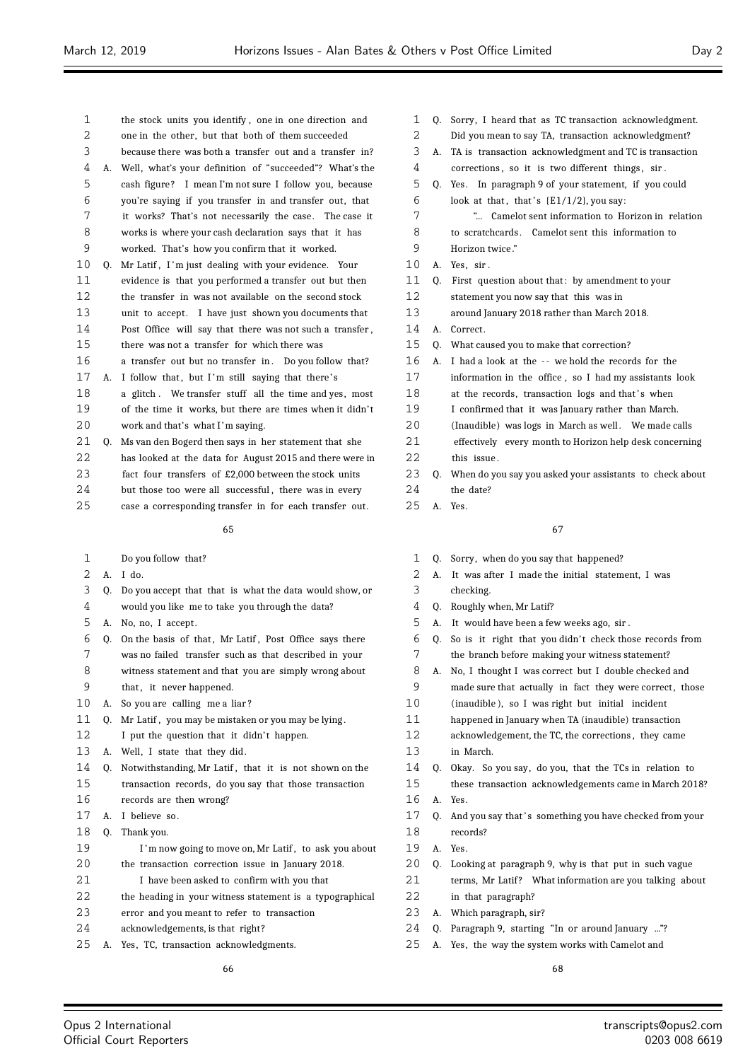the stock units you identify, one in one direction and one in the other, but that both of them succeeded because there was both a transfer out and a transfer in?

A. Well, what's your definition of "succeeded"? What's the cash figure? I mean I'm not sure I follow you, because you're saying if you transfer in and transfer out, that it works? That's not necessarily the case. The case it works is where your cash declaration says that it has worked. That's how you confirm that it worked.

Q. Mr Latif, I'm just dealing with your evidence. Your evidence is that you performed a transfer out but then the transfer in was not available on the second stock unit to accept. I have just shown you documents that Post Office will say that there was not such a transfer, there was not a transfer for which there was a transfer out but no transfer in. Do you follow that?

A. I follow that, but I'm still saying that there's a glitch. We transfer stuff all the time and yes, most of the time it works, but there are times when it didn't work and that's what I'm saying.

Q. Ms van den Bogerd then says in her statement that she has looked at the data for August 2015 and there were in fact four transfers of £2,000 between the stock units but those too were all successful, there was in every case a corresponding transfer in for each transfer out. Do you follow that?

A. I do.

Q. Do you accept that that is what the data would show, or would you like me to take you through the data?

A. No, no, I accept.

Q. On the basis of that, Mr Latif, Post Office says there was no failed transfer such as that described in your witness statement and that you are simply wrong about that, it never happened.

A. So you are calling me a liar?

Q. Mr Latif, you may be mistaken or you may be lying. I put the question that it didn't happen.

A. Well, I state that they did.

Q. Notwithstanding, Mr Latif, that it is not shown on the transaction records, do you say that those transaction records are then wrong?

A. I believe so.

Q. Thank you.

I'm now going to move on, Mr Latif, to ask you about the transaction correction issue in January 2018.

I have been asked to confirm with you that the heading in your witness statement is a typographical error and you meant to refer to transaction acknowledgements, is that right?

A. Yes, TC, transaction acknowledgments.

Q. Sorry, I heard that as TC transaction acknowledgment. Did you mean to say TA, transaction acknowledgment?

A. TA is transaction acknowledgment and TC is transaction corrections, so it is two different things, sir.

Q. Yes. In paragraph 9 of your statement, if you could look at that, that's {E1/1/2}, you say:

"... Camelot sent information to Horizon in relation to scratchcards. Camelot sent this information to Horizon twice."

A. Yes, sir.

Q. First question about that: by amendment to your statement you now say that this was in around January 2018 rather than March 2018.

A. Correct.

Q. What caused you to make that correction?

A. I had a look at the -- we hold the records for the information in the office, so I had my assistants look at the records, transaction logs and that's when I confirmed that it was January rather than March. (Inaudible) was logs in March as well. We made calls effectively every month to Horizon help desk concerning this issue.

Q. When do you say you asked your assistants to check about the date?

A. Yes.

Q. Sorry, when do you say that happened?

A. It was after I made the initial statement, I was checking.

Q. Roughly when, Mr Latif?

A. It would have been a few weeks ago, sir.

Q. So is it right that you didn't check those records from the branch before making your witness statement?

A. No, I thought I was correct but I double checked and made sure that actually in fact they were correct, those (inaudible), so I was right but initial incident happened in January when TA (inaudible) transaction acknowledgement, the TC, the corrections, they came in March.

Q. Okay. So you say, do you, that the TCs in relation to these transaction acknowledgements came in March 2018?

A. Yes.

Q. And you say that's something you have checked from your records?

A. Yes.

Q. Looking at paragraph 9, why is that put in such vague terms, Mr Latif? What information are you talking about in that paragraph?

A. Which paragraph, sir?

Q. Paragraph 9, starting "In or around January ..."?

A. Yes, the way the system works with Camelot and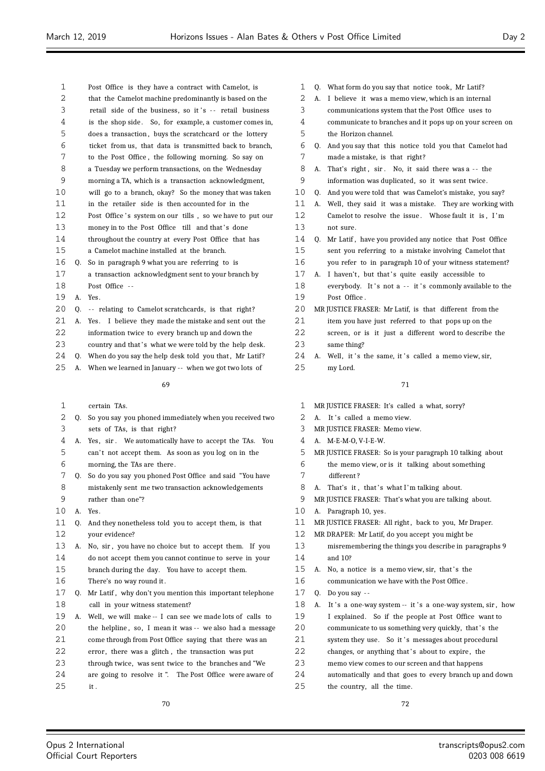Post Office is they have a contract with Camelot, is that the Camelot machine predominantly is based on the retail side of the business, so it's -- retail business is the shop side. So, for example, a customer comes in, does a transaction, buys the scratchcard or the lottery ticket from us, that data is transmitted back to branch, to the Post Office, the following morning. So say on a Tuesday we perform transactions, on the Wednesday morning a TA, which is a transaction acknowledgment, will go to a branch, okay? So the money that was taken in the retailer side is then accounted for in the Post Office's system on our tills, so we have to put our money in to the Post Office till and that's done throughout the country at every Post Office that has a Camelot machine installed at the branch.

Q. So in paragraph 9 what you are referring to is a transaction acknowledgment sent to your branch by Post Office --

A. Yes.

Q. -- relating to Camelot scratchcards, is that right?

A. Yes. I believe they made the mistake and sent out the information twice to every branch up and down the country and that's what we were told by the help desk.

Q. When do you say the help desk told you that, Mr Latif?

A. When we learned in January -- when we got two lots of certain TAs.

Q. So you say you phoned immediately when you received two sets of TAs, is that right?

A. Yes, sir. We automatically have to accept the TAs. You can't not accept them. As soon as you log on in the morning, the TAs are there.

Q. So do you say you phoned Post Office and said "You have mistakenly sent me two transaction acknowledgements rather than one"?

A. Yes.

Q. And they nonetheless told you to accept them, is that your evidence?

A. No, sir, you have no choice but to accept them. If you do not accept them you cannot continue to serve in your branch during the day. You have to accept them. There's no way round it.

Q. Mr Latif, why don't you mention this important telephone call in your witness statement?

A. Well, we will make -- I can see we made lots of calls to the helpline, so, I mean it was -- we also had a message come through from Post Office saying that there was an error, there was a glitch, the transaction was put through twice, was sent twice to the branches and "We are going to resolve it". The Post Office were aware of it.

Q. What form do you say that notice took, Mr Latif?

A. I believe it was a memo view, which is an internal communications system that the Post Office uses to communicate to branches and it pops up on your screen on the Horizon channel.

Q. And you say that this notice told you that Camelot had made a mistake, is that right?

A. That's right, sir. No, it said there was a -- the information was duplicated, so it was sent twice.

Q. And you were told that was Camelot's mistake, you say?

A. Well, they said it was a mistake. They are working with Camelot to resolve the issue. Whose fault it is, I'm not sure.

Q. Mr Latif, have you provided any notice that Post Office sent you referring to a mistake involving Camelot that you refer to in paragraph 10 of your witness statement?

A. I haven't, but that's quite easily accessible to everybody. It's not a -- it's commonly available to the Post Office.

MR JUSTICE FRASER: Mr Latif, is that different from the item you have just referred to that pops up on the screen, or is it just a different word to describe the same thing?

A. Well, it's the same, it's called a memo view, sir, my Lord.

MR JUSTICE FRASER: It's called a what, sorry?

A. It's called a memo view.

MR JUSTICE FRASER: Memo view.

A. M-E-M-O, V-I-E-W.

MR JUSTICE FRASER: So is your paragraph 10 talking about the memo view, or is it talking about something different?

A. That's it, that's what I'm talking about.

MR JUSTICE FRASER: That's what you are talking about.

A. Paragraph 10, yes.

MR JUSTICE FRASER: All right, back to you, Mr Draper.

MR DRAPER: Mr Latif, do you accept you might be misremembering the things you describe in paragraphs 9 and 10?

A. No, a notice is a memo view, sir, that's the communication we have with the Post Office.

Q. Do you say --

A. It's a one-way system -- it's a one-way system, sir, how I explained. So if the people at Post Office want to communicate to us something very quickly, that's the system they use. So it's messages about procedural changes, or anything that's about to expire, the memo view comes to our screen and that happens automatically and that goes to every branch up and down the country, all the time.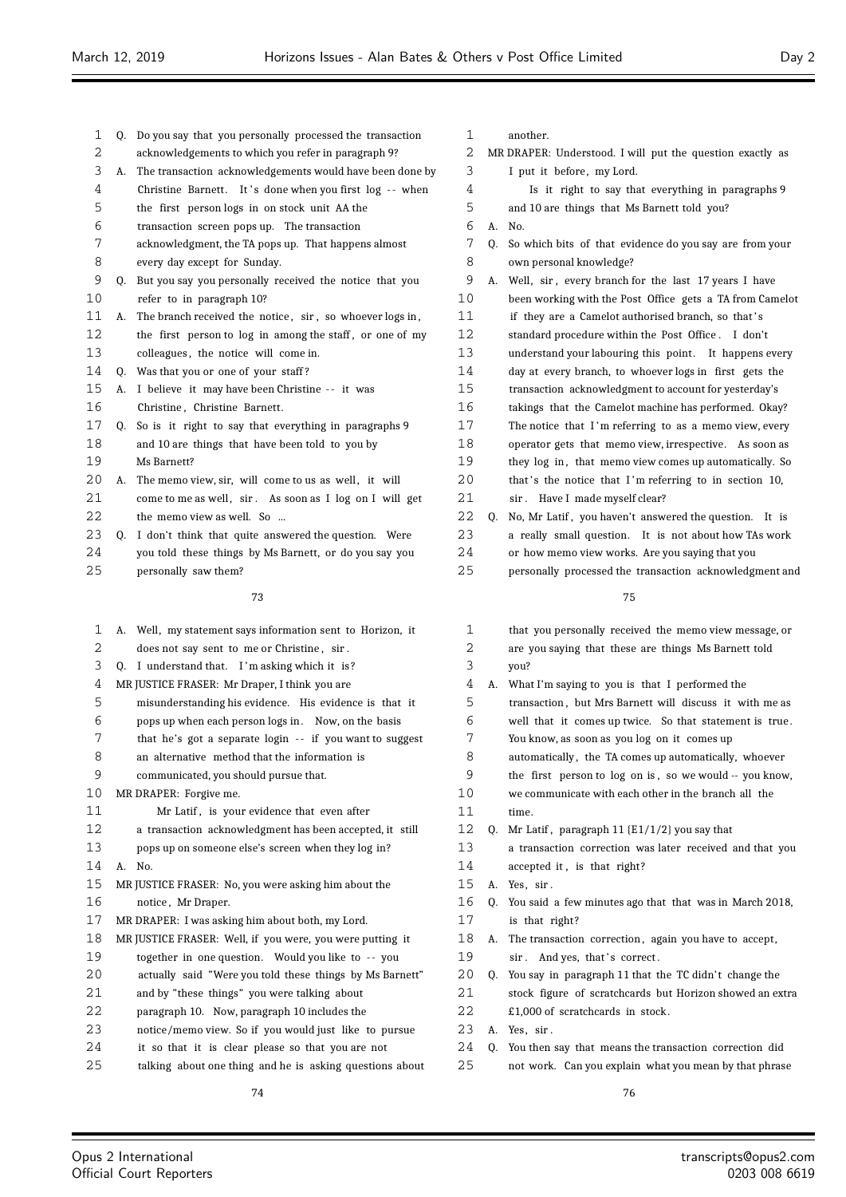Q. Do you say that you personally processed the transaction acknowledgements to which you refer in paragraph 9?

A. The transaction acknowledgements would have been done by Christine Barnett. It's done when you first log -- when the first person logs in on stock unit AA the transaction screen pops up. The transaction acknowledgment, the TA pops up. That happens almost every day except for Sunday.

Q. But you say you personally received the notice that you refer to in paragraph 10?

A. The branch received the notice, sir, so whoever logs in, the first person to log in among the staff, or one of my colleagues, the notice will come in.

Q. Was that you or one of your staff?

A. I believe it may have been Christine -- it was Christine, Christine Barnett.

Q. So is it right to say that everything in paragraphs 9 and 10 are things that have been told to you by Ms Barnett?

A. The memo view, sir, will come to us as well, it will come to me as well, sir. As soon as I log on I will get the memo view as well. So ...

Q. I don't think that quite answered the question. Were you told these things by Ms Barnett, or do you say you personally saw them?

A. Well, my statement says information sent to Horizon, it does not say sent to me or Christine, sir.

Q. I understand that. I'm asking which it is?

MR JUSTICE FRASER: Mr Draper, I think you are misunderstanding his evidence. His evidence is that it pops up when each person logs in. Now, on the basis that he's got a separate login -- if you want to suggest an alternative method that the information is communicated, you should pursue that.

MR DRAPER: Forgive me.

Mr Latif, is your evidence that even after a transaction acknowledgment has been accepted, it still pops up on someone else's screen when they log in?

A. No.

MR JUSTICE FRASER: No, you were asking him about the notice, Mr Draper.

MR DRAPER: I was asking him about both, my Lord.

MR JUSTICE FRASER: Well, if you were, you were putting it together in one question. Would you like to -- you actually said "Were you told these things by Ms Barnett" and by "these things" you were talking about paragraph 10. Now, paragraph 10 includes the notice/memo view. So if you would just like to pursue it so that it is clear please so that you are not talking about one thing and he is asking questions about another.

MR DRAPER: Understood. I will put the question exactly as I put it before, my Lord.

Is it right to say that everything in paragraphs 9 and 10 are things that Ms Barnett told you?

A. No.

Q. So which bits of that evidence do you say are from your own personal knowledge?

A. Well, sir, every branch for the last 17 years I have been working with the Post Office gets a TA from Camelot if they are a Camelot authorised branch, so that's standard procedure within the Post Office. I don't understand your labouring this point. It happens every day at every branch, to whoever logs in first gets the transaction acknowledgment to account for yesterday's takings that the Camelot machine has performed. Okay? The notice that I'm referring to as a memo view, every operator gets that memo view, irrespective. As soon as they log in, that memo view comes up automatically. So that's the notice that I'm referring to in section 10, sir. Have I made myself clear?

Q. No, Mr Latif, you haven't answered the question. It is a really small question. It is not about how TAs work or how memo view works. Are you saying that you personally processed the transaction acknowledgment and that you personally received the memo view message, or are you saying that these are things Ms Barnett told you?

A. What I'm saying to you is that I performed the transaction, but Mrs Barnett will discuss it with me as well that it comes up twice. So that statement is true. You know, as soon as you log on it comes up automatically, the TA comes up automatically, whoever the first person to log on is, so we would -- you know, we communicate with each other in the branch all the time.

Q. Mr Latif, paragraph 11 {E1/1/2} you say that a transaction correction was later received and that you accepted it, is that right?

A. Yes, sir.

Q. You said a few minutes ago that that was in March 2018, is that right?

A. The transaction correction, again you have to accept, sir. And yes, that's correct.

Q. You say in paragraph 11 that the TC didn't change the stock figure of scratchcards but Horizon showed an extra £1,000 of scratchcards in stock.

A. Yes, sir.

Q. You then say that means the transaction correction did not work. Can you explain what you mean by that phrase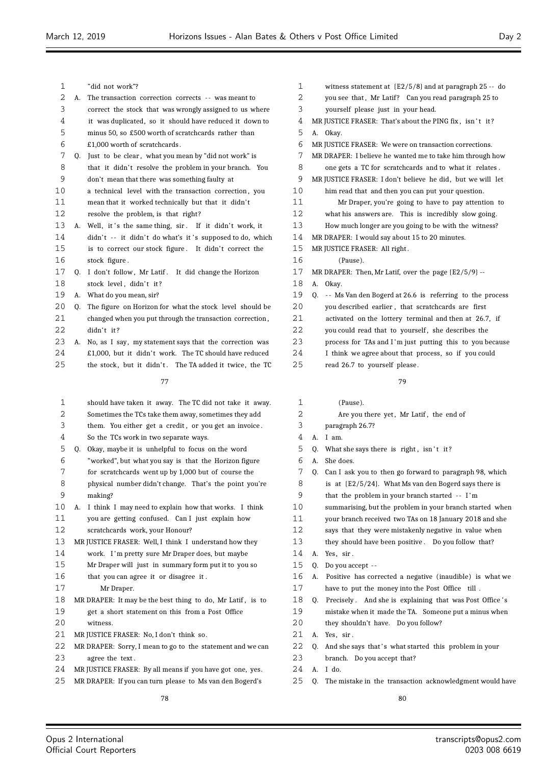"did not work"?

A. The transaction correction corrects -- was meant to correct the stock that was wrongly assigned to us where it was duplicated, so it should have reduced it down to minus 50, so £500 worth of scratchcards rather than £1,000 worth of scratchcards.

Q. Just to be clear, what you mean by "did not work" is that it didn't resolve the problem in your branch. You don't mean that there was something faulty at a technical level with the transaction correction, you mean that it worked technically but that it didn't resolve the problem, is that right?

A. Well, it's the same thing, sir. If it didn't work, it didn't -- it didn't do what's it's supposed to do, which is to correct our stock figure. It didn't correct the stock figure.

Q. I don't follow, Mr Latif. It did change the Horizon stock level, didn't it?

A. What do you mean, sir?

Q. The figure on Horizon for what the stock level should be changed when you put through the transaction correction, didn't it?

A. No, as I say, my statement says that the correction was £1,000, but it didn't work. The TC should have reduced the stock, but it didn't. The TA added it twice, the TC should have taken it away. The TC did not take it away. Sometimes the TCs take them away, sometimes they add them. You either get a credit, or you get an invoice. So the TCs work in two separate ways.

Q. Okay, maybe it is unhelpful to focus on the word "worked", but what you say is that the Horizon figure for scratchcards went up by 1,000 but of course the physical number didn't change. That's the point you're making?

A. I think I may need to explain how that works. I think you are getting confused. Can I just explain how scratchcards work, your Honour?

MR JUSTICE FRASER: Well, I think I understand how they work. I'm pretty sure Mr Draper does, but maybe Mr Draper will just in summary form put it to you so that you can agree it or disagree it.

Mr Draper.

MR DRAPER: It may be the best thing to do, Mr Latif, is to get a short statement on this from a Post Office witness.

MR JUSTICE FRASER: No, I don't think so.

MR DRAPER: Sorry, I mean to go to the statement and we can agree the text.

MR JUSTICE FRASER: By all means if you have got one, yes.

MR DRAPER: If you can turn please to Ms van den Bogerd's witness statement at {E2/5/8} and at paragraph 25 -- do you see that, Mr Latif? Can you read paragraph 25 to yourself please just in your head.

MR JUSTICE FRASER: That's about the PING fix, isn't it?

A. Okay.

MR JUSTICE FRASER: We were on transaction corrections.

MR DRAPER: I believe he wanted me to take him through how one gets a TC for scratchcards and to what it relates.

MR JUSTICE FRASER: I don't believe he did, but we will let him read that and then you can put your question.

Mr Draper, you're going to have to pay attention to what his answers are. This is incredibly slow going. How much longer are you going to be with the witness?

MR DRAPER: I would say about 15 to 20 minutes.

MR JUSTICE FRASER: All right.

(Pause).

MR DRAPER: Then, Mr Latif, over the page {E2/5/9} --

A. Okay.

Q. -- Ms Van den Bogerd at 26.6 is referring to the process you described earlier, that scratchcards are first activated on the lottery terminal and then at 26.7, if you could read that to yourself, she describes the process for TAs and I'm just putting this to you because I think we agree about that process, so if you could read 26.7 to yourself please.

(Pause).

Are you there yet, Mr Latif, the end of paragraph 26.7?

A. I am.

Q. What she says there is right, isn't it?

A. She does.

Q. Can I ask you to then go forward to paragraph 98, which is at {E2/5/24}. What Ms van den Bogerd says there is that the problem in your branch started -- I'm summarising, but the problem in your branch started when your branch received two TAs on 18 January 2018 and she says that they were mistakenly negative in value when they should have been positive. Do you follow that?

A. Yes, sir.

Q. Do you accept --

A. Positive has corrected a negative (inaudible) is what we have to put the money into the Post Office till.

Q. Precisely. And she is explaining that was Post Office's mistake when it made the TA. Someone put a minus when they shouldn't have. Do you follow?

A. Yes, sir.

Q. And she says that's what started this problem in your branch. Do you accept that?

A. I do.

Q. The mistake in the transaction acknowledgment would have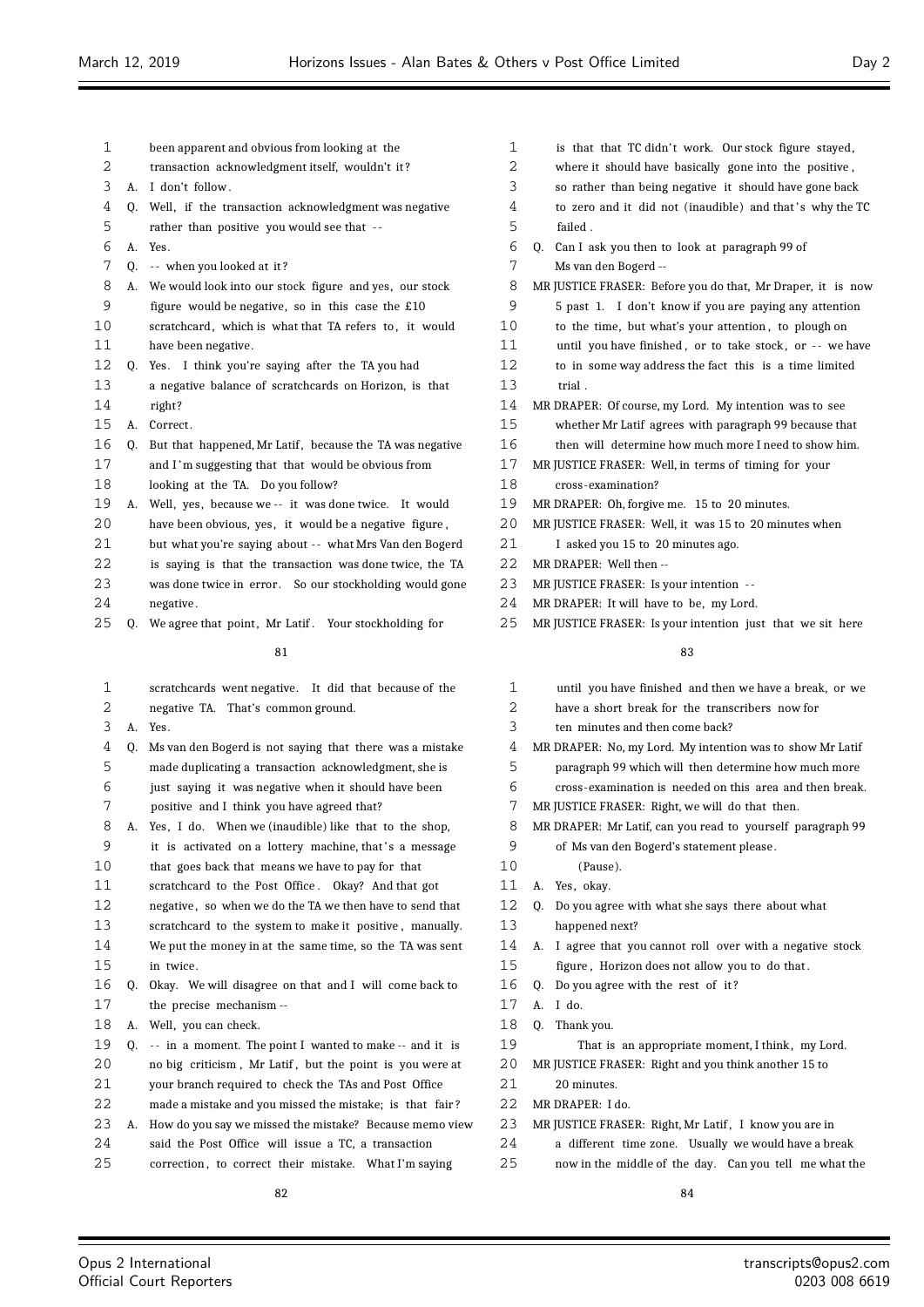been apparent and obvious from looking at the transaction acknowledgment itself, wouldn't it?

A. I don't follow.

Q. Well, if the transaction acknowledgment was negative rather than positive you would see that --

A. Yes.

Q. -- when you looked at it?

A. We would look into our stock figure and yes, our stock figure would be negative, so in this case the £10 scratchcard, which is what that TA refers to, it would have been negative.

Q. Yes. I think you're saying after the TA you had a negative balance of scratchcards on Horizon, is that right?

A. Correct.

Q. But that happened, Mr Latif, because the TA was negative and I'm suggesting that that would be obvious from looking at the TA. Do you follow?

A. Well, yes, because we -- it was done twice. It would have been obvious, yes, it would be a negative figure, but what you're saying about -- what Mrs Van den Bogerd is saying is that the transaction was done twice, the TA was done twice in error. So our stockholding would gone negative.

Q. We agree that point, Mr Latif. Your stockholding for scratchcards went negative. It did that because of the negative TA. That's common ground.

A. Yes.

Q. Ms van den Bogerd is not saying that there was a mistake made duplicating a transaction acknowledgment, she is just saying it was negative when it should have been positive and I think you have agreed that?

A. Yes, I do. When we (inaudible) like that to the shop, it is activated on a lottery machine, that's a message that goes back that means we have to pay for that scratchcard to the Post Office. Okay? And that got negative, so when we do the TA we then have to send that scratchcard to the system to make it positive, manually. We put the money in at the same time, so the TA was sent in twice.

Q. Okay. We will disagree on that and I will come back to the precise mechanism --

A. Well, you can check.

Q. -- in a moment. The point I wanted to make -- and it is no big criticism, Mr Latif, but the point is you were at your branch required to check the TAs and Post Office made a mistake and you missed the mistake; is that fair?

A. How do you say we missed the mistake? Because memo view said the Post Office will issue a TC, a transaction correction, to correct their mistake. What I'm saying is that that TC didn't work. Our stock figure stayed, where it should have basically gone into the positive, so rather than being negative it should have gone back to zero and it did not (inaudible) and that's why the TC failed.

Q. Can I ask you then to look at paragraph 99 of Ms van den Bogerd --

MR JUSTICE FRASER: Before you do that, Mr Draper, it is now 5 past 1. I don't know if you are paying any attention to the time, but what's your attention, to plough on until you have finished, or to take stock, or -- we have to in some way address the fact this is a time limited trial.

MR DRAPER: Of course, my Lord. My intention was to see whether Mr Latif agrees with paragraph 99 because that then will determine how much more I need to show him.

MR JUSTICE FRASER: Well, in terms of timing for your cross-examination?

MR DRAPER: Oh, forgive me. 15 to 20 minutes.

MR JUSTICE FRASER: Well, it was 15 to 20 minutes when I asked you 15 to 20 minutes ago.

MR DRAPER: Well then --

MR JUSTICE FRASER: Is your intention --

MR DRAPER: It will have to be, my Lord.

MR JUSTICE FRASER: Is your intention just that we sit here until you have finished and then we have a break, or we have a short break for the transcribers now for ten minutes and then come back?

MR DRAPER: No, my Lord. My intention was to show Mr Latif paragraph 99 which will then determine how much more cross-examination is needed on this area and then break.

MR JUSTICE FRASER: Right, we will do that then.

MR DRAPER: Mr Latif, can you read to yourself paragraph 99 of Ms van den Bogerd's statement please.

(Pause).

A. Yes, okay.

Q. Do you agree with what she says there about what happened next?

A. I agree that you cannot roll over with a negative stock figure, Horizon does not allow you to do that.

Q. Do you agree with the rest of it?

A. I do.

Q. Thank you.

That is an appropriate moment, I think, my Lord.

MR JUSTICE FRASER: Right and you think another 15 to 20 minutes.

MR DRAPER: I do.

MR JUSTICE FRASER: Right, Mr Latif, I know you are in a different time zone. Usually we would have a break now in the middle of the day. Can you tell me what the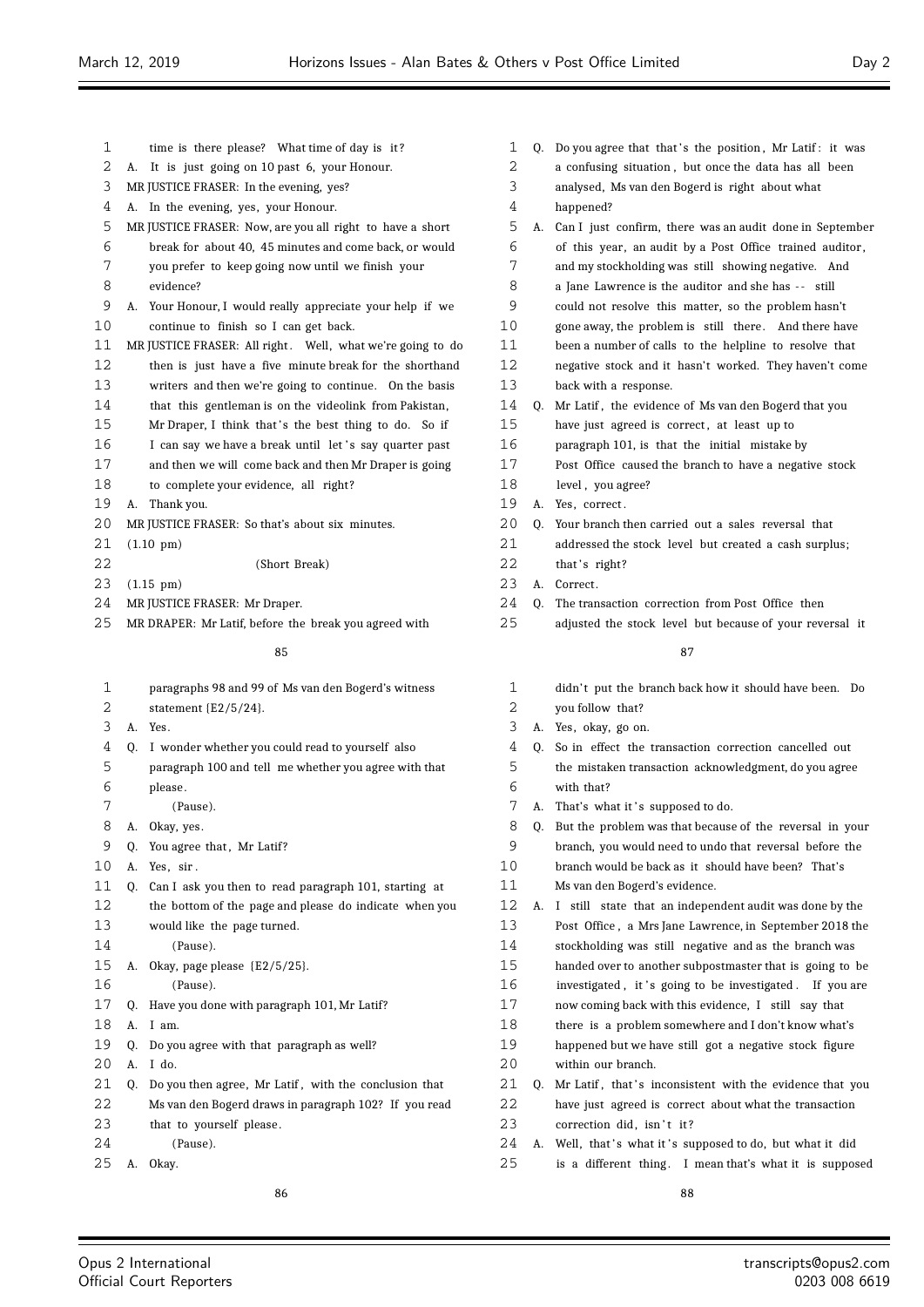time is there please? What time of day is it?

A. It is just going on 10 past 6, your Honour.

MR JUSTICE FRASER: In the evening, yes?

A. In the evening, yes, your Honour.

MR JUSTICE FRASER: Now, are you all right to have a short break for about 40, 45 minutes and come back, or would you prefer to keep going now until we finish your evidence?

A. Your Honour, I would really appreciate your help if we continue to finish so I can get back.

MR JUSTICE FRASER: All right. Well, what we're going to do then is just have a five minute break for the shorthand writers and then we're going to continue. On the basis that this gentleman is on the videolink from Pakistan, Mr Draper, I think that's the best thing to do. So if I can say we have a break until let's say quarter past and we will come back and then Mr Draper is going to complete your evidence, all right?

A. Thank you.

MR JUSTICE FRASER: So that's about six minutes.

(1.10 pm)

(Short Break)

(1.15 pm)

MR JUSTICE FRASER: Mr Draper.

MR DRAPER: Mr Latif, before the break you agreed with paragraphs 98 and 99 of Ms van den Bogerd's witness statement {E2/5/24}.

A. Yes.

Q. I wonder whether you could read to yourself also paragraph 100 and tell me whether you agree with that please.

(Pause).

A. Okay, yes.

Q. You agree that, Mr Latif?

A. Yes, sir.

Q. Can I ask you then to read paragraph 101, starting at the bottom of the page and please do indicate when you would like the page turned.

(Pause).

A. Okay, page please {E2/5/25}.

(Pause).

Q. Have you done with paragraph 101, Mr Latif?

A. I am.

Q. Do you agree with that paragraph as well?

A. I do.

Q. Do you then agree, Mr Latif, with the conclusion that Ms van den Bogerd draws in paragraph 102? If you read that to yourself please.

(Pause).

A. Okay.

Q. Do you agree that that's the position, Mr Latif: it was a confusing situation, but once the data has all been analysed, Ms van den Bogerd is right about what happened?

A. Can I just confirm, there was an audit done in September of this year, an audit by a Post Office trained auditor, and my stockholding was still showing negative. And a Jane Lawrence is the auditor and she has -- still could not resolve this matter, so the problem hasn't gone away, the problem is still there. And there have been a number of calls to the helpline to resolve that negative stock and it hasn't worked. They haven't come back with a response.

Q. Mr Latif, the evidence of Ms van den Bogerd that you have just agreed is correct, at least up to paragraph 101, is that the initial mistake by Post Office caused the branch to have a negative stock level, you agree?

A. Yes, correct.

Q. Your branch then carried out a sales reversal that addressed the stock level but created a cash surplus; that's right?

A. Correct.

Q. The transaction correction from Post Office then adjusted the stock level but because of your reversal it didn't put the branch back how it should have been. Do you follow that?

A. Yes, okay, go on.

Q. So in effect the transaction correction cancelled out the mistaken transaction acknowledgment, do you agree with that?

A. That's what it's supposed to do.

Q. But the problem was that because of the reversal in your branch, you would need to undo that reversal before the branch would be back as it should have been? That's Ms van den Bogerd's evidence.

A. I still state that an independent audit was done by the Post Office, a Mrs Jane Lawrence, in September 2018 the stockholding was still negative and as the branch was handed over to another subpostmaster that is going to be investigated, it's going to be investigated. If you are now coming back with this evidence, I still say that there is a problem somewhere and I don't know what's happened but we have still got a negative stock figure within our branch.

Q. Mr Latif, that's inconsistent with the evidence that you have just agreed is correct about what the transaction correction did, isn't it?

A. Well, that's what it's supposed to do, but what it did is a different thing. I mean that's what it is supposed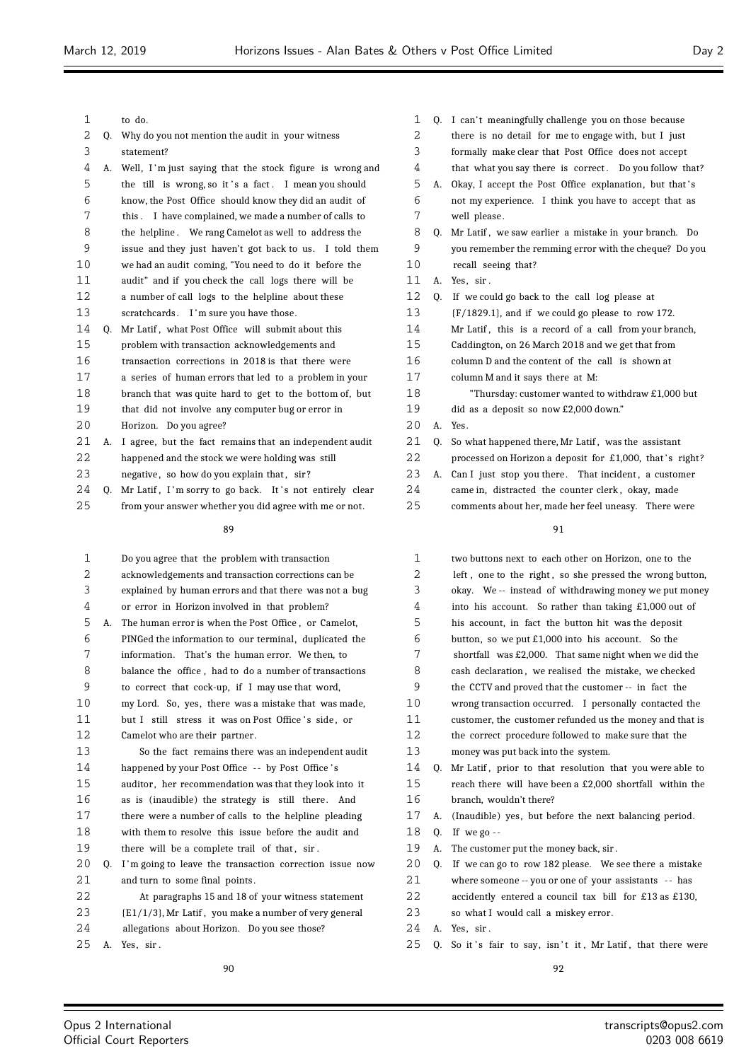to do.

Q. Why do you not mention the audit in your witness statement?

A. Well, I'm just saying that the stock figure is wrong and the till is wrong, so it's a fact. I mean you should know, the Post Office should know they did an audit of this. I have complained, we made a number of calls to the helpline. We rang Camelot as well to address the issue and they just haven't got back to us. I told them we had an audit coming, "You need to do it before the audit" and if you check the call logs there will be a number of call logs to the helpline about these scratchcards. I'm sure you have those.

Q. Mr Latif, what Post Office will submit about this problem with transaction acknowledgements and transaction corrections in 2018 is that there were a series of human errors that led to a problem in your branch that was quite hard to get to the bottom of, but that did not involve any computer bug or error in Horizon. Do you agree?

A. I agree, but the fact remains that an independent audit happened and the stock we were holding was still negative, so how do you explain that, sir?

Q. Mr Latif, I'm sorry to go back. It's not entirely clear from your answer whether you did agree with me or not. Do you agree that the problem with transaction acknowledgements and transaction corrections can be explained by human errors and that there was not a bug or error in Horizon involved in that problem?

A. The human error is when the Post Office, or Camelot, PINGed the information to our terminal, duplicated the information. That's the human error. We then, to balance the office, had to do a number of transactions to correct that cock-up, if I may use that word, my Lord. So, yes, there was a mistake that was made, but I still stress it was on Post Office's side, or Camelot who are their partner.

So the fact remains there was an independent audit happened by your Post Office -- by Post Office's auditor, her recommendation was that they look into it as is (inaudible) the strategy is still there. And there were a number of calls to the helpline pleading with them to resolve this issue before the audit and there will be a complete trail of that, sir.

Q. I'm going to leave the transaction correction issue now and turn to some final points.

At paragraphs 15 and 18 of your witness statement {E1/1/3}, Mr Latif, you make a number of very general allegations about Horizon. Do you see those?

A. Yes, sir.

Q. I can't meaningfully challenge you on those because there is no detail for me to engage with, but I just formally make clear that Post Office does not accept that what you say there is correct. Do you follow that?

A. Okay, I accept the Post Office explanation, but that's not my experience. I think you have to accept that as well please.

Q. Mr Latif, we saw earlier a mistake in your branch. Do you remember the remming error with the cheque? Do you recall seeing that?

A. Yes, sir.

Q. If we could go back to the call log please at {F/1829.1}, and if we could go please to row 172. Mr Latif, this is a record of a call from your branch, Caddington, on 26 March 2018 and we get that from column D and the content of the call is shown at column M and it says there at M:

"Thursday: customer wanted to withdraw £1,000 but did as a deposit so now £2,000 down."

A. Yes.

Q. So what happened there, Mr Latif, was the assistant processed on Horizon a deposit for £1,000, that's right?

A. Can I just stop you there. That incident, a customer came in, distracted the counter clerk, okay, made comments about her, made her feel uneasy. There were two buttons next to each other on Horizon, one to the left, one to the right, so she pressed the wrong button, okay. We -- instead of withdrawing money we put money into his account. So rather than taking £1,000 out of his account, in fact the button hit was the deposit button, so we put £1,000 into his account. So the shortfall was £2,000. That same night when we did the cash declaration, we realised the mistake, we checked the CCTV and proved that the customer -- in fact the wrong transaction occurred. I personally contacted the customer, the customer refunded us the money and that is the correct procedure followed to make sure that the money was put back into the system.

Q. Mr Latif, prior to that resolution that you were able to reach there will have been a £2,000 shortfall within the branch, wouldn't there?

A. (Inaudible) yes, but before the next balancing period.

Q. If we go --

A. The customer put the money back, sir.

Q. If we can go to row 182 please. We see there a mistake where someone -- you or one of your assistants -- has accidently entered a council tax bill for £13 as £130, so what I would call a miskey error.

A. Yes, sir.

Q. So it's fair to say, isn't it, Mr Latif, that there were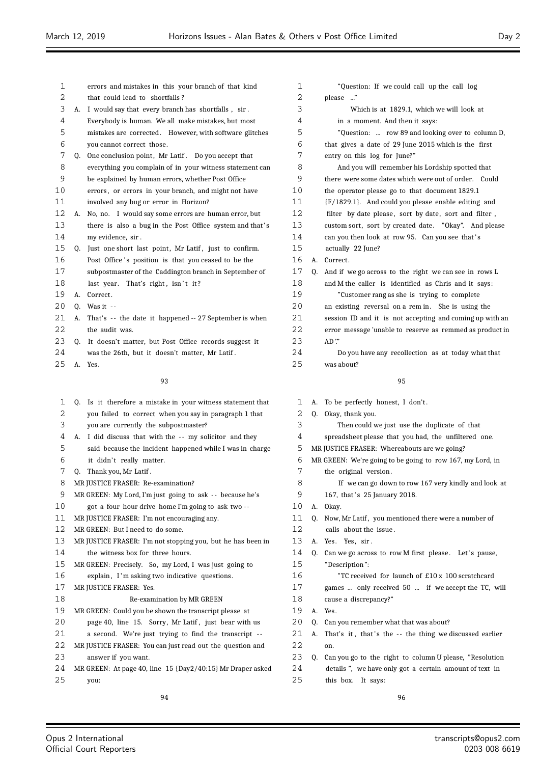1 errors and mistakes in this your branch of that kind
2 that could lead to shortfalls?
3 A. I would say that every branch has shortfalls, sir.
4 Everybody is human. We all make mistakes, but most
5 mistakes are corrected. However, with software glitches
6 you cannot correct those.
7 Q. One conclusion point, Mr Latif. Do you accept that
8 everything you complain of in your witness statement can
9 be explained by human errors, whether Post Office
10 errors, or errors in your branch, and might not have
11 involved any bug or error in Horizon?
12 A. No, no. I would say some errors are human error, but
13 there is also a bug in the Post Office system and that's
14 my evidence, sir.
15 Q. Just one short last point, Mr Latif, just to confirm.
16 Post Office's position is that you ceased to be the
17 subpostmaster of the Caddington branch in September of
18 last year. That's right, isn't it?
19 A. Correct.
20 Q. Was it --
21 A. That's -- the date it happened -- 27 September is when
22 the audit was.
23 Q. It doesn't matter, but Post Office records suggest it
24 was the 26th, but it doesn't matter, Mr Latif.
25 A. Yes.

93

1 Q. Is it therefore a mistake in your witness statement that
2 you failed to correct when you say in paragraph 1 that
3 you are currently the subpostmaster?
4 A. I did discuss that with the -- my solicitor and they
5 said because the incident happened while I was in charge
6 it didn't really matter.
7 Q. Thank you, Mr Latif.
8 MR JUSTICE FRASER: Re-examination?
9 MR GREEN: My Lord, I'm just going to ask -- because he's
10 got a four hour drive home I'm going to ask two --
11 MR JUSTICE FRASER: I'm not encouraging any.
12 MR GREEN: But I need to do some.
13 MR JUSTICE FRASER: I'm not stopping you, but he has been in
14 the witness box for three hours.
15 MR GREEN: Precisely. So, my Lord, I was just going to
16 explain, I'm asking two indicative questions.
17 MR JUSTICE FRASER: Yes.
18 Re-examination by MR GREEN
19 MR GREEN: Could you be shown the transcript please at
20 page 40, line 15. Sorry, Mr Latif, just bear with us
21 a second. We're just trying to find the transcript --
22 MR JUSTICE FRASER: You can just read out the question and
23 answer if you want.
24 MR GREEN: At page 40, line 15 {Day2/40:15} Mr Draper asked
25 you:

94

1 "Question: If we could call up the call log
2 please ..."
3 Which is at 1829.1, which we will look at
4 in a moment. And then it says:
5 "Question: ... row 89 and looking over to column D,
6 that gives a date of 29 June 2015 which is the first
7 entry on this log for June?"
8 And you will remember his Lordship spotted that
9 there were some dates which were out of order. Could
10 the operator please go to that document 1829.1
11 {F/1829.1}. And could you please enable editing and
12 filter by date please, sort by date, sort and filter,
13 custom sort, sort by created date. "Okay". And please
14 can you then look at row 95. Can you see that's
15 actually 22 June?
16 A. Correct.
17 Q. And if we go across to the right we can see in rows L
18 and M the caller is identified as Chris and it says:
19 "Customer rang as she is trying to complete
20 an existing reversal on a rem in. She is using the
21 session ID and it is not accepting and coming up with an
22 error message 'unable to reserve as remmed as product in
23 AD'."
24 Do you have any recollection as at today what that
25 was about?

95

1 A. To be perfectly honest, I don't.
2 Q. Okay, thank you.
3 Then could we just use the duplicate of that
4 spreadsheet please that you had, the unfiltered one.
5 MR JUSTICE FRASER: Whereabouts are we going?
6 MR GREEN: We're going to be going to row 167, my Lord, in
7 the original version.
8 If we can go down to row 167 very kindly and look at
9 167, that's 25 January 2018.
10 A. Okay.
11 Q. Now, Mr Latif, you mentioned there were a number of
12 calls about the issue.
13 A. Yes. Yes, sir.
14 Q. Can we go across to row M first please. Let's pause,
15 "Description":
16 "TC received for launch of £10 x 100 scratchcard
17 games ... only received 50 ... if we accept the TC, will
18 cause a discrepancy?"
19 A. Yes.
20 Q. Can you remember what that was about?
21 A. That's it, that's the -- the thing we discussed earlier
22 on.
23 Q. Can you go to the right to column U please, "Resolution
24 details", we have only got a certain amount of text in
25 this box. It says:

96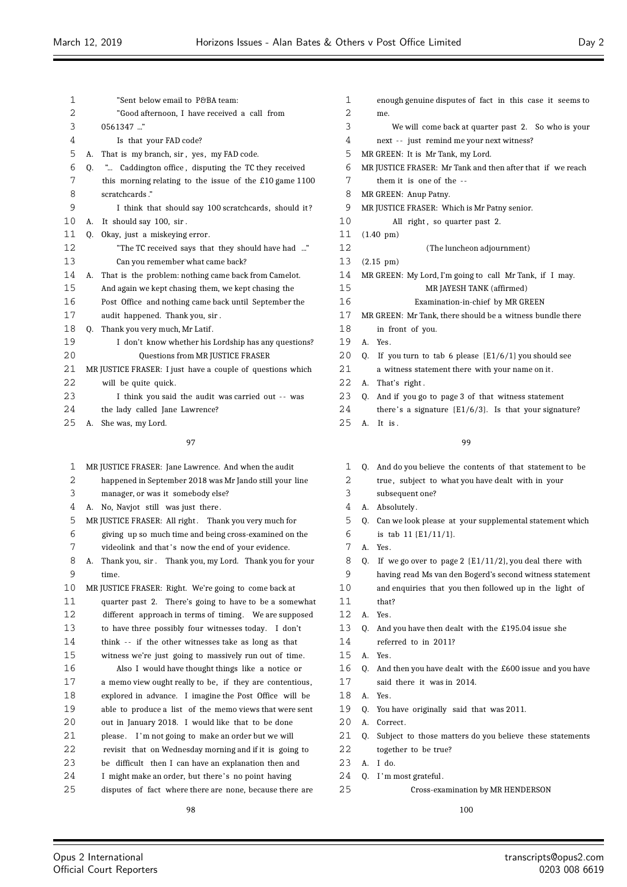"Sent below email to P&BA team:

"Good afternoon, I have received a call from 0561347 ..."

Is that your FAD code?

A. That is my branch, sir, yes, my FAD code.

Q. "... Caddington office, disputing the TC they received this morning relating to the issue of the £10 game 1100 scratchcards."

I think that should say 100 scratchcards, should it?

A. It should say 100, sir.

Q. Okay, just a miskeying error.

"The TC received says that they should have had ..."

Can you remember what came back?

A. That is the problem: nothing came back from Camelot. And again we kept chasing them, we kept chasing the Post Office and nothing came back until September the audit happened. Thank you, sir.

Q. Thank you very much, Mr Latif.

I don't know whether his Lordship has any questions?

Questions from MR JUSTICE FRASER

MR JUSTICE FRASER: I just have a couple of questions which will be quite quick.

I think you said the audit was carried out -- was the lady called Jane Lawrence?

A. She was, my Lord.

MR JUSTICE FRASER: Jane Lawrence. And when the audit happened in September 2018 was Mr Jando still your line manager, or was it somebody else?

A. No, Navjot still was just there.

MR JUSTICE FRASER: All right. Thank you very much for giving up so much time and being cross-examined on the videolink and that's now the end of your evidence.

A. Thank you, sir. Thank you, my Lord. Thank you for your time.

MR JUSTICE FRASER: Right. We're going to come back at quarter past 2. There's going to have to be a somewhat different approach in terms of timing. We are supposed to have three possibly four witnesses today. I don't think -- if the other witnesses take as long as that witness we're just going to massively run out of time.

Also I would have thought things like a notice or a memo view ought really to be, if they are contentious, explored in advance. I imagine the Post Office will be able to produce a list of the memo views that were sent out in January 2018. I would like that to be done please. I'm not going to make an order but we will revisit that on Wednesday morning and if it is going to be difficult then I can have an explanation then and I might make an order, but there's no point having disputes of fact where there are none, because there are enough genuine disputes of fact in this case it seems to me.

We will come back at quarter past 2. So who is your next -- just remind me your next witness?

MR GREEN: It is Mr Tank, my Lord.

MR JUSTICE FRASER: Mr Tank and then after that if we reach them it is one of the --

MR GREEN: Anup Patny.

MR JUSTICE FRASER: Which is Mr Patny senior.

All right, so quarter past 2.

(1.40 pm)

(The luncheon adjournment)

(2.15 pm)

MR GREEN: My Lord, I'm going to call Mr Tank, if I may.

MR JAYESH TANK (affirmed)

Examination-in-chief by MR GREEN

MR GREEN: Mr Tank, there should be a witness bundle there in front of you.

A. Yes.

Q. If you turn to tab 6 please {E1/6/1} you should see a witness statement there with your name on it.

A. That's right.

Q. And if you go to page 3 of that witness statement there's a signature {E1/6/3}. Is that your signature?

A. It is.

Q. And do you believe the contents of that statement to be true, subject to what you have dealt with in your subsequent one?

A. Absolutely.

Q. Can we look please at your supplemental statement which is tab 11 {E1/11/1}.

A. Yes.

Q. If we go over to page 2 {E1/11/2}, you deal there with having read Ms van den Bogerd's second witness statement and enquiries that you then followed up in the light of that?

A. Yes.

Q. And you have then dealt with the £195.04 issue she referred to in 2011?

A. Yes.

Q. And then you have dealt with the £600 issue and you have said there it was in 2014.

A. Yes.

Q. You have originally said that was 2011.

A. Correct.

Q. Subject to those matters do you believe these statements together to be true?

A. I do.

Q. I'm most grateful.

Cross-examination by MR HENDERSON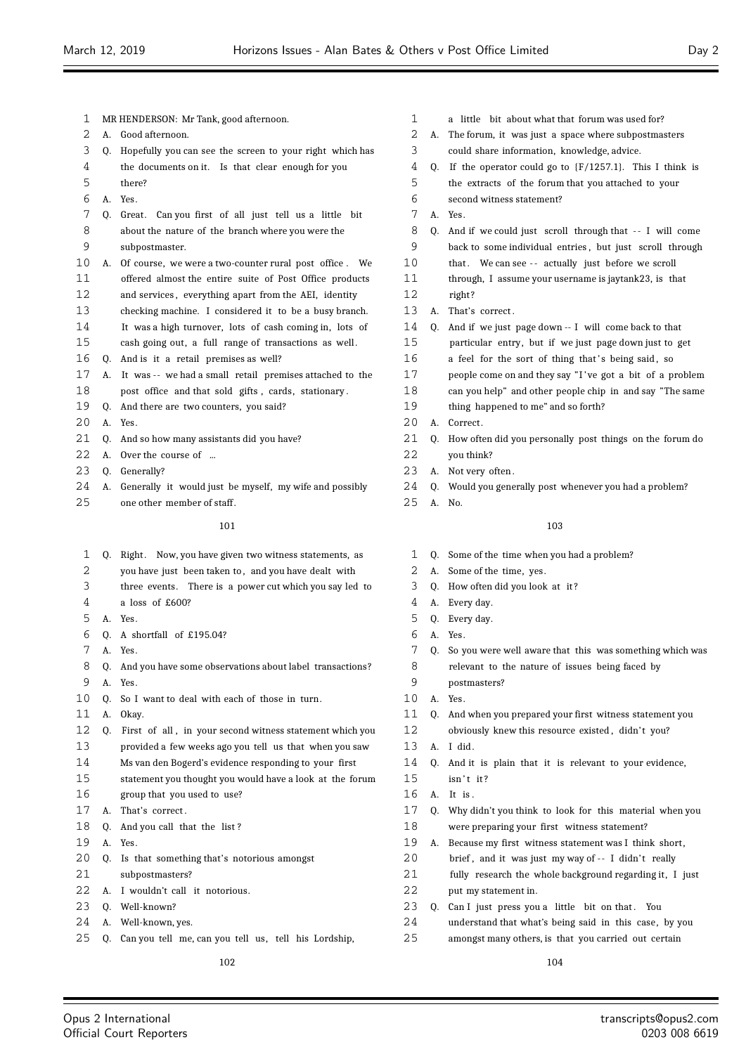1 MR HENDERSON: Mr Tank, good afternoon.
2 A. Good afternoon.
3 Q. Hopefully you can see the screen to your right which has
4 the documents on it. Is that clear enough for you
5 there?
6 A. Yes.
7 Q. Great. Can you first of all just tell us a little bit
8 about the nature of the branch where you were the
9 subpostmaster.
10 A. Of course, we were a two-counter rural post office. We
11 offered almost the entire suite of Post Office products
12 and services, everything apart from the AEI, identity
13 checking machine. I considered it to be a busy branch.
14 It was a high turnover, lots of cash coming in, lots of
15 cash going out, a full range of transactions as well.
16 Q. And is it a retail premises as well?
17 A. It was -- we had a small retail premises attached to the
18 post office and that sold gifts, cards, stationary.
19 Q. And there are two counters, you said?
20 A. Yes.
21 Q. And so how many assistants did you have?
22 A. Over the course of ...
23 Q. Generally?
24 A. Generally it would just be myself, my wife and possibly
25 one other member of staff.

101

1 Q. Right. Now, you have given two witness statements, as
2 you have just been taken to, and you have dealt with
3 three events. There is a power cut which you say led to
4 a loss of £600?
5 A. Yes.
6 Q. A shortfall of £195.04?
7 A. Yes.
8 Q. And you have some observations about label transactions?
9 A. Yes.
10 Q. So I want to deal with each of those in turn.
11 A. Okay.
12 Q. First of all, in your second witness statement which you
13 provided a few weeks ago you tell us that when you saw
14 Ms van den Bogerd's evidence responding to your first
15 statement you thought you would have a look at the forum
16 group that you used to use?
17 A. That's correct.
18 Q. And you call that the list?
19 A. Yes.
20 Q. Is that something that's notorious amongst
21 subpostmasters?
22 A. I wouldn't call it notorious.
23 Q. Well-known?
24 A. Well-known, yes.
25 Q. Can you tell me, can you tell us, tell his Lordship,

102

1 a little bit about what that forum was used for?
2 A. The forum, it was just a space where subpostmasters
3 could share information, knowledge, advice.
4 Q. If the operator could go to {F/1257.1}. This I think is
5 the extracts of the forum that you attached to your
6 second witness statement?
7 A. Yes.
8 Q. And if we could just scroll through that -- I will come
9 back to some individual entries, but just scroll through
10 that. We can see -- actually just before we scroll
11 through, I assume your username is jaytank23, is that
12 right?
13 A. That's correct.
14 Q. And if we just page down -- I will come back to that
15 particular entry, but if we just page down just to get
16 a feel for the sort of thing that's being said, so
17 people come on and they say "I've got a bit of a problem
18 can you help" and other people chip in and say "The same
19 thing happened to me" and so forth?
20 A. Correct.
21 Q. How often did you personally post things on the forum do
22 you think?
23 A. Not very often.
24 Q. Would you generally post whenever you had a problem?
25 A. No.

103

1 Q. Some of the time when you had a problem?
2 A. Some of the time, yes.
3 Q. How often did you look at it?
4 A. Every day.
5 Q. Every day.
6 A. Yes.
7 Q. So you were well aware that this was something which was
8 relevant to the nature of issues being faced by
9 postmasters?
10 A. Yes.
11 Q. And when you prepared your first witness statement you
12 obviously knew this resource existed, didn't you?
13 A. I did.
14 Q. And it is plain that it is relevant to your evidence,
15 isn't it?
16 A. It is.
17 Q. Why didn't you think to look for this material when you
18 were preparing your first witness statement?
19 A. Because my first witness statement was I think short,
20 brief, and it was just my way of -- I didn't really
21 fully research the whole background regarding it, I just
22 put my statement in.
23 Q. Can I just press you a little bit on that. You
24 understand that what's being said in this case, by you
25 amongst many others, is that you carried out certain

104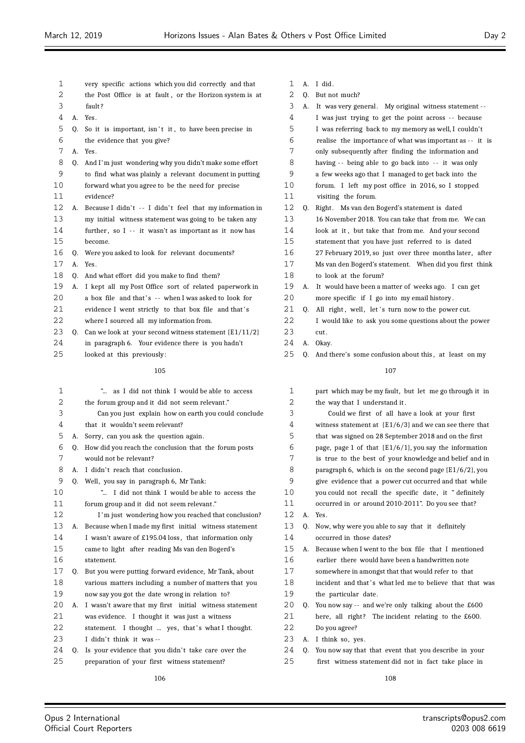very specific actions which you did correctly and that the Post Office is at fault, or the Horizon system is at fault?

A. Yes.

Q. So it is important, isn't it, to have been precise in the evidence that you give?

A. Yes.

Q. And I'm just wondering why you didn't make some effort to find what was plainly a relevant document in putting forward what you agree to be the need for precise evidence?

A. Because I didn't -- I didn't feel that my information in my initial witness statement was going to be taken any further, so I -- it wasn't as important as it now has become.

Q. Were you asked to look for relevant documents?

A. Yes.

Q. And what effort did you make to find them?

A. I kept all my Post Office sort of related paperwork in a box file and that's -- when I was asked to look for evidence I went strictly to that box file and that's where I sourced all my information from.

Q. Can we look at your second witness statement {E1/11/2} in paragraph 6. Your evidence there is you hadn't looked at this previously:

"... as I did not think I would be able to access the forum group and it did not seem relevant."

Can you just explain how on earth you could conclude that it wouldn't seem relevant?

A. Sorry, can you ask the question again.

Q. How did you reach the conclusion that the forum posts would not be relevant?

A. I didn't reach that conclusion.

Q. Well, you say in paragraph 6, Mr Tank:

"... I did not think I would be able to access the forum group and it did not seem relevant."

I'm just wondering how you reached that conclusion?

A. Because when I made my first initial witness statement I wasn't aware of £195.04 loss, that information only came to light after reading Ms van den Bogerd's statement.

Q. But you were putting forward evidence, Mr Tank, about various matters including a number of matters that you now say you got the date wrong in relation to?

A. I wasn't aware that my first initial witness statement was evidence. I thought it was just a witness statement. I thought ... yes, that's what I thought. I didn't think it was --

Q. Is your evidence that you didn't take care over the preparation of your first witness statement?

A. I did.

Q. But not much?

A. It was very general. My original witness statement -- I was just trying to get the point across -- because I was referring back to my memory as well, I couldn't realise the importance of what was important as -- it is only subsequently after finding the information and having -- being able to go back into -- it was only a few weeks ago that I managed to get back into the forum. I left my post office in 2016, so I stopped visiting the forum.

Q. Right. Ms van den Bogerd's statement is dated 16 November 2018. You can take that from me. We can look at it, but take that from me. And your second statement that you have just referred to is dated 27 February 2019, so just over three months later, after Ms van den Bogerd's statement. When did you first think to look at the forum?

A. It would have been a matter of weeks ago. I can get more specific if I go into my email history.

Q. All right, well, let's turn now to the power cut. I would like to ask you some questions about the power cut.

A. Okay.

Q. And there's some confusion about this, at least on my part which may be my fault, but let me go through it in the way that I understand it.

Could we first of all have a look at your first witness statement at {E1/6/3} and we can see there that that was signed on 28 September 2018 and on the first page, page 1 of that {E1/6/1}, you say the information is true to the best of your knowledge and belief and in paragraph 6, which is on the second page {E1/6/2}, you give evidence that a power cut occurred and that while you could not recall the specific date, it "definitely occurred in or around 2010-2011". Do you see that?

A. Yes.

Q. Now, why were you able to say that it definitely occurred in those dates?

A. Because when I went to the box file that I mentioned earlier there would have been a handwritten note somewhere in amongst that that would refer to that incident and that's what led me to believe that that was the particular date.

Q. You now say -- and we're only talking about the £600 here, all right? The incident relating to the £600. Do you agree?

A. I think so, yes.

Q. You now say that that event that you describe in your first witness statement did not in fact take place in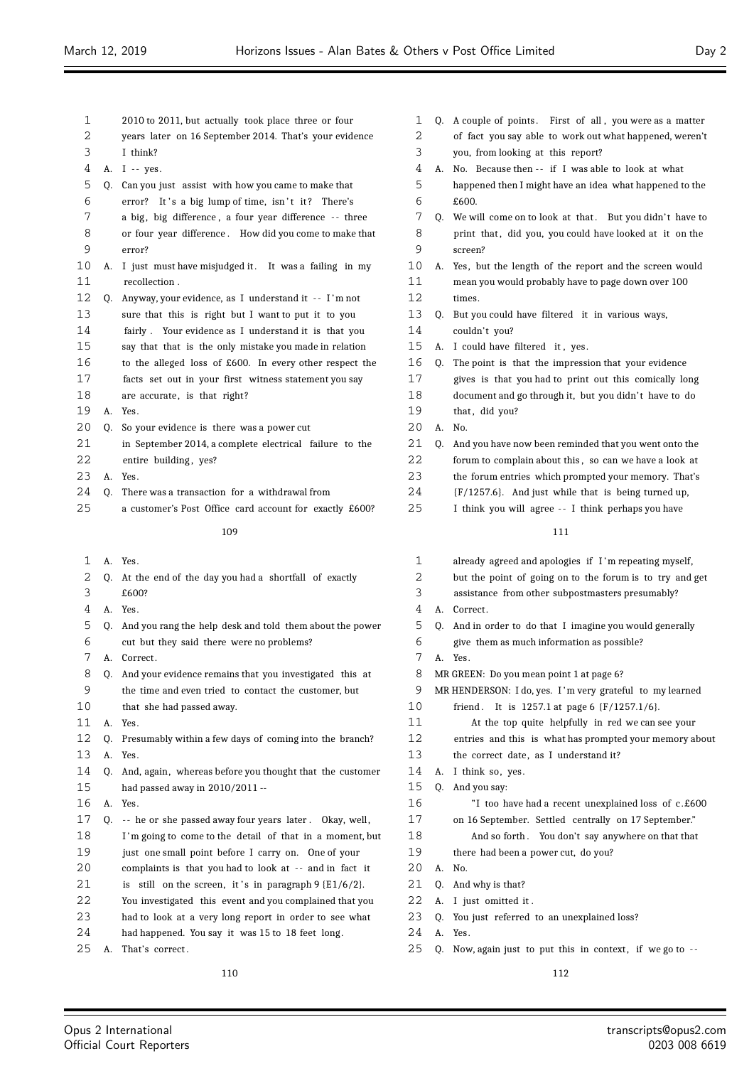2010 to 2011, but actually took place three or four years later on 16 September 2014. That's your evidence I think?

A. I -- yes.

Q. Can you just assist with how you came to make that error? It's a big lump of time, isn't it? There's a big, big difference, a four year difference -- three or four year difference. How did you come to make that error?

A. I just must have misjudged it. It was a failing in my recollection.

Q. Anyway, your evidence, as I understand it -- I'm not sure that this is right but I want to put it to you fairly. Your evidence as I understand it is that you say that that is the only mistake you made in relation to the alleged loss of £600. In every other respect the facts set out in your first witness statement you say are accurate, is that right?

A. Yes.

Q. So your evidence is there was a power cut in September 2014, a complete electrical failure to the entire building, yes?

A. Yes.

Q. There was a transaction for a withdrawal from a customer's Post Office card account for exactly £600?

A. Yes.

Q. At the end of the day you had a shortfall of exactly £600?

A. Yes.

Q. And you rang the help desk and told them about the power cut but they said there were no problems?

A. Correct.

Q. And your evidence remains that you investigated this at the time and even tried to contact the customer, but that she had passed away.

A. Yes.

Q. Presumably within a few days of coming into the branch?

A. Yes.

Q. And, again, whereas before you thought that the customer had passed away in 2010/2011 --

A. Yes.

Q. -- he or she passed away four years later. Okay, well, I'm going to come to the detail of that in a moment, but just one small point before I carry on. One of your complaints is that you had to look at -- and in fact it is still on the screen, it's in paragraph 9 {E1/6/2}. You investigated this event and you complained that you had to look at a very long report in order to see what had happened. You say it was 15 to 18 feet long.

A. That's correct.

Q. A couple of points. First of all, you were as a matter of fact you say able to work out what happened, weren't you, from looking at this report?

A. No. Because then -- if I was able to look at what happened then I might have an idea what happened to the £600.

Q. We will come on to look at that. But you didn't have to print that, did you, you could have looked at it on the screen?

A. Yes, but the length of the report and the screen would mean you would probably have to page down over 100 times.

Q. But you could have filtered it in various ways, couldn't you?

A. I could have filtered it, yes.

Q. The point is that the impression that your evidence gives is that you had to print out this comically long document and go through it, but you didn't have to do that, did you?

A. No.

Q. And you have now been reminded that you went onto the forum to complain about this, so can we have a look at the forum entries which prompted your memory. That's {F/1257.6}. And just while that is being turned up, I think you will agree -- I think perhaps you have already agreed and apologies if I'm repeating myself, but the point of going on to the forum is to try and get assistance from other subpostmasters presumably?

A. Correct.

Q. And in order to do that I imagine you would generally give them as much information as possible?

A. Yes.

MR GREEN: Do you mean point 1 at page 6?

MR HENDERSON: I do, yes. I'm very grateful to my learned friend. It is 1257.1 at page 6 {F/1257.1/6}.

At the top quite helpfully in red we can see your entries and this is what has prompted your memory about the correct date, as I understand it?

A. I think so, yes.

Q. And you say:

"I too have had a recent unexplained loss of c.£600 on 16 September. Settled centrally on 17 September."

And so forth. You don't say anywhere on that that there had been a power cut, do you?

A. No.

Q. And why is that?

A. I just omitted it.

Q. You just referred to an unexplained loss?

A. Yes.

Q. Now, again just to put this in context, if we go to --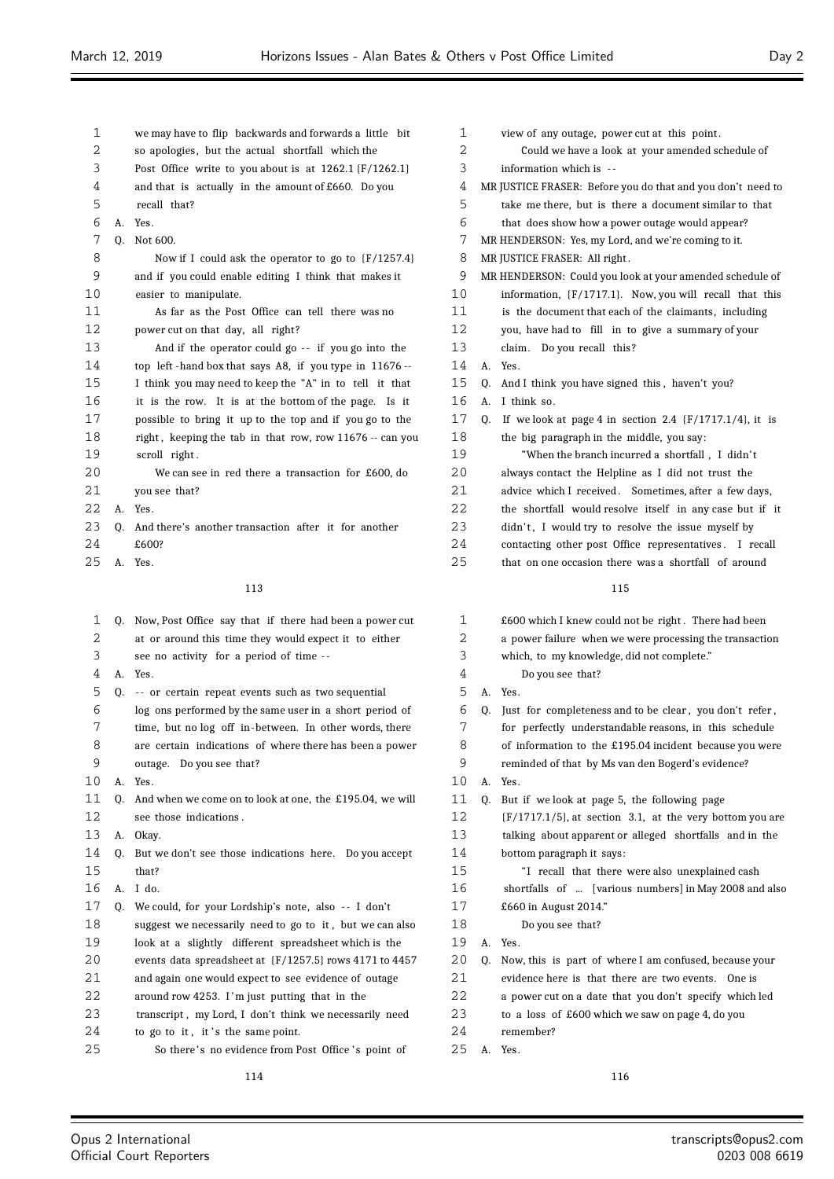we may have to flip backwards and forwards a little bit so apologies, but the actual shortfall which the Post Office write to you about is at 1262.1 {F/1262.1} and that is actually in the amount of £660. Do you recall that?

A. Yes.

Q. Not 600.

Now if I could ask the operator to go to {F/1257.4} and if you could enable editing I think that makes it easier to manipulate.

As far as the Post Office can tell there was no power cut on that day, all right?

And if the operator could go -- if you go into the top left-hand box that says A8, if you type in 11676 -- I think you may need to keep the "A" in to tell it that it is the row. It is at the bottom of the page. Is it possible to bring it up to the top and if you go to the right, keeping the tab in that row, row 11676 -- can you scroll right.

We can see in red there a transaction for £600, do you see that?

A. Yes.

Q. And there's another transaction after it for another £600?

A. Yes.

Q. Now, Post Office say that if there had been a power cut at or around this time they would expect it to either see no activity for a period of time --

A. Yes.

Q. -- or certain repeat events such as two sequential log ons performed by the same user in a short period of time, but no log off in-between. In other words, there are certain indications of where there has been a power outage. Do you see that?

A. Yes.

Q. And when we come on to look at one, the £195.04, we will see those indications.

A. Okay.

Q. But we don't see those indications here. Do you accept that?

A. I do.

Q. We could, for your Lordship's note, also -- I don't suggest we necessarily need to go to it, but we can also look at a slightly different spreadsheet which is the events data spreadsheet at {F/1257.5} rows 4171 to 4457 and again one would expect to see evidence of outage around row 4253. I'm just putting that in the transcript, my Lord, I don't think we necessarily need to go to it, it's the same point.

So there's no evidence from Post Office's point of view of any outage, power cut at this point.

Could we have a look at your amended schedule of information which is --

MR JUSTICE FRASER: Before you do that and you don't need to take me there, but is there a document similar to that that does show how a power outage would appear?

MR HENDERSON: Yes, my Lord, and we're coming to it.

MR JUSTICE FRASER: All right.

MR HENDERSON: Could you look at your amended schedule of information, {F/1717.1}. Now, you will recall that this is the document that each of the claimants, including you, have had to fill in to give a summary of your claim. Do you recall this?

A. Yes.

Q. And I think you have signed this, haven't you?

A. I think so.

Q. If we look at page 4 in section 2.4 {F/1717.1/4}, it is the big paragraph in the middle, you say:

"When the branch incurred a shortfall, I didn't always contact the Helpline as I did not trust the advice which I received. Sometimes, after a few days, the shortfall would resolve itself in any case but if it didn't, I would try to resolve the issue myself by contacting other post Office representatives. I recall that on one occasion there was a shortfall of around £600 which I knew could not be right. There had been a power failure when we were processing the transaction which, to my knowledge, did not complete."

Do you see that?

A. Yes.

Q. Just for completeness and to be clear, you don't refer, for perfectly understandable reasons, in this schedule of information to the £195.04 incident because you were reminded of that by Ms van den Bogerd's evidence?

A. Yes.

Q. But if we look at page 5, the following page {F/1717.1/5}, at section 3.1, at the very bottom you are talking about apparent or alleged shortfalls and in the bottom paragraph it says:

"I recall that there were also unexplained cash shortfalls of ... [various numbers] in May 2008 and also £660 in August 2014."

Do you see that?

A. Yes.

Q. Now, this is part of where I am confused, because your evidence here is that there are two events. One is a power cut on a date that you don't specify which led to a loss of £600 which we saw on page 4, do you remember?

A. Yes.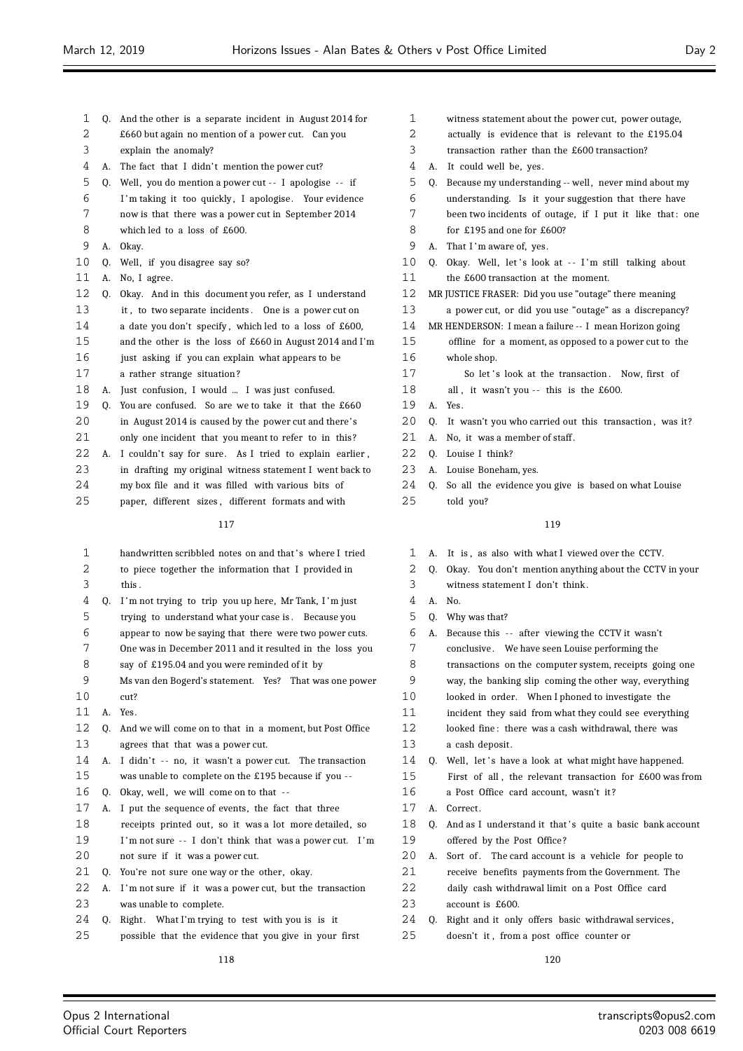117

1 Q. And the other is a separate incident in August 2014 for
2 £660 but again no mention of a power cut. Can you
3 explain the anomaly?
4 A. The fact that I didn't mention the power cut?
5 Q. Well, you do mention a power cut -- I apologise -- if
6 I'm taking it too quickly, I apologise. Your evidence
7 now is that there was a power cut in September 2014
8 which led to a loss of £600.
9 A. Okay.
10 Q. Well, if you disagree say so?
11 A. No, I agree.
12 Q. Okay. And in this document you refer, as I understand
13 it, to two separate incidents. One is a power cut on
14 a date you don't specify, which led to a loss of £600,
15 and the other is the loss of £660 in August 2014 and I'm
16 just asking if you can explain what appears to be
17 a rather strange situation?
18 A. Just confusion, I would ... I was just confused.
19 Q. You are confused. So are we to take it that the £660
20 in August 2014 is caused by the power cut and there's
21 only one incident that you meant to refer to in this?
22 A. I couldn't say for sure. As I tried to explain earlier,
23 in drafting my original witness statement I went back to
24 my box file and it was filled with various bits of
25 paper, different sizes, different formats and with

118

1 handwritten scribbled notes on and that's where I tried
2 to piece together the information that I provided in
3 this.
4 Q. I'm not trying to trip you up here, Mr Tank, I'm just
5 trying to understand what your case is. Because you
6 appear to now be saying that there were two power cuts.
7 One was in December 2011 and it resulted in the loss you
8 say of £195.04 and you were reminded of it by
9 Ms van den Bogerd's statement. Yes? That was one power
10 cut?
11 A. Yes.
12 Q. And we will come on to that in a moment, but Post Office
13 agrees that that was a power cut.
14 A. I didn't -- no, it wasn't a power cut. The transaction
15 was unable to complete on the £195 because if you --
16 Q. Okay, well, we will come on to that --
17 A. I put the sequence of events, the fact that three
18 receipts printed out, so it was a lot more detailed, so
19 I'm not sure -- I don't think that was a power cut. I'm
20 not sure if it was a power cut.
21 Q. You're not sure one way or the other, okay.
22 A. I'm not sure if it was a power cut, but the transaction
23 was unable to complete.
24 Q. Right. What I'm trying to test with you is is it
25 possible that the evidence that you give in your first

119

1 witness statement about the power cut, power outage,
2 actually is evidence that is relevant to the £195.04
3 transaction rather than the £600 transaction?
4 A. It could well be, yes.
5 Q. Because my understanding -- well, never mind about my
6 understanding. Is it your suggestion that there have
7 been two incidents of outage, if I put it like that: one
8 for £195 and one for £600?
9 A. That I'm aware of, yes.
10 Q. Okay. Well, let's look at -- I'm still talking about
11 the £600 transaction at the moment.
12 MR JUSTICE FRASER: Did you use "outage" there meaning
13 a power cut, or did you use "outage" as a discrepancy?
14 MR HENDERSON: I mean a failure -- I mean Horizon going
15 offline for a moment, as opposed to a power cut to the
16 whole shop.
17 So let's look at the transaction. Now, first of
18 all, it wasn't you -- this is the £600.
19 A. Yes.
20 Q. It wasn't you who carried out this transaction, was it?
21 A. No, it was a member of staff.
22 Q. Louise I think?
23 A. Louise Boneham, yes.
24 Q. So all the evidence you give is based on what Louise
25 told you?

120

1 A. It is, as also with what I viewed over the CCTV.
2 Q. Okay. You don't mention anything about the CCTV in your
3 witness statement I don't think.
4 A. No.
5 Q. Why was that?
6 A. Because this -- after viewing the CCTV it wasn't
7 conclusive. We have seen Louise performing the
8 transactions on the computer system, receipts going one
9 way, the banking slip coming the other way, everything
10 looked in order. When I phoned to investigate the
11 incident they said from what they could see everything
12 looked fine: there was a cash withdrawal, there was
13 a cash deposit.
14 Q. Well, let's have a look at what might have happened.
15 First of all, the relevant transaction for £600 was from
16 a Post Office card account, wasn't it?
17 A. Correct.
18 Q. And as I understand it that's quite a basic bank account
19 offered by the Post Office?
20 A. Sort of. The card account is a vehicle for people to
21 receive benefits payments from the Government. The
22 daily cash withdrawal limit on a Post Office card
23 account is £600.
24 Q. Right and it only offers basic withdrawal services,
25 doesn't it, from a post office counter or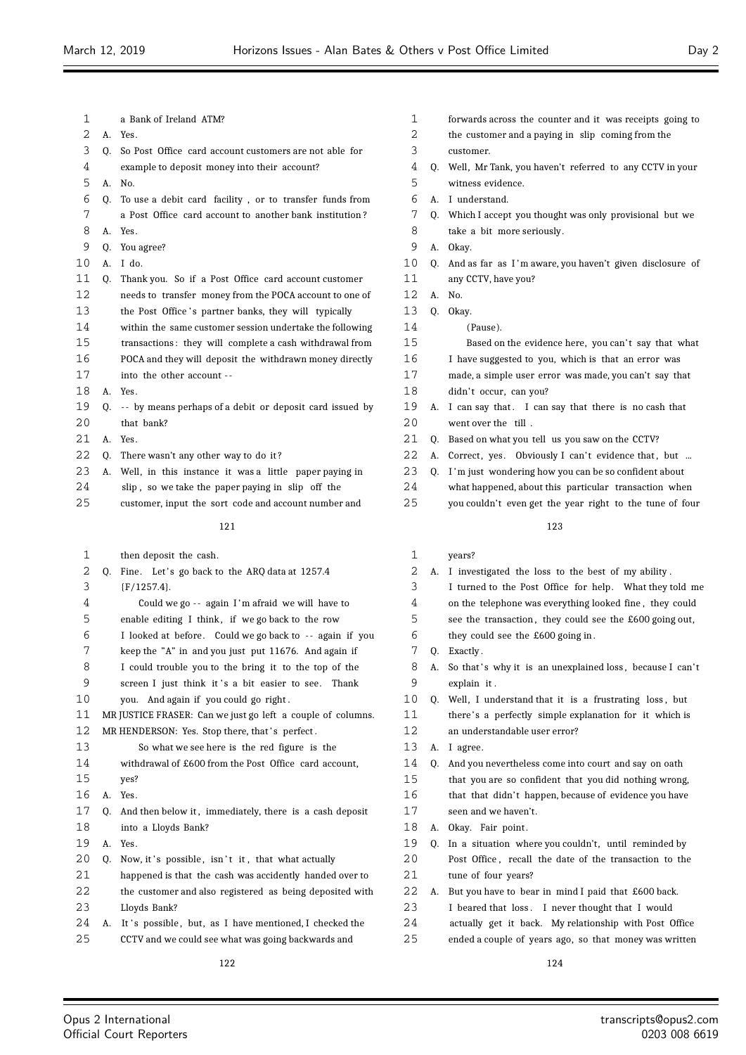1 a Bank of Ireland ATM?
2 A. Yes.
3 Q. So Post Office card account customers are not able for
4 example to deposit money into their account?
5 A. No.
6 Q. To use a debit card facility , or to transfer funds from
7 a Post Office card account to another bank institution ?
8 A. Yes.
9 Q. You agree?
10 A. I do.
11 Q. Thank you. So if a Post Office card account customer
12 needs to transfer money from the POCA account to one of
13 the Post Office's partner banks, they will typically
14 within the same customer session undertake the following
15 transactions: they will complete a cash withdrawal from
16 POCA and they will deposit the withdrawn money directly
17 into the other account --
18 A. Yes.
19 Q. -- by means perhaps of a debit or deposit card issued by
20 that bank?
21 A. Yes.
22 Q. There wasn't any other way to do it?
23 A. Well, in this instance it was a little paper paying in
24 slip , so we take the paper paying in slip off the
25 customer, input the sort code and account number and

121

1 then deposit the cash.
2 Q. Fine. Let's go back to the ARQ data at 1257.4
3 {F/1257.4}.
4 Could we go -- again I'm afraid we will have to
5 enable editing I think, if we go back to the row
6 I looked at before. Could we go back to -- again if you
7 keep the "A" in and you just put 11676. And again if
8 I could trouble you to the bring it to the top of the
9 screen I just think it's a bit easier to see. Thank
10 you. And again if you could go right.
11 MR JUSTICE FRASER: Can we just go left a couple of columns.
12 MR HENDERSON: Yes. Stop there, that's perfect.
13 So what we see here is the red figure is the
14 withdrawal of £600 from the Post Office card account,
15 yes?
16 A. Yes.
17 Q. And then below it, immediately, there is a cash deposit
18 into a Lloyds Bank?
19 A. Yes.
20 Q. Now, it's possible, isn't it, that what actually
21 happened is that the cash was accidently handed over to
22 the customer and also registered as being deposited with
23 Lloyds Bank?
24 A. It's possible, but, as I have mentioned, I checked the
25 CCTV and we could see what was going backwards and

122

1 forwards across the counter and it was receipts going to
2 the customer and a paying in slip coming from the
3 customer.
4 Q. Well, Mr Tank, you haven't referred to any CCTV in your
5 witness evidence.
6 A. I understand.
7 Q. Which I accept you thought was only provisional but we
8 take a bit more seriously.
9 A. Okay.
10 Q. And as far as I'm aware, you haven't given disclosure of
11 any CCTV, have you?
12 A. No.
13 Q. Okay.
14 (Pause).
15 Based on the evidence here, you can't say that what
16 I have suggested to you, which is that an error was
17 made, a simple user error was made, you can't say that
18 didn't occur, can you?
19 A. I can say that. I can say that there is no cash that
20 went over the till .
21 Q. Based on what you tell us you saw on the CCTV?
22 A. Correct, yes. Obviously I can't evidence that, but ...
23 Q. I'm just wondering how you can be so confident about
24 what happened, about this particular transaction when
25 you couldn't even get the year right to the tune of four

123

1 years?
2 A. I investigated the loss to the best of my ability .
3 I turned to the Post Office for help. What they told me
4 on the telephone was everything looked fine , they could
5 see the transaction, they could see the £600 going out,
6 they could see the £600 going in.
7 Q. Exactly.
8 A. So that's why it is an unexplained loss, because I can't
9 explain it .
10 Q. Well, I understand that it is a frustrating loss, but
11 there's a perfectly simple explanation for it which is
12 an understandable user error?
13 A. I agree.
14 Q. And you nevertheless come into court and say on oath
15 that you are so confident that you did nothing wrong,
16 that that didn't happen, because of evidence you have
17 seen and we haven't.
18 A. Okay. Fair point.
19 Q. In a situation where you couldn't, until reminded by
20 Post Office, recall the date of the transaction to the
21 tune of four years?
22 A. But you have to bear in mind I paid that £600 back.
23 I beared that loss. I never thought that I would
24 actually get it back. My relationship with Post Office
25 ended a couple of years ago, so that money was written

124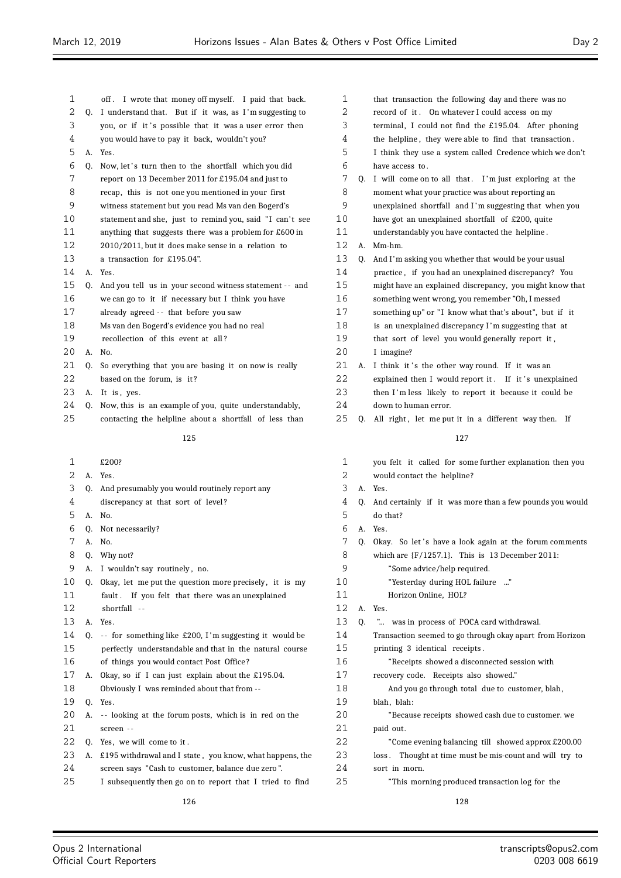off. I wrote that money off myself. I paid that back.

Q. I understand that. But if it was, as I'm suggesting to you, or if it's possible that it was a user error then you would have to pay it back, wouldn't you?

A. Yes.

Q. Now, let's turn then to the shortfall which you did report on 13 December 2011 for £195.04 and just to recap, this is not one you mentioned in your first witness statement but you read Ms van den Bogerd's statement and she, just to remind you, said "I can't see anything that suggests there was a problem for £600 in 2010/2011, but it does make sense in a relation to a transaction for £195.04".

A. Yes.

Q. And you tell us in your second witness statement -- and we can go to it if necessary but I think you have already agreed -- that before you saw Ms van den Bogerd's evidence you had no real recollection of this event at all?

A. No.

Q. So everything that you are basing it on now is really based on the forum, is it?

A. It is, yes.

Q. Now, this is an example of you, quite understandably, contacting the helpline about a shortfall of less than £200?

A. Yes.

Q. And presumably you would routinely report any discrepancy at that sort of level?

A. No.

Q. Not necessarily?

A. No.

Q. Why not?

A. I wouldn't say routinely, no.

Q. Okay, let me put the question more precisely, it is my fault. If you felt that there was an unexplained shortfall --

A. Yes.

Q. -- for something like £200, I'm suggesting it would be perfectly understandable and that in the natural course of things you would contact Post Office?

A. Okay, so if I can just explain about the £195.04. Obviously I was reminded about that from --

Q. Yes.

A. -- looking at the forum posts, which is in red on the screen --

Q. Yes, we will come to it.

A. £195 withdrawal and I state, you know, what happens, the screen says "Cash to customer, balance due zero". I subsequently then go on to report that I tried to find that transaction the following day and there was no record of it. On whatever I could access on my terminal, I could not find the £195.04. After phoning the helpline, they were able to find that transaction. I think they use a system called Credence which we don't have access to.

Q. I will come on to all that. I'm just exploring at the moment what your practice was about reporting an unexplained shortfall and I'm suggesting that when you have got an unexplained shortfall of £200, quite understandably you have contacted the helpline.

A. Mm-hm.

Q. And I'm asking you whether that would be your usual practice, if you had an unexplained discrepancy? You might have an explained discrepancy, you might know that something went wrong, you remember "Oh, I messed something up" or "I know what that's about", but if it is an unexplained discrepancy I'm suggesting that at that sort of level you would generally report it, I imagine?

A. I think it's the other way round. If it was an explained then I would report it. If it's unexplained then I'm less likely to report it because it could be down to human error.

Q. All right, let me put it in a different way then. If you felt it called for some further explanation then you would contact the helpline?

A. Yes.

Q. And certainly if it was more than a few pounds you would do that?

A. Yes.

Q. Okay. So let's have a look again at the forum comments which are {F/1257.1}. This is 13 December 2011:

"Some advice/help required.

"Yesterday during HOL failure ..."

Horizon Online, HOL?

A. Yes.

Q. "... was in process of POCA card withdrawal. Transaction seemed to go through okay apart from Horizon printing 3 identical receipts.

"Receipts showed a disconnected session with recovery code. Receipts also showed."

And you go through total due to customer, blah, blah:

"Because receipts showed cash due to customer. we paid out.

"Come evening balancing till showed approx £200.00 loss. Thought at time must be mis-count and will try to sort in morn.

"This morning produced transaction log for the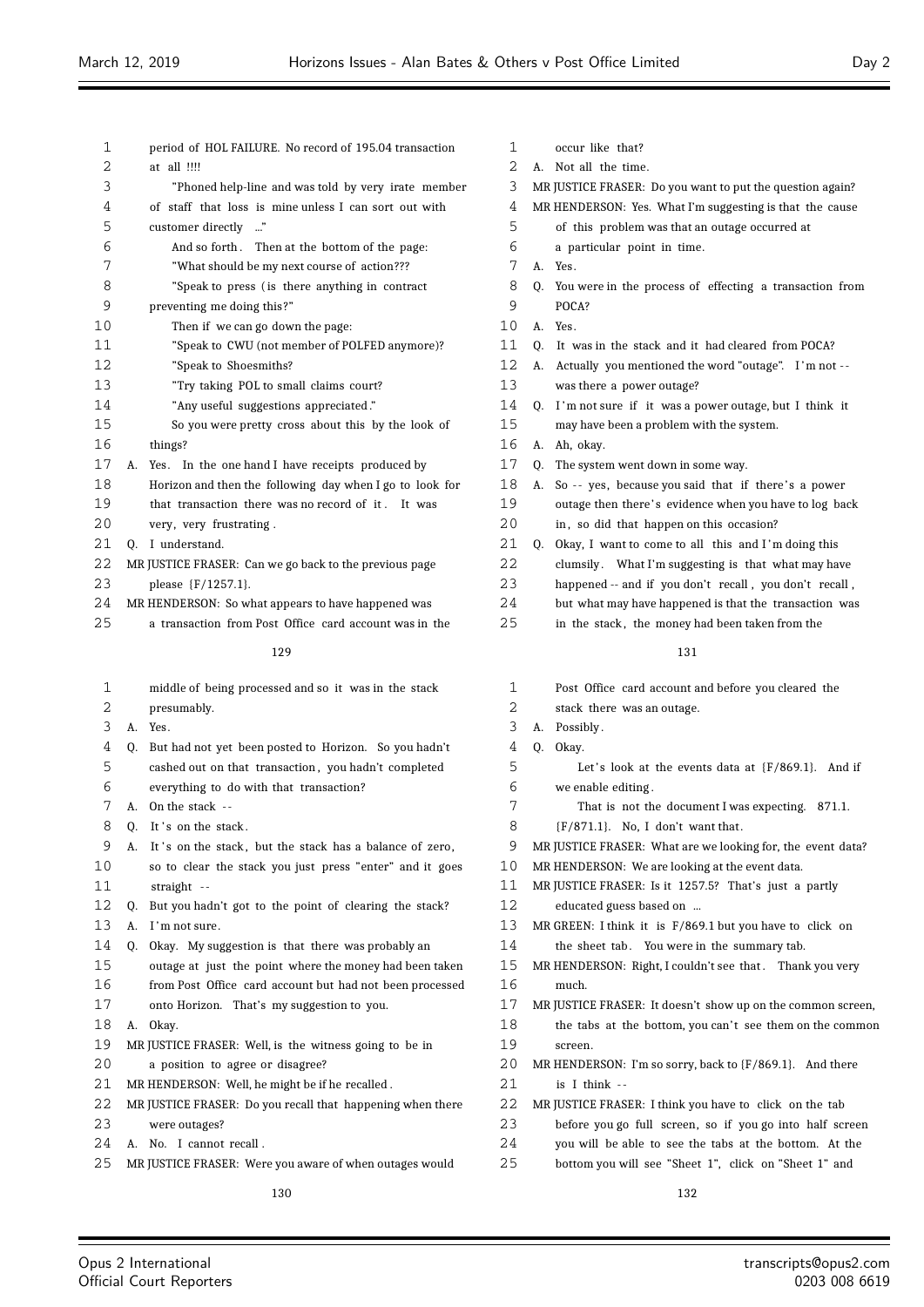period of HOL FAILURE. No record of 195.04 transaction at all !!!!

"Phoned help-line and was told by very irate member of staff that loss is mine unless I can sort out with customer directly ..."

And so forth. Then at the bottom of the page:

"What should be my next course of action???

"Speak to press (is there anything in contract preventing me doing this?"

Then if we can go down the page:

"Speak to CWU (not member of POLFED anymore)?

"Speak to Shoesmiths?

"Try taking POL to small claims court?

"Any useful suggestions appreciated."

So you were pretty cross about this by the look of things?

A. Yes. In the one hand I have receipts produced by Horizon and then the following day when I go to look for that transaction there was no record of it. It was very, very frustrating.

Q. I understand.

MR JUSTICE FRASER: Can we go back to the previous page please {F/1257.1}.

MR HENDERSON: So what appears to have happened was a transaction from Post Office card account was in the middle of being processed and so it was in the stack presumably.

A. Yes.

Q. But had not yet been posted to Horizon. So you hadn't cashed out on that transaction, you hadn't completed everything to do with that transaction?

A. On the stack --

Q. It's on the stack.

A. It's on the stack, but the stack has a balance of zero, so to clear the stack you just press "enter" and it goes straight --

Q. But you hadn't got to the point of clearing the stack?

A. I'm not sure.

Q. Okay. My suggestion is that there was probably an outage at just the point where the money had been taken from Post Office card account but had not been processed onto Horizon. That's my suggestion to you.

A. Okay.

MR JUSTICE FRASER: Well, is the witness going to be in a position to agree or disagree?

MR HENDERSON: Well, he might be if he recalled.

MR JUSTICE FRASER: Do you recall that happening when there were outages?

A. No. I cannot recall.

MR JUSTICE FRASER: Were you aware of when outages would occur like that?

A. Not all the time.

MR JUSTICE FRASER: Do you want to put the question again?

MR HENDERSON: Yes. What I'm suggesting is that the cause of this problem was that an outage occurred at a particular point in time.

A. Yes.

Q. You were in the process of effecting a transaction from POCA?

A. Yes.

Q. It was in the stack and it had cleared from POCA?

A. Actually you mentioned the word "outage". I'm not -- was there a power outage?

Q. I'm not sure if it was a power outage, but I think it may have been a problem with the system.

A. Ah, okay.

Q. The system went down in some way.

A. So -- yes, because you said that if there's a power outage then there's evidence when you have to log back in, so did that happen on this occasion?

Q. Okay, I want to come to all this and I'm doing this clumsily. What I'm suggesting is that what may have happened -- and if you don't recall, you don't recall, but what may have happened is that the transaction was in the stack, the money had been taken from the Post Office card account and before you cleared the stack there was an outage.

A. Possibly.

Q. Okay.

Let's look at the events data at {F/869.1}. And if we enable editing.

That is not the document I was expecting. 871.1. {F/871.1}. No, I don't want that.

MR JUSTICE FRASER: What are we looking for, the event data?

MR HENDERSON: We are looking at the event data.

MR JUSTICE FRASER: Is it 1257.5? That's just a partly educated guess based on ...

MR GREEN: I think it is F/869.1 but you have to click on the sheet tab. You were in the summary tab.

MR HENDERSON: Right, I couldn't see that. Thank you very much.

MR JUSTICE FRASER: It doesn't show up on the common screen, the tabs at the bottom, you can't see them on the common screen.

MR HENDERSON: I'm so sorry, back to {F/869.1}. And there is I think --

MR JUSTICE FRASER: I think you have to click on the tab before you go full screen, so if you go into half screen you will be able to see the tabs at the bottom. At the bottom you will see "Sheet 1", click on "Sheet 1" and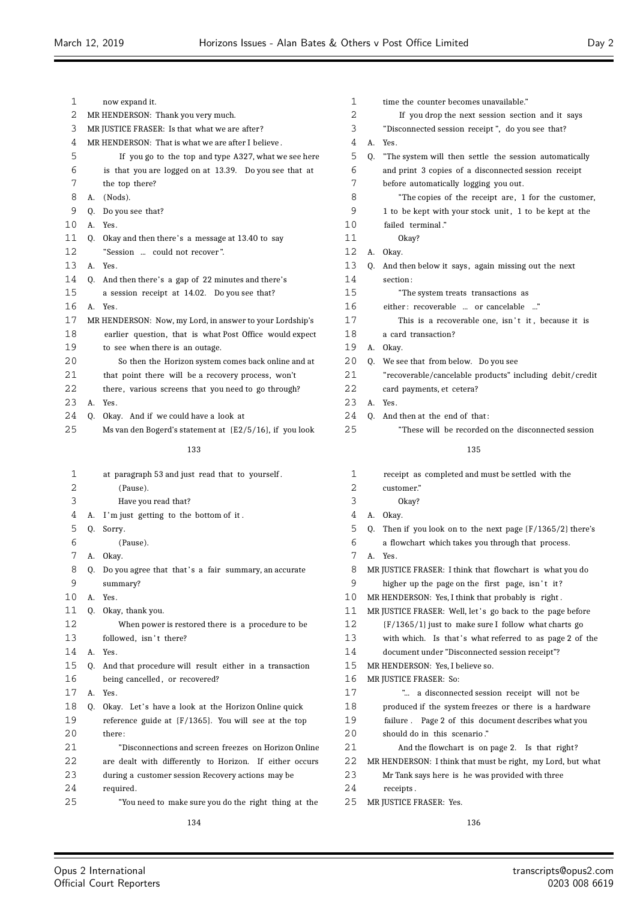now expand it.

MR HENDERSON: Thank you very much.

MR JUSTICE FRASER: Is that what we are after?

MR HENDERSON: That is what we are after I believe.

If you go to the top and type A327, what we see here is that you are logged on at 13.39. Do you see that at the top there?

A. (Nods).

Q. Do you see that?

A. Yes.

Q. Okay and then there's a message at 13.40 to say "Session ... could not recover".

A. Yes.

Q. And then there's a gap of 22 minutes and there's a session receipt at 14.02. Do you see that?

A. Yes.

MR HENDERSON: Now, my Lord, in answer to your Lordship's earlier question, that is what Post Office would expect to see when there is an outage.

So then the Horizon system comes back online and at that point there will be a recovery process, won't there, various screens that you need to go through?

A. Yes.

Q. Okay. And if we could have a look at Ms van den Bogerd's statement at {E2/5/16}, if you look at paragraph 53 and just read that to yourself.

(Pause).

Have you read that?

A. I'm just getting to the bottom of it.

Q. Sorry.

(Pause).

A. Okay.

Q. Do you agree that that's a fair summary, an accurate summary?

A. Yes.

Q. Okay, thank you.

When power is restored there is a procedure to be followed, isn't there?

A. Yes.

Q. And that procedure will result either in a transaction being cancelled, or recovered?

A. Yes.

Q. Okay. Let's have a look at the Horizon Online quick reference guide at {F/1365}. You will see at the top there:

"Disconnections and screen freezes on Horizon Online are dealt with differently to Horizon. If either occurs during a customer session Recovery actions may be required.

"You need to make sure you do the right thing at the time the counter becomes unavailable."

If you drop the next session section and it says "Disconnected session receipt", do you see that?

A. Yes.

Q. "The system will then settle the session automatically and print 3 copies of a disconnected session receipt before automatically logging you out.

"The copies of the receipt are, 1 for the customer, 1 to be kept with your stock unit, 1 to be kept at the failed terminal."

Okay?

A. Okay.

Q. And then below it says, again missing out the next section:

"The system treats transactions as either: recoverable ... or cancelable ..."

This is a recoverable one, isn't it, because it is a card transaction?

A. Okay.

Q. We see that from below. Do you see "recoverable/cancelable products" including debit/credit card payments, et cetera?

A. Yes.

Q. And then at the end of that:

"These will be recorded on the disconnected session receipt as completed and must be settled with the customer."

Okay?

A. Okay.

Q. Then if you look on to the next page {F/1365/2} there's a flowchart which takes you through that process.

A. Yes.

MR JUSTICE FRASER: I think that flowchart is what you do higher up the page on the first page, isn't it?

MR HENDERSON: Yes, I think that probably is right.

MR JUSTICE FRASER: Well, let's go back to the page before {F/1365/1} just to make sure I follow what charts go with which. Is that's what referred to as page 2 of the document under "Disconnected session receipt"?

MR HENDERSON: Yes, I believe so.

MR JUSTICE FRASER: So:

"... a disconnected session receipt will not be produced if the system freezes or there is a hardware failure. Page 2 of this document describes what you should do in this scenario."

And the flowchart is on page 2. Is that right?

MR HENDERSON: I think that must be right, my Lord, but what Mr Tank says here is he was provided with three receipts.

MR JUSTICE FRASER: Yes.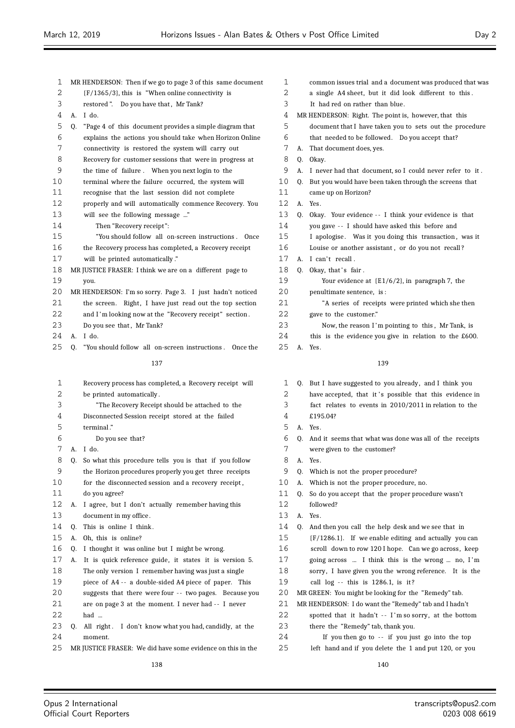MR HENDERSON: Then if we go to page 3 of this same document {F/1365/3}, this is "When online connectivity is restored". Do you have that, Mr Tank?

A. I do.

Q. "Page 4 of this document provides a simple diagram that explains the actions you should take when Horizon Online connectivity is restored the system will carry out Recovery for customer sessions that were in progress at the time of failure. When you next login to the terminal where the failure occurred, the system will recognise that the last session did not complete properly and will automatically commence Recovery. You will see the following message ..."

Then "Recovery receipt":

"You should follow all on-screen instructions. Once the Recovery process has completed, a Recovery receipt will be printed automatically."

MR JUSTICE FRASER: I think we are on a different page to you.

MR HENDERSON: I'm so sorry. Page 3. I just hadn't noticed the screen. Right, I have just read out the top section and I'm looking now at the "Recovery receipt" section. Do you see that, Mr Tank?

A. I do.

Q. "You should follow all on-screen instructions. Once the Recovery process has completed, a Recovery receipt will be printed automatically.

"The Recovery Receipt should be attached to the Disconnected Session receipt stored at the failed terminal."

Do you see that?

A. I do.

Q. So what this procedure tells you is that if you follow the Horizon procedures properly you get three receipts for the disconnected session and a recovery receipt, do you agree?

A. I agree, but I don't actually remember having this document in my office.

Q. This is online I think.

A. Oh, this is online?

Q. I thought it was online but I might be wrong.

A. It is quick reference guide, it states it is version 5. The only version I remember having was just a single piece of A4 -- a double-sided A4 piece of paper. This suggests that there were four -- two pages. Because you are on page 3 at the moment. I never had -- I never had ...

Q. All right. I don't know what you had, candidly, at the moment.

MR JUSTICE FRASER: We did have some evidence on this in the common issues trial and a document was produced that was a single A4 sheet, but it did look different to this. It had red on rather than blue.

MR HENDERSON: Right. The point is, however, that this document that I have taken you to sets out the procedure that needed to be followed. Do you accept that?

A. That document does, yes.

Q. Okay.

A. I never had that document, so I could never refer to it.

Q. But you would have been taken through the screens that came up on Horizon?

A. Yes.

Q. Okay. Your evidence -- I think your evidence is that you gave -- I should have asked this before and I apologise. Was it you doing this transaction, was it Louise or another assistant, or do you not recall?

A. I can't recall.

Q. Okay, that's fair.

Your evidence at {E1/6/2}, in paragraph 7, the penultimate sentence, is:

"A series of receipts were printed which she then gave to the customer."

Now, the reason I'm pointing to this, Mr Tank, is this is the evidence you give in relation to the £600.

A. Yes.

Q. But I have suggested to you already, and I think you have accepted, that it's possible that this evidence in fact relates to events in 2010/2011 in relation to the £195.04?

A. Yes.

Q. And it seems that what was done was all of the receipts were given to the customer?

A. Yes.

Q. Which is not the proper procedure?

A. Which is not the proper procedure, no.

Q. So do you accept that the proper procedure wasn't followed?

A. Yes.

Q. And then you call the help desk and we see that in {F/1286.1}. If we enable editing and actually you can scroll down to row 120 I hope. Can we go across, keep going across ... I think this is the wrong ... no, I'm sorry, I have given you the wrong reference. It is the call log -- this is 1286.1, is it?

MR GREEN: You might be looking for the "Remedy" tab.

MR HENDERSON: I do want the "Remedy" tab and I hadn't spotted that it hadn't -- I'm so sorry, at the bottom there the "Remedy" tab, thank you.

If you then go to -- if you just go into the top left hand and if you delete the 1 and put 120, or you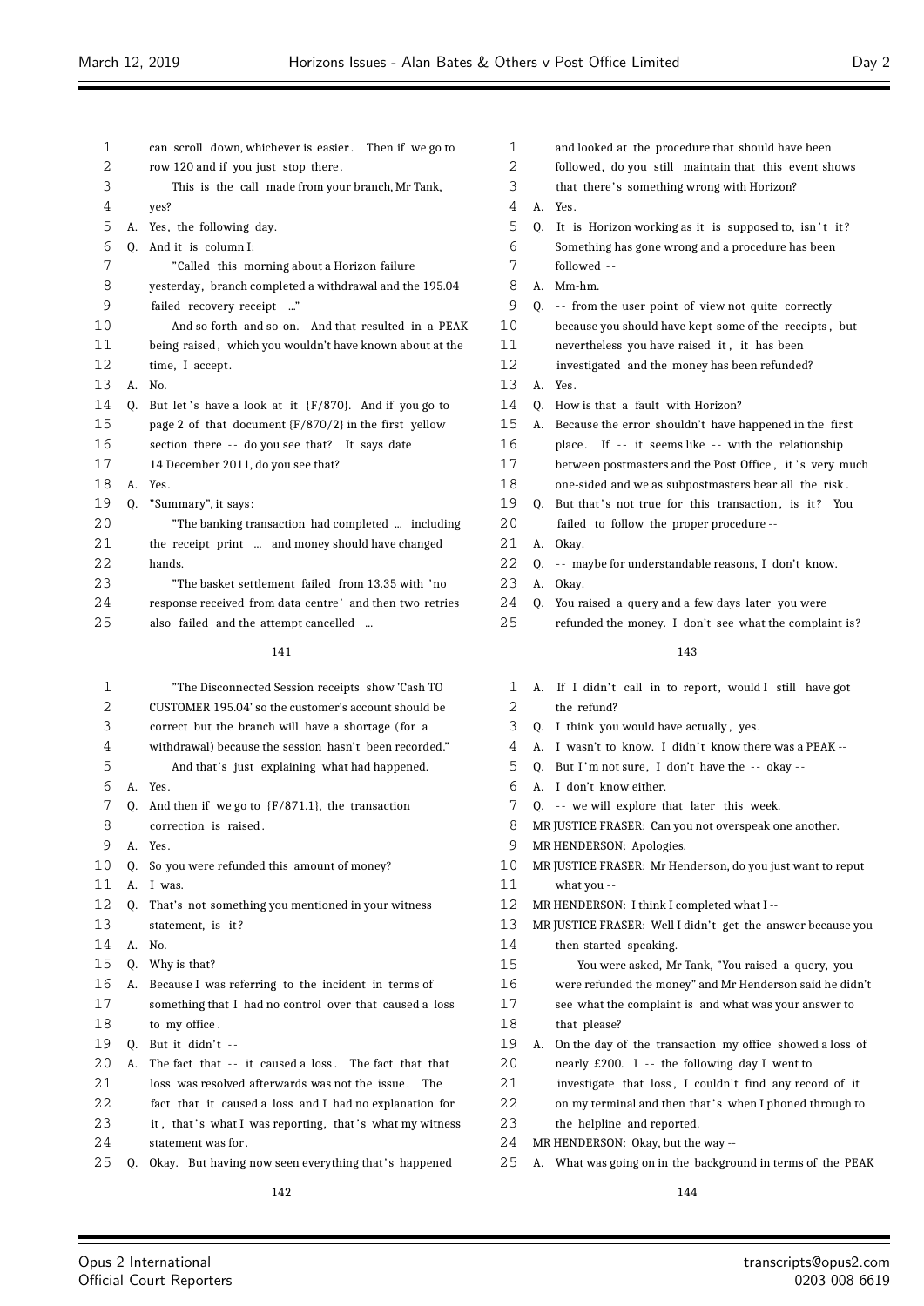can scroll down, whichever is easier. Then if we go to row 120 and if you just stop there.

This is the call made from your branch, Mr Tank, yes?

A. Yes, the following day.

Q. And it is column I:

"Called this morning about a Horizon failure yesterday, branch completed a withdrawal and the 195.04 failed recovery receipt ..."

And so forth and so on. And that resulted in a PEAK being raised, which you wouldn't have known about at the time, I accept.

A. No.

Q. But let's have a look at it {F/870}. And if you go to page 2 of that document {F/870/2} in the first yellow section there -- do you see that? It says date 14 December 2011, do you see that?

A. Yes.

Q. "Summary", it says:

"The banking transaction had completed ... including the receipt print ... and money should have changed hands.

"The basket settlement failed from 13.35 with 'no response received from data centre' and then two retries also failed and the attempt cancelled ...

"The Disconnected Session receipts show 'Cash TO CUSTOMER 195.04' so the customer's account should be correct but the branch will have a shortage (for a withdrawal) because the session hasn't been recorded."

And that's just explaining what had happened.

A. Yes.

Q. And then if we go to {F/871.1}, the transaction correction is raised.

A. Yes.

Q. So you were refunded this amount of money?

A. I was.

Q. That's not something you mentioned in your witness statement, is it?

A. No.

Q. Why is that?

A. Because I was referring to the incident in terms of something that I had no control over that caused a loss to my office.

Q. But it didn't --

A. The fact that -- it caused a loss. The fact that that loss was resolved afterwards was not the issue. The fact that it caused a loss and I had no explanation for it, that's what I was reporting, that's what my witness statement was for.

Q. Okay. But having now seen everything that's happened and looked at the procedure that should have been followed, do you still maintain that this event shows that there's something wrong with Horizon?

A. Yes.

Q. It is Horizon working as it is supposed to, isn't it? Something has gone wrong and a procedure has been followed --

A. Mm-hm.

Q. -- from the user point of view not quite correctly because you should have kept some of the receipts, but nevertheless you have raised it, it has been investigated and the money has been refunded?

A. Yes.

Q. How is that a fault with Horizon?

A. Because the error shouldn't have happened in the first place. If -- it seems like -- with the relationship between postmasters and the Post Office, it's very much one-sided and we as subpostmasters bear all the risk.

Q. But that's not true for this transaction, is it? You failed to follow the proper procedure --

A. Okay.

Q. -- maybe for understandable reasons, I don't know.

A. Okay.

Q. You raised a query and a few days later you were refunded the money. I don't see what the complaint is?

A. If I didn't call in to report, would I still have got the refund?

Q. I think you would have actually, yes.

A. I wasn't to know. I didn't know there was a PEAK --

Q. But I'm not sure, I don't have the -- okay --

A. I don't know either.

Q. -- we will explore that later this week.

MR JUSTICE FRASER: Can you not overspeak one another.

MR HENDERSON: Apologies.

MR JUSTICE FRASER: Mr Henderson, do you just want to reput what you --

MR HENDERSON: I think I completed what I --

MR JUSTICE FRASER: Well I didn't get the answer because you then started speaking.

You were asked, Mr Tank, "You raised a query, you were refunded the money" and Mr Henderson said he didn't see what the complaint is and what was your answer to that please?

A. On the day of the transaction my office showed a loss of nearly £200. I -- the following day I went to investigate that loss, I couldn't find any record of it on my terminal and then that's when I phoned through to the helpline and reported.

MR HENDERSON: Okay, but the way --

A. What was going on in the background in terms of the PEAK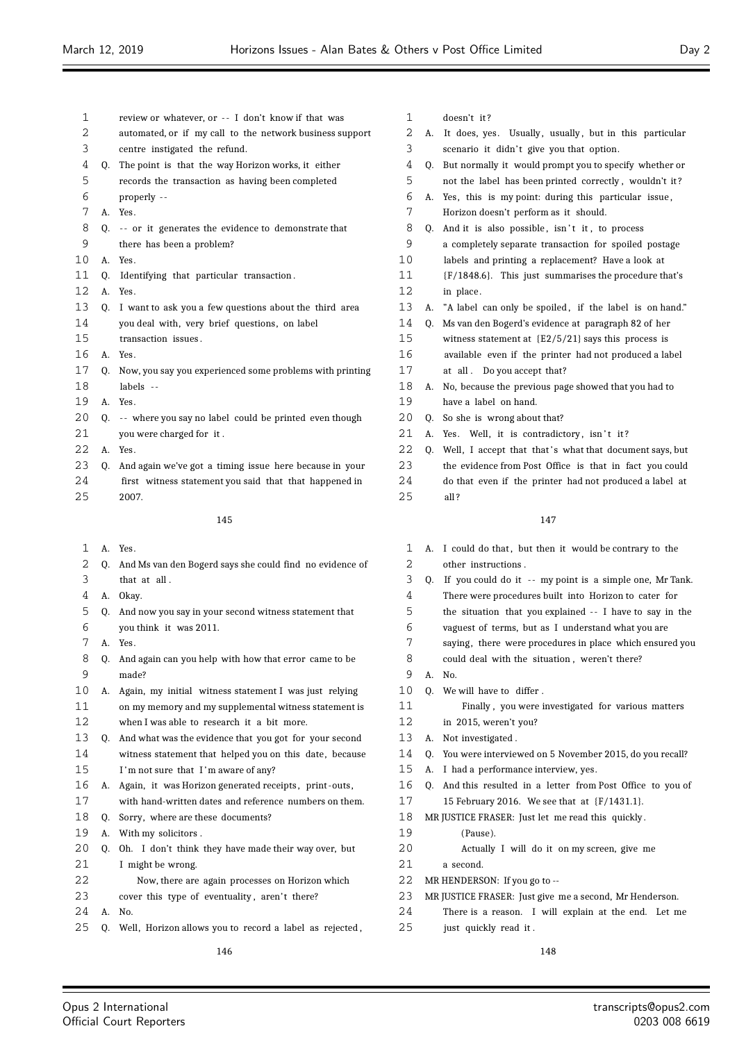review or whatever, or -- I don't know if that was automated, or if my call to the network business support centre instigated the refund.

Q. The point is that the way Horizon works, it either records the transaction as having been completed properly --

A. Yes.

Q. -- or it generates the evidence to demonstrate that there has been a problem?

A. Yes.

Q. Identifying that particular transaction.

A. Yes.

Q. I want to ask you a few questions about the third area you deal with, very brief questions, on label transaction issues.

A. Yes.

Q. Now, you say you experienced some problems with printing labels --

A. Yes.

Q. -- where you say no label could be printed even though you were charged for it.

A. Yes.

Q. And again we've got a timing issue here because in your first witness statement you said that that happened in 2007.

A. Yes.

Q. And Ms van den Bogerd says she could find no evidence of that at all.

A. Okay.

Q. And now you say in your second witness statement that you think it was 2011.

A. Yes.

Q. And again can you help with how that error came to be made?

A. Again, my initial witness statement I was just relying on my memory and my supplemental witness statement is when I was able to research it a bit more.

Q. And what was the evidence that you got for your second witness statement that helped you on this date, because I'm not sure that I'm aware of any?

A. Again, it was Horizon generated receipts, print-outs, with hand-written dates and reference numbers on them.

Q. Sorry, where are these documents?

A. With my solicitors.

Q. Oh. I don't think they have made their way over, but I might be wrong.

Now, there are again processes on Horizon which cover this type of eventuality, aren't there?

A. No.

Q. Well, Horizon allows you to record a label as rejected, doesn't it?

A. It does, yes. Usually, usually, but in this particular scenario it didn't give you that option.

Q. But normally it would prompt you to specify whether or not the label has been printed correctly, wouldn't it?

A. Yes, this is my point: during this particular issue, Horizon doesn't perform as it should.

Q. And it is also possible, isn't it, to process a completely separate transaction for spoiled postage labels and printing a replacement? Have a look at {F/1848.6}. This just summarises the procedure that's in place.

A. "A label can only be spoiled, if the label is on hand."

Q. Ms van den Bogerd's evidence at paragraph 82 of her witness statement at {E2/5/21} says this process is available even if the printer had not produced a label at all. Do you accept that?

A. No, because the previous page showed that you had to have a label on hand.

Q. So she is wrong about that?

A. Yes. Well, it is contradictory, isn't it?

Q. Well, I accept that that's what that document says, but the evidence from Post Office is that in fact you could do that even if the printer had not produced a label at all?

A. I could do that, but then it would be contrary to the other instructions.

Q. If you could do it -- my point is a simple one, Mr Tank. There were procedures built into Horizon to cater for the situation that you explained -- I have to say in the vaguest of terms, but as I understand what you are saying, there were procedures in place which ensured you could deal with the situation, weren't there?

A. No.

Q. We will have to differ.

Finally, you were investigated for various matters in 2015, weren't you?

A. Not investigated.

Q. You were interviewed on 5 November 2015, do you recall?

A. I had a performance interview, yes.

Q. And this resulted in a letter from Post Office to you of 15 February 2016. We see that at {F/1431.1}.

MR JUSTICE FRASER: Just let me read this quickly.

(Pause).

Actually I will do it on my screen, give me a second.

MR HENDERSON: If you go to --

MR JUSTICE FRASER: Just give me a second, Mr Henderson. There is a reason. I will explain at the end. Let me just quickly read it.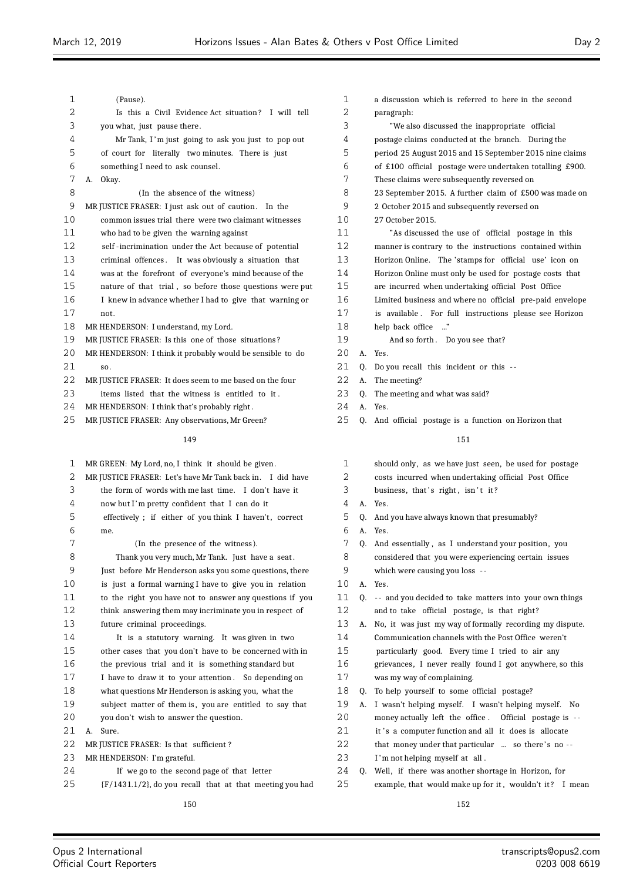(Pause).

Is this a Civil Evidence Act situation? I will tell you what, just pause there.

Mr Tank, I'm just going to ask you just to pop out of court for literally two minutes. There is just something I need to ask counsel.

A. Okay.

(In the absence of the witness)

MR JUSTICE FRASER: I just ask out of caution. In the common issues trial there were two claimant witnesses who had to be given the warning against self-incrimination under the Act because of potential criminal offences. It was obviously a situation that was at the forefront of everyone's mind because of the nature of that trial, so before those questions were put I knew in advance whether I had to give that warning or not.

MR HENDERSON: I understand, my Lord.

MR JUSTICE FRASER: Is this one of those situations?

MR HENDERSON: I think it probably would be sensible to do so.

MR JUSTICE FRASER: It does seem to me based on the four items listed that the witness is entitled to it.

MR HENDERSON: I think that's probably right.

MR JUSTICE FRASER: Any observations, Mr Green?

MR GREEN: My Lord, no, I think it should be given.

MR JUSTICE FRASER: Let's have Mr Tank back in. I did have the form of words with me last time. I don't have it now but I'm pretty confident that I can do it effectively; if either of you think I haven't, correct me.

(In the presence of the witness).

Thank you very much, Mr Tank. Just have a seat. Just before Mr Henderson asks you some questions, there is just a formal warning I have to give you in relation to the right you have not to answer any questions if you think answering them may incriminate you in respect of future criminal proceedings.

It is a statutory warning. It was given in two other cases that you don't have to be concerned with in the previous trial and it is something standard but I have to draw it to your attention. So depending on what questions Mr Henderson is asking you, what the subject matter of them is, you are entitled to say that you don't wish to answer the question.

A. Sure.

MR JUSTICE FRASER: Is that sufficient?

MR HENDERSON: I'm grateful.

If we go to the second page of that letter {F/1431.1/2}, do you recall that at that meeting you had a discussion which is referred to here in the second paragraph:

"We also discussed the inappropriate official postage claims conducted at the branch. During the period 25 August 2015 and 15 September 2015 nine claims of £100 official postage were undertaken totalling £900. These claims were subsequently reversed on 23 September 2015. A further claim of £500 was made on 2 October 2015 and subsequently reversed on 27 October 2015.

"As discussed the use of official postage in this manner is contrary to the instructions contained within Horizon Online. The 'stamps for official use' icon on Horizon Online must only be used for postage costs that are incurred when undertaking official Post Office Limited business and where no official pre-paid envelope is available. For full instructions please see Horizon help back office ..."

And so forth. Do you see that?

A. Yes.

Q. Do you recall this incident or this --

A. The meeting?

Q. The meeting and what was said?

A. Yes.

Q. And official postage is a function on Horizon that should only, as we have just seen, be used for postage costs incurred when undertaking official Post Office business, that's right, isn't it?

A. Yes.

Q. And you have always known that presumably?

A. Yes.

Q. And essentially, as I understand your position, you considered that you were experiencing certain issues which were causing you loss --

A. Yes.

Q. -- and you decided to take matters into your own things and to take official postage, is that right?

A. No, it was just my way of formally recording my dispute. Communication channels with the Post Office weren't particularly good. Every time I tried to air any grievances, I never really found I got anywhere, so this was my way of complaining.

Q. To help yourself to some official postage?

A. I wasn't helping myself. I wasn't helping myself. No money actually left the office. Official postage is -- it's a computer function and all it does is allocate that money under that particular ... so there's no -- I'm not helping myself at all.

Q. Well, if there was another shortage in Horizon, for example, that would make up for it, wouldn't it? I mean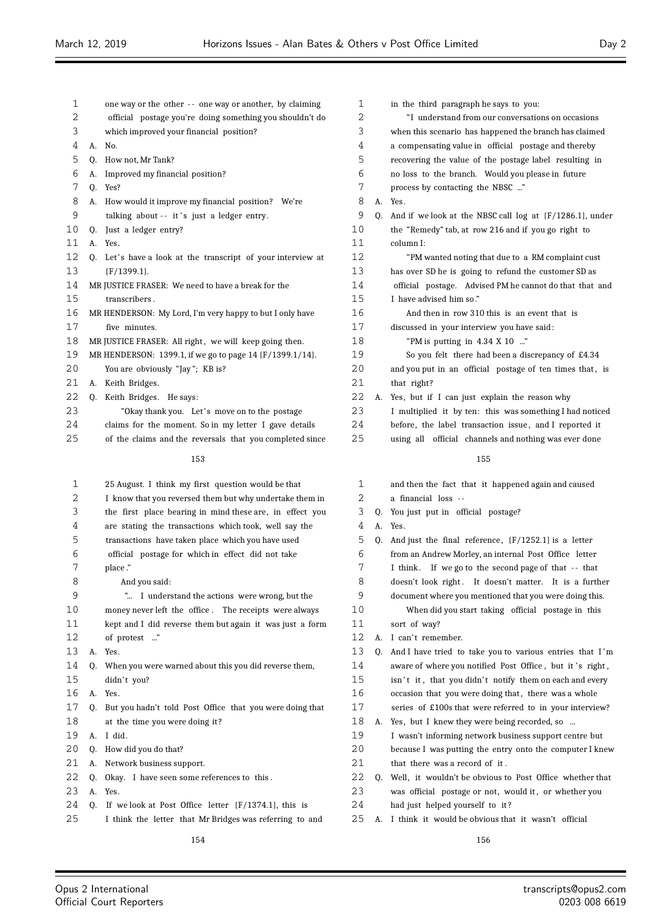one way or the other -- one way or another, by claiming official postage you're doing something you shouldn't do which improved your financial position?

A. No.

Q. How not, Mr Tank?

A. Improved my financial position?

Q. Yes?

A. How would it improve my financial position? We're talking about -- it's just a ledger entry.

Q. Just a ledger entry?

A. Yes.

Q. Let's have a look at the transcript of your interview at {F/1399.1}.

MR JUSTICE FRASER: We need to have a break for the transcribers.

MR HENDERSON: My Lord, I'm very happy to but I only have five minutes.

MR JUSTICE FRASER: All right, we will keep going then.

MR HENDERSON: 1399.1, if we go to page 14 {F/1399.1/14}. You are obviously "Jay"; KB is?

A. Keith Bridges.

Q. Keith Bridges. He says:

"Okay thank you. Let's move on to the postage claims for the moment. So in my letter I gave details of the claims and the reversals that you completed since 25 August. I think my first question would be that I know that you reversed them but why undertake them in the first place bearing in mind these are, in effect you are stating the transactions which took, well say the transactions have taken place which you have used official postage for which in effect did not take place."

And you said:

"... I understand the actions were wrong, but the money never left the office. The receipts were always kept and I did reverse them but again it was just a form of protest ..."

A. Yes.

Q. When you were warned about this you did reverse them, didn't you?

A. Yes.

Q. But you hadn't told Post Office that you were doing that at the time you were doing it?

A. I did.

Q. How did you do that?

A. Network business support.

Q. Okay. I have seen some references to this.

A. Yes.

Q. If we look at Post Office letter {F/1374.1}, this is I think the letter that Mr Bridges was referring to and in the third paragraph he says to you:

"I understand from our conversations on occasions when this scenario has happened the branch has claimed a compensating value in official postage and thereby recovering the value of the postage label resulting in no loss to the branch. Would you please in future process by contacting the NBSC ..."

A. Yes.

Q. And if we look at the NBSC call log at {F/1286.1}, under the "Remedy" tab, at row 216 and if you go right to column I:

"PM wanted noting that due to a RM complaint cust has over SD he is going to refund the customer SD as official postage. Advised PM he cannot do that that and I have advised him so."

And then in row 310 this is an event that is discussed in your interview you have said:

"PM is putting in 4.34 X 10 ..."

So you felt there had been a discrepancy of £4.34 and you put in an official postage of ten times that, is that right?

A. Yes, but if I can just explain the reason why I multiplied it by ten: this was something I had noticed before, the label transaction issue, and I reported it using all official channels and nothing was ever done and then the fact that it happened again and caused a financial loss --

Q. You just put in official postage?

A. Yes.

Q. And just the final reference, {F/1252.1} is a letter from an Andrew Morley, an internal Post Office letter I think. If we go to the second page of that -- that doesn't look right. It doesn't matter. It is a further document where you mentioned that you were doing this.

When did you start taking official postage in this sort of way?

A. I can't remember.

Q. And I have tried to take you to various entries that I'm aware of where you notified Post Office, but it's right, isn't it, that you didn't notify them on each and every occasion that you were doing that, there was a whole series of £100s that were referred to in your interview?

A. Yes, but I knew they were being recorded, so ... I wasn't informing network business support centre but because I was putting the entry onto the computer I knew that there was a record of it.

Q. Well, it wouldn't be obvious to Post Office whether that was official postage or not, would it, or whether you had just helped yourself to it?

A. I think it would be obvious that it wasn't official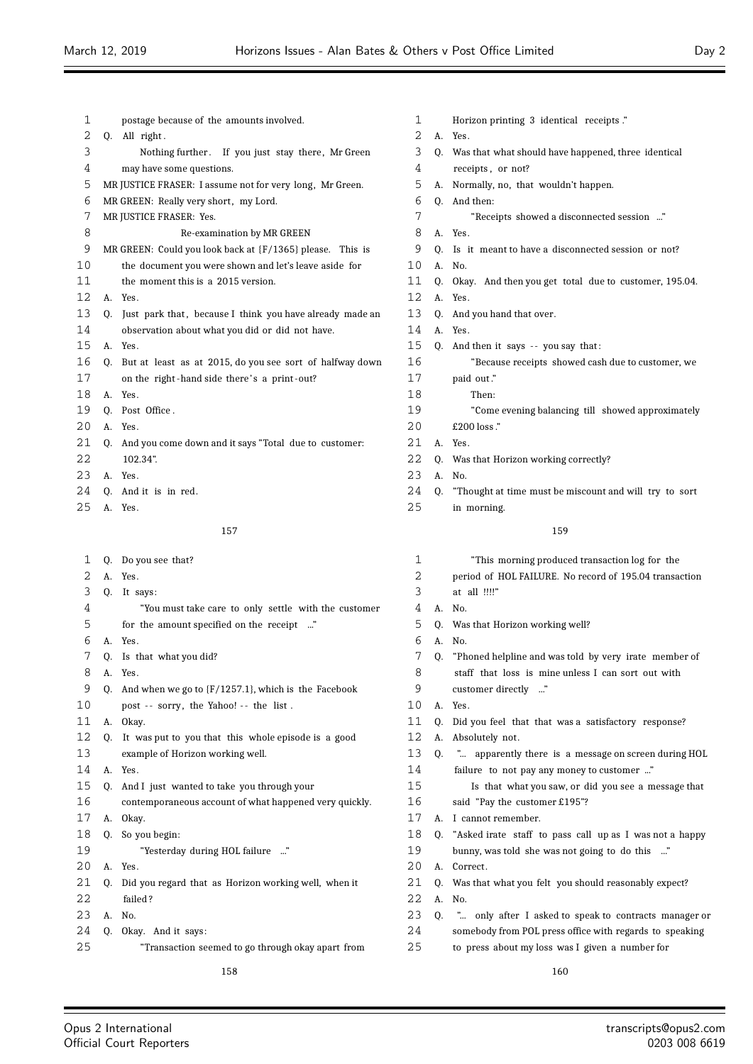postage because of the amounts involved.

Q. All right.

Nothing further. If you just stay there, Mr Green may have some questions.

MR JUSTICE FRASER: I assume not for very long, Mr Green.

MR GREEN: Really very short, my Lord.

MR JUSTICE FRASER: Yes.

## Re-examination by MR GREEN

MR GREEN: Could you look back at {F/1365} please. This is the document you were shown and let's leave aside for the moment this is a 2015 version.

A. Yes.

Q. Just park that, because I think you have already made an observation about what you did or did not have.

A. Yes.

Q. But at least as at 2015, do you see sort of halfway down on the right-hand side there's a print-out?

A. Yes.

Q. Post Office.

A. Yes.

Q. And you come down and it says "Total due to customer: 102.34".

A. Yes.

Q. And it is in red.

A. Yes.

Q. Do you see that?

A. Yes.

Q. It says:

"You must take care to only settle with the customer for the amount specified on the receipt ..."

A. Yes.

Q. Is that what you did?

A. Yes.

Q. And when we go to {F/1257.1}, which is the Facebook post -- sorry, the Yahoo! -- the list.

A. Okay.

Q. It was put to you that this whole episode is a good example of Horizon working well.

A. Yes.

Q. And I just wanted to take you through your contemporaneous account of what happened very quickly.

A. Okay.

Q. So you begin:

"Yesterday during HOL failure ..."

A. Yes.

Q. Did you regard that as Horizon working well, when it failed?

A. No.

Q. Okay. And it says:

"Transaction seemed to go through okay apart from Horizon printing 3 identical receipts."

A. Yes.

Q. Was that what should have happened, three identical receipts, or not?

A. Normally, no, that wouldn't happen.

Q. And then:

"Receipts showed a disconnected session ..."

A. Yes.

Q. Is it meant to have a disconnected session or not?

A. No.

Q. Okay. And then you get total due to customer, 195.04.

A. Yes.

Q. And you hand that over.

A. Yes.

Q. And then it says -- you say that:

"Because receipts showed cash due to customer, we paid out."

Then:

"Come evening balancing till showed approximately £200 loss."

A. Yes.

Q. Was that Horizon working correctly?

A. No.

Q. "Thought at time must be miscount and will try to sort in morning.

"This morning produced transaction log for the period of HOL FAILURE. No record of 195.04 transaction at all !!!!"

A. No.

Q. Was that Horizon working well?

A. No.

Q. "Phoned helpline and was told by very irate member of staff that loss is mine unless I can sort out with customer directly ..."

A. Yes.

Q. Did you feel that that was a satisfactory response?

A. Absolutely not.

Q. "... apparently there is a message on screen during HOL failure to not pay any money to customer ..."

Is that what you saw, or did you see a message that said "Pay the customer £195"?

A. I cannot remember.

Q. "Asked irate staff to pass call up as I was not a happy bunny, was told she was not going to do this ..."

A. Correct.

Q. Was that what you felt you should reasonably expect?

A. No.

Q. "... only after I asked to speak to contracts manager or somebody from POL press office with regards to speaking to press about my loss was I given a number for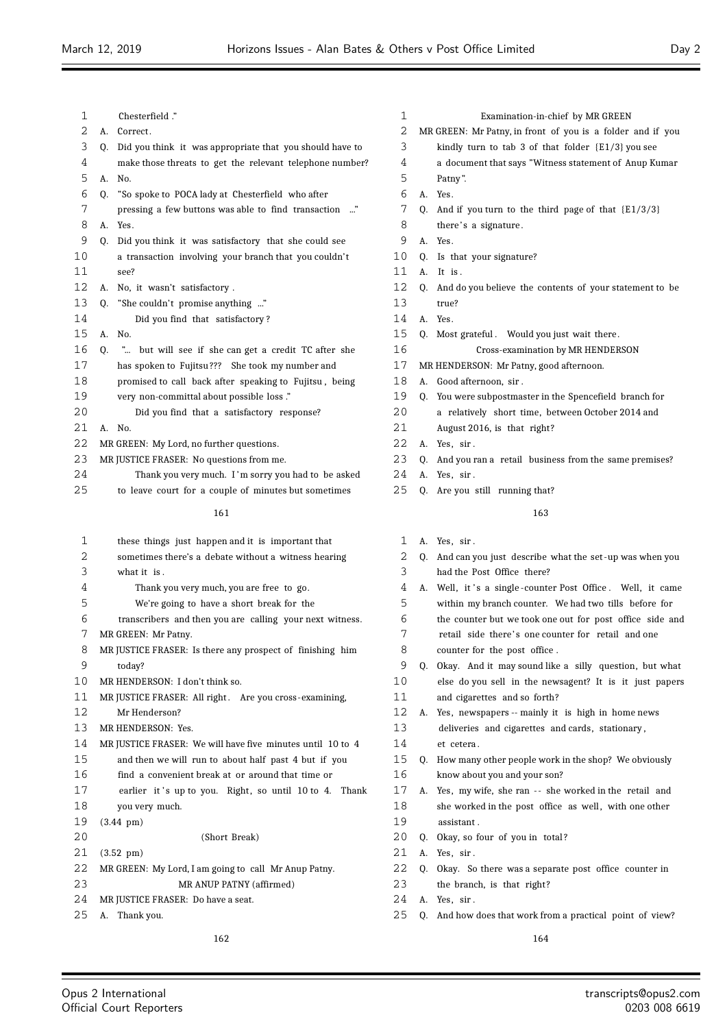Chesterfield ."

A. Correct.

Q. Did you think it was appropriate that you should have to make those threats to get the relevant telephone number?

A. No.

Q. "So spoke to POCA lady at Chesterfield who after pressing a few buttons was able to find transaction ..."

A. Yes.

Q. Did you think it was satisfactory that she could see a transaction involving your branch that you couldn't see?

A. No, it wasn't satisfactory .

Q. "She couldn't promise anything ..."

Did you find that satisfactory ?

A. No.

Q. "... but will see if she can get a credit TC after she has spoken to Fujitsu??? She took my number and promised to call back after speaking to Fujitsu , being very non-committal about possible loss ."

Did you find that a satisfactory response?

A. No.

MR GREEN: My Lord, no further questions.

MR JUSTICE FRASER: No questions from me.

Thank you very much. I'm sorry you had to be asked to leave court for a couple of minutes but sometimes these things just happen and it is important that sometimes there's a debate without a witness hearing what it is .

Thank you very much, you are free to go.

We're going to have a short break for the transcribers and then you are calling your next witness.

MR GREEN: Mr Patny.

MR JUSTICE FRASER: Is there any prospect of finishing him today?

MR HENDERSON: I don't think so.

MR JUSTICE FRASER: All right. Are you cross-examining, Mr Henderson?

MR HENDERSON: Yes.

MR JUSTICE FRASER: We will have five minutes until 10 to 4 and then we will run to about half past 4 but if you find a convenient break at or around that time or earlier it's up to you. Right, so until 10 to 4. Thank you very much.

(3.44 pm)

(Short Break)

(3.52 pm)

MR GREEN: My Lord, I am going to call Mr Anup Patny.

MR ANUP PATNY (affirmed)

MR JUSTICE FRASER: Do have a seat.

A. Thank you.

Examination-in-chief by MR GREEN

MR GREEN: Mr Patny, in front of you is a folder and if you kindly turn to tab 3 of that folder {E1/3} you see a document that says "Witness statement of Anup Kumar Patny".

A. Yes.

Q. And if you turn to the third page of that {E1/3/3} there's a signature.

A. Yes.

Q. Is that your signature?

A. It is .

Q. And do you believe the contents of your statement to be true?

A. Yes.

Q. Most grateful . Would you just wait there.

Cross-examination by MR HENDERSON

MR HENDERSON: Mr Patny, good afternoon.

A. Good afternoon, sir .

Q. You were subpostmaster in the Spencefield branch for a relatively short time, between October 2014 and August 2016, is that right?

A. Yes, sir .

Q. And you ran a retail business from the same premises?

A. Yes, sir .

Q. Are you still running that?

A. Yes, sir .

Q. And can you just describe what the set-up was when you had the Post Office there?

A. Well, it's a single-counter Post Office . Well, it came within my branch counter. We had two tills before for the counter but we took one out for post office side and retail side there's one counter for retail and one counter for the post office .

Q. Okay. And it may sound like a silly question, but what else do you sell in the newsagent? It is it just papers and cigarettes and so forth?

A. Yes, newspapers -- mainly it is high in home news deliveries and cigarettes and cards, stationary , et cetera.

Q. How many other people work in the shop? We obviously know about you and your son?

A. Yes, my wife, she ran -- she worked in the retail and she worked in the post office as well, with one other assistant .

Q. Okay, so four of you in total?

A. Yes, sir .

Q. Okay. So there was a separate post office counter in the branch, is that right?

A. Yes, sir .

Q. And how does that work from a practical point of view?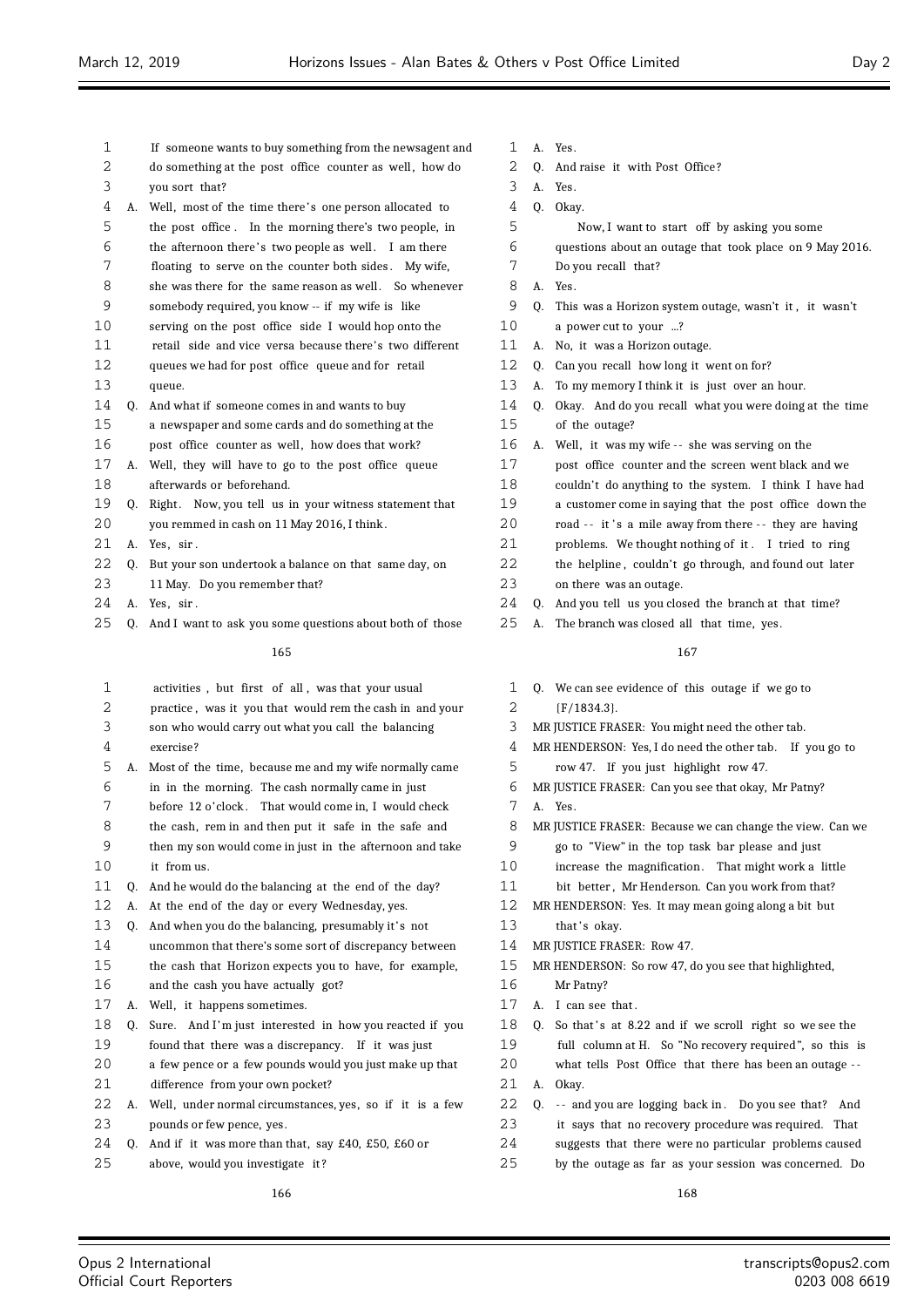If someone wants to buy something from the newsagent and do something at the post office counter as well, how do you sort that?

A. Well, most of the time there's one person allocated to the post office. In the morning there's two people, in the afternoon there's two people as well. I am there floating to serve on the counter both sides. My wife, she was there for the same reason as well. So whenever somebody required, you know -- if my wife is like serving on the post office side I would hop onto the retail side and vice versa because there's two different queues we had for post office queue and for retail queue.

Q. And what if someone comes in and wants to buy a newspaper and some cards and do something at the post office counter as well, how does that work?

A. Well, they will have to go to the post office queue afterwards or beforehand.

Q. Right. Now, you tell us in your witness statement that you remmed in cash on 11 May 2016, I think.

A. Yes, sir.

Q. But your son undertook a balance on that same day, on 11 May. Do you remember that?

A. Yes, sir.

Q. And I want to ask you some questions about both of those activities, but first of all, was that your usual practice, was it you that would rem the cash in and your son who would carry out what you call the balancing exercise?

A. Most of the time, because me and my wife normally came in in the morning. The cash normally came in just before 12 o'clock. That would come in, I would check the cash, rem in and then put it safe in the safe and then my son would come in just in the afternoon and take it from us.

Q. And he would do the balancing at the end of the day?

A. At the end of the day or every Wednesday, yes.

Q. And when you do the balancing, presumably it's not uncommon that there's some sort of discrepancy between the cash that Horizon expects you to have, for example, and the cash you have actually got?

A. Well, it happens sometimes.

Q. Sure. And I'm just interested in how you reacted if you found that there was a discrepancy. If it was just a few pence or a few pounds would you just make up that difference from your own pocket?

A. Well, under normal circumstances, yes, so if it is a few pounds or few pence, yes.

Q. And if it was more than that, say £40, £50, £60 or above, would you investigate it?

A. Yes.

Q. And raise it with Post Office?

A. Yes.

Q. Okay.

Now, I want to start off by asking you some questions about an outage that took place on 9 May 2016. Do you recall that?

A. Yes.

Q. This was a Horizon system outage, wasn't it, it wasn't a power cut to your ...?

A. No, it was a Horizon outage.

Q. Can you recall how long it went on for?

A. To my memory I think it is just over an hour.

Q. Okay. And do you recall what you were doing at the time of the outage?

A. Well, it was my wife -- she was serving on the post office counter and the screen went black and we couldn't do anything to the system. I think I have had a customer come in saying that the post office down the road -- it's a mile away from there -- they are having problems. We thought nothing of it. I tried to ring the helpline, couldn't go through, and found out later on there was an outage.

Q. And you tell us you closed the branch at that time?

A. The branch was closed all that time, yes.

Q. We can see evidence of this outage if we go to {F/1834.3}.

MR JUSTICE FRASER: You might need the other tab.

MR HENDERSON: Yes, I do need the other tab. If you go to row 47. If you just highlight row 47.

MR JUSTICE FRASER: Can you see that okay, Mr Patny?

A. Yes.

MR JUSTICE FRASER: Because we can change the view. Can we go to "View" in the top task bar please and just increase the magnification. That might work a little bit better, Mr Henderson. Can you work from that?

MR HENDERSON: Yes. It may mean going along a bit but that's okay.

MR JUSTICE FRASER: Row 47.

MR HENDERSON: So row 47, do you see that highlighted, Mr Patny?

A. I can see that.

Q. So that's at 8.22 and if we scroll right so we see the full column at H. So "No recovery required", so this is what tells Post Office that there has been an outage --

A. Okay.

Q. -- and you are logging back in. Do you see that? And it says that no recovery procedure was required. That suggests that there were no particular problems caused by the outage as far as your session was concerned. Do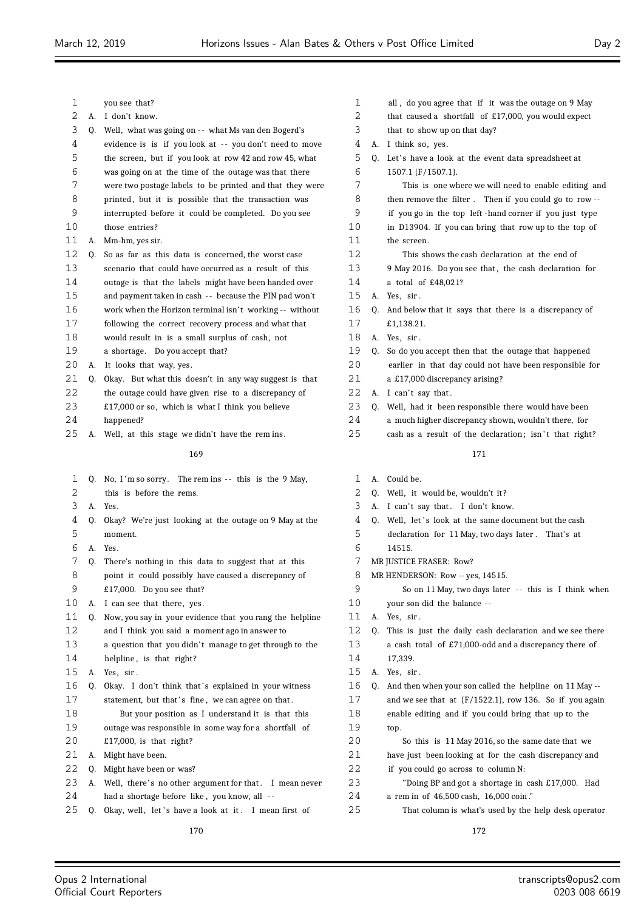you see that?

A. I don't know.

Q. Well, what was going on -- what Ms van den Bogerd's evidence is is if you look at -- you don't need to move the screen, but if you look at row 42 and row 45, what was going on at the time of the outage was that there were two postage labels to be printed and that they were printed, but it is possible that the transaction was interrupted before it could be completed. Do you see those entries?

A. Mm-hm, yes sir.

Q. So as far as this data is concerned, the worst case scenario that could have occurred as a result of this outage is that the labels might have been handed over and payment taken in cash -- because the PIN pad won't work when the Horizon terminal isn't working -- without following the correct recovery process and what that would result in is a small surplus of cash, not a shortage. Do you accept that?

A. It looks that way, yes.

Q. Okay. But what this doesn't in any way suggest is that the outage could have given rise to a discrepancy of £17,000 or so, which is what I think you believe happened?

A. Well, at this stage we didn't have the rem ins.

Q. No, I'm so sorry. The rem ins -- this is the 9 May, this is before the rems.

A. Yes.

Q. Okay? We're just looking at the outage on 9 May at the moment.

A. Yes.

Q. There's nothing in this data to suggest that at this point it could possibly have caused a discrepancy of £17,000. Do you see that?

A. I can see that there, yes.

Q. Now, you say in your evidence that you rang the helpline and I think you said a moment ago in answer to a question that you didn't manage to get through to the helpline, is that right?

A. Yes, sir.

Q. Okay. I don't think that's explained in your witness statement, but that's fine, we can agree on that.

But your position as I understand it is that this outage was responsible in some way for a shortfall of £17,000, is that right?

A. Might have been.

Q. Might have been or was?

A. Well, there's no other argument for that. I mean never had a shortage before like, you know, all --

Q. Okay, well, let's have a look at it. I mean first of all, do you agree that if it was the outage on 9 May that caused a shortfall of £17,000, you would expect that to show up on that day?

A. I think so, yes.

Q. Let's have a look at the event data spreadsheet at 1507.1 {F/1507.1}.

This is one where we will need to enable editing and then remove the filter. Then if you could go to row -- if you go in the top left-hand corner if you just type in D13904. If you can bring that row up to the top of the screen.

This shows the cash declaration at the end of 9 May 2016. Do you see that, the cash declaration for a total of £48,021?

A. Yes, sir.

Q. And below that it says that there is a discrepancy of £1,138.21.

A. Yes, sir.

Q. So do you accept then that the outage that happened earlier in that day could not have been responsible for a £17,000 discrepancy arising?

A. I can't say that.

Q. Well, had it been responsible there would have been a much higher discrepancy shown, wouldn't there, for cash as a result of the declaration; isn't that right?

A. Could be.

Q. Well, it would be, wouldn't it?

A. I can't say that. I don't know.

Q. Well, let's look at the same document but the cash declaration for 11 May, two days later. That's at 14515.

MR JUSTICE FRASER: Row?

MR HENDERSON: Row -- yes, 14515.

So on 11 May, two days later -- this is I think when your son did the balance --

A. Yes, sir.

Q. This is just the daily cash declaration and we see there a cash total of £71,000-odd and a discrepancy there of 17,339.

A. Yes, sir.

Q. And then when your son called the helpline on 11 May -- and we see that at {F/1522.1}, row 136. So if you again enable editing and if you could bring that up to the top.

So this is 11 May 2016, so the same date that we have just been looking at for the cash discrepancy and if you could go across to column N:

"Doing BP and got a shortage in cash £17,000. Had a rem in of 46,500 cash, 16,000 coin."

That column is what's used by the help desk operator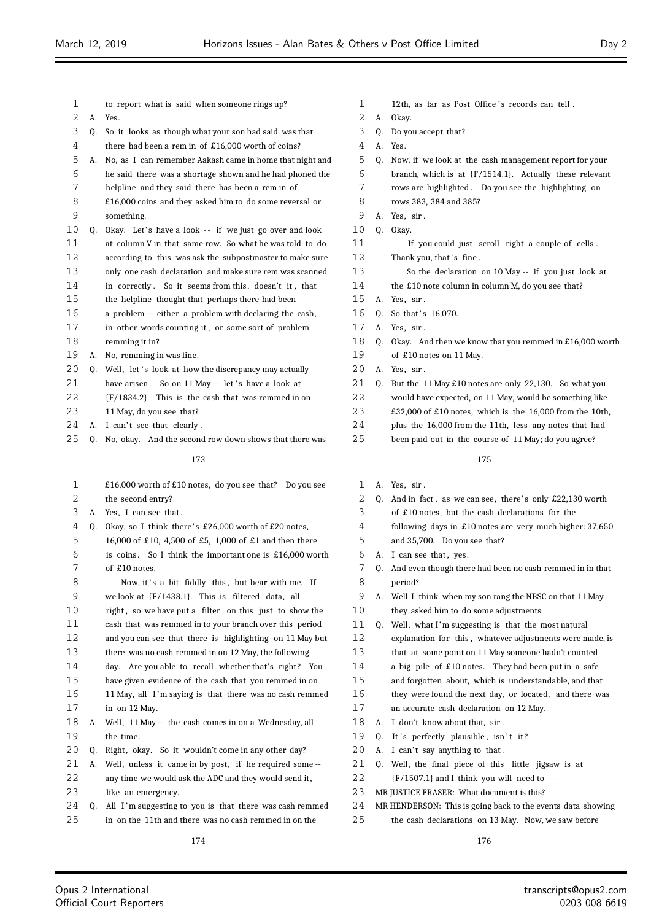to report what is said when someone rings up?

A. Yes.

Q. So it looks as though what your son had said was that there had been a rem in of £16,000 worth of coins?

A. No, as I can remember Aakash came in home that night and he said there was a shortage shown and he had phoned the helpline and they said there has been a rem in of £16,000 coins and they asked him to do some reversal or something.

Q. Okay. Let's have a look -- if we just go over and look at column V in that same row. So what he was told to do according to this was ask the subpostmaster to make sure only one cash declaration and make sure rem was scanned in correctly. So it seems from this, doesn't it, that the helpline thought that perhaps there had been a problem -- either a problem with declaring the cash, in other words counting it, or some sort of problem remming it in?

A. No, remming in was fine.

Q. Well, let's look at how the discrepancy may actually have arisen. So on 11 May -- let's have a look at {F/1834.2}. This is the cash that was remmed in on 11 May, do you see that?

A. I can't see that clearly.

Q. No, okay. And the second row down shows that there was £16,000 worth of £10 notes, do you see that? Do you see the second entry?

A. Yes, I can see that.

Q. Okay, so I think there's £26,000 worth of £20 notes, 16,000 of £10, 4,500 of £5, 1,000 of £1 and then there is coins. So I think the important one is £16,000 worth of £10 notes.

Now, it's a bit fiddly this, but bear with me. If we look at {F/1438.1}. This is filtered data, all right, so we have put a filter on this just to show the cash that was remmed in to your branch over this period and you can see that there is highlighting on 11 May but there was no cash remmed in on 12 May, the following day. Are you able to recall whether that's right? You have given evidence of the cash that you remmed in on 11 May, all I'm saying is that there was no cash remmed in on 12 May.

A. Well, 11 May -- the cash comes in on a Wednesday, all the time.

Q. Right, okay. So it wouldn't come in any other day?

A. Well, unless it came in by post, if he required some -- any time we would ask the ADC and they would send it, like an emergency.

Q. All I'm suggesting to you is that there was cash remmed in on the 11th and there was no cash remmed in on the 12th, as far as Post Office's records can tell.

A. Okay.

Q. Do you accept that?

A. Yes.

Q. Now, if we look at the cash management report for your branch, which is at {F/1514.1}. Actually these relevant rows are highlighted. Do you see the highlighting on rows 383, 384 and 385?

A. Yes, sir.

Q. Okay.

If you could just scroll right a couple of cells. Thank you, that's fine.

So the declaration on 10 May -- if you just look at the £10 note column in column M, do you see that?

A. Yes, sir.

Q. So that's 16,070.

A. Yes, sir.

Q. Okay. And then we know that you remmed in £16,000 worth of £10 notes on 11 May.

A. Yes, sir.

Q. But the 11 May £10 notes are only 22,130. So what you would have expected, on 11 May, would be something like £32,000 of £10 notes, which is the 16,000 from the 10th, plus the 16,000 from the 11th, less any notes that had been paid out in the course of 11 May; do you agree?

A. Yes, sir.

Q. And in fact, as we can see, there's only £22,130 worth of £10 notes, but the cash declarations for the following days in £10 notes are very much higher: 37,650 and 35,700. Do you see that?

A. I can see that, yes.

Q. And even though there had been no cash remmed in in that period?

A. Well I think when my son rang the NBSC on that 11 May they asked him to do some adjustments.

Q. Well, what I'm suggesting is that the most natural explanation for this, whatever adjustments were made, is that at some point on 11 May someone hadn't counted a big pile of £10 notes. They had been put in a safe and forgotten about, which is understandable, and that they were found the next day, or located, and there was an accurate cash declaration on 12 May.

A. I don't know about that, sir.

Q. It's perfectly plausible, isn't it?

A. I can't say anything to that.

Q. Well, the final piece of this little jigsaw is at {F/1507.1} and I think you will need to --

MR JUSTICE FRASER: What document is this?

MR HENDERSON: This is going back to the events data showing the cash declarations on 13 May. Now, we saw before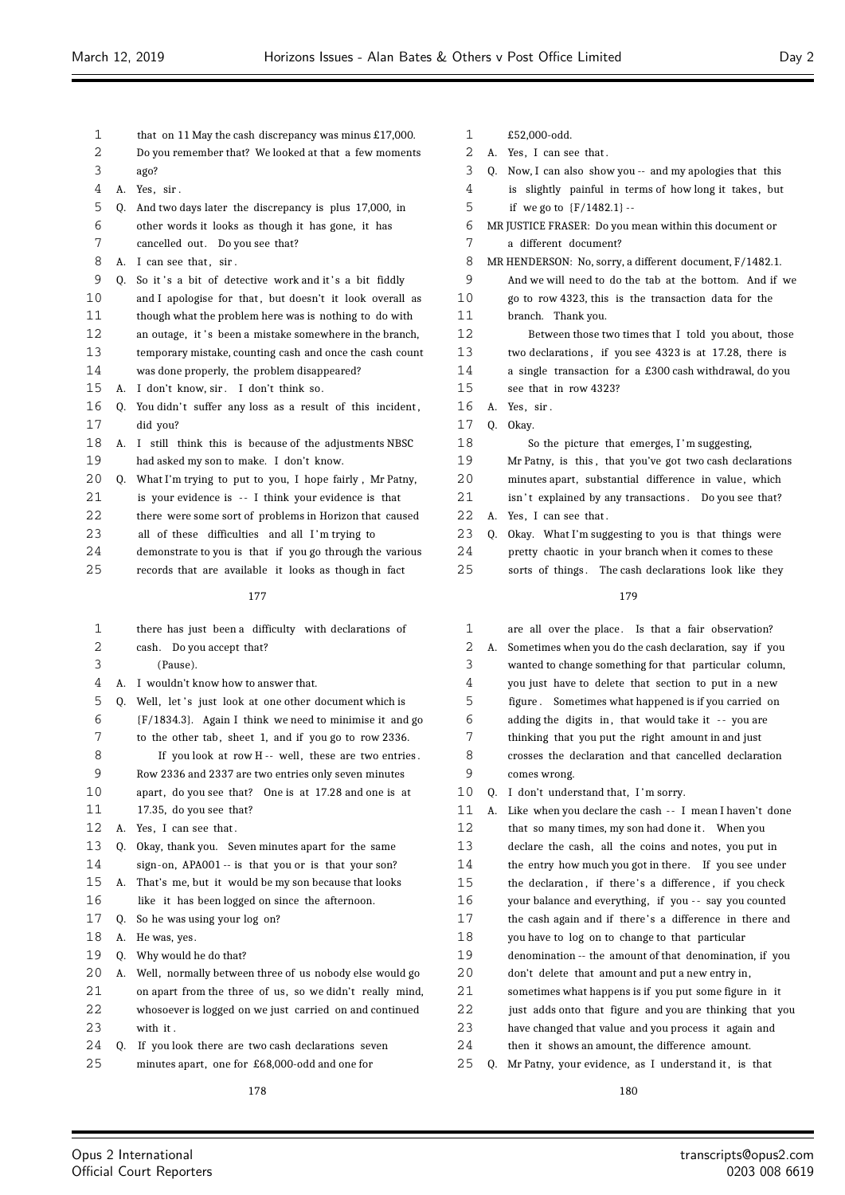that on 11 May the cash discrepancy was minus £17,000. Do you remember that? We looked at that a few moments ago?

A. Yes, sir.

Q. And two days later the discrepancy is plus 17,000, in other words it looks as though it has gone, it has cancelled out. Do you see that?

A. I can see that, sir.

Q. So it's a bit of detective work and it's a bit fiddly and I apologise for that, but doesn't it look overall as though what the problem here was is nothing to do with an outage, it's been a mistake somewhere in the branch, temporary mistake, counting cash and once the cash count was done properly, the problem disappeared?

A. I don't know, sir. I don't think so.

Q. You didn't suffer any loss as a result of this incident, did you?

A. I still think this is because of the adjustments NBSC had asked my son to make. I don't know.

Q. What I'm trying to put to you, I hope fairly, Mr Patny, is your evidence is -- I think your evidence is that there were some sort of problems in Horizon that caused all of these difficulties and all I'm trying to demonstrate to you is that if you go through the various records that are available it looks as though in fact there has just been a difficulty with declarations of cash. Do you accept that?

(Pause).

A. I wouldn't know how to answer that.

Q. Well, let's just look at one other document which is {F/1834.3}. Again I think we need to minimise it and go to the other tab, sheet 1, and if you go to row 2336.

If you look at row H -- well, these are two entries. Row 2336 and 2337 are two entries only seven minutes apart, do you see that? One is at 17.28 and one is at 17.35, do you see that?

A. Yes, I can see that.

Q. Okay, thank you. Seven minutes apart for the same sign-on, APA001 -- is that you or is that your son?

A. That's me, but it would be my son because that looks like it has been logged on since the afternoon.

Q. So he was using your log on?

A. He was, yes.

Q. Why would he do that?

A. Well, normally between three of us nobody else would go on apart from the three of us, so we didn't really mind, whosoever is logged on we just carried on and continued with it.

Q. If you look there are two cash declarations seven minutes apart, one for £68,000-odd and one for £52,000-odd.

A. Yes, I can see that.

Q. Now, I can also show you -- and my apologies that this is slightly painful in terms of how long it takes, but if we go to {F/1482.1} --

MR JUSTICE FRASER: Do you mean within this document or a different document?

MR HENDERSON: No, sorry, a different document, F/1482.1. And we will need to do the tab at the bottom. And if we go to row 4323, this is the transaction data for the branch. Thank you.

Between those two times that I told you about, those two declarations, if you see 4323 is at 17.28, there is a single transaction for a £300 cash withdrawal, do you see that in row 4323?

A. Yes, sir.

Q. Okay.

So the picture that emerges, I'm suggesting, Mr Patny, is this, that you've got two cash declarations minutes apart, substantial difference in value, which isn't explained by any transactions. Do you see that?

A. Yes, I can see that.

Q. Okay. What I'm suggesting to you is that things were pretty chaotic in your branch when it comes to these sorts of things. The cash declarations look like they are all over the place. Is that a fair observation?

A. Sometimes when you do the cash declaration, say if you wanted to change something for that particular column, you just have to delete that section to put in a new figure. Sometimes what happened is if you carried on adding the digits in, that would take it -- you are thinking that you put the right amount in and just crosses the declaration and that cancelled declaration comes wrong.

Q. I don't understand that, I'm sorry.

A. Like when you declare the cash -- I mean I haven't done that so many times, my son had done it. When you declare the cash, all the coins and notes, you put in the entry how much you got in there. If you see under the declaration, if there's a difference, if you check your balance and everything, if you -- say you counted the cash again and if there's a difference in there and you have to log on to change to that particular denomination -- the amount of that denomination, if you don't delete that amount and put a new entry in, sometimes what happens is if you put some figure in it just adds onto that figure and you are thinking that you have changed that value and you process it again and then it shows an amount, the difference amount.

Q. Mr Patny, your evidence, as I understand it, is that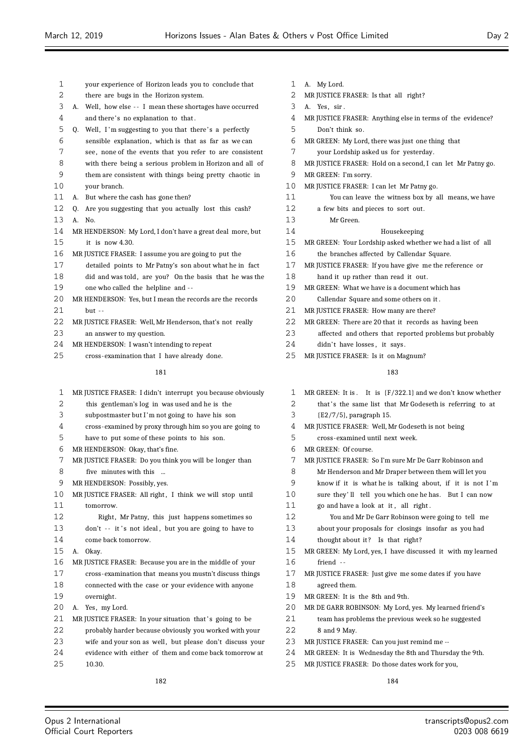your experience of Horizon leads you to conclude that there are bugs in the Horizon system.

A. Well, how else -- I mean these shortages have occurred and there's no explanation to that.

Q. Well, I'm suggesting to you that there's a perfectly sensible explanation, which is that as far as we can see, none of the events that you refer to are consistent with there being a serious problem in Horizon and all of them are consistent with things being pretty chaotic in your branch.

A. But where the cash has gone then?

Q. Are you suggesting that you actually lost this cash?

A. No.

MR HENDERSON: My Lord, I don't have a great deal more, but it is now 4.30.

MR JUSTICE FRASER: I assume you are going to put the detailed points to Mr Patny's son about what he in fact did and was told, are you? On the basis that he was the one who called the helpline and --

MR HENDERSON: Yes, but I mean the records are the records but --

MR JUSTICE FRASER: Well, Mr Henderson, that's not really an answer to my question.

MR HENDERSON: I wasn't intending to repeat cross-examination that I have already done.

MR JUSTICE FRASER: I didn't interrupt you because obviously this gentleman's log in was used and he is the subpostmaster but I'm not going to have his son cross-examined by proxy through him so you are going to have to put some of these points to his son.

MR HENDERSON: Okay, that's fine.

MR JUSTICE FRASER: Do you think you will be longer than five minutes with this ...

MR HENDERSON: Possibly, yes.

MR JUSTICE FRASER: All right, I think we will stop until tomorrow.

Right, Mr Patny, this just happens sometimes so don't -- it's not ideal, but you are going to have to come back tomorrow.

A. Okay.

MR JUSTICE FRASER: Because you are in the middle of your cross-examination that means you mustn't discuss things connected with the case or your evidence with anyone overnight.

A. Yes, my Lord.

MR JUSTICE FRASER: In your situation that's going to be probably harder because obviously you worked with your wife and your son as well, but please don't discuss your evidence with either of them and come back tomorrow at 10.30.

A. My Lord.

MR JUSTICE FRASER: Is that all right?

A. Yes, sir.

MR JUSTICE FRASER: Anything else in terms of the evidence? Don't think so.

MR GREEN: My Lord, there was just one thing that your Lordship asked us for yesterday.

MR JUSTICE FRASER: Hold on a second, I can let Mr Patny go.

MR GREEN: I'm sorry.

MR JUSTICE FRASER: I can let Mr Patny go.

You can leave the witness box by all means, we have a few bits and pieces to sort out.

Mr Green.

## Housekeeping

MR GREEN: Your Lordship asked whether we had a list of all the branches affected by Callendar Square.

MR JUSTICE FRASER: If you have give me the reference or hand it up rather than read it out.

MR GREEN: What we have is a document which has Callendar Square and some others on it.

MR JUSTICE FRASER: How many are there?

MR GREEN: There are 20 that it records as having been affected and others that reported problems but probably didn't have losses, it says.

MR JUSTICE FRASER: Is it on Magnum?

MR GREEN: It is. It is {F/322.1} and we don't know whether that's the same list that Mr Godeseth is referring to at {E2/7/5}, paragraph 15.

MR JUSTICE FRASER: Well, Mr Godeseth is not being cross-examined until next week.

MR GREEN: Of course.

MR JUSTICE FRASER: So I'm sure Mr De Garr Robinson and Mr Henderson and Mr Draper between them will let you know if it is what he is talking about, if it is not I'm sure they'll tell you which one he has. But I can now go and have a look at it, all right.

You and Mr De Garr Robinson were going to tell me about your proposals for closings insofar as you had thought about it? Is that right?

MR GREEN: My Lord, yes, I have discussed it with my learned friend --

MR JUSTICE FRASER: Just give me some dates if you have agreed them.

MR GREEN: It is the 8th and 9th.

MR DE GARR ROBINSON: My Lord, yes. My learned friend's team has problems the previous week so he suggested 8 and 9 May.

MR JUSTICE FRASER: Can you just remind me --

MR GREEN: It is Wednesday the 8th and Thursday the 9th.

MR JUSTICE FRASER: Do those dates work for you,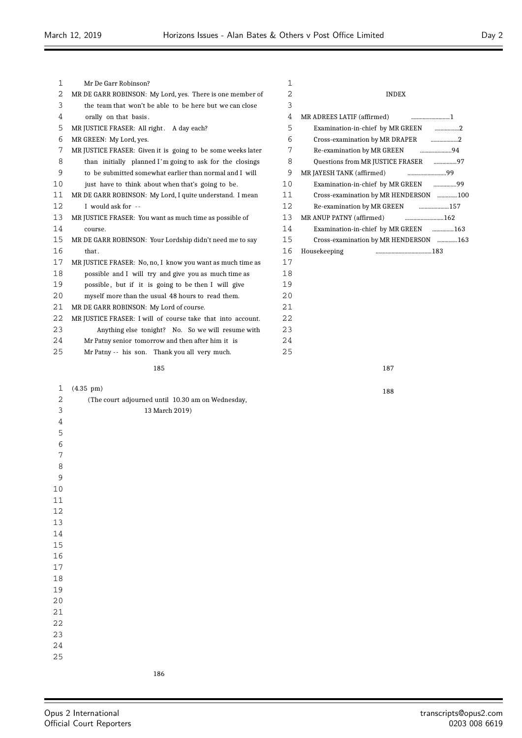Mr De Garr Robinson?

MR DE GARR ROBINSON: My Lord, yes. There is one member of the team that won't be able to be here but we can close orally on that basis.

MR JUSTICE FRASER: All right. A day each?

MR GREEN: My Lord, yes.

MR JUSTICE FRASER: Given it is going to be some weeks later than initially planned I'm going to ask for the closings to be submitted somewhat earlier than normal and I will just have to think about when that's going to be.

MR DE GARR ROBINSON: My Lord, I quite understand. I mean I would ask for --

MR JUSTICE FRASER: You want as much time as possible of course.

MR DE GARR ROBINSON: Your Lordship didn't need me to say that.

MR JUSTICE FRASER: No, no, I know you want as much time as possible and I will try and give you as much time as possible, but if it is going to be then I will give myself more than the usual 48 hours to read them.

MR DE GARR ROBINSON: My Lord of course.

MR JUSTICE FRASER: I will of course take that into account. Anything else tonight? No. So we will resume with Mr Patny senior tomorrow and then after him it is Mr Patny -- his son. Thank you all very much.

(4.35 pm)

(The court adjourned until 10.30 am on Wednesday, 13 March 2019)

INDEX

| | |
|---|---|
| MR ADREES LATIF (affirmed) | 1 |
| Examination-in-chief by MR GREEN | 2 |
| Cross-examination by MR DRAPER | 2 |
| Re-examination by MR GREEN | 94 |
| Questions from MR JUSTICE FRASER | 97 |
| MR JAYESH TANK (affirmed) | 99 |
| Examination-in-chief by MR GREEN | 99 |
| Cross-examination by MR HENDERSON | 100 |
| Re-examination by MR GREEN | 157 |
| MR ANUP PATNY (affirmed) | 162 |
| Examination-in-chief by MR GREEN | 163 |
| Cross-examination by MR HENDERSON | 163 |
| Housekeeping | 183 |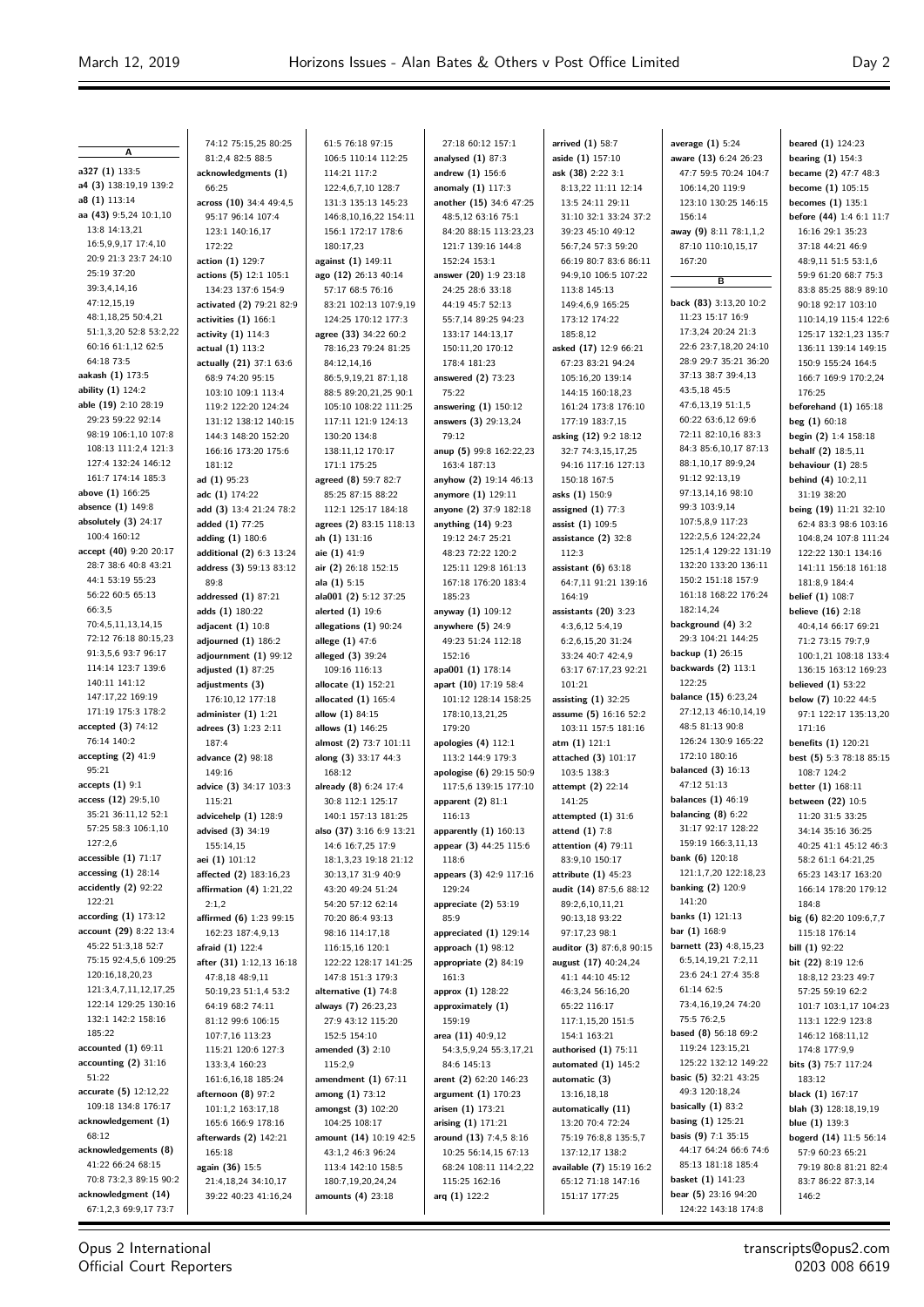## A

**a327 (1)** 133:5
**a4 (3)** 138:19,19 139:2
**a8 (1)** 113:14
**aa (43)** 9:5,24 10:1,10 13:8 14:13,21 16:5,9,9,17 17:4,10 20:9 21:3 23:7 24:10 25:19 37:20 39:3,4,14,16 47:12,15,19 48:1,18,25 50:4,21 51:1,3,20 52:8 53:2,22 60:16 61:1,12 62:5 64:18 73:5
**aakash (1)** 173:5
**ability (1)** 124:2
**able (19)** 2:10 28:19 29:23 59:22 92:14 98:19 106:1,10 107:8 108:13 111:2,4 121:3 127:4 132:24 146:12 161:7 174:14 185:3
**above (1)** 166:25
**absence (1)** 149:8
**absolutely (3)** 24:17 100:4 160:12
**accept (40)** 9:20 20:17 28:7 38:6 40:8 43:21 44:1 53:19 55:23 56:22 60:5 65:13 66:3,5 70:4,5,11,13,14,15 72:12 76:18 80:15,23 91:3,5,6 93:7 96:17 114:14 123:7 139:6 140:11 141:12 147:17,22 169:19 171:19 175:3 178:2
**accepted (3)** 74:12 76:14 140:2
**accepting (2)** 41:9 95:21
**accepts (1)** 9:1
**access (12)** 29:5,10 35:21 36:11,12 52:1 57:25 58:3 106:1,10 127:2,6
**accessible (1)** 71:17
**accessing (1)** 28:14
**accidently (2)** 92:22 122:21
**according (1)** 173:12
**account (29)** 8:22 13:4 45:22 51:3,18 52:7 75:15 92:4,5,6 109:25 120:16,18,20,23 121:3,4,7,11,12,17,25 122:14 129:25 130:16 132:1 142:2 158:16 185:22
**accounted (1)** 69:11
**accounting (2)** 31:16 51:22
**accurate (5)** 12:12,22 109:18 134:8 176:17
**acknowledgement (1)** 68:12
**acknowledgements (8)** 41:22 66:24 68:15 70:8 73:2,3 89:15 90:2
**acknowledgment (14)** 67:1,2,3 69:9,17 73:7 74:12 75:15,25 80:25 81:2,4 82:5 88:5
**acknowledgments (1)** 66:25
**across (10)** 34:4 49:4,5 95:17 96:14 107:4 123:1 140:16,17 172:22
**action (1)** 129:7
**actions (5)** 12:1 105:1 134:23 137:6 154:9
**activated (2)** 79:21 82:9
**activities (1)** 166:1
**activity (1)** 114:3
**actual (1)** 113:2
**actually (21)** 37:1 63:6 68:9 74:20 95:15 103:10 109:1 113:4 119:2 122:20 124:24 131:12 138:12 140:15 144:3 148:20 152:20 166:16 173:20 175:6 181:12
**ad (1)** 95:23
**adc (1)** 174:22
**add (3)** 13:4 21:24 78:2
**added (1)** 77:25
**adding (1)** 180:6
**additional (2)** 6:13 13:24
**address (3)** 59:13 83:12 89:8
**addressed (1)** 87:21
**adds (1)** 180:22
**adjacent (1)** 10:8
**adjourned (1)** 186:2
**adjournment (1)** 99:12
**adjusted (1)** 87:25
**adjustments (3)** 176:10,12 177:18
**administer (1)** 1:21
**adrees (3)** 1:23 2:11 187:4
**advance (2)** 98:18 149:16
**advice (3)** 34:17 103:3 115:21
**advicehelp (1)** 128:9
**advised (3)** 34:19 155:14,15
**aei (1)** 101:12
**affected (2)** 183:16,23
**affirmation (4)** 1:21,22 2:1,2
**affirmed (6)** 1:23 99:15 162:23 187:4,9,13
**afraid (1)** 122:4
**after (31)** 1:12,13 16:18 47:8,18 48:9,11 50:19,23 51:1,4 53:2 64:19 68:2 74:11 81:12 99:6 106:15 107:7,16 113:23 115:21 120:6 127:3 133:3,4 160:23 161:6,16,18 185:24
**afternoon (8)** 97:2 101:1,2 163:17,18 165:6 166:9 178:16
**afterwards (2)** 142:21 165:18
**again (36)** 15:5 21:4,18,24 34:10,17 39:22 40:23 41:16,24 61:5 76:18 97:15 106:5 110:14 112:25 114:21 117:2 122:4,6,7,10 128:7 131:3 135:13 145:23 146:8,10,16,22 154:11 156:1 172:17 178:6 180:17,23
**against (1)** 149:11
**ago (12)** 26:13 40:14 57:17 68:5 76:16 83:21 102:13 107:9,19 124:25 170:12 177:3
**agree (33)** 34:22 60:2 78:16,23 79:24 81:25 84:12,14,16 86:5,9,19,21 87:1,18 88:5 89:20,21,25 90:1 105:10 108:22 111:25 117:11 121:9 124:13 130:20 134:8 138:11,12 170:17 171:1 175:25
**agreed (8)** 59:7 82:7 85:25 87:15 88:22 112:1 125:17 184:18
**agrees (2)** 83:15 118:13
**ah (1)** 131:16
**aie (1)** 41:9
**air (2)** 26:18 152:15
**ala (1)** 5:15
**ala001 (2)** 5:12 37:25
**alerted (1)** 19:6
**allegations (1)** 90:24
**allege (1)** 47:6
**alleged (3)** 39:24 109:16 116:13
**allocate (1)** 152:21
**allocated (1)** 165:4
**allow (1)** 84:15
**allows (1)** 146:25
**almost (2)** 73:7 101:11
**along (3)** 33:17 44:3 168:12
**already (8)** 6:24 17:4 30:8 112:1 125:17 140:1 157:13 181:25
**also (37)** 3:16 6:9 13:21 14:6 16:7,25 17:9 18:1,3,23 19:18 21:12 30:13,17 31:9 40:9 43:20 49:24 51:24 54:20 57:12 62:14 70:20 86:4 93:13 98:16 114:17,18 116:15,16 120:1 122:22 128:17 141:25 147:8 151:3 179:3
**alternative (1)** 74:8
**always (7)** 26:23,23 27:9 43:12 115:20 152:5 154:10
**amended (3)** 2:10 115:2,9
**amendment (1)** 67:11
**among (1)** 73:12
**amongst (3)** 102:20 104:25 108:17
**amount (14)** 10:19 42:5 43:1,2 46:3 96:24 113:4 142:10 158:5 180:7,19,20,24,24
**amounts (4)** 23:18
27:18 60:12 157:1
**analysed (1)** 87:3
**andrew (1)** 156:6
**anomaly (1)** 117:3
**another (15)** 34:6 47:25 48:5,12 63:16 75:1 84:20 88:15 113:23,23 121:7 139:16 144:8 152:24 153:1
**answer (20)** 1:9 23:18 24:25 28:6 33:18 44:19 45:7 52:13 55:7,14 89:25 94:23 133:17 144:13,17 150:11,20 170:12 178:4 181:23
**answered (2)** 73:23 75:22
**answering (1)** 150:12
**answers (3)** 29:13,24 79:12
**anup (5)** 99:8 162:22,23 163:4 187:13
**anyhow (2)** 19:14 46:13
**anymore (1)** 129:11
**anyone (2)** 37:9 182:18
**anything (14)** 9:23 19:12 24:7 25:21 48:23 72:22 120:2 125:11 129:8 161:13 167:18 176:20 183:4 185:23
**anyway (1)** 109:12
**anywhere (5)** 24:9 49:23 51:24 112:18 152:16
**apa001 (1)** 178:14
**apart (10)** 17:19 58:4 101:12 128:14 158:25 178:10,13,21,25 179:20
**apologies (4)** 112:1 113:2 144:9 179:3
**apologise (6)** 29:15 50:9 117:5,6 139:15 177:10
**apparent (2)** 81:1 116:13
**apparently (1)** 160:13
**appear (3)** 44:25 115:6 118:6
**appears (3)** 42:9 117:16 129:24
**appreciate (2)** 53:19 85:9
**appreciated (1)** 129:14
**approach (1)** 98:12
**appropriate (2)** 84:19 161:3
**approx (1)** 128:22
**approximately (1)** 159:19
**area (11)** 40:9,12 54:3,5,9,24 55:3,17,21 84:6 145:13
**arent (2)** 62:20 146:23
**argument (1)** 170:23
**arisen (1)** 173:21
**arising (1)** 171:21
**around (13)** 7:4,5 8:16 10:25 56:14,15 67:13 68:24 108:11 114:2,22 115:25 162:16
**arq (1)** 122:2
**arrived (1)** 58:7
**aside (1)** 157:10
**ask (38)** 2:22 3:1 8:13,22 11:11 12:14 13:5 24:11 29:11 31:10 32:1 33:24 37:2 39:23 45:10 49:12 56:7,24 57:3 59:20 66:19 80:7 83:6 86:11 94:9,10 106:5 107:22 113:8 145:13 149:4,6,9 165:25 173:12 174:22 185:8,12
**asked (17)** 12:9 66:21 67:23 83:21 94:24 105:16,20 139:14 144:15 160:18,23 161:24 173:8 176:10 177:19 183:7,15
**asking (12)** 9:2 18:12 32:7 74:3,15,17,25 94:16 117:16 127:13 150:18 167:5
**asks (1)** 150:9
**assigned (1)** 77:3
**assist (1)** 109:5
**assistance (2)** 32:8 112:3
**assistant (6)** 63:18 64:7,11 91:21 139:16 164:19
**assistants (20)** 3:23 4:3,6,12 5:4,19 6:2,6,15,20 31:24 33:24 40:7 42:4,9 63:17 67:17,23 92:21 101:21
**assisting (1)** 32:25
**assume (5)** 16:16 52:2 103:11 157:5 181:16
**atm (1)** 121:1
**attached (3)** 101:17 103:5 138:3
**attempt (2)** 22:14 141:25
**attempted (1)** 31:6
**attend (1)** 7:8
**attention (4)** 79:11 83:9,10 150:17
**attribute (1)** 45:23
**audit (14)** 87:5,6 88:12 89:2,6,10,11,21 90:13,18 93:22 97:17,23 98:1
**auditor (3)** 87:6,8 90:15
**august (17)** 40:24,24 41:1 44:10 45:12 46:3,24 56:16,20 65:22 116:17 117:1,15,20 151:5 154:1 163:21
**authorised (1)** 75:11
**automated (1)** 145:2
**automatic (3)** 13:16,18,18
**automatically (11)** 13:20 70:4 72:24 75:19 76:8,8 135:5,7 137:12,17 138:2
**available (7)** 15:19 16:2 65:12 71:18 147:16 151:17 177:25
**average (1)** 5:24
**aware (13)** 6:24 26:23 47:7 59:5 70:24 104:7 106:14,20 119:9 123:10 130:25 146:15 156:14
**away (9)** 8:11 78:1,1,2 87:10 110:10,15,17 167:20

## B

**back (83)** 3:13,20 10:2 11:23 15:17 16:9 17:3,24 20:24 21:3 22:6 23:7,18,20 24:10 28:9 29:7 35:21 36:20 37:13 38:7 39:4,13 43:5,18 45:5 47:6,13,19 51:1,5 60:22 63:6,12 69:6 72:11 82:10,16 83:3 84:3 85:6,10,17 87:13 88:1,10,17 89:9,24 91:12 92:13,19 97:13,14,16 98:10 99:3 103:9,14 107:5,8,9 117:23 122:2,5,6 124:22,24 125:1,4 129:22 131:19 132:20 133:20 136:11 150:2 151:18 157:9 161:18 168:22 176:24 182:14,24
**background (4)** 3:2 29:3 104:21 144:25
**backup (1)** 26:15
**backwards (2)** 113:1 122:25
**balance (15)** 6:23,24 27:12,13 46:10,14,19 48:5 81:13 90:8 126:24 130:9 165:22 172:10 180:16
**balanced (3)** 16:13 47:12 51:13
**balances (1)** 46:19
**balancing (8)** 6:22 31:17 92:17 128:22 159:19 166:3,11,13
**bank (6)** 120:18 121:1,7,20 122:18,23
**banking (2)** 120:9 141:20
**banks (1)** 121:13
**bar (1)** 168:9
**barnett (23)** 4:8,15,23 6:5,14,19,21 7:2,11 23:6 24:1 27:4 35:8 61:14 62:5 73:4,16,19,24 74:20 75:5 76:2,5
**based (8)** 56:18 69:2 119:24 123:15,21 125:22 132:12 149:22
**basic (5)** 32:21 43:25 49:3 120:18,24
**basically (1)** 83:2
**basing (1)** 125:21
**basis (9)** 7:1 35:15 44:17 64:24 66:6 74:6 85:13 181:18 185:4
**basket (1)** 141:23
**bear (5)** 23:16 94:20 124:22 143:18 174:8
**beared (1)** 124:23
**bearing (1)** 154:3
**became (2)** 47:7 48:3
**become (1)** 105:15
**becomes (1)** 135:1
**before (44)** 1:4 6:1 11:7 16:16 29:1 35:23 37:18 44:21 46:9 48:9,11 51:5 53:1,6 59:9 61:20 68:7 75:3 83:8 85:25 88:9 89:10 90:18 92:17 103:10 110:14,19 115:4 122:6 125:17 132:1,23 135:7 136:11 139:14 149:15 150:9 155:24 164:5 166:7 169:9 170:2,24 176:25
**beforehand (1)** 165:18
**beg (1)** 60:18
**begin (2)** 1:4 158:18
**behalf (2)** 18:5,11
**behaviour (1)** 28:5
**behind (4)** 10:2,11 31:19 38:20
**being (19)** 11:21 32:10 62:4 83:3 98:6 103:16 104:8,24 107:8 111:24 122:22 130:1 134:16 141:11 156:18 161:18 181:8,9 184:4
**belief (1)** 108:7
**believe (16)** 2:18 40:4,14 66:17 69:21 71:2 73:15 79:7,9 100:1,21 108:18 133:4 136:15 163:12 169:23
**believed (1)** 53:22
**below (7)** 10:22 44:5 97:1 122:17 135:13,20 171:16
**benefits (1)** 120:21
**best (5)** 5:3 78:18 85:15 108:7 124:2
**better (1)** 168:11
**between (22)** 10:5 11:20 31:5 33:25 34:14 35:16 36:25 40:25 41:1 45:12 46:3 58:2 61:1 64:21,25 65:23 143:17 163:20 166:14 178:20 179:12 184:8
**big (6)** 82:20 109:6,7,7 115:18 176:14
**bill (1)** 92:22
**bit (22)** 8:19 12:6 18:8,12 23:23 49:7 57:25 59:19 62:2 101:7 103:1,17 104:23 113:1 122:9 123:8 146:12 168:11,12 174:8 177:9,9
**bits (3)** 75:7 117:24 183:12
**black (1)** 167:17
**blah (3)** 128:18,19,19
**blue (1)** 139:3
**bogerd (14)** 11:5 56:14 57:9 60:23 65:21 79:19 80:8 81:21 82:4 83:7 86:22 87:3,14 146:2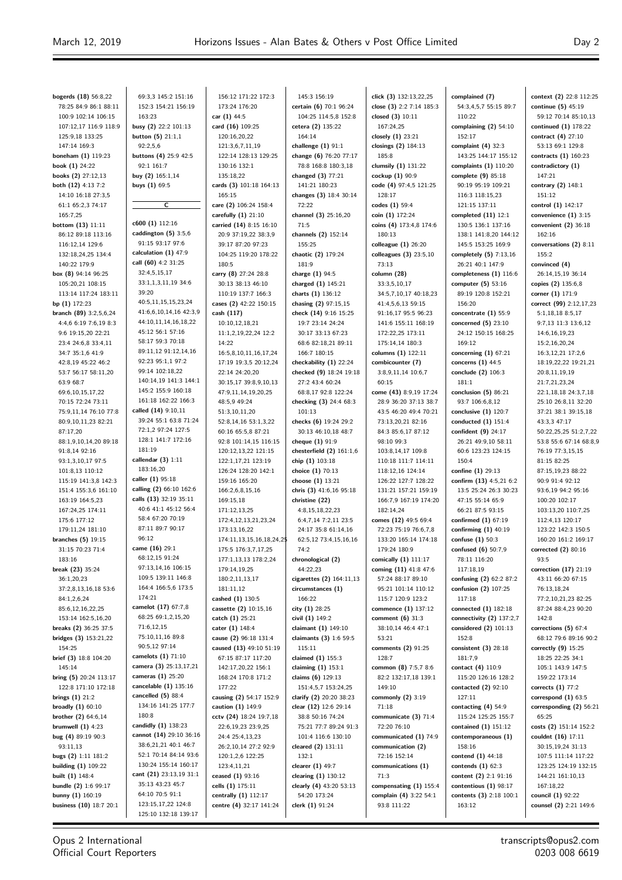bogerds (18) 56:8,22 78:25 84:9 86:1 88:11 100:9 102:14 106:15 107:12,17 116:9 118:9 125:9,18 133:25 147:14 169:3
boneham (1) 119:23
book (1) 24:22
books (2) 27:12,13
both (12) 4:13 7:2 14:10 16:18 27:3,5 61:1 65:2,3 74:17 165:7,25
bottom (13) 11:11 86:12 89:18 113:16 116:12,14 129:6 132:18,24,25 134:4 140:22 179:9
box (8) 94:14 96:25 105:20,21 108:15 113:14 117:24 183:11
bp (1) 172:23
branch (89) 3:2,5,6,24 4:4,6 6:19 7:6,19 8:3 9:6 19:15,20 22:21 23:4 24:6,8 33:4,11 34:7 35:1,6 41:9 42:8,19 45:22 46:2 53:7 56:17 58:11,20 63:9 68:7 69:6,10,15,17,22 70:15 72:24 73:11 75:9,11,14 76:10 77:8 80:9,10,11,23 82:21 87:17,20 88:1,9,10,14,20 89:18 91:8,14 92:16 93:1,3,10,17 97:5 101:8,13 110:12 115:19 141:3,8 142:3 151:4 155:3,6 161:10 163:19 164:5,23 167:24,25 174:11 175:6 177:12 179:11,24 181:10
branches (5) 19:15 31:15 70:23 71:4 183:16
break (23) 35:24 36:1,20,23 37:2,8,13,16,18 53:6 84:1,2,6,24 85:6,12,16,22,25 153:14 162:5,16,20
breaks (2) 36:25 37:5
bridges (3) 153:21,22 154:25
brief (3) 18:8 104:20 145:14
bring (5) 20:24 113:17 122:8 171:10 172:18
brings (1) 21:2
broadly (1) 60:10
brother (2) 64:6,14
brumwell (1) 4:23
bug (4) 89:19 90:3 93:11,13
bugs (2) 1:11 181:2
building (1) 109:22
built (1) 148:4
bundle (2) 1:6 99:17
bunny (1) 160:19
business (10) 18:7 20:1 69:3,3 145:2 151:16 152:3 154:21 156:19 163:23
busy (2) 22:2 101:13
button (5) 21:1,1 92:2,5,6
buttons (4) 25:9 42:5 92:1 161:7
buy (2) 165:1,14
buys (1) 69:5

C

c600 (1) 112:16
caddington (5) 3:5,6 91:15 93:17 97:6
calculation (1) 47:9
call (60) 4:2 31:25 32:4,5,15,17 33:1,1,3,11,19 34:6 39:20 40:5,11,15,15,23,24 41:6,6,10,14,16 42:3,9 44:10,11,14,16,18,22 45:12 56:1 57:16 58:17 59:3 70:18 89:11,12 91:12,14,16 92:23 95:1,1 97:2 99:14 102:18,22 140:14,19 141:3 144:1 145:2 155:9 160:18 161:18 162:22 166:3
called (14) 9:10,11 39:24 55:1 63:8 71:24 72:1,2 97:24 127:5 128:1 141:7 172:16 181:19
callendar (3) 1:11 183:16,20
caller (1) 95:18
calling (2) 66:10 162:6
calls (13) 32:19 35:11 40:6 41:1 45:12 56:4 58:4 67:20 70:19 87:11 89:7 90:17 96:12
came (16) 29:1 68:12,15 91:24 97:13,14,16 106:15 109:5 139:11 146:8 164:2 166:5,6 173:5 174:21
camelot (17) 67:7,8 68:25 69:1,2,15,20 71:6,12,15 75:10,11,16 89:8 90:5,12 97:14
camelots (1) 71:10
camera (3) 25:13,17,21
cameras (1) 25:20
cancelable (1) 135:16
cancelled (5) 88:4 134:16 141:25 177:7 180:8
candidly (1) 138:23
cannot (14) 29:10 36:16 38:6,21,21 40:1 46:7 52:1 70:14 84:14 93:6 130:24 155:14 160:17
cant (21) 23:13,19 31:1 35:13 43:23 45:7 64:10 70:5 91:1 123:15,17,22 124:8 125:10 132:18 139:17 156:12 171:22 172:3 173:24 176:20
car (1) 44:5
card (16) 109:25 120:16,20,22 121:3,6,7,11,19 122:14 128:13 129:25 130:16 132:1 135:18,22
cards (3) 101:18 164:13 165:15
care (2) 106:24 158:4
carefully (1) 21:10
carried (14) 8:15 16:10 20:9 37:19,22 38:3,9 39:17 87:20 97:23 104:25 119:20 178:22 180:5
carry (8) 27:24 28:8 30:13 38:13 46:10 110:19 137:7 166:3
cases (2) 42:22 150:15
cash (117) 10:10,12,18,21 11:1,2,19,22,24 12:2 14:22 16:5,8,10,11,16,17,24 17:19 19:3,5 20:12,24 22:14 24:20,20 30:15,17 39:8,9,10,13 47:9,11,14,19,20,25 48:5,9 49:24 51:3,10,11,20 52:8,14,16 53:1,3,22 60:16 65:5,8 87:21 92:8 101:14,15 116:15 120:12,13,22 121:15 122:1,17,21 123:19 126:24 128:20 142:1 159:16 165:20 166:2,6,8,15,16 169:15,18 171:12,13,25 172:4,12,13,21,23,24 173:13,16,22 174:11,13,15,16,18,24,25 175:5 176:3,7,17,25 177:1,13,13 178:2,24 179:14,19,25 180:2,11,13,17 181:11,12
cashed (1) 130:5
cassette (2) 10:15,16
catch (1) 25:21
cater (1) 148:4
cause (2) 96:18 131:4
caused (13) 49:10 51:19 67:15 87:17 117:20 142:17,20,22 156:1 168:24 170:8 171:2 177:22
causing (2) 54:17 152:9
caution (1) 149:9
cctv (24) 18:24 19:7,18 22:6,19,23 23:9,25 24:4 25:4,13,23 26:2,10,14 27:2 92:9 120:1,2,6 122:25 123:4,11,21
ceased (1) 93:16
cells (1) 175:11
centrally (1) 112:17
centre (4) 32:17 141:24 145:3 156:19
certain (6) 70:1 96:24 104:25 114:5,8 152:8
cetera (2) 135:22 164:14
challenge (1) 91:1
change (6) 76:20 77:17 78:8 168:8 180:3,18
changed (3) 77:21 141:21 180:23
changes (3) 18:4 30:14 72:22
channel (3) 25:16,20 71:5
channels (2) 152:14 155:25
chaotic (2) 179:24 181:9
charge (1) 94:5
charged (1) 145:21
charts (1) 136:12
chasing (2) 97:15,15
check (14) 9:16 15:25 19:7 23:14 24:24 30:17 33:13 67:23 68:6 82:18,21 89:11 166:7 180:15
checkability (1) 22:24
checked (9) 18:24 19:18 27:2 43:4 60:24 68:8,17 92:8 122:24
checking (3) 24:4 68:3 101:13
checks (6) 19:24 29:2 30:13 46:10,18 48:7
cheque (1) 91:9
chesterfield (2) 161:1,6
chip (1) 103:18
choice (1) 70:13
choose (1) 13:21
chris (3) 41:6,16 95:18
christine (22) 4:8,15,18,22,23 6:4,7,14 7:2,11 23:5 24:17 35:8 61:14,16 62:5,12 73:4,15,16,16 74:2
chronological (2) 44:22,23
cigarettes (2) 164:11,13
circumstances (1) 166:22
city (1) 28:25
civil (1) 149:2
claimant (1) 149:10
claimants (3) 1:6 59:5 115:11
claimed (1) 155:3
claiming (1) 153:1
claims (6) 129:13 151:4,5,7 153:24,25
clarify (2) 20:20 38:23
clear (12) 12:6 29:14 38:8 50:16 74:24 75:21 77:7 89:24 91:3 101:4 116:6 130:10
cleared (2) 131:11 132:1
clearer (1) 49:7
clearing (1) 130:12
clearly (4) 43:20 53:13 54:20 173:24
clerk (1) 91:24
click (3) 132:13,22,25
close (3) 2:2 7:14 185:3
closed (3) 10:11 167:24,25
closely (1) 23:21
closings (2) 184:13 185:8
clumsily (1) 131:22
cockup (1) 90:9
code (4) 97:4,5 121:25 128:17
codes (1) 59:4
coin (1) 172:24
coins (4) 173:4,8 174:6 180:13
colleague (1) 26:20
colleagues (3) 23:5,10 73:13
column (28) 33:3,5,10,17 34:5,7,10,17 40:18,23 41:4,5,6,13 59:15 91:16,17 95:5 96:23 141:6 155:11 168:19 172:22,25 173:11 175:14,14 180:3
columns (1) 122:11
combicounter (7) 3:8,9,11,14 10:6,7 60:15
come (43) 8:9,19 17:24 28:9 36:20 37:13 38:7 43:5 46:20 49:4 70:21 73:13,20,21 82:16 84:3 85:6,17 87:12 98:10 99:3 103:8,14,17 109:8 110:18 111:7 114:11 118:12,16 124:14 126:22 127:7 128:22 131:21 157:21 159:19 166:7,9 167:19 174:20 182:14,24
comes (12) 49:5 69:4 72:23 75:19 76:6,7,8 133:20 165:14 174:18 179:24 180:9
comically (1) 111:17
coming (11) 41:8 47:6 57:24 88:17 89:10 95:21 101:14 110:12 115:7 120:9 123:2
commence (1) 137:12
comment (6) 31:3 38:10,14 46:4 47:1 53:21
comments (2) 91:25 128:7
common (8) 7:5,7 8:6 82:2 132:17,18 139:1 149:10
commonly (2) 3:19 71:18
communicate (3) 71:4 72:20 76:10
communicated (1) 74:9
communication (2) 72:16 152:14
communications (1) 71:3
compensating (1) 155:4
complain (4) 3:22 54:1 93:8 111:22
complained (7) 54:3,4,5,7 55:15 89:7 110:22
complaining (2) 54:10 152:17
complaint (4) 32:3 143:25 144:17 155:12
complaints (1) 110:20
complete (9) 85:18 90:19 95:19 109:21 116:3 118:15,23 121:15 137:11
completed (11) 12:1 130:5 136:1 137:16 138:1 141:8,20 144:12 145:5 153:25 169:9
completely (5) 7:13,16 26:21 40:1 147:7
completeness (1) 116:6
computer (5) 53:16 89:19 120:8 152:21 156:20
concentrate (1) 55:9
concerned (5) 23:10 24:12 150:15 168:25 169:12
concerning (1) 67:21
concerns (1) 44:5
conclude (2) 106:3 181:1
conclusion (5) 86:21 93:7 106:6,8,12
conclusive (1) 120:7
conducted (1) 151:4
confident (9) 24:17 26:21 49:9,10 58:11 60:6 123:23 124:15 150:4
confine (1) 29:13
confirm (13) 4:5,21 6:2 13:5 25:24 26:3 30:23 47:15 55:14 65:9 66:21 87:5 93:15
confirmed (1) 67:19
confirming (1) 40:19
confuse (1) 50:3
confused (6) 50:7,9 78:11 116:20 117:18,19
confusing (2) 62:2 87:2
confusion (2) 107:25 117:18
connected (1) 182:18
connectivity (2) 137:2,7
considered (2) 101:13 152:8
consistent (3) 28:18 181:7,9
contact (4) 110:9 115:20 126:16 128:2
contacted (2) 92:10 127:11
contacting (4) 54:9 115:24 125:25 155:7
contained (1) 151:12
contemporaneous (1) 158:16
contend (1) 44:18
contends (1) 62:3
content (2) 2:1 91:16
contentious (1) 98:17
contents (3) 2:18 100:1 163:12
context (2) 22:8 112:25
continue (5) 45:19 59:12 70:14 85:10,13
continued (1) 178:22
contract (4) 27:10 53:13 69:1 129:8
contracts (1) 160:23
contradictory (1) 147:21
contrary (2) 148:1 151:12
control (1) 142:17
convenience (1) 3:15
convenient (2) 36:18 162:16
conversations (2) 8:11 155:2
convinced (4) 26:14,15,19 36:14
copies (2) 135:6,8
corner (1) 171:9
correct (99) 2:12,17,23 5:1,18,18 8:5,17 9:7,13 11:3 13:6,12 14:6,16,19,23 15:2,16,20,24 16:3,12,21 17:2,6 18:19,22,22 19:21,21 20:8,11,19,19 21:7,21,23,24 22:1,18,18 24:3,7,18 25:10 26:8,11 32:20 37:21 38:1 39:15,18 43:3,3 47:17 50:22,25,25 51:2,7,22 53:8 55:6 67:14 68:8,9 76:19 77:3,15,15 81:15 82:25 87:15,19,23 88:22 90:9 91:4 92:12 93:6,19 94:2 95:16 100:20 102:17 103:13,20 110:7,25 112:4,13 120:17 123:22 142:3 150:5 160:20 161:2 169:17
corrected (2) 80:16 93:5
correction (17) 21:19 43:11 66:20 67:15 76:13,18,24 77:2,10,21,23 82:25 87:24 88:4,23 90:20 142:8
corrections (5) 67:4 68:12 79:6 89:16 90:2
correctly (9) 15:25 18:25 22:25 34:1 105:1 143:9 147:5 159:22 173:14
corrects (1) 77:2
correspond (1) 63:5
corresponding (2) 56:21 65:25
costs (2) 151:14 152:2
couldnt (16) 17:11 30:15,19,24 31:13 107:5 111:14 117:22 123:25 124:19 132:15 144:21 161:10,13 167:18,22
council (1) 92:22
counsel (2) 2:21 149:6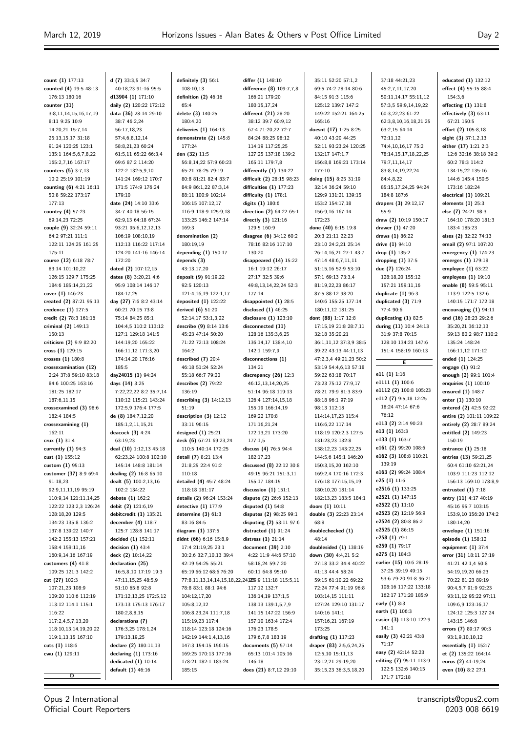count (1) 177:13
counted (4) 19:5 48:13 176:13 180:16
counter (31) 3:8,11,14,15,16,17,19 8:11 9:25 10:9 14:20,21 15:7,14 25:13,15,17 31:18 91:24 120:25 123:1 135:1 164:5,6,7,8,22 165:2,7,16 167:17
counters (5) 3:7,13 10:2 25:19 101:19
counting (6) 4:21 16:11 50:8 59:22 173:17 177:13
country (4) 57:23 69:14,23 72:25
couple (9) 32:24 59:11 64:2 97:21 111:1 122:11 124:25 161:25 175:11
course (12) 6:18 78:7 83:14 101:10,22 126:15 129:7 175:25 184:6 185:14,21,22
cover (1) 146:23
created (2) 87:21 95:13
credence (1) 127:5
credit (2) 78:3 161:16
criminal (2) 149:13 150:13
criticism (2) 9:9 82:20
cross (1) 129:15
crosses (1) 180:8
crossexamination (12) 2:24 37:8 59:10 83:18 84:6 100:25 163:16 181:25 182:17 187:6,11,15
crossexamined (3) 98:6 182:4 184:5
crossexamining (1) 162:11
crux (1) 31:4
currently (1) 94:3
cust (1) 155:12
custom (1) 95:13
customer (37) 8:9 69:4 91:18,23 92:9,11,11,19 95:19 110:9,14 121:11,14,25 122:22 123:2,3 126:24 128:18,20 129:5 134:23 135:8 136:2 137:8 139:22 140:7 142:2 155:13 157:21 158:4 159:11,16 160:9,14,16 167:19
customers (4) 41:8 109:25 121:3 142:2
cut (27) 102:3 107:21,23 108:9 109:20 110:6 112:19 113:12 114:1 115:1 116:22 117:2,4,5,7,13,20 118:10,13,14,19,20,22 119:1,13,15 167:10
cuts (1) 118:6
cwu (1) 129:11

**D**

d (7) 33:3,5 34:7 40:18,23 91:16 95:5
d13904 (1) 171:10
daily (2) 120:22 172:12
data (36) 28:14 29:10 38:7 46:2,24 56:17,18,23 57:4,6,8,12,14 58:8,21,23 60:24 61:5,11 65:22 66:3,4 69:6 87:2 114:20 122:2 132:5,9,10 141:24 169:12 170:7 171:5 174:9 176:24 179:10
date (24) 14:10 33:6 34:7 40:18 56:15 62:9,13 64:18 67:24 93:21 95:6,12,12,13 106:19 108:10,19 112:13 116:22 117:14 124:20 141:16 146:14 172:20
dated (2) 107:12,15
dates (8) 3:20,21 4:6 95:9 108:14 146:17 184:17,25
day (27) 7:6 8:2 43:14 60:21 70:15 73:8 75:14 84:25 85:1 104:4,5 110:2 113:12 127:1 129:18 141:5 144:19,20 165:22 166:11,12 171:3,20 174:14,20 176:16 185:5
day24015 (1) 94:24
days (14) 3:25 7:22,22,22 8:2 35:7,14 110:12 115:21 143:24 172:5,9 176:4 177:5
de (8) 184:7,12,20 185:1,2,11,15,21
deacock (3) 4:24 63:19,23
deal (10) 1:12,13 45:18 62:23,24 100:8 102:10 145:14 148:8 181:14
dealing (2) 16:8 65:10
dealt (5) 100:2,13,16 102:2 134:22
debate (1) 162:2
debit (2) 121:6,19
debitcredit (1) 135:21
december (4) 118:7 125:7 128:8 141:17
decided (1) 152:11
decision (1) 43:4
deck (2) 10:14,22
declaration (25) 16:5,8,10 17:19 19:3 47:11,15,25 48:5,9 51:10 65:8 92:8 171:12,13,25 172:5,12 173:13 175:13 176:17 180:2,8,8,15
declarations (7) 176:3,25 178:1,24 179:13,19,25
declare (2) 180:11,13
declaring (1) 173:16
dedicated (1) 10:14
default (1) 46:16
definitely (3) 56:1 108:10,13
definition (2) 46:16 65:4
delete (3) 140:25 180:4,20
deliveries (1) 164:13
demonstrate (2) 145:8 177:24
den (32) 11:5 56:8,14,22 57:9 60:23 65:21 78:25 79:19 80:8 81:21 82:4 83:7 84:9 86:1,22 87:3,14 88:11 100:9 102:14 106:15 107:12,17 116:9 118:9 125:9,18 133:25 146:2 147:14 169:3
denomination (2) 180:19,19
depending (1) 150:17
depends (3) 43:13,17,20
deposit (9) 91:19,22 92:5 120:13 121:4,16,19 122:1,17
deposited (1) 122:22
derived (6) 51:20 52:14,17 53:1,3,22
describe (9) 8:14 13:6 45:23 47:14 50:20 71:22 72:13 108:24 164:2
described (7) 20:4 46:18 51:24 52:24 55:18 66:7 79:20
describes (2) 79:22 136:19
describing (3) 14:12,13 51:19
description (3) 12:12 33:11 96:15
designed (1) 25:21
desk (6) 67:21 69:23,24 110:5 140:14 172:25
detail (7) 8:21 13:4 21:8,25 22:4 91:2 110:18
detailed (4) 45:7 48:24 118:18 181:17
details (2) 96:24 153:24
detective (1) 177:9
determine (3) 61:3 83:16 84:5
diagram (1) 137:5
didnt (66) 6:16 15:8,9 17:4 21:19,25 23:1 30:2,6 32:7,10,13 39:4 42:19 54:25 55:21 65:19 66:12 68:6 76:20 77:8,11,13,14,14,15,18,22,24,25 78:8 83:1 88:1 94:6 104:12,17,20 105:8,12,12 106:8,23,24 111:7,18 115:19,23 117:4 118:14 123:18 124:16 142:19 144:1,4,13,16 147:3 154:15 156:15 169:25 170:13 177:16 178:21 182:1 183:24 185:15
differ (1) 148:10
difference (8) 109:7,7,8 166:21 179:20 180:15,17,24
different (21) 28:20 38:12 39:7 60:9,12 67:4 71:20,22 72:7 84:24 88:25 98:12 114:19 117:25,25 127:25 137:18 139:2 165:11 179:7,8
differently (1) 134:22
difficult (2) 28:15 98:23
difficulties (1) 177:23
difficulty (1) 178:1
digits (1) 180:6
direction (2) 64:22 65:1
directly (3) 121:16 129:5 160:9
disagree (6) 34:12 60:2 78:16 82:16 117:10 130:20
disappeared (14) 15:22 16:1 19:12 26:17 27:17 32:5 39:6 49:8,13,14,22,24 52:3 177:14
disappointed (1) 28:5
disclosed (1) 46:25
disclosure (1) 123:10
disconnected (11) 128:16 135:3,6,25 136:14,17 138:4,10 142:1 159:7,9
disconnections (1) 134:21
discrepancy (26) 12:3 46:12,13,14,20,25 51:14 96:18 119:13 126:4 127:14,15,18 155:19 166:14,19 169:22 170:8 171:16,21,24 172:13,21 173:20 177:1,5
discuss (4) 76:5 94:4 182:17,23
discussed (8) 22:12 30:8 49:15 96:21 151:3,11 155:17 184:15
discussion (1) 151:1
dispute (2) 26:6 152:13
disputed (1) 54:8
disputes (2) 98:25 99:1
disputing (2) 53:11 97:6
distracted (1) 91:24
distress (1) 21:14
document (39) 2:10 4:22 11:9 44:6 57:10 58:18,24 59:7,20 60:11 64:8 95:10 105:9 111:18 115:5,11 117:12 132:7 136:14,19 137:1,5 138:13 139:1,5,7,9 141:15 147:22 156:9 157:10 163:4 172:4 176:23 178:5 179:6,7,8 183:19
documents (5) 57:14 65:13 101:4 105:16 146:18
does (21) 8:7,12 29:10 35:11 52:20 57:1,2 69:5 74:2 78:14 80:6 84:15 91:3 115:6 125:12 139:7 147:2 149:22 152:21 164:25 165:16
doesnt (17) 1:25 8:25 40:10 43:20 44:25 52:11 93:23,24 120:25 132:17 147:1,7 156:8,8 169:21 173:14 177:10
doing (15) 8:25 31:19 32:14 36:24 59:10 129:9 131:21 139:15 153:2 154:17,18 156:9,16 167:14 172:23
done (40) 6:15 19:8 20:3 21:11 22:23 23:10 24:2,21 25:14 26:14,16,21 27:1 43:7 47:14 48:6,7,11,11 51:15,16 52:9 53:10 57:1 69:13 73:3,4 81:19,22,23 86:17 87:5 88:12 98:20 140:6 155:25 177:14 180:11,12 181:25
dont (88) 1:17 12:8 17:15,19 21:8 28:7,11 32:18 35:20,21 36:1,11,12 37:3,9 38:5 39:22 43:13 44:11,13 47:2,3,4 49:21,23 50:2 53:19 54:4,6,13 57:18 59:22 63:18 70:17 73:23 75:12 77:9,17 78:21 79:9 81:3 83:9 88:18 96:1 97:19 98:13 112:18 114:14,17,23 115:4 116:6,22 117:14 118:19 120:2,3 127:5 131:23,23 132:8 138:12,23 143:22,25 144:5,6 145:1 146:20 150:3,15,20 162:10 169:2,4 170:16 172:3 176:18 177:15,15,19 180:10,20 181:14 182:13,23 183:5 184:1
doors (1) 10:11
double (3) 22:23 23:14 68:8
doublechecked (1) 48:14
doublesided (1) 138:19
down (30) 4:4,21 5:2 27:18 33:2 34:4 40:22 41:13 44:4 58:24 59:15 61:10,22 69:22 72:24 77:4 91:19 96:8 103:14,15 111:11 127:24 129:10 131:17 140:16 141:1 157:16,21 167:19 173:25
drafting (1) 117:23
draper (83) 2:5,6,24,25 12:5,10 15:11,13 23:12,21 29:19,20 35:15,23 36:3,5,18,20 37:18 44:21,23 45:2,7,11,17,20 50:11,14,17 55:11,12 57:3,5 59:9,14,19,22 60:3,22,23 61:22 62:3,8,10,16,18,21,25 63:2,15 64:14 72:11,12 74:4,10,16,17 75:2 78:14,15,17,18,22,25 79:7,11,14,17 83:8,14,19,22,24 84:4,8,22 85:15,17,24,25 94:24 184:8 187:6
drapers (3) 29:12,17 55:9
draw (2) 10:19 150:17
drawer (1) 47:20
draws (1) 86:22
drive (1) 94:10
drop (1) 135:2
dropping (1) 37:5
due (7) 126:24 128:18,20 155:12 157:21 159:11,16
duplicate (1) 96:3
duplicated (3) 71:9 77:4 90:6
duplicating (1) 82:5
during (11) 10:4 24:13 31:9 37:8 70:15 128:10 134:23 147:6 151:4 158:19 160:13

**E**

e11 (1) 1:16
e1111 (1) 100:6
e1112 (2) 100:8 105:23
e112 (7) 9:5,18 12:25 18:24 47:14 67:6 76:12
e113 (2) 2:14 90:23
e13 (1) 163:3
e133 (1) 163:7
e161 (2) 99:20 108:6
e162 (3) 108:8 110:21 139:19
e163 (2) 99:24 108:4
e25 (1) 11:6
e2516 (1) 133:25
e2521 (1) 147:15
e2522 (1) 11:10
e2523 (2) 12:19 56:9
e2524 (2) 80:8 86:2
e2525 (1) 86:15
e258 (1) 79:1
e259 (1) 79:17
e275 (1) 184:3
earlier (15) 10:6 28:19 37:25 39:19 49:15 53:6 79:20 91:8 96:21 108:16 117:22 133:18 162:17 171:20 185:9
early (1) 8:3
earth (1) 106:3
easier (3) 113:10 122:9 141:1
easily (3) 42:21 43:8 71:17
easy (2) 42:14 52:23
editing (7) 95:11 113:9 122:5 132:6 140:15 171:7 172:18
educated (1) 132:12
effect (4) 55:15 88:4 154:3,6
effecting (1) 131:8
effectively (3) 63:11 67:21 150:5
effort (2) 105:8,18
eight (3) 37:1,2,13
either (17) 1:21 2:3 12:6 32:16 38:18 39:2 60:2 78:3 114:2 134:15,22 135:16 144:6 145:4 150:5 173:16 182:24
electrical (1) 109:21
elements (1) 25:3
else (7) 24:21 98:3 164:10 178:20 181:3 183:4 185:23
elses (2) 32:22 74:13
email (2) 97:1 107:20
emergency (1) 174:23
emerges (1) 179:18
employee (1) 63:22
employees (1) 19:10
enable (8) 59:5 95:11 113:9 122:5 132:6 140:15 171:7 172:18
encouraging (1) 94:11
end (16) 28:23 29:2,6 35:20,21 36:12,13 59:13 80:2 98:7 110:2 135:24 148:24 166:11,12 171:12
ended (1) 124:25
engage (1) 91:2
enough (2) 99:1 101:4
enquiries (1) 100:10
ensured (1) 148:7
enter (1) 130:10
entered (2) 42:5 92:22
entire (2) 101:11 109:22
entirely (2) 28:7 89:24
entitled (2) 149:23 150:19
entrance (1) 25:18
entries (13) 59:21,25 60:4 61:10 62:21,24 103:9 111:23 112:12 156:23 169:10 178:8,9
entrusted (1) 7:18
entry (11) 4:17 40:19 45:16 95:7 103:15 153:9,10 156:20 174:2 180:14,20
envelope (1) 151:16
episode (1) 158:12
equipment (1) 37:4
error (31) 18:11 27:19 41:21 42:1,4 50:8 54:19,19,20 66:23 70:22 81:23 89:19 90:4,5,7 91:9 92:23 93:11,12 95:22 97:11 109:6,9 123:16,17 124:12 125:3 127:24 143:15 146:8
errors (7) 89:17 90:3 93:1,9,10,10,12
essentially (1) 152:7
et (2) 135:22 164:14
euros (2) 41:19,24
even (10) 8:2 27:1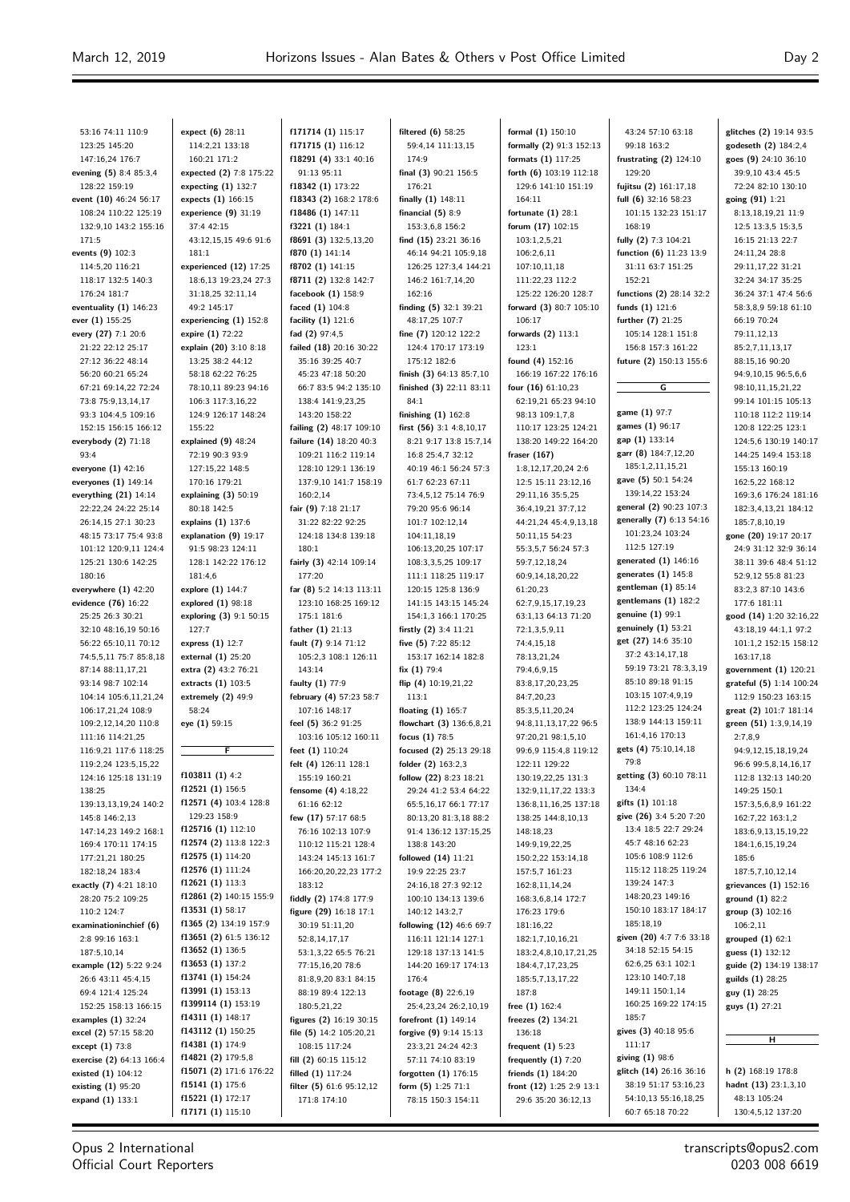53:16 74:11 110:9
123:25 145:20
147:16,24 176:7
**evening (5)** 8:4 85:3,4
128:22 159:19
**event (10)** 46:24 56:17
108:24 110:22 125:19
132:9,10 143:2 155:16
171:5
**events (9)** 102:3
114:5,20 116:21
118:17 132:5 140:3
176:24 181:7
**eventuality (1)** 146:23
**ever (1)** 155:25
**every (27)** 7:1 20:6
21:22 22:12 25:17
27:12 36:22 48:14
56:20 60:21 65:24
67:21 69:14,22 72:24
73:8 75:9,13,14,17
93:3 104:4,5 109:16
152:15 156:15 166:12
**everybody (2)** 71:18
93:4
**everyone (1)** 42:16
**everyones (1)** 149:14
**everything (21)** 14:14
22:22,24 24:22 25:14
26:14,15 27:1 30:23
48:15 73:17 75:4 93:8
101:12 120:9,11 124:4
125:21 130:6 142:25
180:16
**everywhere (1)** 42:20
**evidence (76)** 16:22
25:25 26:3 30:21
32:10 48:16,19 50:16
56:22 65:10,11 70:12
74:5,5,11 75:7 85:8,18
87:14 88:11,17,21
93:14 98:7 102:14
104:14 105:6,11,21,24
106:17,21,24 108:9
109:2,12,14,20 110:8
111:16 114:21,25
116:9,21 117:6 118:25
119:2,24 123:5,15,22
124:16 125:18 131:19
138:25
139:13,13,19,24 140:2
145:8 146:2,13
147:14,23 149:2 168:1
169:4 170:11 174:15
177:21,21 180:25
182:18,24 183:4
**exactly (7)** 4:21 18:10
28:20 75:2 109:25
110:2 124:7
**examinationinchief (6)**
2:8 99:16 163:1
187:5,10,14
**example (12)** 5:22 9:24
26:6 43:11 45:4,15
69:4 121:4 125:24
152:25 158:13 166:15
**examples (1)** 32:24
**excel (2)** 57:15 58:20
**except (1)** 73:8
**exercise (2)** 64:13 166:4
**existed (1)** 104:12
**existing (1)** 95:20
**expand (1)** 133:1
**expect (6)** 28:11
114:2,21 133:18
160:21 171:2
**expected (2)** 7:8 175:22
**expecting (1)** 132:7
**expects (1)** 166:15
**experience (9)** 31:19
37:4 42:15
43:12,15,15 49:6 91:6
181:1
**experienced (12)** 17:25
18:6,13 19:23,24 27:3
31:18,25 32:11,14
49:2 145:17
**experiencing (1)** 152:8
**expire (1)** 72:22
**explain (20)** 3:10 8:18
13:25 38:2 44:12
58:18 62:22 76:25
78:10,11 89:23 94:16
106:3 117:3,16,22
124:9 126:17 148:24
155:22
**explained (9)** 48:24
72:19 90:3 93:9
127:15,22 148:5
170:16 179:21
**explaining (3)** 50:19
80:18 142:5
**explains (1)** 137:6
**explanation (9)** 19:17
91:5 98:23 124:11
128:1 142:22 176:12
181:4,6
**explore (1)** 144:7
**explored (1)** 98:18
**exploring (3)** 9:1 50:15
127:7
**express (1)** 12:7
**external (1)** 25:20
**extra (2)** 43:2 76:21
**extracts (1)** 103:5
**extremely (2)** 49:9
58:24
**eye (1)** 59:15

## F

**f103811 (1)** 4:2
**f12521 (1)** 156:5
**f12571 (4)** 103:4 128:8
129:23 158:9
**f125716 (1)** 112:10
**f12574 (2)** 113:8 122:3
**f12575 (1)** 114:20
**f12576 (1)** 111:24
**f12621 (1)** 113:3
**f12861 (2)** 140:15 155:9
**f13531 (1)** 58:17
**f1365 (2)** 134:19 157:9
**f13651 (2)** 61:5 136:12
**f13652 (1)** 136:5
**f13653 (1)** 137:2
**f13741 (1)** 154:24
**f13991 (1)** 153:13
**f1399114 (1)** 153:19
**f14311 (1)** 148:17
**f143112 (1)** 150:25
**f14381 (1)** 174:9
**f14821 (2)** 179:5,8
**f15071 (2)** 171:6 176:22
**f15141 (1)** 175:6
**f15221 (1)** 172:17
**f17171 (1)** 115:10
**f171714 (1)** 115:17
**f171715 (1)** 116:12
**f18291 (4)** 33:1 40:16
91:13 95:11
**f18342 (1)** 173:22
**f18343 (2)** 168:2 178:6
**f18486 (1)** 147:11
**f3221 (1)** 184:1
**f8691 (3)** 132:5,13,20
**f870 (1)** 141:14
**f8702 (1)** 141:15
**f8711 (2)** 132:8 142:7
**facebook (1)** 158:9
**faced (1)** 104:8
**facility (1)** 121:6
**fad (2)** 97:4,5
**failed (18)** 20:16 30:22
35:16 39:25 40:7
45:23 47:18 50:20
66:7 83:5 94:2 135:10
138:4 141:9,23,25
143:20 158:22
**failing (2)** 48:17 109:10
**failure (14)** 18:20 40:3
109:21 116:2 119:14
128:10 129:1 136:19
137:9,10 141:7 158:19
160:2,14
**fair (9)** 7:18 21:17
31:22 82:22 92:25
124:18 134:8 139:18
180:1
**fairly (3)** 42:14 109:14
177:20
**far (8)** 5:2 14:13 113:11
123:10 168:25 169:12
175:1 181:6
**father (1)** 21:13
**fault (7)** 9:14 71:12
105:2,3 108:1 126:11
143:14
**faulty (1)** 77:9
**february (4)** 57:23 58:7
107:16 148:17
**feel (5)** 36:2 91:25
103:16 105:12 160:11
**feet (1)** 110:24
**felt (4)** 126:11 128:1
155:19 160:21
**fensome (4)** 4:18,22
61:16 62:12
**few (17)** 57:17 68:5
76:16 102:13 107:9
110:12 115:21 128:4
143:24 145:13 161:7
166:20,20,22,23 177:2
183:12
**fiddly (2)** 174:8 177:9
**figure (29)** 16:18 17:1
30:19 51:11,20
52:8,14,17,17
53:1,3,22 65:5 76:21
77:15,16,20 78:6
81:8,9,20 83:1 84:15
88:19 89:4 122:13
180:5,21,22
**figures (2)** 16:19 30:15
**file (5)** 14:2 105:20,21
108:15 117:24
**fill (2)** 60:15 115:12
**filled (1)** 117:24
**filter (5)** 61:6 95:12,12
171:8 174:10
**filtered (6)** 58:25
59:4,14 111:13,15
174:9
**final (3)** 90:21 156:5
176:21
**finally (1)** 148:11
**financial (5)** 8:9
153:3,6,8 156:2
**find (15)** 23:21 36:16
46:14 94:21 105:9,18
126:25 127:3,4 144:21
146:2 161:7,14,20
162:16
**finding (5)** 32:1 39:21
48:17,25 107:7
**fine (7)** 120:12 122:2
124:4 170:17 173:19
175:12 182:6
**finish (3)** 64:13 85:7,10
**finished (3)** 22:11 83:11
84:1
**finishing (1)** 162:8
**first (56)** 3:1 4:8,10,17
8:21 9:17 13:8 15:7,14
16:8 25:4,7 32:12
40:19 46:1 56:24 57:3
61:7 62:23 67:11
73:4,5,12 75:14 76:9
79:20 95:6 96:14
101:7 102:12,24
104:11,18,19
106:13,20,25 107:17
108:3,3,5,25 109:17
111:1 118:25 119:17
120:15 125:8 136:9
141:15 143:15 145:24
154:1,3 166:1 170:25
**firstly (2)** 3:4 11:21
**five (5)** 7:22 85:12
153:17 162:14 182:8
**fix (1)** 79:4
**flip (4)** 10:19,21,22
113:1
**floating (1)** 165:7
**flowchart (3)** 136:6,8,21
**focus (1)** 78:5
**focused (2)** 25:13 29:18
**folder (2)** 163:2,3
**follow (22)** 8:23 18:21
29:24 41:2 53:4 64:22
65:5,16,17 66:1 77:17
80:13,20 81:3,18 88:2
91:4 136:12 137:15,25
138:8 143:20
**followed (14)** 11:21
19:9 22:25 23:7
24:16,18 27:3 92:12
100:10 134:13 139:6
140:12 143:2,7
**following (12)** 46:6 69:7
116:11 121:14 127:1
129:18 137:13 141:5
144:20 169:17 174:13
176:4
**footage (8)** 22:6,19
25:4,23,24 26:2,10,19
**forefront (1)** 149:14
**forgive (9)** 9:14 15:13
23:3,21 24:24 42:3
57:11 74:10 83:19
**forgotten (1)** 176:15
**form (5)** 1:25 71:1
78:15 150:3 154:11
**formal (1)** 150:10
**formally (2)** 91:3 152:13
**formats (1)** 117:25
**forth (6)** 103:19 112:18
129:6 141:10 151:19
164:11
**fortunate (1)** 28:1
**forum (17)** 102:15
103:1,2,5,21
106:2,6,11
107:10,11,18
111:22,23 112:2
125:22 126:20 128:7
**forward (3)** 80:7 105:10
106:17
**forwards (2)** 113:1
123:1
**found (4)** 152:16
166:19 167:22 176:16
**four (16)** 61:10,23
62:19,21 65:23 94:10
98:13 109:1,7,8
110:17 123:25 124:21
138:20 149:22 164:20
**fraser (167)**
1:8,12,17,20,24 2:6
12:5 15:11 23:12,16
29:11,16 35:5,25
36:4,19,21 37:7,12
44:21,24 45:4,9,13,18
50:11,15 54:23
55:3,5,7 56:24 57:3
59:7,12,18,24
60:9,14,18,20,22
61:20,23
62:7,9,15,17,19,23
63:1,13 64:13 71:20
72:1,3,5,9,11
74:4,15,18
78:13,21,24
79:4,6,9,15
83:8,17,20,23,25
84:7,20,23
85:3,5,11,20,24
94:8,11,13,17,22 96:5
97:20,21 98:1,5,10
99:6,9 115:4,8 119:12
122:11 129:22
130:19,22,25 131:3
132:9,11,17,22 133:3
136:8,11,16,25 137:18
138:25 144:8,10,13
148:18,23
149:9,19,22,25
150:2,22 153:14,18
157:5,7 161:23
162:8,11,14,24
168:3,6,8,14 172:7
176:23 179:6
181:16,22
182:1,7,10,16,21
183:2,4,8,10,17,21,25
184:4,7,17,23,25
185:5,7,13,17,22
187:8
**free (1)** 162:4
**freezes (2)** 134:21
136:18
**frequent (1)** 5:23
**frequently (1)** 7:20
**friends (1)** 184:20
**front (12)** 1:25 2:9 13:1
29:6 35:20 36:12,13
43:24 57:10 63:18
99:18 163:2
**frustrating (2)** 124:10
129:20
**fujitsu (2)** 161:17,18
**full (6)** 32:16 58:23
101:15 132:23 151:17
168:19
**fully (2)** 7:3 104:21
**function (6)** 11:23 13:9
31:11 63:7 151:25
152:21
**functions (2)** 28:14 32:2
**funds (1)** 121:6
**further (7)** 21:25
105:14 128:1 151:8
156:8 157:3 161:22
**future (2)** 150:13 155:6

## G

**game (1)** 97:7
**games (1)** 96:17
**gap (1)** 133:14
**garr (8)** 184:7,12,20
185:1,2,11,15,21
**gave (5)** 50:1 54:24
139:14,22 153:24
**general (2)** 90:23 107:3
**generally (7)** 6:13 54:16
101:23,24 103:24
112:5 127:19
**generated (1)** 146:16
**generates (1)** 145:8
**gentleman (1)** 85:14
**gentlemans (1)** 182:2
**genuine (1)** 99:1
**genuinely (1)** 53:21
**get (27)** 14:6 35:10
37:2 43:14,17,18
59:19 73:21 78:3,3,19
85:10 89:18 91:15
103:15 107:4,9,19
112:2 123:25 124:24
138:9 144:13 159:11
161:4,16 170:13
**gets (4)** 75:10,14,18
79:8
**getting (3)** 60:10 78:11
134:4
**gifts (1)** 101:18
**give (26)** 3:4 5:20 7:20
13:4 18:5 22:7 29:24
45:7 48:16 62:23
105:6 108:9 112:6
115:12 118:25 119:24
139:24 147:3
148:20,23 149:16
150:10 183:17 184:17
185:18,19
**given (20)** 4:7 7:6 33:18
34:18 52:15 54:15
62:6,25 63:1 102:1
123:10 140:7,18
149:11 150:1,14
160:25 169:22 174:15
185:7
**gives (3)** 40:18 95:6
111:17
**giving (1)** 98:6
**glitch (14)** 26:16 36:16
38:19 51:17 53:16,23
54:10,13 55:16,18,25
60:7 65:18 70:22
**glitches (2)** 19:14 93:5
**godeseth (2)** 184:2,4
**goes (9)** 24:10 36:10
39:9,10 43:4 45:5
72:24 82:10 130:10
**going (91)** 1:21
8:13,18,19,21 11:9
12:5 13:3,5 15:3,5
16:15 21:13 22:7
24:11,24 28:8
29:11,17,22 31:21
32:24 34:17 35:25
36:24 37:1 47:4 56:6
58:3,8,9 59:18 61:10
66:19 70:24
79:11,12,13
85:2,7,11,13,17
88:15,16 90:20
94:9,10,15 96:5,6,6
98:10,11,15,21,22
99:14 101:15 105:13
110:18 112:2 119:14
120:8 122:25 123:1
124:5,6 130:19 140:17
144:25 149:4 153:18
155:13 160:19
162:5,22 168:12
169:3,6 176:24 181:16
182:3,4,13,21 184:12
185:7,8,10,19
**gone (20)** 19:17 20:17
24:9 31:12 32:9 36:14
38:11 39:6 48:4 51:12
52:9,12 55:8 81:23
83:2,3 87:10 143:6
177:6 181:11
**good (14)** 1:20 32:16,22
43:18,19 44:1,1 97:2
101:1,2 152:15 158:12
163:17,18
**government (1)** 120:21
**grateful (5)** 1:14 100:24
112:9 150:23 163:15
**great (2)** 101:7 181:14
**green (51)** 1:3,9,14,19
2:7,8,9
94:9,12,15,18,19,24
96:6 99:5,8,14,16,17
112:8 132:13 140:20
149:25 150:1
157:3,5,6,8,9 161:22
162:7,22 163:1,2
183:6,9,13,15,19,22
184:1,6,15,19,24
185:6
187:5,7,10,12,14
**grievances (1)** 152:16
**ground (1)** 82:2
**group (3)** 102:16
106:2,11
**grouped (1)** 62:1
**guess (1)** 132:12
**guide (2)** 134:19 138:17
**guilds (1)** 28:25
**guy (1)** 28:25
**guys (1)** 27:21

## H

**h (2)** 168:19 178:8
**hadnt (13)** 23:1,3,10
48:13 105:24
130:4,5,12 137:20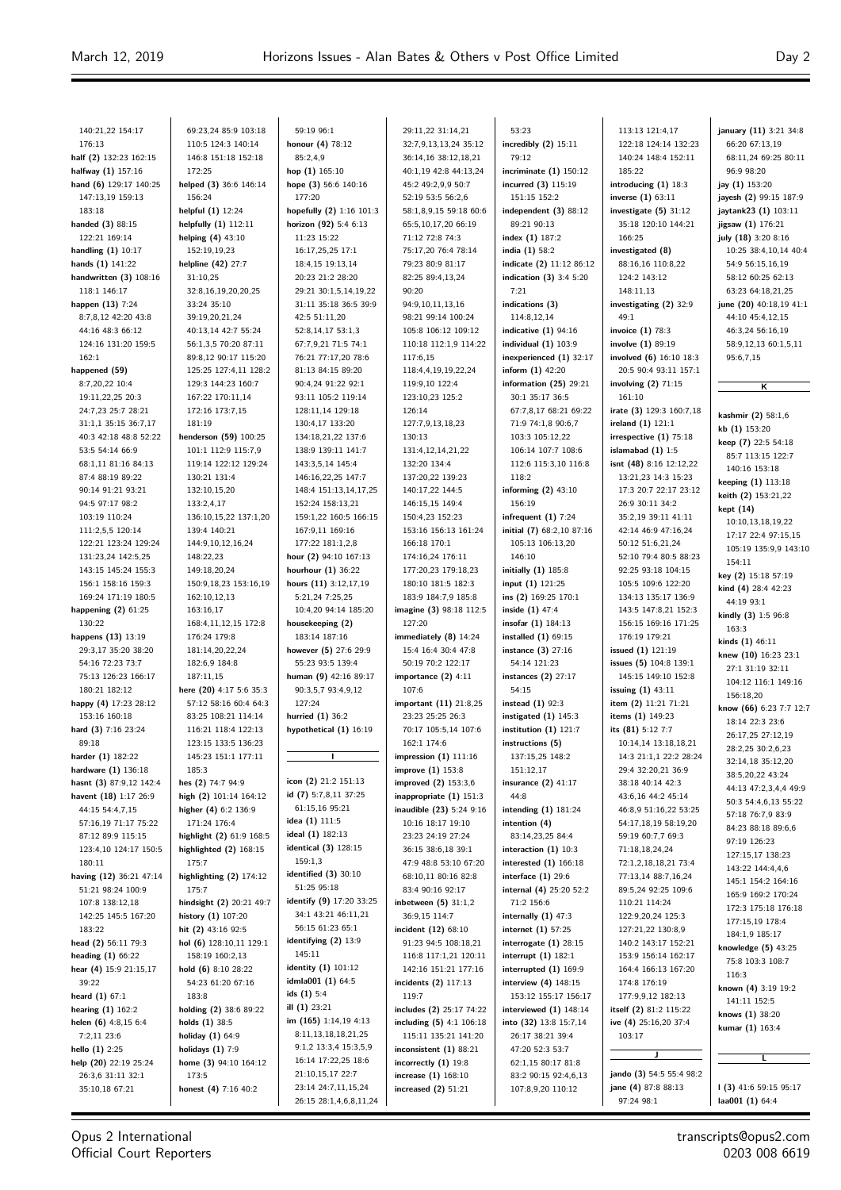140:21,22 154:17
176:13
**half (2)** 132:23 162:15
**halfway (1)** 157:16
**hand (6)** 129:17 140:25
147:13,19 159:13
183:18
**handed (3)** 88:15
122:21 169:14
**handling (1)** 10:17
**hands (1)** 141:22
**handwritten (3)** 108:16
118:1 146:17
**happen (13)** 7:24
8:7,8,12 42:20 43:8
44:16 48:3 66:12
124:16 131:20 159:5
162:1
**happened (59)**
8:7,20,22 10:4
19:11,22,25 20:3
24:7,23 25:7 28:21
31:1,1 35:15 36:7,17
40:3 42:18 48:8 52:22
53:5 54:14 66:9
68:1,11 81:16 84:13
87:4 88:19 89:22
90:14 91:21 93:21
94:5 97:17 98:2
103:19 110:24
111:2,5,5 120:14
122:21 123:24 129:24
131:23,24 142:5,25
143:15 145:24 155:3
156:1 158:16 159:3
169:24 171:19 180:5
**happening (2)** 61:25
130:22
**happens (13)** 13:19
29:3,17 35:20 38:20
54:16 72:23 73:7
75:13 126:23 166:17
180:21 182:12
**happy (4)** 17:23 28:12
153:16 160:18
**hard (3)** 7:16 23:24
89:18
**harder (1)** 182:22
**hardware (1)** 136:18
**hasnt (3)** 87:9,12 142:4
**havent (18)** 1:17 26:9
44:15 54:4,7,15
57:16,19 71:17 75:22
87:12 89:9 115:15
123:4,10 124:17 150:5
180:11
**having (12)** 36:21 47:14
51:21 98:24 100:9
107:8 138:12,18
142:25 145:5 167:20
183:22
**head (2)** 56:11 79:3
**heading (1)** 66:22
**hear (4)** 15:9 21:15,17
39:22
**heard (1)** 67:1
**hearing (1)** 162:2
**helen (6)** 4:8,15 6:4
7:2,11 23:6
**hello (1)** 2:25
**help (20)** 22:19 25:24
26:3,6 31:11 32:1
35:10,18 67:21
69:23,24 85:9 103:18
110:5 124:3 140:14
146:8 151:18 152:18
172:25
**helped (3)** 36:6 146:14
156:24
**helpful (1)** 12:24
**helpfully (1)** 112:11
**helping (4)** 43:10
152:19,19,23
**helpline (42)** 27:7
31:10,25
32:8,16,19,20,20,25
33:24 35:10
39:19,20,21,24
40:13,14 42:7 55:24
56:1,3,5 70:20 87:11
89:8,12 90:17 115:20
125:25 127:4,11 128:2
129:3 144:23 160:7
167:22 170:11,14
172:16 173:7,15
181:19
**henderson (59)** 100:25
101:1 112:9 115:7,9
119:14 122:12 129:24
130:21 131:4
132:10,15,20
133:2,4,17
136:10,15,22 137:1,20
139:4 140:21
144:9,10,12,16,24
148:22,23
149:18,20,24
150:9,18,23 153:16,19
162:10,12,13
163:16,17
168:4,11,12,15 172:8
176:24 179:8
181:14,20,22,24
182:6,9 184:8
187:11,15
**here (20)** 4:17 5:6 35:3
57:12 58:16 60:4 64:3
83:25 108:21 114:14
116:21 118:4 122:13
123:15 133:5 136:23
145:23 151:1 177:11
185:3
**hes (2)** 74:7 94:9
**high (2)** 101:14 164:12
**higher (4)** 6:2 136:9
171:24 176:4
**highlight (2)** 61:9 168:5
**highlighted (2)** 168:15
175:7
**highlighting (2)** 174:12
175:7
**hindsight (2)** 20:21 49:7
**history (1)** 107:20
**hit (2)** 43:16 92:5
**hol (6)** 128:10,11 129:1
158:19 160:2,13
**hold (6)** 8:10 28:22
54:23 61:20 67:16
183:8
**holding (2)** 38:6 89:22
**holds (1)** 38:5
**holiday (1)** 64:9
**holidays (1)** 7:9
**home (3)** 94:10 164:12
173:5
**honest (4)** 7:16 40:2
59:19 96:1
**honour (4)** 78:12
85:2,4,9
**hop (1)** 165:10
**hope (3)** 56:6 140:16
177:20
**hopefully (2)** 1:16 101:3
**horizon (92)** 5:4 6:13
11:23 15:22
16:17,25,25 17:1
18:4,15 19:13,14
20:23 21:2 28:20
29:21 30:1,5,14,19,22
31:11 35:18 36:5 39:9
42:5 51:11,20
52:8,14,17 53:1,3
67:7,9,21 71:5 74:1
76:21 77:17,20 78:6
81:13 84:15 89:20
90:4,24 91:22 92:1
93:11 105:2 119:14
128:11,14 129:18
130:4,17 133:20
134:18,21,22 137:6
138:9 139:11 141:7
143:3,5,14 145:4
146:16,22,25 147:7
148:4 151:13,14,17,25
152:24 158:13,21
159:1,22 160:5 166:15
167:9,11 169:16
177:22 181:1,2,8
**hour (2)** 94:10 167:13
**hourhour (1)** 36:22
**hours (11)** 3:12,17,19
5:21,24 7:25,25
10:4,20 94:14 185:20
**housekeeping (2)**
183:14 187:16
**however (5)** 27:6 29:9
55:23 93:5 139:4
**human (9)** 42:16 89:17
90:3,5,7 93:4,9,12
127:24
**hurried (1)** 36:2
**hypothetical (1)** 16:19

**I**

**icon (2)** 21:2 151:13
**id (7)** 5:7,8,11 37:25
61:15,16 95:21
**idea (1)** 111:5
**ideal (1)** 182:13
**identical (3)** 128:15
159:1,3
**identified (3)** 30:10
51:25 95:18
**identify (9)** 17:20 33:25
34:1 43:21 46:11,21
56:15 61:23 65:1
**identifying (2)** 13:9
145:11
**identity (1)** 101:12
**idmla001 (1)** 64:5
**ids (1)** 5:4
**ill (1)** 23:21
**im (165)** 1:14,19 4:13
8:11,13,18,18,21,25
9:1,2 13:3,4 15:3,5,9
16:14 17:22,25 18:6
21:10,15,17 22:7
23:14 24:7,11,15,24
26:15 28:1,4,6,8,11,24
29:11,22 31:14,21
32:7,9,13,13,24 35:12
36:14,16 38:12,18,21
40:1,19 42:8 44:13,24
45:2 49:2,9,9 50:7
52:19 53:5 56:2,6
58:1,8,9,15 59:18 60:6
65:5,10,17,20 66:19
71:12 72:8 74:3
75:17,20 76:4 78:14
79:23 80:9 81:17
82:25 89:4,13,24
90:20
94:9,10,11,13,16
98:21 99:14 100:24
105:8 106:12 109:12
110:18 112:1,9 114:22
117:6,15
118:4,4,19,19,22,24
119:9,10 122:4
123:10,23 125:2
126:14
127:7,9,13,18,23
130:13
131:4,12,14,21,22
132:20 134:4
137:20,22 139:23
140:17,22 144:5
146:15,15 149:4
150:4,23 152:23
153:16 156:13 161:24
166:18 170:1
174:16,24 176:11
177:20,23 179:18,23
180:10 181:5 182:3
183:9 184:7,9 185:8
**imagine (3)** 98:18 112:5
127:20
**immediately (8)** 14:24
15:4 16:4 30:4 47:8
50:19 70:2 122:17
**importance (2)** 4:11
107:6
**important (11)** 21:8,25
23:23 25:25 26:3
70:17 105:5,14 107:6
162:1 174:6
**impression (1)** 111:16
**improve (1)** 153:8
**improved (2)** 153:3,6
**inappropriate (1)** 151:3
**inaudible (23)** 5:24 9:16
10:16 18:17 19:10
23:23 24:19 27:24
36:15 38:6,18 39:1
47:9 48:8 53:10 67:20
68:10,11 80:16 82:8
83:4 90:16 92:17
**inbetween (5)** 31:1,2
36:9,15 114:7
**incident (12)** 68:10
91:23 94:5 108:18,21
116:8 117:1,21 120:11
142:16 151:21 177:16
**incidents (2)** 117:13
119:7
**includes (2)** 25:17 74:22
**including (5)** 4:1 106:18
115:11 135:21 141:20
**inconsistent (1)** 88:21
**incorrectly (1)** 19:8
**increase (1)** 168:10
**increased (2)** 51:21
53:23
**incredibly (2)** 15:11
79:12
**incriminate (1)** 150:12
**incurred (3)** 115:19
151:15 152:2
**independent (3)** 88:12
89:21 90:13
**index (1)** 187:2
**india (1)** 58:2
**indicate (2)** 11:12 86:12
**indication (3)** 3:4 5:20
7:21
**indications (3)**
114:8,12,14
**indicative (1)** 94:16
**individual (1)** 103:9
**inexperienced (1)** 32:17
**inform (1)** 42:20
**information (25)** 29:21
30:1 35:17 36:5
67:7,8,17 68:21 69:22
71:9 74:1,8 90:6,7
103:3 105:12,22
106:14 107:7 108:6
112:6 115:3,10 116:8
118:2
**informing (2)** 43:10
156:19
**infrequent (1)** 7:24
**initial (7)** 68:2,10 87:16
105:13 106:13,20
146:10
**initially (1)** 185:8
**input (1)** 121:25
**ins (2)** 169:25 170:1
**inside (1)** 47:4
**insofar (1)** 184:13
**installed (1)** 69:15
**instance (3)** 27:16
54:14 121:23
**instances (2)** 27:17
54:15
**instead (1)** 92:3
**instigated (1)** 145:3
**institution (1)** 121:7
**instructions (5)**
137:15,25 148:2
151:12,17
**insurance (2)** 41:17
44:8
**intending (1)** 181:24
**intention (4)**
83:14,23,25 84:4
**interaction (1)** 10:3
**interested (1)** 166:18
**interface (1)** 29:6
**internal (4)** 25:20 52:2
71:2 156:6
**internally (1)** 47:3
**internet (1)** 57:25
**interrogate (1)** 28:15
**interrupt (1)** 182:1
**interrupted (1)** 169:9
**interview (4)** 148:15
153:12 155:17 156:17
**interviewed (1)** 148:14
**into (32)** 13:8 15:7,14
26:17 38:21 39:4
47:20 52:3 53:7
62:1,15 80:17 81:8
83:2 90:15 92:4,6,13
107:8,9,20 110:12
113:13 121:4,17
122:18 124:14 132:23
140:24 148:4 152:11
185:22
**introducing (1)** 18:3
**inverse (1)** 63:11
**investigate (5)** 31:12
35:18 120:10 144:21
166:25
**investigated (8)**
88:16,16 110:8,22
124:2 143:12
148:11,13
**investigating (2)** 32:9
49:1
**invoice (1)** 78:3
**involve (1)** 89:19
**involved (6)** 16:10 18:3
20:5 90:4 93:11 157:1
**involving (2)** 71:15
161:10
**irate (3)** 129:3 160:7,18
**ireland (1)** 121:1
**irrespective (1)** 75:18
**islamabad (1)** 1:5
**isnt (48)** 8:16 12:12,22
13:21,23 14:3 15:23
17:3 20:7 22:17 23:12
26:9 30:11 34:2
35:2,19 39:11 41:11
42:14 46:9 47:16,24
50:12 51:6,21,24
52:10 79:4 80:5 88:23
92:25 93:18 104:15
105:5 109:6 122:20
134:13 135:17 136:9
143:5 147:8,21 152:3
156:15 169:16 171:25
176:19 179:21
**issued (1)** 121:19
**issues (5)** 104:8 139:1
145:15 149:10 152:8
**issuing (1)** 43:11
**item (2)** 11:21 71:21
**items (1)** 149:23
**its (81)** 5:12 7:7
10:14,14 13:18,18,21
14:3 21:1,1 22:2 28:24
29:4 32:20,21 36:9
38:18 40:14 42:3
43:6,16 44:2 45:14
46:8,9 51:16,22 53:25
54:17,18,19 58:19,20
59:19 60:7,7 69:3
71:18,18,24,24
72:1,2,18,18,21 73:4
77:13,14 88:7,16,24
89:5,24 92:25 109:6
110:21 114:24
122:9,20,24 125:3
127:21,22 130:8,9
140:2 143:17 152:21
153:9 156:14 162:17
164:4 166:13 167:20
174:8 176:19
177:9,9,12 182:13
**itself (2)** 81:2 115:22
**ive (4)** 25:16,20 37:4
103:17

**J**

**jando (3)** 54:5 55:4 98:2
**jane (4)** 87:8 88:13
97:24 98:1
**january (11)** 3:21 34:8
66:20 67:13,19
68:11,24 69:25 80:11
96:9 98:20
**jay (1)** 153:20
**jayesh (2)** 99:15 187:9
**jaytank23 (1)** 103:11
**jigsaw (1)** 176:21
**july (18)** 3:20 8:16
10:25 38:4,10,14 40:4
54:9 56:15,16,19
58:12 60:25 62:13
63:23 64:18,21,25
**june (20)** 40:18,19 41:1
44:10 45:4,12,15
46:3,24 56:16,19
58:9,12,13 60:1,5,11
95:6,7,15

**K**

**kashmir (2)** 58:1,6
**kb (1)** 153:20
**keep (7)** 22:5 54:18
85:7 113:15 122:7
140:16 153:18
**keeping (1)** 113:18
**keith (2)** 153:21,22
**kept (14)**
10:10,13,18,19,22
17:17 22:4 97:15,15
105:19 135:9,9 143:10
154:11
**key (2)** 15:18 57:19
**kind (4)** 28:4 42:23
44:19 93:1
**kindly (3)** 1:5 96:8
163:3
**kinds (1)** 46:11
**knew (10)** 16:23 23:1
27:1 31:19 32:11
104:12 116:1 149:16
156:18,20
**know (66)** 6:23 7:7 12:7
18:14 22:3 23:6
26:17,25 27:12,19
28:2,25 30:2,6,23
32:14,18 35:12,20
38:5,20,22 43:24
44:13 47:2,3,4,4 49:9
50:3 54:4,6,13 55:22
57:18 76:7,9 83:9
84:23 88:18 89:6,6
97:19 126:23
127:15,17 138:23
143:22 144:4,4,6
145:1 154:2 164:16
165:9 169:2 170:24
172:3 175:18 176:18
177:15,19 178:4
184:1,9 185:17
**knowledge (5)** 43:25
75:8 103:3 108:7
116:3
**known (4)** 3:19 19:2
141:11 152:5
**knows (1)** 38:20
**kumar (1)** 163:4

**L**

**l (3)** 41:6 59:15 95:17
**laa001 (1)** 64:4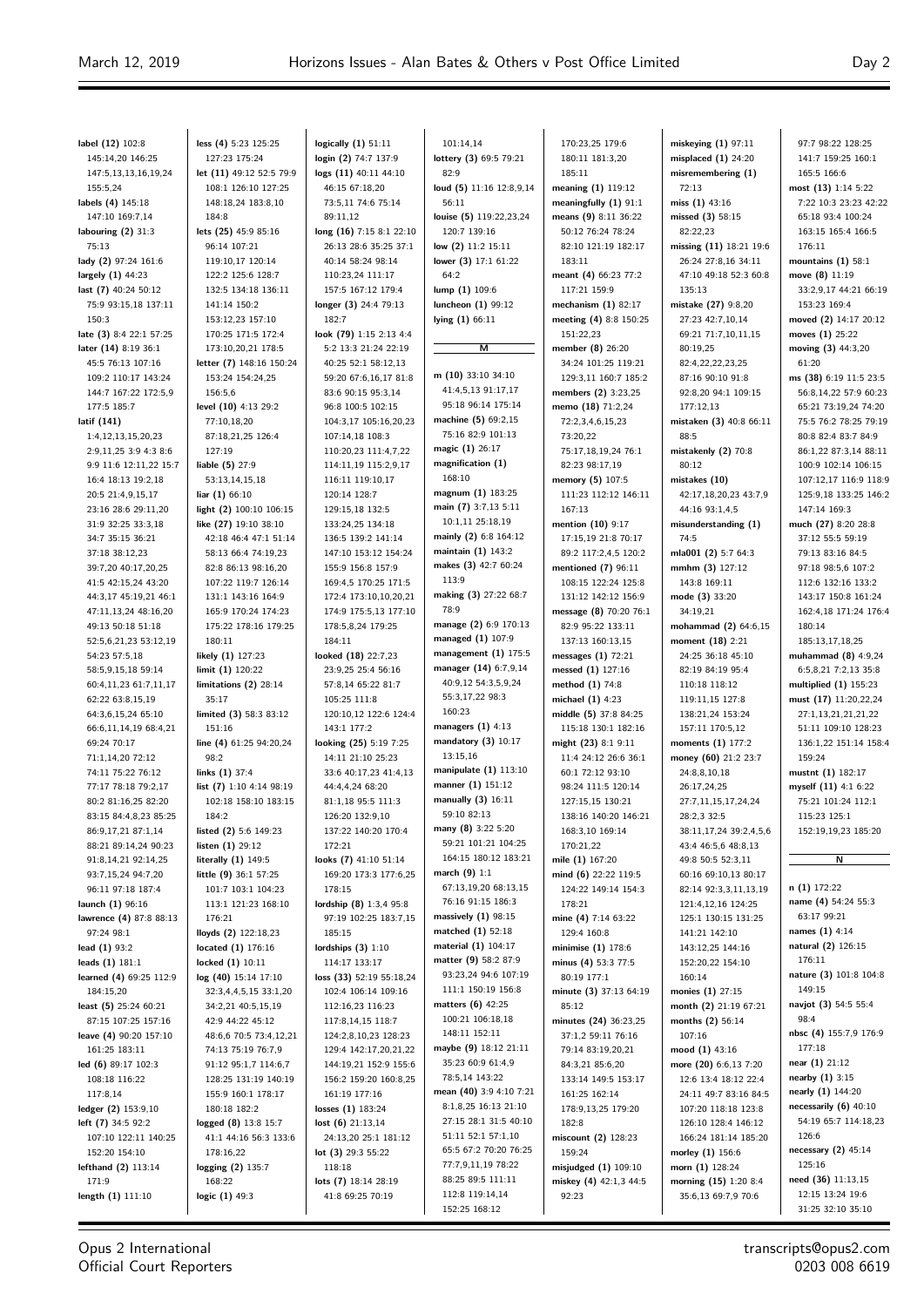**label (12)** 102:8 145:14,20 146:25 147:5,13,13,16,19,24 155:5,24
**labels (4)** 145:18 147:10 169:7,14
**labouring (2)** 31:3 75:13
**lady (2)** 97:24 161:6
**largely (1)** 44:23
**last (7)** 40:24 50:12 75:9 93:15,18 137:11 150:3
**late (3)** 8:4 22:1 57:25
**later (14)** 8:19 36:1 45:5 76:13 107:16 109:2 110:17 143:24 144:7 167:22 172:5,9 177:5 185:7
**latif (141)** 1:4,12,13,15,20,23 2:9,11,25 3:9 4:3 8:6 9:9 11:6 12:11,22 15:7 16:4 18:13 19:2,18 20:5 21:4,9,15,17 23:16 28:6 29:11,20 31:9 32:25 33:3,18 34:7 35:15 36:21 37:18 38:12,23 39:7,20 40:17,20,25 41:5 42:15,24 43:20 44:3,17 45:19,21 46:1 47:11,13,24 48:16,20 49:13 50:18 51:18 52:5,6,21,23 53:12,19 54:23 57:5,18 58:5,9,15,18 59:14 60:4,11,23 61:7,11,17 62:22 63:8,15,19 64:3,6,15,24 65:10 66:6,11,14,19 68:4,21 69:24 70:17 71:1,14,20 72:12 74:11 75:22 76:12 77:17 78:18 79:2,17 80:2 81:16,25 82:20 83:15 84:4,8,23 85:25 86:9,17,21 87:1,14 88:21 89:14,24 90:23 91:8,14,21 92:14,25 93:7,15,24 94:7,20 96:11 97:18 187:4
**launch (1)** 96:16
**lawrence (4)** 87:8 88:13 97:24 98:1
**lead (1)** 93:2
**leads (1)** 181:1
**learned (4)** 69:25 112:9 184:15,20
**least (5)** 25:24 60:21 87:15 107:25 157:16
**leave (4)** 90:20 157:10 161:25 183:11
**led (6)** 89:17 102:3 108:18 116:22 117:8,14
**ledger (2)** 153:9,10
**left (7)** 34:5 92:2 107:10 122:11 140:25 152:20 154:10
**lefthand (2)** 113:14 171:9
**length (1)** 111:10
**less (4)** 5:23 125:25 127:23 175:24
**let (11)** 49:12 52:5 79:9 108:1 126:10 127:25 148:18,24 183:8,10 184:8
**lets (25)** 45:9 85:16 96:14 107:21 119:10,17 120:14 122:2 125:6 128:7 132:5 134:18 136:11 141:14 150:2 153:12,23 157:10 170:25 171:5 172:4 173:10,20,21 178:5
**letter (7)** 148:16 150:24 153:24 154:24,25 156:5,6
**level (10)** 4:13 29:2 77:10,18,20 87:18,21,25 126:4 127:19
**liable (5)** 27:9 53:13,14,15,18
**liar (1)** 66:10
**light (2)** 100:10 106:15
**like (27)** 19:10 38:10 42:18 46:4 47:1 51:14 58:13 66:4 74:19,23 82:8 86:13 98:16,20 107:22 119:7 126:14 131:1 143:16 164:9 165:9 170:24 174:23 175:22 178:16 179:25 180:11
**likely (1)** 127:23
**limit (1)** 120:22
**limitations (2)** 28:14 35:17
**limited (3)** 58:3 83:12 151:16
**line (4)** 61:25 94:20,24 98:2
**links (1)** 37:4
**list (7)** 1:10 4:14 98:19 102:18 158:10 183:15 184:2
**listed (2)** 5:6 149:23
**listen (1)** 29:12
**literally (1)** 149:5
**little (9)** 36:1 57:25 101:7 103:1 104:23 113:1 121:23 168:10 176:21
**lloyds (2)** 122:18,23
**located (1)** 176:16
**locked (1)** 10:11
**log (40)** 15:14 17:10 32:3,4,4,5,15 33:1,20 34:2,21 40:5,15,19 42:9 44:22 45:12 48:6,6 70:5 73:4,12,21 74:13 75:19 76:7,9 91:12 95:1,7 114:6,7 128:25 131:19 140:19 155:9 160:1 178:17 180:18 182:2
**logged (8)** 13:8 15:7 41:1 44:16 56:3 133:6 178:16,22
**logging (2)** 135:7 168:22
**logic (1)** 49:3
**logically (1)** 51:11
**login (2)** 74:7 137:9
**logs (11)** 40:11 44:10 46:15 67:18,20 73:5,11 74:6 75:14 89:11,12
**long (16)** 7:15 8:1 22:10 26:13 28:6 35:25 37:1 40:14 58:24 98:14 110:23,24 111:17 157:5 167:12 179:4
**longer (3)** 24:4 79:13 182:7
**look (79)** 1:15 2:13 4:4 5:2 13:3 21:24 22:19 40:25 52:1 58:12,13 59:20 67:6,16,17 81:8 83:6 90:15 95:3,14 96:8 100:5 102:15 104:3,17 105:16,20,23 107:14,18 108:3 110:20,23 111:4,7,22 114:11,19 115:2,9,17 116:11 119:10,17 120:14 128:7 129:15,18 132:5 133:24,25 134:18 136:5 139:2 141:14 147:10 153:12 154:24 155:9 156:8 157:9 169:4,5 170:25 171:5 172:4 173:10,10,20,21 174:9 175:5,13 177:10 178:5,8,24 179:25 184:11
**looked (18)** 22:7,23 23:9,25 25:4 56:16 57:8,14 65:22 81:7 105:25 111:8 120:10,12 122:6 124:4 143:1 177:2
**looking (25)** 5:19 7:25 14:11 21:10 25:23 33:6 40:17,23 41:4,13 44:4,4,24 68:20 81:1,18 95:5 111:3 126:20 132:9,10 137:22 140:20 170:4 172:21
**looks (7)** 41:10 51:14 169:20 173:3 177:6,25 178:15
**lordship (8)** 1:3,4 95:8 97:19 102:25 183:7,15 185:15
**lordships (3)** 1:10 114:17 133:17
**loss (33)** 52:19 55:18,24 102:4 106:14 109:16 112:16,23 116:23 117:8,14,15 118:7 124:2,8,10,23 128:23 129:4 142:17,20,21,22 144:19,21 152:9 155:6 156:2 159:20 160:8,25 161:19 177:16
**losses (1)** 183:24
**lost (6)** 21:13,14 24:13,20 25:1 181:12
**lot (3)** 29:3 55:22 118:18
**lots (7)** 18:14 28:19 41:8 69:25 70:19 101:14,14
**lottery (3)** 69:5 79:21 82:9
**loud (5)** 11:16 12:8,9,14 56:11
**louise (5)** 119:22,23,24 120:7 139:16
**low (2)** 11:2 15:11
**lower (3)** 17:1 61:22 64:2
**lump (1)** 109:6
**luncheon (1)** 99:12
**lying (1)** 66:11

**M**

**m (10)** 33:10 34:10 41:4,5,13 91:17,17 95:18 96:14 175:14
**machine (5)** 69:2,15 75:16 82:9 101:13
**magic (1)** 26:17
**magnification (1)** 168:10
**magnum (1)** 183:25
**main (7)** 3:7,13 5:11 10:1,11 25:18,19
**mainly (2)** 6:8 164:12
**maintain (1)** 143:2
**makes (3)** 42:7 60:24 113:9
**making (3)** 27:22 68:7 78:9
**manage (2)** 6:9 170:13
**managed (1)** 107:9
**management (1)** 175:5
**manager (14)** 6:7,9,14 40:9,12 54:3,5,9,24 55:3,17,22 98:3 160:23
**managers (1)** 4:13
**mandatory (3)** 10:17 13:15,16
**manipulate (1)** 113:10
**manner (1)** 151:12
**manually (3)** 16:11 59:10 82:13
**many (8)** 3:22 5:20 59:21 101:21 104:25 164:15 180:12 183:21
**march (9)** 1:1 67:13,19,20 68:13,15 76:16 91:15 186:3
**massively (1)** 98:15
**matched (1)** 52:18
**material (1)** 104:17
**matter (9)** 58:2 87:9 93:23,24 94:6 107:19 111:1 150:19 156:8
**matters (6)** 42:25 100:21 106:18,18 148:11 152:11
**maybe (9)** 18:12 21:11 35:23 60:9 61:4,9 78:5,14 143:22
**mean (40)** 3:9 4:10 7:21 8:1,8,25 16:13 21:10 27:15 28:1 31:5 40:10 51:11 52:1 57:1,10 65:5 67:2 70:20 76:25 77:7,9,11,19 78:22 88:25 89:5 111:11 112:8 119:14,14 152:25 168:12 170:23,25 179:6 180:11 181:3,20 185:11
**meaning (1)** 119:12
**meaningfully (1)** 91:1
**means (9)** 8:11 36:22 50:12 76:24 78:24 82:10 121:19 182:17 183:11
**meant (4)** 66:23 77:2 117:21 159:9
**mechanism (1)** 82:17
**meeting (4)** 8:8 150:25 151:22,23
**member (8)** 26:20 34:24 101:25 119:21 129:3,11 160:7 185:2
**members (2)** 3:23,25
**memo (18)** 71:2,24 72:2,3,4,6,15,23 73:20,22 75:17,18,19,24 76:1 82:23 98:17,19
**memory (5)** 107:5 111:23 112:12 146:11 167:13
**mention (10)** 9:17 17:15,19 21:8 70:17 89:2 117:2,4,5 120:2
**mentioned (7)** 96:11 108:15 122:24 125:8 131:12 142:12 156:9
**message (8)** 70:20 76:1 82:9 95:22 133:11 137:13 160:13,15
**messages (1)** 72:21
**messed (1)** 127:16
**method (1)** 74:8
**michael (1)** 4:23
**middle (5)** 37:8 84:25 115:18 130:1 182:16
**might (23)** 8:1 9:11 11:4 24:12 26:6 36:1 60:1 72:12 93:10 98:24 111:5 120:14 127:15,15 130:21 138:16 140:20 146:21 168:3,10 169:14 170:21,22
**mile (1)** 167:20
**mind (6)** 22:22 119:5 124:22 149:14 154:3 178:21
**mine (4)** 7:14 63:22 129:4 160:8
**minimise (1)** 178:6
**minus (4)** 53:3 77:5 80:19 177:1
**minute (3)** 37:13 64:19 85:12
**minutes (24)** 36:23,25 37:1,2 59:11 76:16 79:14 83:19,20,21 84:3,21 85:6,20 133:14 149:5 153:17 161:25 162:14 178:9,13,25 179:20 182:8
**miscount (2)** 128:23 159:24
**misjudged (1)** 109:10
**miskey (4)** 42:1,3 44:5 92:23
**miskeying (1)** 97:11
**misplaced (1)** 24:20
**misremembering (1)** 72:13
**miss (1)** 43:16
**missed (3)** 58:15 82:22,23
**missing (11)** 18:21 19:6 26:24 27:8,16 34:11 47:10 49:18 52:3 60:8 135:13
**mistake (27)** 9:8,20 27:23 42:7,10,14 69:21 71:7,10,11,15 80:19,25 82:4,22,22,23,25 87:16 90:10 91:8 92:8,20 94:1 109:15 177:12,13
**mistaken (3)** 40:8 66:11 88:5
**mistakenly (2)** 70:8 80:12
**mistakes (10)** 42:17,18,20,23 43:7,9 44:16 93:1,4,5
**misunderstanding (1)** 74:5
**mla001 (2)** 5:7 64:3
**mmhm (3)** 127:12 143:8 169:11
**mode (3)** 33:20 34:19,21
**mohammad (2)** 64:6,15
**moment (18)** 2:21 24:25 36:18 45:10 82:19 84:19 95:4 110:18 118:12 119:11,15 127:8 138:21,24 153:24 157:11 170:5,12
**moments (1)** 177:2
**money (60)** 21:2 23:7 24:8,8,10,18 26:17,24,25 27:7,11,15,17,24,24 28:2,3 32:5 38:11,17,24 39:2,4,5,6 43:4 46:5,6 48:8,13 49:8 50:5 52:3,11 60:16 69:10,13 80:17 82:14 92:3,3,11,13,19 121:4,12,16 124:25 125:1 130:15 131:25 141:21 142:10 143:12,25 144:16 152:20,22 154:10 160:14
**monies (1)** 27:15
**month (2)** 21:19 67:21
**months (2)** 56:14 107:16
**mood (1)** 43:16
**more (20)** 6:6,13 7:20 12:6 13:4 18:12 22:4 24:11 49:7 83:16 84:5 107:20 118:18 123:8 126:10 128:4 146:12 166:24 181:14 185:20
**morley (1)** 156:6
**morn (1)** 128:24
**morning (15)** 1:20 8:4 35:6,13 69:7,9 70:6 97:7 98:22 128:25 141:7 159:25 160:1 165:5 166:6
**most (13)** 1:14 5:22 7:22 10:3 23:23 42:22 65:18 93:4 100:24 163:15 165:4 166:5 176:11
**mountains (1)** 58:1
**move (8)** 11:19 33:2,9,17 44:21 66:19 153:23 169:4
**moved (2)** 14:17 20:12
**moves (1)** 25:22
**moving (3)** 44:3,20 61:20
**ms (38)** 6:19 11:5 23:5 56:8,14,22 57:9 60:23 65:21 73:19,24 74:20 75:5 76:2 78:25 79:19 80:8 82:4 83:7 84:9 86:1,22 87:3,14 88:11 100:9 102:14 106:15 107:12,17 116:9 118:9 125:9,18 133:25 146:2 147:14 169:3
**much (27)** 8:20 28:8 37:12 55:5 59:19 79:13 83:16 84:5 97:18 98:5,6 107:2 112:6 132:16 133:2 143:17 150:8 161:24 162:4,18 171:24 176:4 180:14 185:13,17,18,25
**muhammad (8)** 4:9,24 6:5,8,21 7:2,13 35:8
**multiplied (1)** 155:23
**must (17)** 11:20,22,24 27:1,13,21,21,21,22 51:11 109:10 128:23 136:1,22 151:14 158:4 159:24
**mustnt (1)** 182:17
**myself (11)** 4:1 6:22 75:21 101:24 112:1 115:23 125:1 152:19,19,23 185:20

**N**

**n (1)** 172:22
**name (4)** 54:24 55:3 63:17 99:21
**names (1)** 4:14
**natural (2)** 126:15 176:11
**nature (3)** 101:8 104:8 149:15
**navjot (3)** 54:5 55:4 98:4
**nbsc (4)** 155:7,9 176:9 177:18
**near (1)** 21:12
**nearby (1)** 3:15
**nearly (1)** 144:20
**necessarily (6)** 40:10 54:19 65:7 114:18,23 126:6
**necessary (2)** 45:14 125:16
**need (36)** 11:13,15 12:15 13:24 19:6 31:25 32:10 35:10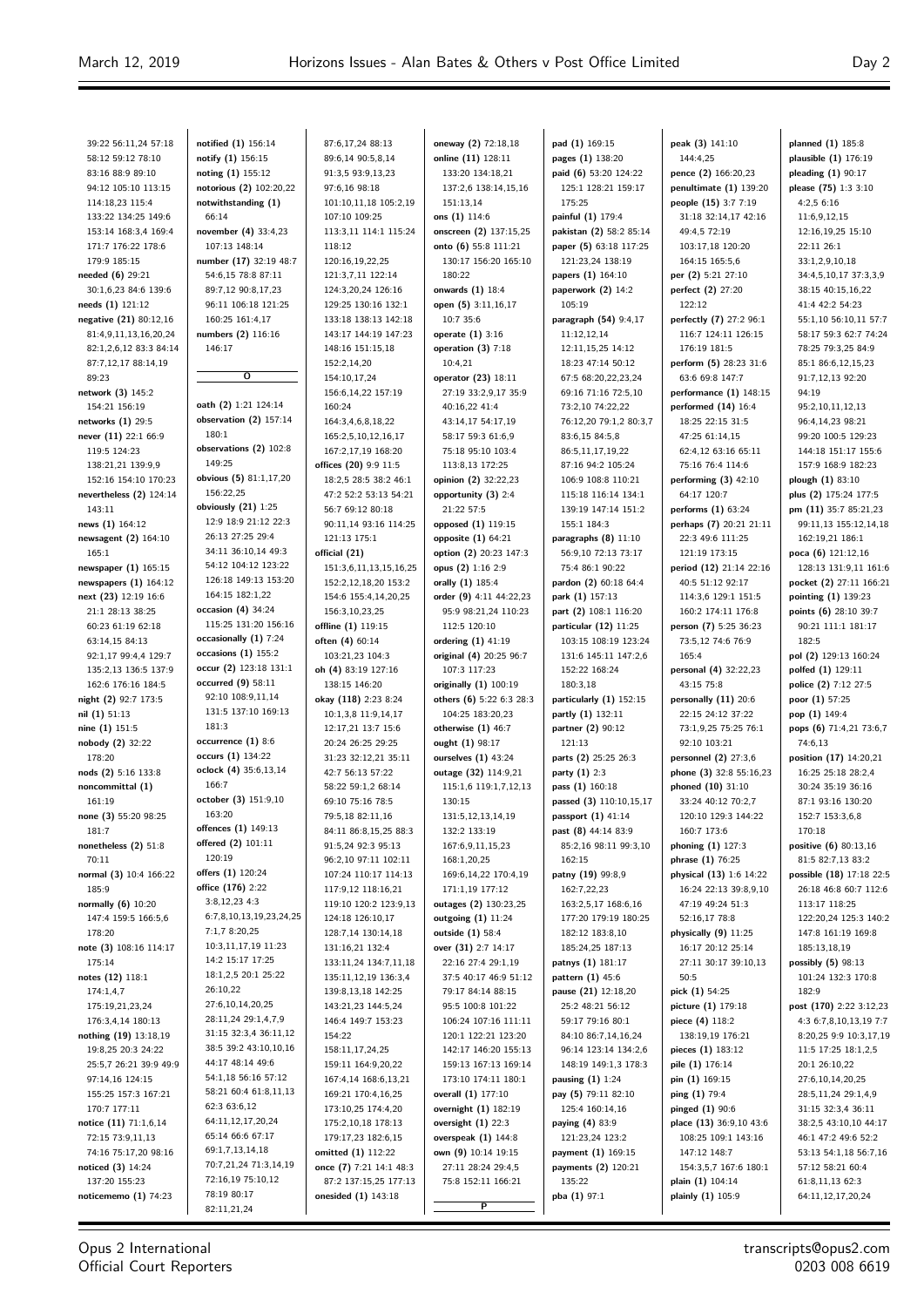39:22 56:11,24 57:18
58:12 59:12 78:10
83:16 88:9 89:10
94:12 105:10 113:15
114:18,23 115:4
133:22 134:25 149:6
153:14 168:3,4 169:4
171:7 176:22 178:6
179:9 185:15

**needed (6)** 29:21
30:1,6,23 84:6 139:6

**needs (1)** 121:12

**negative (21)** 80:12,16
81:4,9,11,13,16,20,24
82:1,2,6,12 83:3 84:14
87:7,12,17 88:14,19
89:23

**network (3)** 145:2
154:21 156:19

**networks (1)** 29:5

**never (11)** 22:1 66:9
119:5 124:23
138:21,21 139:9,9
152:16 154:10 170:23

**nevertheless (2)** 124:14
143:11

**news (1)** 164:12

**newsagent (2)** 164:10
165:1

**newspaper (1)** 165:15

**newspapers (1)** 164:12

**next (23)** 12:19 16:6
21:1 28:13 38:25
60:23 61:19 62:18
63:14,15 84:13
92:1,17 99:4,4 129:7
135:2,13 136:5 137:9
162:6 176:16 184:5

**night (2)** 92:7 173:5

**nil (1)** 51:13

**nine (1)** 151:5

**nobody (2)** 32:22
178:20

**nods (2)** 5:16 133:8

**noncommittal (1)**
161:19

**none (3)** 55:20 98:25
181:7

**nonetheless (2)** 51:8
70:11

**normal (3)** 10:4 166:22
185:9

**normally (6)** 10:20
147:4 159:5 166:5,6
178:20

**note (3)** 108:16 114:17
175:14

**notes (12)** 118:1
174:1,4,7
175:19,21,23,24
176:3,4,14 180:13

**nothing (19)** 13:18,19
19:8,25 20:3 24:22
25:5,7 26:21 39:9 49:9
97:14,16 124:15
155:25 157:3 167:21
170:7 177:11

**notice (11)** 71:1,6,14
72:15 73:9,11,13
74:16 75:17,20 98:16

**noticed (3)** 14:24
137:20 155:23

**noticememo (1)** 74:23

**notified (1)** 156:14

**notify (1)** 156:15

**noting (1)** 155:12

**notorious (2)** 102:20,22

**notwithstanding (1)**
66:14

**november (4)** 33:4,23
107:13 148:14

**number (17)** 32:19 48:7
54:6,15 78:8 87:11
89:7,12 90:8,17,23
96:11 106:18 121:25
160:25 161:4,17

**numbers (2)** 116:16
146:17

## O

**oath (2)** 1:21 124:14

**observation (2)** 157:14
180:1

**observations (2)** 102:8
149:25

**obvious (5)** 81:1,17,20
156:22,25

**obviously (21)** 1:25
12:9 18:9 21:12 22:3
26:13 27:25 29:4
34:11 36:10,14 49:3
54:12 104:12 123:22
126:18 149:13 153:20
164:15 182:1,22

**occasion (4)** 34:24
115:25 131:20 156:16

**occasionally (1)** 7:24

**occasions (1)** 155:2

**occur (2)** 123:18 131:1

**occurred (9)** 58:11
92:10 108:9,11,14
131:5 137:10 169:13
181:3

**occurrence (1)** 8:6

**occurs (1)** 134:22

**oclock (4)** 35:6,13,14
166:7

**october (3)** 151:9,10
163:20

**offences (1)** 149:13

**offered (2)** 101:11
120:19

**offers (1)** 120:24

**office (176)** 2:22
3:8,12,23 4:3
6:7,8,10,13,19,23,24,25
7:1,7 8:20,25
10:3,11,17,19 11:23
14:2 15:17 17:25
18:1,2,5 20:1 25:22
26:10,22
27:6,10,14,20,25
28:11,24 29:1,4,7,9
31:15 32:3,4 36:11,12
38:5 39:2 43:10,10,16
44:17 48:14 49:6
54:1,18 56:16 57:12
58:21 60:4 61:8,11,13
62:3 63:6,12
64:11,12,17,20,24
65:14 66:6 67:17
69:1,7,13,14,18
70:7,21,24 71:3,14,19
72:16,19 75:10,12
78:19 80:17
82:11,21,24
87:6,17,24 88:13
89:6,14 90:5,8,14
91:3,5 93:9,13,23
97:6,16 98:18
101:10,11,18 105:2,19
107:10 109:25
113:3,11 114:1 115:24
118:12
120:16,19,22,25
121:3,7,11 122:14
124:3,20,24 126:16
129:25 130:16 132:1
133:18 138:13 142:18
143:17 144:19 147:23
148:16 151:15,18
152:2,14,20
154:10,17,24
156:6,14,22 157:19
160:24
164:3,4,6,8,18,22
165:2,5,10,12,16,17
167:2,17,19 168:20

**offices (20)** 9:9 11:5
18:2,5 28:5 38:2 46:1
47:2 52:2 53:13 54:21
56:7 69:12 80:18
90:11,14 93:16 114:25
121:13 175:1

**official (21)**
151:3,6,11,13,15,16,25
152:2,12,18,20 153:2
154:6 155:4,14,20,25
156:3,10,23,25

**offline (1)** 119:15

**often (4)** 60:14
103:21,23 104:3

**oh (4)** 83:19 127:16
138:15 146:20

**okay (118)** 2:23 8:24
10:1,3,8 11:9,14,17
12:17,21 13:7 15:6
20:24 26:25 29:25
31:23 32:12,21 35:11
42:7 56:13 57:22
58:22 59:1,2 68:14
69:10 75:16 78:5
79:5,18 82:11,16
84:11 86:8,15,25 88:3
91:5,24 92:3 95:13
96:2,10 97:11 102:11
107:24 110:17 114:13
117:9,12 118:16,21
119:10 120:2 123:9,13
124:18 126:10,17
128:7,14 130:14,18
131:16,21 132:4
133:11,24 134:7,11,18
135:11,12,19 136:3,4
139:8,13,18 142:25
143:21,23 144:5,24
146:4 149:7 153:23
154:22
158:11,17,24,25
159:11 164:9,20,22
167:4,14 168:6,13,21
169:21 170:4,16,25
173:10,25 174:4,20
175:2,10,18 178:13
179:17,23 182:6,15

**omitted (1)** 112:22

**once (7)** 7:21 14:1 48:3
87:2 137:15,25 177:13

**onesided (1)** 143:18

**oneway (2)** 72:18,18

**online (11)** 128:11
133:20 134:18,21
137:2,6 138:14,15,16
151:13,14

**ons (1)** 114:6

**onscreen (2)** 137:15,25

**onto (6)** 55:8 111:21
130:17 156:20 165:10
180:22

**onwards (1)** 18:4

**open (5)** 3:11,16,17
10:7 35:6

**operate (1)** 3:16

**operation (3)** 7:18
10:4,21

**operator (23)** 18:11
27:19 33:2,9,17 35:9
40:16,22 41:4
43:14,17 54:17,19
58:17 59:3 61:6,9
75:18 95:10 103:4
113:8,13 172:25

**opinion (2)** 32:22,23

**opportunity (3)** 2:4
21:22 57:5

**opposed (1)** 119:15

**opposite (1)** 64:21

**option (2)** 20:23 147:3

**opus (2)** 1:16 2:9

**orally (1)** 185:4

**order (9)** 4:11 44:22,23
95:9 98:21,24 110:23
112:5 120:10

**ordering (1)** 41:19

**original (4)** 20:25 96:7
107:3 117:23

**originally (1)** 100:19

**others (6)** 5:22 6:3 28:3
104:25 183:20,23

**otherwise (1)** 46:7

**ought (1)** 98:17

**ourselves (1)** 43:24

**outage (32)** 114:9,21
115:1,6 119:1,7,12,13
130:15
131:5,12,13,14,19
132:2 133:19
167:6,9,11,15,23
168:1,20,25
169:6,14,22 170:4,19
171:1,19 177:12

**outages (2)** 130:23,25

**outgoing (1)** 11:24

**outside (1)** 58:4

**over (31)** 2:7 14:17
22:16 27:4 29:1,19
37:5 40:17 46:9 51:12
79:17 84:14 88:15
95:5 100:8 101:22
106:24 107:16 111:11
120:1 122:21 123:20
142:17 146:20 155:13
159:13 167:13 169:14
173:10 174:11 180:1

**overall (1)** 177:10

**overnight (1)** 182:19

**oversight (1)** 22:3

**overspeak (1)** 144:8

**own (9)** 10:14 19:15
27:11 28:24 29:4,5
75:8 152:11 166:21

## P

**pad (1)** 169:15

**pages (1)** 138:20

**paid (6)** 53:20 124:22
125:1 128:21 159:17
175:25

**painful (1)** 179:4

**pakistan (2)** 58:2 85:14

**paper (5)** 63:18 117:25
121:23,24 138:19

**papers (1)** 164:10

**paperwork (2)** 14:2
105:19

**paragraph (54)** 9:4,17
11:12,12,14
12:11,15,25 14:12
18:23 47:14 50:12
67:5 68:20,22,23,24
69:16 71:16 72:5,10
73:2,10 74:22,22
76:12,20 79:1,2 80:3,7
83:6,15 84:5,8
86:5,11,17,19,22
87:16 94:2 105:24
106:9 108:8 110:21
115:18 116:14 134:1
139:19 147:14 151:2
155:1 184:3

**paragraphs (8)** 11:10
56:9,10 72:13 73:17
75:4 86:1 90:22

**pardon (2)** 60:18 64:4

**park (1)** 157:13

**part (2)** 108:1 116:20

**particular (12)** 11:25
103:15 108:19 123:24
131:6 145:11 147:2,6
152:22 168:24
180:3,18

**particularly (1)** 152:15

**partly (1)** 132:11

**partner (2)** 90:12
121:13

**parts (2)** 25:25 26:3

**party (1)** 2:3

**pass (1)** 160:18

**passed (3)** 110:10,15,17

**passport (1)** 41:14

**past (8)** 44:14 83:9
85:2,16 98:11 99:3,10
162:15

**patny (19)** 99:8,9
162:7,22,23
163:2,5,17 168:6,16
177:20 179:19 180:25
182:12 183:8,10
185:24,25 187:13

**patnys (1)** 181:17

**pattern (1)** 45:6

**pause (21)** 12:18,20
25:2 48:21 56:12
59:17 79:16 80:1
84:10 86:7,14,16,24
96:14 123:14 134:2,6
148:19 149:1,3 178:3

**pausing (1)** 1:24

**pay (5)** 79:11 82:10
125:4 160:14,16

**paying (4)** 83:9
121:23,24 123:2

**payment (1)** 169:15

**payments (2)** 120:21
135:22

**pba (1)** 97:1

**peak (3)** 141:10
144:4,25

**pence (2)** 166:20,23

**penultimate (1)** 139:20

**people (15)** 3:7 7:19
31:18 32:14,17 42:16
49:4,5 72:19
103:17,18 120:20
164:15 165:5,6

**per (2)** 5:21 27:10

**perfect (2)** 27:20
122:12

**perfectly (7)** 27:2 96:1
116:7 124:11 126:15
176:19 181:5

**perform (5)** 28:23 31:6
63:6 69:8 147:7

**performance (1)** 148:15

**performed (14)** 16:4
18:25 22:15 31:5
47:25 61:14,15
62:4,12 63:16 65:11
75:16 76:4 114:6

**performing (3)** 42:10
64:17 120:7

**performs (1)** 63:24

**perhaps (7)** 20:21 21:11
22:3 49:6 111:25
121:19 173:15

**period (12)** 21:14 22:16
40:5 51:12 92:17
114:3,6 129:1 151:5
160:2 174:11 176:8

**person (7)** 5:25 36:23
73:5,12 74:6 76:9
165:4

**personal (4)** 32:22,23
43:15 75:8

**personally (11)** 20:6
22:15 24:12 37:22
73:1,9,25 75:25 76:1
92:10 103:21

**personnel (2)** 27:3,6

**phone (3)** 32:8 55:16,23

**phoned (10)** 31:10
33:24 40:12 70:2,7
120:10 129:3 144:22
160:7 173:6

**phoning (1)** 127:3

**phrase (1)** 76:25

**physical (13)** 1:6 14:22
16:24 22:13 39:8,9,10
47:19 49:24 51:3
52:16,17 78:8

**physically (9)** 11:25
16:17 20:12 25:14
27:11 30:17 39:10,13
50:5

**pick (1)** 54:25

**picture (1)** 179:18

**piece (4)** 118:2
138:19,19 176:21

**pieces (1)** 183:12

**pile (1)** 176:14

**pin (1)** 169:15

**ping (1)** 79:4

**pinged (1)** 90:6

**place (13)** 36:9,10 43:6
108:25 109:1 143:16
147:12 148:7
154:3,5,7 167:6 180:1

**plain (1)** 104:14

**plainly (1)** 105:9

**planned (1)** 185:8

**plausible (1)** 176:19

**pleading (1)** 90:17

**please (75)** 1:3 3:10
4:2,5 6:16
11:6,9,12,15
12:16,19,25 15:10
22:11 26:1
33:1,2,9,10,18
34:4,5,10,17 37:3,3,9
38:15 40:15,16,22
41:4 42:2 54:23
55:1,10 56:10,11 57:7
58:17 59:3 62:7 74:24
78:25 79:3,25 84:9
85:1 86:6,12,15,23
91:7,12,13 92:20
94:19
95:2,10,11,12,13
96:4,14,23 98:21
99:20 100:5 129:23
144:18 151:17 155:6
157:9 168:9 182:23

**plough (1)** 83:10

**plus (2)** 175:24 177:5

**pm (11)** 35:7 85:21,23
99:11,13 155:12,14,18
162:19,21 186:1

**poca (6)** 121:12,16
128:13 131:9,11 161:6

**pocket (2)** 27:11 166:21

**pointing (1)** 139:23

**points (6)** 28:10 39:7
90:21 111:1 181:17
182:5

**pol (2)** 129:13 160:24

**polfed (1)** 129:11

**police (2)** 7:12 27:5

**poor (1)** 57:25

**pop (1)** 149:4

**pops (6)** 71:4,21 73:6,7
74:6,13

**position (17)** 14:20,21
16:25 25:18 28:2,4
30:24 35:19 36:16
87:1 93:16 130:20
152:7 153:3,6,8
170:18

**positive (6)** 80:13,16
81:5 82:7,13 83:2

**possible (18)** 17:18 22:5
26:18 46:8 60:7 112:6
113:17 118:25
122:20,24 125:3 140:2
147:8 161:19 169:8
185:13,18,19

**possibly (5)** 98:13
101:24 132:3 170:8
182:9

**post (170)** 2:22 3:12,23
4:3 6:7,8,10,13,19 7:7
8:20,25 9:9 10:3,17,19
11:5 17:25 18:1,2,5
20:1 26:10,22
27:6,10,14,20,25
28:5,11,24 29:1,4,9
31:15 32:3,4 36:11
38:2,5 43:10,10 44:17
46:1 47:2 49:6 52:2
53:13 54:1,18 56:7,16
57:12 58:21 60:4
61:8,11,13 62:3
64:11,12,17,20,24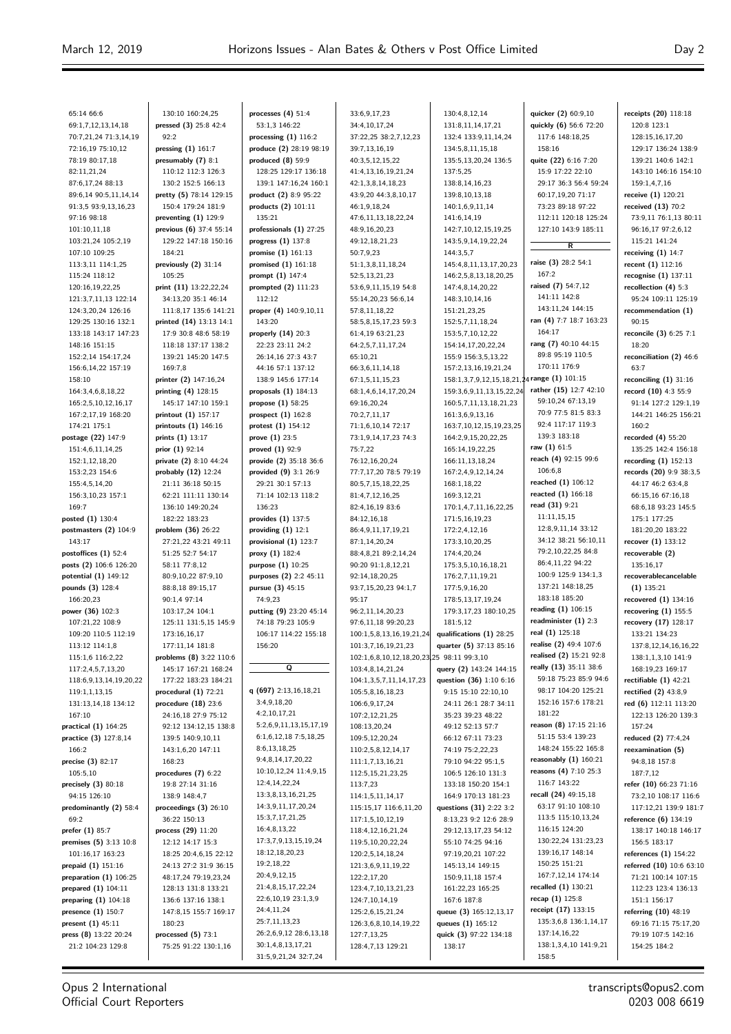65:14 66:6
69:1,7,12,13,14,18
70:7,21,24 71:3,14,19
72:16,19 75:10,12
78:19 80:17,18
82:11,21,24
87:6,17,24 88:13
89:6,14 90:5,11,14,14
91:3,5 93:9,13,16,23
97:16 98:18
101:10,11,18
103:21,24 105:2,19
107:10 109:25
113:3,11 114:1,25
115:24 118:12
120:16,19,22,25
121:3,7,11,13 122:14
124:3,20,24 126:16
129:25 130:16 132:1
133:18 143:17 147:23
148:16 151:15
152:2,14 154:17,24
156:6,14,22 157:19
158:10
164:3,4,6,8,18,22
165:2,5,10,12,16,17
167:2,17,19 168:20
174:21 175:1
**postage (22)** 147:9
151:4,6,11,14,25
152:1,12,18,20
153:2,23 154:6
155:4,5,14,20
156:3,10,23 157:1
169:7
**posted (1)** 130:4
**postmasters (2)** 104:9
143:17
**postoffices (1)** 52:4
**posts (2)** 106:6 126:20
**potential (1)** 149:12
**pounds (3)** 128:4
166:20,23
**power (36)** 102:3
107:21,22 108:9
109:20 110:5 112:19
113:12 114:1,8
115:1,6 116:2,22
117:2,4,5,7,13,20
118:6,9,13,14,19,20,22
119:1,1,13,15
131:13,14,18 134:12
167:10
**practical (1)** 164:25
**practice (3)** 127:8,14
166:2
**precise (3)** 82:17
105:5,10
**precisely (3)** 80:18
94:15 126:10
**predominantly (2)** 58:4
69:2
**prefer (1)** 85:7
**premises (5)** 3:13 10:8
101:16,17 163:23
**prepaid (1)** 151:16
**preparation (1)** 106:25
**prepared (1)** 104:11
**preparing (1)** 104:18
**presence (1)** 150:7
**present (1)** 45:11
**press (8)** 13:22 20:24
21:2 104:23 129:8
130:10 160:24,25
**pressed (3)** 25:8 42:4
92:2
**pressing (1)** 161:7
**presumably (7)** 8:1
110:12 112:3 126:3
130:2 152:5 166:13
**pretty (5)** 78:14 129:15
150:4 179:24 181:9
**preventing (1)** 129:9
**previous (6)** 37:4 55:14
129:22 147:18 150:16
184:21
**previously (2)** 31:14
105:25
**print (11)** 13:22,22,24
34:13,20 35:1 46:14
111:8,17 135:6 141:21
**printed (14)** 13:13 14:1
17:9 30:8 48:6 58:19
118:18 137:17 138:2
139:21 145:20 147:5
169:7,8
**printer (2)** 147:16,24
**printing (4)** 128:15
145:17 147:10 159:1
**printout (1)** 157:17
**printouts (1)** 146:16
**prints (1)** 13:17
**prior (1)** 92:14
**private (2)** 8:10 44:24
**probably (12)** 12:24
21:11 36:18 50:15
62:21 111:11 130:14
136:10 149:20,24
182:22 183:23
**problem (36)** 26:22
27:21,22 43:21 49:11
51:25 52:7 54:17
58:11 77:8,12
80:9,10,22 87:9,10
88:8,18 89:15,17
90:1,4 97:14
103:17,24 104:1
125:11 131:5,15 145:9
173:16,16,17
177:11,14 181:8
**problems (8)** 3:22 110:6
145:17 167:21 168:24
177:22 183:23 184:21
**procedural (1)** 72:21
**procedure (18)** 23:6
24:16,18 27:9 75:12
92:12 134:12,15 138:8
139:5 140:9,10,11
143:1,6,20 147:11
168:23
**procedures (7)** 6:22
19:8 27:14 31:16
138:9 148:4,7
**proceedings (3)** 26:10
36:22 150:13
**process (29)** 11:20
12:12 14:17 15:3
18:25 20:4,6,15 22:12
24:13 27:2 31:9 36:15
48:17,24 79:19,23,24
128:13 131:8 133:21
136:6 137:16 138:1
147:8,15 155:7 169:17
180:23
**processed (5)** 73:1
75:25 91:22 130:1,16
**processes (4)** 51:4
53:1,3 146:22
**processing (1)** 116:2
**produce (2)** 28:19 98:19
**produced (8)** 59:9
128:25 129:17 136:18
139:1 147:16,24 160:1
**product (2)** 8:9 95:22
**products (2)** 101:11
135:21
**professionals (1)** 27:25
**progress (1)** 137:8
**promise (1)** 161:13
**promised (1)** 161:18
**prompt (1)** 147:4
**prompted (2)** 111:23
112:12
**proper (4)** 140:9,10,11
143:20
**properly (14)** 20:3
22:23 23:11 24:2
26:14,16 27:3 43:7
44:16 57:1 137:12
138:9 145:6 177:14
**proposals (1)** 184:13
**propose (1)** 58:25
**prospect (1)** 162:8
**protest (1)** 154:12
**prove (1)** 23:5
**proved (1)** 92:9
**provide (2)** 35:18 36:6
**provided (9)** 3:1 26:9
29:21 30:1 57:13
71:14 102:13 118:2
136:23
**provides (1)** 137:5
**providing (1)** 12:1
**provisional (1)** 123:7
**proxy (1)** 182:4
**purpose (1)** 10:25
**purposes (2)** 2:2 45:11
**pursue (3)** 45:15
74:9,23
**putting (9)** 23:20 45:14
74:18 79:23 105:9
106:17 114:22 155:18
156:20

## Q

**q (697)** 2:13,16,18,21
3:4,9,18,20
4:2,10,17,21
5:2,6,9,11,13,15,17,19
6:1,6,12,18 7:5,18,25
8:6,13,18,25
9:4,8,14,17,20,22
10:10,12,24 11:4,9,15
12:4,14,22,24
13:3,8,13,16,21,25
14:3,9,11,17,20,24
15:3,7,17,21,25
16:4,8,13,22
17:3,7,9,13,15,19,24
18:12,18,20,23
19:2,18,22
20:4,9,12,15
21:4,8,15,17,22,24
22:6,10,19 23:1,3,9
24:4,11,24
25:7,11,13,23
26:2,6,9,12 28:6,13,18
30:1,4,8,13,17,21
31:5,9,21,24 32:7,24
33:6,9,17,23
34:4,10,17,24
37:22,25 38:2,7,12,23
39:7,13,16,19
40:3,5,12,15,22
41:4,13,16,19,21,24
42:1,3,8,14,18,23
43:9,20 44:3,8,10,17
46:1,9,18,24
47:6,11,13,18,22,24
48:9,16,20,23
49:12,18,21,23
50:7,9,23
51:1,3,8,11,18,24
52:5,13,21,23
53:6,9,11,15,19 54:8
55:14,20,23 56:6,14
57:8,11,18,22
58:5,8,15,17,23 59:3
61:4,19 63:21,23
64:2,5,7,11,17,24
65:10,21
66:3,6,11,14,18
67:1,5,11,15,23
68:1,4,6,14,17,20,24
69:16,20,24
70:2,7,11,17
71:1,6,10,14 72:17
73:1,9,14,17,23 74:3
75:7,22
76:12,16,20,24
77:7,17,20 78:5 79:19
80:5,7,15,18,22,25
81:4,7,12,16,25
82:4,16,19 83:6
84:12,16,18
86:4,9,11,17,19,21
87:1,14,20,24
88:4,8,21 89:2,14,24
90:20 91:1,8,12,21
92:14,18,20,25
93:7,15,20,23 94:1,7
95:17
96:2,11,14,20,23
97:6,11,18 99:20,23
100:1,5,8,13,16,19,21,24
101:3,7,16,19,21,23
102:1,6,8,10,12,18,20,23,25
103:4,8,14,21,24
104:1,3,5,7,11,14,17,23
105:5,8,16,18,23
106:6,9,17,24
107:2,12,21,25
108:13,20,24
109:5,12,20,24
110:2,5,8,12,14,17
111:1,7,13,16,21
112:5,15,21,23,25
113:7,23
114:1,5,11,14,17
115:15,17 116:6,11,20
117:1,5,10,12,19
118:4,12,16,21,24
119:5,10,20,22,24
120:2,5,14,18,24
121:3,6,9,11,19,22
122:2,17,20
123:4,7,10,13,21,23
124:7,10,14,19
125:2,6,15,21,24
126:3,6,8,10,14,19,22
127:7,13,25
128:4,7,13 129:21
130:4,8,12,14
131:8,11,14,17,21
132:4 133:9,11,14,24
134:5,8,11,15,18
135:5,13,20,24 136:5
137:5,25
138:8,14,16,23
139:8,10,13,18
140:1,6,9,11,14
141:6,14,19
142:7,10,12,15,19,25
143:5,9,14,19,22,24
144:3,5,7
145:4,8,11,13,17,20,23
146:2,5,8,13,18,20,25
147:4,8,14,20,22
148:3,10,14,16
151:21,23,25
152:5,7,11,18,24
153:5,7,10,12,22
154:14,17,20,22,24
155:9 156:3,5,13,22
157:2,13,16,19,21,24
158:1,3,7,9,12,15,18,21,24
159:3,6,9,11,13,15,22,24
160:5,7,11,13,18,21,23
161:3,6,9,13,16
163:7,10,12,15,19,23,25
164:2,9,15,20,22,25
165:14,19,22,25
166:11,13,18,24
167:2,4,9,12,14,24
168:1,18,22
169:3,12,21
170:1,4,7,11,16,22,25
171:5,16,19,23
172:2,4,12,16
173:3,10,20,25
174:4,20,24
175:3,5,10,16,18,21
176:2,7,11,19,21
177:5,9,16,20
178:5,13,17,19,24
179:3,17,23 180:10,25
181:5,12
**qualifications (1)** 28:25
**quarter (5)** 37:13 85:16
98:11 99:3,10
**query (2)** 143:24 144:15
**question (36)** 1:10 6:16
9:15 15:10 22:10,10
24:11 26:1 28:7 34:11
35:23 39:23 48:22
49:12 52:13 57:7
66:12 67:11 73:23
74:19 75:2,22,23
79:10 94:22 95:1,5
106:5 126:10 131:3
133:18 150:20 154:1
164:9 170:13 181:23
**questions (31)** 2:22 3:2
8:13,23 9:2 12:6 28:9
29:12,13,17,23 54:12
55:10 74:25 94:16
97:19,20,21 107:22
145:13,14 149:15
150:9,11,18 157:4
161:22,23 165:25
167:6 187:8
**queue (3)** 165:12,13,17
**queues (1)** 165:12
**quick (3)** 97:22 134:18
138:17
**quicker (2)** 60:9,10
**quickly (6)** 56:6 72:20
117:6 148:18,25
158:16
**quite (22)** 6:16 7:20
15:9 17:22 22:10
29:17 36:3 56:4 59:24
60:17,19,20 71:17
73:23 89:18 97:22
112:11 120:18 125:24
127:10 143:9 185:11

## R

**raise (3)** 28:2 54:1
167:2
**raised (7)** 54:7,12
141:11 142:8
143:11,24 144:15
**ran (4)** 7:7 18:7 163:23
164:17
**rang (7)** 40:10 44:15
89:8 95:19 110:5
170:11 176:9
**range (1)** 101:15
**rather (15)** 12:7 42:10
59:10,24 67:13,19
70:9 77:5 81:5 83:3
92:4 117:17 119:3
139:3 183:18
**raw (1)** 61:5
**reach (4)** 92:15 99:6
106:6,8
**reached (1)** 106:12
**reacted (1)** 166:18
**read (31)** 9:21
11:11,15,15
12:8,9,11,14 33:12
34:12 38:21 56:10,11
79:2,10,22,25 84:8
86:4,11,22 94:22
100:9 125:9 134:1,3
137:21 148:18,25
183:18 185:20
**reading (1)** 106:15
**readminister (1)** 2:3
**real (1)** 125:18
**realise (2)** 49:4 107:6
**realised (2)** 15:21 92:8
**really (13)** 35:11 38:6
59:18 75:23 85:9 94:6
98:17 104:20 125:21
152:16 157:6 178:21
181:22
**reason (8)** 17:15 21:16
51:15 53:4 139:23
148:24 155:22 165:8
**reasonably (1)** 160:21
**reasons (4)** 7:10 25:3
116:7 143:22
**recall (24)** 49:15,18
63:17 91:10 108:10
113:5 115:10,13,24
116:15 124:20
130:22,24 131:23,23
139:16,17 148:14
150:25 151:21
167:7,12,14 174:14
**recalled (1)** 130:21
**recap (1)** 125:8
**receipt (17)** 133:15
135:3,6,8 136:1,14,17
137:14,16,22
138:1,3,4,10 141:9,21
158:5
**receipts (20)** 118:18
120:8 123:1
128:15,16,17,20
129:17 136:24 138:9
139:21 140:6 142:1
143:10 146:16 154:10
159:1,4,7,16
**receive (1)** 120:21
**received (13)** 70:2
73:9,11 76:1,13 80:11
96:16,17 97:2,6,12
115:21 141:24
**receiving (1)** 14:7
**recent (1)** 112:16
**recognise (1)** 137:11
**recollection (4)** 5:3
95:24 109:11 125:19
**recommendation (1)**
90:15
**reconcile (3)** 6:25 7:1
18:20
**reconciliation (2)** 46:6
63:7
**reconciling (1)** 31:16
**record (10)** 4:3 55:9
91:14 127:2 129:1,19
144:21 146:25 156:21
160:2
**recorded (4)** 55:20
135:25 142:4 156:18
**recording (1)** 152:13
**records (20)** 9:9 38:3,5
44:17 46:2 63:4,8
66:15,16 67:16,18
68:6,18 93:23 145:5
175:1 177:25
181:20,20 183:22
**recover (1)** 133:12
**recoverable (2)**
135:16,17
**recoverablecancelable**
**(1)** 135:21
**recovered (1)** 134:16
**recovering (1)** 155:5
**recovery (17)** 128:17
133:21 134:23
137:8,12,14,16,16,22
138:1,1,3,10 141:9
168:19,23 169:17
**rectifiable (1)** 42:21
**rectified (2)** 43:8,9
**red (6)** 112:11 113:20
122:13 126:20 139:3
157:24
**reduced (2)** 77:4,24
**reexamination (5)**
94:8,18 157:8
187:7,12
**refer (10)** 66:23 71:16
73:2,10 108:17 116:6
117:12,21 139:9 181:7
**reference (6)** 134:19
138:17 140:18 146:17
156:5 183:17
**references (1)** 154:22
**referred (10)** 10:6 63:10
71:21 100:14 107:15
112:23 123:4 136:13
151:1 156:17
**referring (10)** 48:19
69:16 71:15 75:17,20
79:19 107:5 142:16
154:25 184:2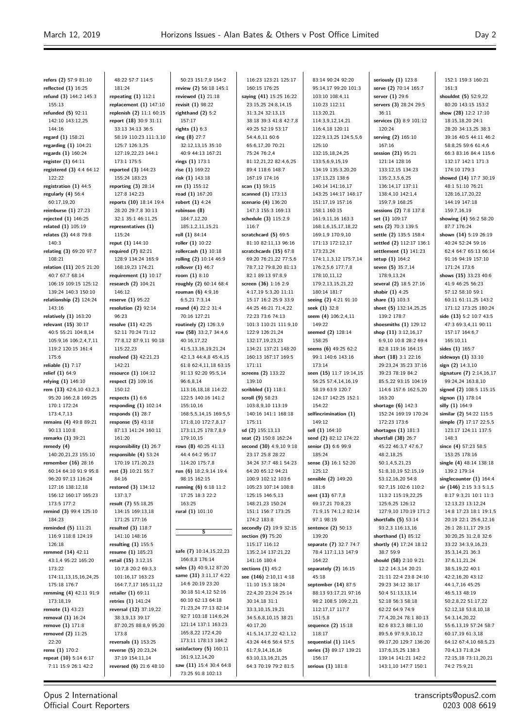**refers (2)** 57:9 81:10
**reflected (1)** 16:25
**refund (3)** 144:2 145:3 155:13
**refunded (5)** 92:11 142:10 143:12,25 144:16
**regard (1)** 158:21
**regarding (1)** 104:21
**regards (1)** 160:24
**register (1)** 64:11
**registered (3)** 4:4 64:12 122:22
**registration (1)** 44:5
**regularly (4)** 56:4 60:17,19,20
**reimburse (1)** 27:23
**rejected (1)** 146:25
**related (1)** 105:19
**relates (3)** 44:8 79:8 140:3
**relating (3)** 69:20 97:7 108:21
**relation (11)** 20:5 21:20 40:7 67:7 68:14 106:19 109:15 125:12 139:24 140:3 150:10
**relationship (2)** 124:24 143:16
**relatively (1)** 163:20
**relevant (15)** 30:17 40:5 55:21 104:8,14 105:9,16 106:2,4,7,11 119:2 120:15 161:4 175:6
**reliable (1)** 7:17
**relief (1)** 64:9
**relying (1)** 146:10
**rem (13)** 42:6,10 43:2,3 95:20 166:2,8 169:25 170:1 172:24 173:4,7,13
**remains (4)** 49:8 89:21 90:13 110:8
**remarks (1)** 39:21
**remedy (4)** 140:20,21,23 155:10
**remember (16)** 28:16 60:14 64:10 91:9 95:8 96:20 97:13 116:24 127:16 138:12,18 156:12 160:17 165:23 173:5 177:2
**remind (3)** 99:4 125:10 184:23
**reminded (5)** 111:21 116:9 118:8 124:19 126:18
**remmed (14)** 42:11 43:1,4 95:22 165:20 173:22 174:11,13,15,16,24,25 175:18 176:7
**remming (4)** 42:11 91:9 173:18,19
**remote (1)** 43:23
**removal (1)** 16:24
**remove (1)** 171:8
**removed (2)** 11:25 22:20
**rems (1)** 170:2
**repeat (10)** 5:14 6:17 7:11 15:9 26:1 42:2 48:22 57:7 114:5 181:24
**repeating (1)** 112:1
**replacement (1)** 147:10
**replenish (2)** 11:2 60:15
**report (18)** 30:9 31:11 33:13 34:13 36:5 58:19 110:23 111:3,10 125:7 126:3,25 127:19,22,23 144:1 173:1 175:5
**reported (3)** 144:23 155:24 183:23
**reporting (3)** 28:14 127:8 142:23
**reports (10)** 18:14 19:4 28:20 29:7,8 30:13 32:1 35:1 46:11,25
**representatives (1)** 115:24
**reput (1)** 144:10
**required (7)** 82:21 128:9 134:24 165:9 168:19,23 174:21
**requirement (1)** 10:17
**research (2)** 104:21 146:12
**reserve (1)** 95:22
**resolution (2)** 92:14 96:23
**resolve (11)** 42:25 52:11 70:24 71:12 77:8,12 87:9,11 90:18 115:22,23
**resolved (3)** 42:21,23 142:21
**resource (1)** 104:12
**respect (2)** 109:16 150:12
**respects (1)** 6:6
**responding (1)** 102:14
**responds (1)** 28:7
**response (5)** 43:18 87:13 141:24 160:11 161:20
**responsibility (1)** 26:7
**responsible (4)** 53:24 170:19 171:20,23
**rest (3)** 10:21 55:7 84:16
**restored (3)** 134:12 137:3,7
**result (7)** 55:18,25 134:15 169:13,18 171:25 177:16
**resulted (3)** 118:7 141:10 148:16
**resulting (1)** 155:5
**resume (1)** 185:23
**retail (15)** 3:12,15 10:7,8 20:2 69:3,3 101:16,17 163:23 164:7,7,17 165:11,12
**retailer (1)** 69:11
**retries (1)** 141:24
**reversal (12)** 37:19,22 38:3,9,13 39:17 87:20,25 88:8,9 95:20 173:8
**reversals (1)** 153:25
**reverse (5)** 20:23,24 37:19 154:11,14
**reversed (6)** 21:6 48:10 50:23 151:7,9 154:2
**review (2)** 56:18 145:1
**reviewed (1)** 21:18
**revisit (1)** 98:22
**righthand (2)** 5:2 157:17
**rights (1)** 6:3
**ring (8)** 27:7 32:12,13,15 35:10 40:9 44:13 167:21
**rings (1)** 173:1
**rise (1)** 169:22
**risk (1)** 143:18
**rm (1)** 155:12
**road (1)** 167:20
**robert (1)** 4:24
**robinson (8)** 184:7,12,20 185:1,2,11,15,21
**roll (1)** 84:14
**roller (1)** 10:22
**rollercash (1)** 10:18
**rolling (2)** 10:14 46:9
**rollover (1)** 46:7
**room (1)** 8:10
**roughly (2)** 60:14 68:4
**rouman (6)** 4:9,16 6:5,21 7:3,14
**round (4)** 22:2 31:4 70:16 127:21
**routinely (2)** 126:3,9
**row (58)** 33:2,7 34:4,6 40:16,17,22 41:5,13,16,19,21,24 42:1,3 44:4,8 45:4,15 61:8 62:4,11,18 63:15 91:13 92:20 95:5,14 96:6,8,14 113:16,18,18 114:22 122:5 140:16 141:2 155:10,16 168:5,5,14,15 169:5,5 171:8,10 172:7,8,17 173:11,25 178:7,8,9 179:10,15
**rows (8)** 40:25 41:13 44:4 64:2 95:17 114:20 175:7,8
**run (6)** 18:2,9,14 19:4 98:15 162:15
**running (6)** 6:18 11:2 17:25 18:3 22:2 163:25
**rural (1)** 101:10

## S

**safe (7)** 10:14,15,22,23 166:8,8 176:14
**sales (3)** 40:9,12 87:20
**same (31)** 3:11,17 4:22 14:6 20:19 23:20 30:18 51:4,12 52:16 60:10 62:13 64:18 71:23,24 77:13 82:14 92:7 103:18 114:6,24 121:14 137:1 163:23 165:8,22 172:4,20 173:11 178:13 184:2
**satisfactory (5)** 160:11 161:9,12,14,20
**saw (11)** 15:4 30:4 64:8 73:25 91:8 102:13 116:23 123:21 125:17 160:15 176:25
**saying (41)** 15:25 16:22 23:15,25 24:8,14,15 31:3,24 32:13,13 38:18 39:3 41:8 42:7,8 49:25 52:19 53:17 54:4,6,11 60:6 65:6,17,20 70:21 75:24 76:2,4 81:12,21,22 82:4,6,25 89:4 118:6 148:7 167:19 174:16
**scan (1)** 59:15
**scanned (1)** 173:13
**scenario (4)** 136:20 147:3 155:3 169:13
**schedule (3)** 115:2,9 116:7
**scratchcard (5)** 69:5 81:10 82:11,13 96:16
**scratchcards (15)** 67:8 69:20 76:21,22 77:5,6 78:7,12 79:8,20 81:13 82:1 89:13 97:8,9
**screen (36)** 1:16 2:9 4:17,19 5:3,20 11:11 15:17 16:2 25:9 33:9 44:25 46:21 71:4,22 72:23 73:6 74:13 101:3 110:21 111:9,10 122:9 126:21,24 132:17,19,23,23 134:21 137:21 148:20 160:13 167:17 169:5 171:11
**screens (2)** 133:22 139:10
**scribbled (1)** 118:1
**scroll (9)** 58:23 103:8,9,10 113:19 140:16 141:1 168:18 175:11
**sd (2)** 155:13,13
**seat (2)** 150:8 162:24
**second (30)** 4:9,10 9:18 23:17 25:8 28:22 34:24 37:7 48:1 54:23 64:20 65:12 94:21 100:9 102:12 103:6 105:23 107:14 108:8 125:15 146:5,13 148:21,23 150:24 151:1 156:7 173:25 174:2 183:8
**secondly (2)** 19:9 32:15
**section (9)** 75:20 115:17 116:12 135:2,14 137:21,22 141:16 180:4
**sections (1)** 45:2
**see (146)** 2:10,11 4:18 11:10 15:3 18:24 22:4,20 23:24 25:14 30:14,18 31:1 33:3,10,15,19,21 34:5,6,8,10,15 38:21 40:17,20 41:5,14,17,22 42:1,12 43:24 44:6 56:4 57:5 61:7,9,14,16,16 63:10,13,16,21,25 64:3 70:19 79:2 81:5 83:14 90:24 92:20 95:14,17 99:20 101:3 103:10 108:4,11 110:23 112:11 113:20,21 114:3,9,12,14,21 116:4,18 120:11 122:9,13,25 124:5,5,6 125:10 132:15,18,24,25 133:5,6,9,15,19 134:19 135:3,20,20 137:13,23 138:6 140:14 141:16,17 143:25 144:17 148:17 151:17,19 157:16 158:1 160:15 161:9,11,16 163:3 168:1,6,15,17,18,22 169:1,9 170:9,10 171:13 172:12,17 173:23,24 174:1,1,3,12 175:7,14 176:2,5,6 177:7,8 178:10,11,12 179:2,13,15,21,22 180:14 181:7
**seeing (2)** 4:21 91:10
**seek (1)** 32:8
**seem (4)** 106:2,4,11 149:22
**seemed (2)** 128:14 158:25
**seems (6)** 49:25 62:2 99:1 140:6 143:16 173:14
**seen (15)** 11:7 19:14,15 56:25 57:4,14,16,19 58:19 63:9 120:7 124:17 142:25 152:1 154:22
**selfincrimination (1)** 149:12
**sell (1)** 164:10
**send (2)** 82:12 174:22
**senior (3)** 6:6 99:9 185:24
**sense (3)** 16:1 52:20 125:12
**sensible (2)** 149:20 181:6
**sent (13)** 67:7,8 69:17,21 70:8,23 71:9,15 74:1,2 82:14 97:1 98:19
**sentence (2)** 50:13 139:20
**separate (7)** 32:7 74:7 78:4 117:1,13 147:9 164:22
**separately (2)** 16:15 45:18
**september (14)** 87:5 88:13 93:17,21 97:16 98:2 108:5 109:2,21 112:17,17 117:7 151:5,8
**sequence (2)** 15:18 118:17
**sequential (1)** 114:5
**series (3)** 89:17 139:21 156:17
**serious (1)** 181:8
**seriously (1)** 123:8
**serve (2)** 70:14 165:7
**server (1)** 29:6
**servers (3)** 28:24 29:5 36:11
**services (3)** 8:9 101:12 120:24
**serving (2)** 165:10 167:16
**session (21)** 95:21 121:14 128:16 133:12,15 134:23 135:2,3,5,6,25 136:14,17 137:11 138:4,10 142:1,4 159:7,9 168:25
**sessions (2)** 7:8 137:8
**set (1)** 109:17
**sets (2)** 70:3 139:5
**settle (2)** 135:5 158:4
**settled (2)** 112:17 136:1
**settlement (1)** 141:23
**setup (1)** 164:2
**seven (5)** 35:7,14 178:9,13,24
**several (2)** 18:5 27:16
**shabir (1)** 4:25
**share (1)** 103:3
**sheet (5)** 132:14,25,25 139:2 178:7
**shoesmiths (1)** 129:12
**shop (11)** 3:12,16,17 6:9,10 10:8 28:2 69:4 82:8 119:16 164:15
**short (18)** 3:1 22:16 29:23,24 35:23 37:16 39:23 78:19 84:2 85:5,22 93:15 104:19 114:6 157:6 162:5,20 163:20
**shortage (6)** 142:3 152:24 169:19 170:24 172:23 173:6
**shortages (1)** 181:3
**shortfall (38)** 26:7 45:22 46:3,7 47:6,7 48:2,18,25 50:1,4,5,21,23 51:8,10,19 52:15,19 53:12,16,20 54:8 92:7,15 102:6 110:2 113:2 115:19,22,25 125:6,25 126:12 127:9,10 170:19 171:2
**shortfalls (5)** 53:14 93:2,3 116:13,16
**shorthand (1)** 85:12
**shortly (4)** 17:24 18:12 38:7 59:9
**should (58)** 2:10 9:21 12:2 14:3,14 20:21 21:11 22:4 23:8 24:10 29:23 34:12 38:17 50:4 51:13,13,14 52:18 56:3 58:18 62:22 64:9 74:9 77:4,20,24 78:1 80:13 82:6 83:2,3 88:1,10 89:5,6 97:9,9,10,12 99:17,20 129:7 136:20 137:6,15,25 138:3 139:14 141:21 142:2 143:1,10 147:7 150:1 152:1 159:3 160:21 161:3
**shouldnt (5)** 52:9,22 80:20 143:15 153:2
**show (28)** 12:2 17:10 18:15,18,20 24:1 28:20 34:13,25 38:3 39:16 40:5 44:11 46:2 58:8,25 59:6 61:4,6 66:3 83:16 84:4 115:6 132:17 142:1 171:3 174:10 179:3
**showed (14)** 17:7 30:19 48:1 51:10 76:21 128:16,17,20,22 144:19 147:18 159:7,16,19
**showing (4)** 56:2 58:20 87:7 176:24
**shown (14)** 5:19 26:19 40:24 52:24 59:16 62:4 64:7 65:13 66:14 91:16 94:19 157:10 171:24 173:6
**shows (15)** 33:23 40:6 41:9 46:25 56:23 57:12 58:10 59:1 60:11 61:11,25 143:2 171:12 173:25 180:24
**side (13)** 5:2 10:7 43:5 47:3 69:3,4,11 90:11 157:17 164:6,7 165:10,11
**sides (1)** 165:7
**sideways (1)** 33:10
**sign (2)** 14:3,10
**signature (7)** 2:14,16,17 99:24,24 163:8,10
**signed (2)** 108:5 115:15
**signon (1)** 178:14
**silly (1)** 164:9
**similar (2)** 54:22 115:5
**simple (7)** 17:17 22:5,5 123:17 124:11 137:5 148:3
**since (4)** 57:23 58:5 153:25 178:16
**single (4)** 48:14 138:18 139:2 179:14
**singlecounter (1)** 164:4
**sir (146)** 2:15 3:3 5:1,5 8:17 9:3,21 10:1 11:3 12:13,23 13:12,24 14:8 17:23 18:1 19:1,5 20:19 22:1 25:6,12,16 26:1 28:11,17 29:15 30:20,25 31:2,8 32:6 33:22 34:3,9,16,23 35:3,14,21 36:3 37:6,11,21,24 38:5,19,22 40:1 42:2,16,20 43:12 44:1,7,16 45:25 46:5,13 48:19 50:2,8,22 51:17,22 52:12,18 53:8,10,18 54:3,14,20,22 55:6,13,19 57:24 58:7 60:17,19 61:3,18 64:12 67:4 67:4,10 68:5,23 70:4,13 71:8,24 72:15,18 73:11,20,21 74:2 75:9,21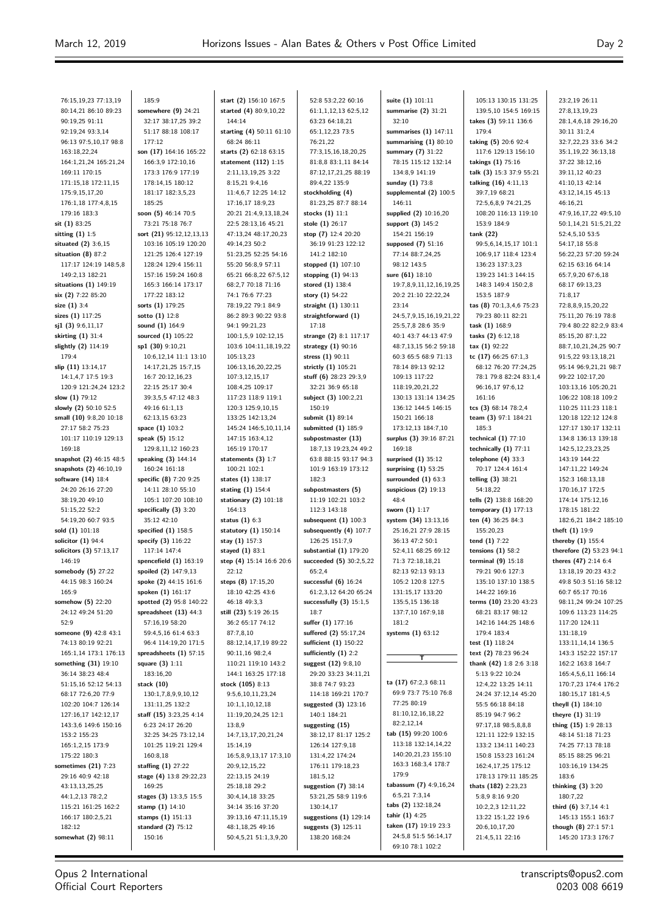76:15,19,23 77:13,19
80:14,21 86:10 89:23
90:19,25 91:11
92:19,24 93:3,14
96:13 97:5,10,17 98:8
163:18,22,24
164:1,21,24 165:21,24
169:11 170:15
171:15,18 172:11,15
175:9,15,17,20
176:1,18 177:4,8,15
179:16 183:3
**sit (1)** 83:25
**sitting (1)** 1:5
**situated (2)** 3:6,15
**situation (8)** 87:2
117:17 124:19 148:5,8
149:2,13 182:21
**situations (1)** 149:19
**six (2)** 7:22 85:20
**size (1)** 3:4
**sizes (1)** 117:25
**sj1 (3)** 9:6,11,17
**skirting (1)** 31:4
**slightly (2)** 114:19
179:4
**slip (11)** 13:14,17
14:1,4,7 17:5 19:3
120:9 121:24,24 123:2
**slow (1)** 79:12
**slowly (2)** 50:10 52:5
**small (10)** 9:8,20 10:18
27:17 58:2 75:23
101:17 110:19 129:13
169:18
**snapshot (2)** 46:15 48:5
**snapshots (2)** 46:10,19
**software (14)** 18:4
24:20 26:16 27:20
38:19,20 49:10
51:15,22 52:2
54:19,20 60:7 93:5
**sold (1)** 101:18
**solicitor (1)** 94:4
**solicitors (3)** 57:13,17
146:19
**somebody (5)** 27:22
44:15 98:3 160:24
165:9
**somehow (5)** 22:20
24:12 49:24 51:20
52:9
**someone (9)** 42:8 43:1
74:13 80:19 92:21
165:1,14 173:1 176:13
**something (31)** 19:10
36:14 38:23 48:4
51:15,16 52:12 54:13
68:17 72:6,20 77:9
102:20 104:7 126:14
127:16,17 142:12,17
143:3,6 149:6 150:16
153:2 155:23
165:1,2,15 173:9
175:22 180:3
**sometimes (21)** 7:23
29:16 40:9 42:18
43:13,13,25,25
44:1,2,13 78:2,2
115:21 161:25 162:2
166:17 180:2,5,21
182:12
**somewhat (2)** 98:11
185:9
**somewhere (9)** 24:21
32:17 38:17,25 39:2
51:17 88:18 108:17
177:12
**son (17)** 164:16 165:22
166:3,9 172:10,16
173:3 176:9 177:19
178:14,15 180:12
181:17 182:3,5,23
185:25
**soon (5)** 46:14 70:5
73:21 75:18 76:7
**sort (21)** 95:12,12,13,13
103:16 105:19 120:20
121:25 126:4 127:19
128:24 129:4 156:11
157:16 159:24 160:8
165:3 166:14 173:17
177:22 183:12
**sorts (1)** 179:25
**sotto (1)** 12:8
**sound (1)** 164:9
**sourced (1)** 105:22
**sp1 (30)** 9:10,21
10:6,12,14 11:1 13:10
14:17,21,25 15:7,15
16:7 20:12,16,23
22:15 25:17 30:4
39:3,5,5 47:12 48:3
49:16 61:1,13
62:13,15 63:23
**space (1)** 103:2
**speak (5)** 15:12
129:8,11,12 160:23
**speaking (3)** 144:14
160:24 161:18
**specific (8)** 7:20 9:25
14:11 28:10 55:10
105:1 107:20 108:10
**specifically (3)** 3:20
35:12 42:10
**specified (1)** 158:5
**specify (2)** 116:22
117:14 147:4
**spencefield (1)** 163:19
**spoiled (2)** 147:9,13
**spoke (2)** 44:15 161:6
**spoken (1)** 161:17
**spotted (2)** 95:8 140:22
**spreadsheet (13)** 44:3
57:16,19 58:20
59:4,5,16 61:4 63:3
96:4 114:19,20 171:5
**spreadsheets (1)** 57:15
**square (3)** 1:11
183:16,20
**stack (10)**
130:1,7,8,9,9,10,12
131:11,25 132:2
**staff (15)** 3:23,25 4:14
6:23 24:17 26:20
32:25 34:25 73:12,14
101:25 119:21 129:4
160:8,18
**staffing (1)** 27:22
**stage (4)** 13:8 29:22,23
169:25
**stages (3)** 13:3,5 15:5
**stamp (1)** 14:10
**stamps (1)** 151:13
**standard (2)** 75:12
150:16
**start (2)** 156:10 167:5
**started (4)** 80:9,10,22
144:14
**starting (4)** 50:11 61:10
68:24 86:11
**starts (2)** 62:18 63:15
**statement (112)** 1:15
2:11,13,19,25 3:22
8:15,21 9:4,16
11:4,6,7 12:25 14:12
17:16,17 18:9,23
20:21 21:4,9,13,18,24
22:5 28:13,16 45:21
47:13,24 48:17,20,23
49:14,23 50:2
51:23,25 52:25 54:16
55:20 56:8,9 57:11
65:21 66:8,22 67:5,12
68:2,7 70:18 71:16
74:1 76:6 77:23
78:19,22 79:1 84:9
86:2 89:3 90:22 93:8
94:1 99:21,23
100:1,5,9 102:12,15
103:6 104:11,18,19,22
105:13,23
106:13,16,20,22,25
107:3,12,15,17
108:4,25 109:17
117:23 118:9 119:1
120:3 125:9,10,15
133:25 142:13,24
145:24 146:5,10,11,14
147:15 163:4,12
165:19 170:17
**statements (3)** 1:7
100:21 102:1
**states (1)** 138:17
**stating (1)** 154:4
**stationary (2)** 101:18
164:13
**status (1)** 6:3
**statutory (1)** 150:14
**stay (1)** 157:3
**stayed (1)** 83:1
**step (4)** 15:14 16:6 20:6
22:12
**steps (8)** 17:15,20
18:10 42:25 43:6
46:18 49:3,3
**still (23)** 5:19 26:15
36:2 65:17 74:12
87:7,8,10
88:12,14,17,19 89:22
90:11,16 98:2,4
110:21 119:10 143:2
144:1 163:25 177:18
**stock (105)** 8:13
9:5,6,10,11,23,24
10:1,1,10,12,18
11:19,20,24,25 12:1
13:8,9
14:7,13,17,20,21,24
15:14,19
16:5,8,9,13,17 17:3,10
20:9,12,15,22
22:13,15 24:19
25:18,18 29:2
30:4,14,18 33:25
34:14 35:16 37:20
39:13,16 47:11,15,19
48:1,18,25 49:16
50:4,5,21 51:1,3,9,20
52:8 53:2,22 60:16
61:1,1,12,13 62:5,12
63:23 64:18,21
65:1,12,23 73:5
76:21,22
77:3,15,16,18,20,25
81:8,8 83:1,11 84:14
87:12,17,21,25 88:19
89:4,22 135:9
**stockholding (4)**
81:23,25 87:7 88:14
**stocks (1)** 11:1
**stole (1)** 26:17
**stop (7)** 12:4 20:20
36:19 91:23 122:12
141:2 182:10
**stopped (1)** 107:10
**stopping (1)** 94:13
**stored (1)** 138:4
**story (1)** 54:22
**straight (1)** 130:11
**straightforward (1)**
17:18
**strange (2)** 8:1 117:17
**strategy (1)** 90:16
**stress (1)** 90:11
**strictly (1)** 105:21
**stuff (6)** 28:23 29:3,9
32:21 36:9 65:18
**subject (3)** 100:2,21
150:19
**submit (1)** 89:14
**submitted (1)** 185:9
**subpostmaster (13)**
18:7,13 19:23,24 49:2
63:8 88:15 93:17 94:3
101:9 163:19 173:12
182:3
**subpostmasters (5)**
11:19 102:21 103:2
112:3 143:18
**subsequent (1)** 100:3
**subsequently (4)** 107:7
126:25 151:7,9
**substantial (1)** 179:20
**succeeded (5)** 30:2,5,22
65:2,4
**successful (6)** 16:24
61:2,3,12 64:20 65:24
**successfully (3)** 15:1,5
18:7
**suffer (1)** 177:16
**suffered (2)** 55:17,24
**sufficient (1)** 150:22
**sufficiently (1)** 2:2
**suggest (12)** 9:8,10
29:20 33:23 34:11,21
38:8 74:7 93:23
114:18 169:21 170:7
**suggested (3)** 123:16
140:1 184:21
**suggesting (15)**
38:12,17 81:17 125:2
126:14 127:9,18
131:4,22 174:24
176:11 179:18,23
181:5,12
**suggestion (7)** 38:14
53:21,25 58:9 119:6
130:14,17
**suggestions (1)** 129:14
**suggests (3)** 125:11
138:20 168:24
**suite (1)** 101:11
**summarise (2)** 31:21
32:10
**summarises (1)** 147:11
**summarising (1)** 80:10
**summary (7)** 31:22
78:15 115:12 132:14
134:8,9 141:19
**sunday (1)** 73:8
**supplemental (2)** 100:5
146:11
**supplied (2)** 10:16,20
**support (3)** 145:2
154:21 156:19
**supposed (7)** 51:16
77:14 88:7,24,25
98:12 143:5
**sure (61)** 18:10
19:7,8,9,11,12,16,19,25
20:2 21:10 22:22,24
23:14
24:5,7,9,15,16,19,21,22
25:5,7,8 28:6 35:9
40:1 43:7 44:13 47:9
48:7,13,15 56:2 59:18
60:3 65:5 68:9 71:13
78:14 89:13 92:12
109:13 117:22
118:19,20,21,22
130:13 131:14 134:25
136:12 144:5 146:15
150:21 166:18
173:12,13 184:7,10
**surplus (3)** 39:16 87:21
169:18
**surprised (1)** 35:12
**surprising (1)** 53:25
**surrounded (1)** 63:3
**suspicious (2)** 19:13
48:4
**sworn (1)** 1:17
**system (34)** 13:13,16
25:16,21 27:9 28:15
36:13 47:2 50:1
52:4,11 68:25 69:12
71:3 72:18,18,21
82:13 92:13 93:13
105:2 120:8 127:5
131:15,17 133:20
135:5,15 136:18
137:7,10 167:9,18
181:2
**systems (1)** 63:12

## T

**ta (17)** 67:2,3 68:11
69:9 73:7 75:10 76:8
77:25 80:19
81:10,12,16,18,22
82:2,12,14
**tab (15)** 99:20 100:6
113:18 132:14,14,22
140:20,21,23 155:10
163:3 168:3,4 178:7
179:9
**tabassum (7)** 4:9,16,24
6:5,21 7:3,14
**tabs (2)** 132:18,24
**tahir (1)** 4:25
**taken (17)** 19:19 23:3
24:5,8 51:5 56:14,17
69:10 78:1 102:2
105:13 130:15 131:25
139:5,10 154:5 169:15
**takes (3)** 59:11 136:6
179:4
**taking (5)** 20:6 92:4
117:6 129:13 156:10
**takings (1)** 75:16
**talk (3)** 15:3 37:9 55:21
**talking (16)** 4:11,13
39:7,19 68:21
72:5,6,8,9 74:21,25
108:20 116:13 119:10
153:9 184:9
**tank (22)**
99:5,6,14,15,17 101:1
106:9,17 118:4 123:4
136:23 137:3,23
139:23 141:3 144:15
148:3 149:4 150:2,8
153:5 187:9
**tas (8)** 70:1,3,4,6 75:23
79:23 80:11 82:21
**task (1)** 168:9
**tasks (2)** 6:12,18
**tax (1)** 92:22
**tc (17)** 66:25 67:1,3
68:12 76:20 77:24,25
78:1 79:8 82:24 83:1,4
96:16,17 97:6,12
161:16
**tcs (3)** 68:14 78:2,4
**team (3)** 97:1 184:21
185:3
**technical (1)** 77:10
**technically (1)** 77:11
**telephone (4)** 33:3
70:17 124:4 161:4
**telling (3)** 38:21
54:18,22
**tells (2)** 138:8 168:20
**temporary (1)** 177:13
**ten (4)** 36:25 84:3
155:20,23
**tend (1)** 7:22
**tensions (1)** 58:2
**terminal (9)** 15:18
79:21 90:6 127:3
135:10 137:10 138:5
144:22 169:16
**terms (10)** 23:20 43:23
68:21 83:17 98:12
142:16 144:25 148:6
179:4 183:4
**test (1)** 118:24
**text (2)** 78:23 96:24
**thank (42)** 1:8 2:6 3:18
5:13 9:22 10:24
12:4,22 13:25 14:11
24:24 37:12,14 45:20
55:5 66:18 84:18
85:19 94:7 96:2
97:17,18 98:5,8,8,8
121:11 122:9 132:15
133:2 134:11 140:23
150:8 153:23 161:24
162:4,17,25 175:12
178:13 179:11 185:25
**thats (182)** 2:23,23
5:8,9 8:16 9:20
10:2,2,3 12:11,22
13:22 15:1,22 19:6
20:6,10,17,20
21:4,5,11 22:16
23:2,19 26:11
27:8,13,19,23
28:1,4,6,18 29:16,20
30:11 31:2,4
32:7,22,23 33:6 34:2
35:1,19,22 36:13,18
37:22 38:12,16
39:11,12 40:23
41:10,13 42:14
43:12,14,15 45:13
46:16,21
47:9,16,17,22 49:5,10
50:1,14,21 51:5,21,22
52:4,5,10 53:5
54:17,18 55:8
56:22,23 57:20 59:24
62:15 63:16 64:14
65:7,9,20 67:6,18
68:17 69:13,23
71:8,17
72:8,8,9,15,20,22
75:11,20 76:19 78:8
79:4 80:22 82:2,9 83:4
85:15,20 87:1,22
88:7,10,21,24,25 90:7
91:5,22 93:13,18,21
95:14 96:9,21,21 98:7
99:22 102:17,20
103:13,16 105:20,21
106:22 108:18 109:2
110:25 111:23 118:1
120:18 122:12 124:8
127:17 130:17 132:11
134:8 136:13 139:18
142:5,12,23,23,25
143:19 144:22
147:11,22 149:24
152:3 168:13,18
170:16,17 172:5
174:14 175:12,16
178:15 181:22
182:6,21 184:2 185:10
**theft (1)** 19:9
**thereby (1)** 155:4
**therefore (2)** 53:23 94:1
**theres (47)** 2:14 6:4
13:18,19 20:23 43:2
49:8 50:3 51:16 58:12
60:7 65:17 70:16
98:11,24 99:24 107:25
109:6 113:23 114:25
117:20 124:11
131:18,19
133:11,14,14 136:5
143:3 152:22 157:17
162:2 163:8 164:7
165:4,5,6,11 166:14
170:7,23 174:4 176:2
180:15,17 181:4,5
**theyll (1)** 184:10
**theyre (1)** 31:19
**thing (15)** 1:9 28:13
48:14 51:18 71:23
74:25 77:13 78:18
85:15 88:25 96:21
103:16,19 134:25
183:6
**thinking (3)** 3:20
180:7,22
**third (6)** 3:7,14 4:1
145:13 155:1 163:7
**though (8)** 27:1 57:1
145:20 173:3 176:7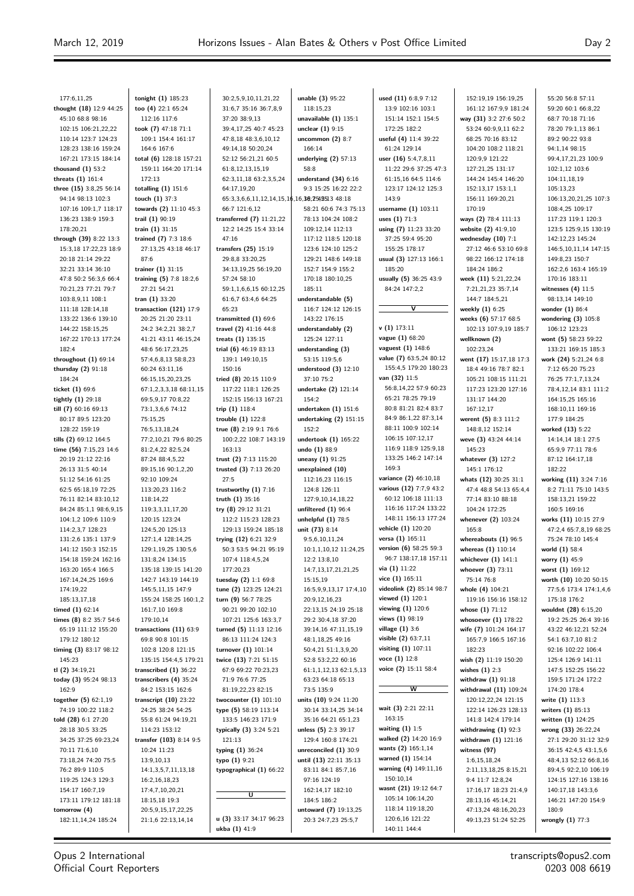177:6,11,25
**thought (18)** 12:9 44:25 45:10 68:8 98:16 102:15 106:21,22,22 110:14 123:7 124:23 128:23 138:16 159:24 167:21 173:15 184:14
**thousand (1)** 53:2
**threats (1)** 161:4
**three (15)** 3:8,25 56:14 94:14 98:13 102:3 107:16 109:1,7 118:17 136:23 138:9 159:3 178:20,21
**through (39)** 8:22 13:3 15:3,18 17:22,23 18:9 20:18 21:14 29:22 32:21 33:14 36:10 47:8 50:2 56:3,6 66:4 70:21,23 77:21 79:7 103:8,9,11 108:1 111:18 128:14,18 133:22 136:6 139:10 144:22 158:15,25 167:22 170:13 177:24 182:4
**throughout (1)** 69:14
**thursday (2)** 91:18 184:24
**ticket (1)** 69:6
**tightly (1)** 29:18
**till (7)** 60:16 69:13 80:17 89:5 123:20 128:22 159:19
**tills (2)** 69:12 164:5
**time (56)** 7:15,23 14:6 20:19 21:12 22:16 26:13 31:5 40:14 51:12 54:16 61:25 62:5 65:18,19 72:25 76:11 82:14 83:10,12 84:24 85:1,1 98:6,9,15 104:1,2 109:6 110:9 114:2,3,7 128:23 131:2,6 135:1 137:9 141:12 150:3 152:15 154:18 159:24 162:16 163:20 165:4 166:5 167:14,24,25 169:6 174:19,22 185:13,17,18
**timed (1)** 62:14
**times (8)** 8:2 35:7 54:6 65:19 111:12 155:20 179:12 180:12
**timing (3)** 83:17 98:12 145:23
**tl (2)** 34:19,21
**today (3)** 95:24 98:13 162:9
**together (5)** 62:1,19 74:19 100:22 118:2
**told (28)** 6:1 27:20 28:18 30:5 33:25 34:25 37:25 69:23,24 70:11 71:6,10 73:18,24 74:20 75:5 76:2 89:9 110:5 119:25 124:3 129:3 154:17 160:7,19 173:11 179:12 181:18
**tomorrow (4)** 182:11,14,24 185:24
**tonight (1)** 185:23
**too (4)** 22:1 65:24 112:16 117:6
**took (7)** 47:18 71:1 109:1 154:4 161:17 164:6 167:6
**total (6)** 128:18 157:21 159:11 164:20 171:14 172:13
**totalling (1)** 151:6
**touch (1)** 37:3
**towards (2)** 11:10 45:3
**trail (1)** 90:19
**train (1)** 31:15
**trained (7)** 7:3 18:6 27:13,25 43:18 46:17 87:6
**trainer (1)** 31:15
**training (5)** 7:8 18:2,6 27:21 54:21
**tran (1)** 33:20
**transaction (121)** 17:9 20:25 21:20 23:11 24:2 34:2,21 38:2,7 41:21 43:11 46:15,24 48:6 56:17,23,25 57:4,6,8,13 58:8,23 60:24 63:11,16 66:15,15,20,23,25 67:1,2,3,3,18 68:11,15 69:5,9,17 70:8,22 73:1,3,6,6 74:12 75:15,25 76:5,13,18,24 77:2,10,21 79:6 80:25 81:2,4,22 82:5,24 87:24 88:4,5,22 89:15,16 90:1,2,20 92:10 109:24 113:20,23 116:2 118:14,22 119:3,3,11,17,20 120:15 123:24 124:5,20 125:13 127:1,4 128:14,25 129:1,19,25 130:5,6 131:8,24 134:15 135:18 139:15 141:20 142:7 143:19 144:19 145:5,11,15 147:9 155:24 158:25 160:1,2 161:7,10 169:8 179:10,14
**transactions (11)** 63:9 69:8 90:8 101:15 102:8 120:8 121:15 135:15 154:4,5 179:21
**transcribed (1)** 36:22
**transcribers (4)** 35:24 84:2 153:15 162:6
**transcript (10)** 23:22 24:25 38:24 54:25 55:8 61:24 94:19,21 114:23 153:12
**transfer (103)** 8:14 9:5 10:24 11:23 13:9,10,13 14:1,3,5,7,11,13,18 16:2,16,18,23 17:4,7,10,20,21 18:15,18 19:3 20:5,9,15,17,22,25 21:1,6 22:13,14,14
30:2,5,9,10,11,21,22 31:6,7 35:16 36:7,8,9 37:20 38:9,13 39:4,17,25 40:7 45:23 47:8,18 48:3,6,10,12 49:14,18 50:20,24 52:12 56:21,21 60:5 61:8,12,13,15,19 62:3,11,18 63:2,3,5,24 64:17,19,20 65:3,3,6,6,11,12,14,15,16,16,18,21,23 66:7 121:6,12
**transferred (7)** 11:21,22 12:2 14:25 15:4 33:14 47:16
**transfers (25)** 15:19 29:8,8 33:20,25 34:13,19,25 56:19,20 57:24 58:10 59:1,1,6,6,15 60:12,25 61:6,7 63:4,6 64:25 65:23
**transmitted (1)** 69:6
**travel (2)** 41:16 44:8
**treats (1)** 135:15
**trial (6)** 46:19 83:13 139:1 149:10,15 150:16
**tried (8)** 20:15 110:9 117:22 118:1 126:25 152:15 156:13 167:21
**trip (1)** 118:4
**trouble (1)** 122:8
**true (8)** 2:19 9:1 76:6 100:2,22 108:7 143:19 163:13
**trust (2)** 7:13 115:20
**trusted (3)** 7:13 26:20 27:5
**trustworthy (1)** 7:16
**truth (1)** 35:16
**try (8)** 29:12 31:21 112:2 115:23 128:23 129:13 159:24 185:18
**trying (12)** 6:21 32:9 50:3 53:5 94:21 95:19 107:4 118:4,5,24 177:20,23
**tuesday (2)** 1:1 69:8
**tune (2)** 123:25 124:21
**turn (9)** 56:7 78:25 90:21 99:20 102:10 107:21 125:6 163:3,7
**turned (5)** 11:13 12:16 86:13 111:24 124:3
**turnover (1)** 101:14
**twice (13)** 7:21 51:15 67:9 69:22 70:23,23 71:9 76:6 77:25 81:19,22,23 82:15
**twocounter (1)** 101:10
**type (5)** 58:19 113:14 133:5 146:23 171:9
**typically (3)** 3:24 5:21 121:13
**typing (1)** 36:24
**typo (1)** 9:21
**typographical (1)** 66:22

## U

**u (3)** 33:17 34:17 96:23
**ukba (1)** 41:9
**unable (3)** 95:22 118:15,23
**unavailable (1)** 135:1
**unclear (1)** 9:15
**uncommon (2)** 8:7 166:14
**underlying (2)** 57:13 58:8
**understand (34)** 6:16 9:3 15:25 16:22 22:2 38:25 43:13 48:18 58:21 60:6 74:3 75:13 78:13 104:24 108:2 109:12,14 112:13 117:12 118:5 120:18 123:6 124:10 125:2 129:21 148:6 149:18 152:7 154:9 155:2 170:18 180:10,25 185:11
**understandable (5)** 116:7 124:12 126:15 143:22 176:15
**understandably (2)** 125:24 127:11
**understanding (3)** 53:15 119:5,6
**understood (3)** 12:10 37:10 75:2
**undertake (2)** 121:14 154:2
**undertaken (1)** 151:6
**undertaking (2)** 151:15 152:2
**undertook (1)** 165:22
**undo (1)** 88:9
**uneasy (1)** 91:25
**unexplained (10)** 112:16,23 116:15 124:8 126:11 127:9,10,14,18,22
**unfiltered (1)** 96:4
**unhelpful (1)** 78:5
**unit (73)** 8:14 9:5,6,10,11,24 10:1,1,10,12 11:24,25 12:2 13:8,10 14:7,13,17,21,21,25 15:15,19 16:5,9,9,13,17 17:4,10 20:9,12,16,23 22:13,15 24:19 25:18 29:2 30:4,18 37:20 39:14,16 47:11,15,19 48:1,18,25 49:16 50:4,21 51:1,3,9,20 52:8 53:2,22 60:16 61:1,1,12,13 62:1,5,13 63:23 64:18 65:13 73:5 135:9
**units (10)** 9:24 11:20 30:14 33:14,25 34:14 35:16 64:21 65:1,23
**unless (5)** 2:3 39:17 129:4 160:8 174:21
**unreconciled (1)** 30:9
**until (13)** 22:11 35:13 83:11 84:1 85:7,16 97:16 124:19 162:14,17 182:10 184:5 186:2
**untoward (7)** 19:13,25 20:3 24:7,23 25:5,7
**used (11)** 6:8,9 7:12 13:9 102:16 103:1 151:14 152:1 154:5 172:25 182:2
**useful (4)** 11:4 39:22 61:24 129:14
**user (16)** 5:4,7,8,11 11:22 29:6 37:25 47:3 61:15,16 64:5 114:6 123:17 124:12 125:3 143:9
**username (1)** 103:11
**uses (1)** 71:3
**using (7)** 11:23 33:20 37:25 59:4 95:20 155:25 178:17
**usual (3)** 127:13 166:1 185:20
**usually (5)** 36:25 43:9 84:24 147:2,2

## V

**v (1)** 173:11
**vague (1)** 68:20
**vaguest (1)** 148:6
**value (7)** 63:5,24 80:12 155:4,5 179:20 180:23
**van (32)** 11:5 56:8,14,22 57:9 60:23 65:21 78:25 79:19 80:8 81:21 82:4 83:7 84:9 86:1,22 87:3,14 88:11 100:9 102:14 106:15 107:12,17 116:9 118:9 125:9,18 133:25 146:2 147:14 169:3
**variance (2)** 46:10,18
**various (12)** 7:7,9 43:2 60:12 106:18 111:13 116:16 117:24 133:22 148:11 156:13 177:24
**vehicle (1)** 120:20
**versa (1)** 165:11
**version (6)** 58:25 59:3 96:7 138:17,18 157:11
**via (1)** 11:22
**vice (1)** 165:11
**videolink (2)** 85:14 98:7
**viewed (1)** 120:1
**viewing (1)** 120:6
**views (1)** 98:19
**village (1)** 3:6
**visible (2)** 63:7,11
**visiting (1)** 107:11
**voce (1)** 12:8
**voice (2)** 15:11 58:4

## W

**wait (3)** 2:21 22:11 163:15
**waiting (1)** 1:5
**walked (2)** 14:20 16:9
**wants (2)** 165:1,14
**warned (1)** 154:14
**warning (4)** 149:11,16 150:10,14
**wasnt (21)** 19:12 64:7 105:14 106:14,20 118:14 119:18,20 120:6,16 121:22 140:11 144:4
152:19,19 156:19,25 161:12 167:9,9 181:24
**way (31)** 3:2 27:6 50:2 53:24 60:9,9,11 62:2 68:25 70:16 83:12 104:20 108:2 118:21 120:9,9 121:22 127:21,25 131:17 144:24 145:4 146:20 152:13,17 153:1,1 156:11 169:20,21 170:19
**ways (2)** 78:4 111:13
**website (2)** 41:9,10
**wednesday (10)** 7:1 27:12 46:6 53:10 69:8 98:22 166:12 174:18 184:24 186:2
**week (11)** 5:21,22,24 7:21,21,23 35:7,14 144:7 184:5,21
**weekly (1)** 6:25
**weeks (6)** 57:17 68:5 102:13 107:9,19 185:7
**wellknown (2)** 102:23,24
**went (17)** 15:17,18 17:3 18:4 49:16 78:7 82:1 105:21 108:15 111:21 117:23 123:20 127:16 131:17 144:20 167:12,17
**werent (5)** 8:3 111:2 148:8,12 152:14
**weve (3)** 43:24 44:14 145:23
**whatever (3)** 127:2 145:1 176:12
**whats (12)** 30:25 31:1 47:4 48:8 54:13 65:4,4 77:14 83:10 88:18 104:24 172:25
**whenever (2)** 103:24 165:8
**whereabouts (1)** 96:5
**whereas (1)** 110:14
**whichever (1)** 141:1
**whoever (3)** 73:11 75:14 76:8
**whole (4)** 104:21 119:16 156:16 158:12
**whose (1)** 71:12
**whosoever (1)** 178:22
**wife (7)** 101:24 164:17 165:7,9 166:5 167:16 182:23
**wish (2)** 11:19 150:20
**wishes (1)** 2:3
**withdraw (1)** 91:18
**withdrawal (11)** 109:24 120:12,22,24 121:15 122:14 126:23 128:13 141:8 142:4 179:14
**withdrawing (1)** 92:3
**withdrawn (1)** 121:16
**witness (97)** 1:6,15,18,24 2:11,13,18,25 8:15,21 9:4 11:7 12:8,24 17:16,17 18:23 21:4,9 28:13,16 45:14,21 47:13,24 48:16,20,23 49:13,23 51:24 52:25
55:20 56:8 57:11 59:20 60:1 66:8,22 68:7 70:18 71:16 78:20 79:1,13 86:1 89:2 90:22 93:8 94:1,14 98:15 99:4,17,21,23 100:9 102:1,12 103:6 104:11,18,19 105:13,23 106:13,20,21,25 107:3 108:4,25 109:17 117:23 119:1 120:3 123:5 125:9,15 130:19 142:12,23 145:24 146:5,10,11,14 147:15 149:8,23 150:7 162:2,6 163:4 165:19 170:16 183:11
**witnesses (4)** 11:5 98:13,14 149:10
**wonder (1)** 86:4
**wondering (3)** 105:8 106:12 123:23
**wont (5)** 58:23 59:22 133:21 169:15 185:3
**work (24)** 5:21,24 6:8 7:12 65:20 75:23 76:25 77:1,7,13,24 78:4,12,14 83:1 111:2 164:15,25 165:16 168:10,11 169:16 177:9 184:25
**worked (13)** 5:22 14:14,14 18:1 27:5 65:9,9 77:11 78:6 87:12 164:17,18 182:22
**working (11)** 3:24 7:16 8:2 71:11 75:10 143:5 158:13,21 159:22 160:5 169:16
**works (11)** 10:15 27:9 47:2,4 65:7,8,19 68:25 75:24 78:10 145:4
**world (1)** 58:4
**worry (1)** 45:9
**worst (1)** 169:12
**worth (10)** 10:20 50:15 77:5,6 173:4 174:1,4,6 175:18 176:2
**wouldnt (28)** 6:15,20 19:2 25:25 26:4 39:16 43:22 46:12,21 52:24 54:1 63:7,10 81:2 92:16 102:22 106:4 125:4 126:9 141:11 147:5 152:25 156:22 159:5 171:24 172:2 174:20 178:4
**write (1)** 113:3
**writers (1)** 85:13
**written (1)** 124:25
**wrong (33)** 26:22,24 27:1 29:20 31:12 32:9 36:15 42:4,5 43:1,5,6 48:4,13 52:12 66:8,16 89:4,5 92:2,10 106:19 124:15 127:16 138:16 140:17,18 143:3,6 146:21 147:20 154:9 180:9
**wrongly (1)** 77:3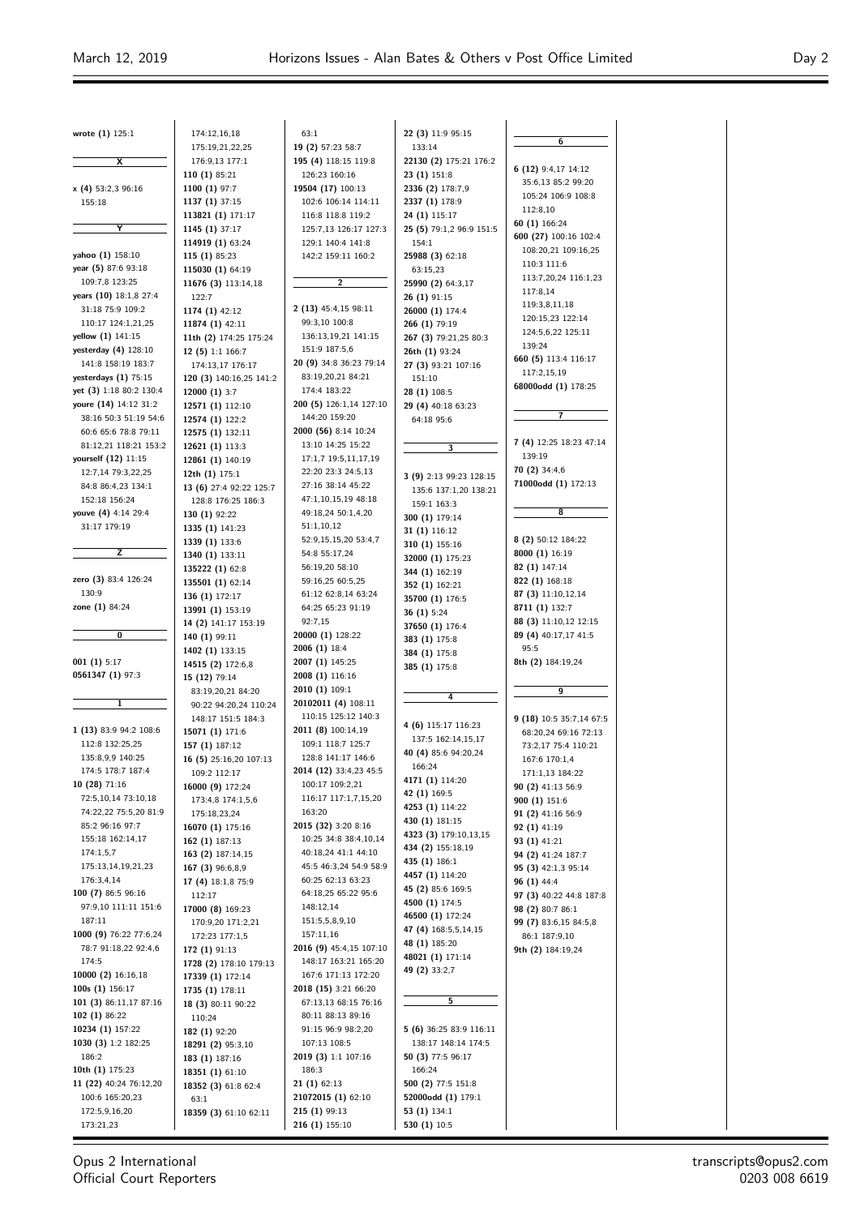**wrote (1)** 125:1

**X**

**x (4)** 53:2,3 96:16 155:18

**Y**

**yahoo (1)** 158:10
**year (5)** 87:6 93:18 109:7,8 123:25
**years (10)** 18:1,8 27:4 31:18 75:9 109:2 110:17 124:1,21,25
**yellow (1)** 141:15
**yesterday (4)** 128:10 141:8 158:19 183:7
**yesterdays (1)** 75:15
**yet (3)** 1:18 80:2 130:4
**youre (14)** 14:12 31:2 38:16 50:3 51:19 54:6 60:6 65:6 78:8 79:11 81:12,21 118:21 153:2
**yourself (12)** 11:15 12:7,14 79:3,22,25 84:8 86:4,23 134:1 152:18 156:24
**youve (4)** 4:14 29:4 31:17 179:19

**Z**

**zero (3)** 83:4 126:24 130:9
**zone (1)** 84:24

**0**

**001 (1)** 5:17
**0561347 (1)** 97:3

**1**

**1 (13)** 83:9 94:2 108:6 112:8 132:25,25 135:8,9,9 140:25 174:5 178:7 187:4
**10 (28)** 71:16 72:5,10,14 73:10,18 74:22,22 75:5,20 81:9 85:2 96:16 97:7 155:18 162:14,17 174:1,5,7 175:13,14,19,21,23 176:3,4,14
**100 (7)** 86:5 96:16 97:9,10 111:11 151:6 187:11
**1000 (9)** 76:22 77:6,24 78:7 91:18,22 92:4,6 174:5
**10000 (2)** 16:16,18
**100s (1)** 156:17
**101 (3)** 86:11,17 87:16
**102 (1)** 86:22
**10234 (1)** 157:22
**1030 (3)** 1:2 182:25 186:2
**10th (1)** 175:23
**11 (22)** 40:24 76:12,20 100:6 165:20,23 172:5,9,16,20 173:21,23 174:12,16,18 175:19,21,22,25 176:9,13 177:1
**110 (1)** 85:21
**1100 (1)** 97:7
**1137 (1)** 37:15
**113821 (1)** 171:17
**1145 (1)** 37:17
**114919 (1)** 63:24
**115 (1)** 85:23
**115030 (1)** 64:19
**11676 (3)** 113:14,18 122:7
**1174 (1)** 42:12
**11874 (1)** 42:11
**11th (2)** 174:25 175:24
**12 (5)** 1:1 166:7 174:13,17 176:17
**120 (3)** 140:16,25 141:2
**12000 (1)** 3:7
**12571 (1)** 112:10
**12574 (1)** 122:2
**12575 (1)** 132:11
**12621 (1)** 113:3
**12861 (1)** 140:19
**12th (1)** 175:1
**13 (6)** 27:4 92:22 125:7 128:8 176:25 186:3
**130 (1)** 92:22
**1335 (1)** 141:23
**1339 (1)** 133:6
**1340 (1)** 133:11
**135222 (1)** 62:8
**135501 (1)** 62:14
**136 (1)** 172:17
**13991 (1)** 153:19
**14 (2)** 141:17 153:19
**140 (1)** 99:11
**1402 (1)** 133:15
**14515 (2)** 172:6,8
**15 (12)** 79:14 83:19,20,21 84:20 90:22 94:20,24 110:24 148:17 151:5 184:3
**15071 (1)** 171:6
**157 (1)** 187:12
**16 (5)** 25:16,20 107:13 109:2 112:17
**16000 (9)** 172:24 173:4,8 174:1,5,6 175:18,23,24
**16070 (1)** 175:16
**162 (1)** 187:13
**163 (2)** 187:14,15
**167 (3)** 96:6,8,9
**17 (4)** 18:1,8 75:9 112:17
**17000 (8)** 169:23 170:9,20 171:2,21 172:23 177:1,5
**172 (1)** 91:13
**1728 (2)** 178:10 179:13
**17339 (1)** 172:14
**1735 (1)** 178:11
**18 (3)** 80:11 90:22 110:24
**182 (1)** 92:20
**18291 (2)** 95:3,10
**183 (1)** 187:16
**18351 (1)** 61:10
**18352 (3)** 61:8 62:4 63:1
**18359 (3)** 61:10 62:11 63:1
**19 (2)** 57:23 58:7
**195 (4)** 118:15 119:8 126:23 160:16
**19504 (17)** 100:13 102:6 106:14 114:11 116:8 118:8 119:2 125:7,13 126:17 127:3 129:1 140:4 141:8 142:2 159:11 160:2

**2**

**2 (13)** 45:4,15 98:11 99:3,10 100:8 136:13,19,21 141:15 151:9 187:5,6
**20 (9)** 34:8 36:23 79:14 83:19,20,21 84:21 174:4 183:22
**200 (5)** 126:1,14 127:10 144:20 159:20
**2000 (56)** 8:14 10:24 13:10 14:25 15:22 17:1,7 19:5,11,17,19 22:20 23:3 24:5,13 27:16 38:14 45:22 47:1,10,15,19 48:18 49:18,24 50:1,4,20 51:1,10,12 52:9,15,18,20 53:4,7 54:8 55:17,24 56:19,20 58:10 59:16,25 60:5,25 61:12 62:8,14 63:24 64:25 65:23 91:19 92:7,15
**20000 (1)** 128:22
**2006 (1)** 18:4
**2007 (1)** 145:25
**2008 (1)** 116:16
**2010 (1)** 109:1
**20102011 (4)** 108:11 110:15 125:12 140:3
**2011 (8)** 100:14,19 109:1 118:7 125:7 128:8 141:17 146:6
**2014 (12)** 33:4,23 45:5 100:17 109:2,21 116:17 117:1,7,15,20 163:20
**2015 (32)** 3:20 8:16 10:25 34:8 38:4,10,14 40:18,24 41:1 44:10 45:5 46:3,24 54:9 58:9 60:25 62:13 63:23 64:18,25 65:22 95:6 148:12,14 151:5,5,8,9,10 157:11,16
**2016 (9)** 45:4,15 107:10 148:17 163:21 165:20 167:6 171:13 172:20
**2018 (15)** 3:21 66:20 67:13,13 68:15 76:16 80:11 88:13 89:16 91:15 96:9 98:2,20 107:13 108:5
**2019 (3)** 1:1 107:16 186:3
**21 (1)** 62:13
**21072015 (1)** 62:10
**215 (1)** 99:13
**216 (1)** 155:10
**22 (3)** 11:9 95:15 133:14
**22130 (2)** 175:21 176:2
**23 (1)** 151:8
**2336 (2)** 178:7,9
**2337 (1)** 178:9
**24 (1)** 115:17
**25 (5)** 79:1,2 96:9 151:5 154:1
**25988 (3)** 62:18 63:15,23
**25990 (2)** 64:3,17
**26 (1)** 91:15
**26000 (1)** 174:4
**266 (1)** 79:19
**267 (3)** 79:21,25 80:3
**26th (1)** 93:24
**27 (3)** 93:21 107:16 151:10
**28 (1)** 108:5
**29 (4)** 40:18 63:23 64:18 95:6

**3**

**3 (9)** 2:13 99:23 128:15 135:6 137:1,20 138:21 159:1 163:3
**300 (1)** 179:14
**31 (1)** 116:12
**310 (1)** 155:16
**32000 (1)** 175:23
**344 (1)** 162:19
**352 (1)** 162:21
**35700 (1)** 176:5
**36 (1)** 5:24
**37650 (1)** 176:4
**383 (1)** 175:8
**384 (1)** 175:8
**385 (1)** 175:8

**4**

**4 (6)** 115:17 116:23 137:5 162:14,15,17
**40 (4)** 85:6 94:20,24 166:24
**4171 (1)** 114:20
**42 (1)** 169:5
**4253 (1)** 114:22
**430 (1)** 181:15
**4323 (3)** 179:10,13,15
**434 (2)** 155:18,19
**435 (1)** 186:1
**4457 (1)** 114:20
**45 (2)** 85:6 169:5
**4500 (1)** 174:5
**46500 (1)** 172:24
**47 (4)** 168:5,5,14,15
**48 (1)** 185:20
**48021 (1)** 171:14
**49 (2)** 33:2,7

**5**

**5 (6)** 36:25 83:9 116:11 138:17 148:14 174:5
**50 (3)** 77:5 96:17 166:24
**500 (2)** 77:5 151:8
**52000odd (1)** 179:1
**53 (1)** 134:1
**530 (1)** 10:5

**6**

**6 (12)** 9:4,17 14:12 35:6,13 85:2 99:20 105:24 106:9 108:8 112:8,10
**60 (1)** 166:24
**600 (27)** 100:16 102:4 108:20,21 109:16,25 110:3 111:6 113:7,20,24 116:1,23 117:8,14 119:3,8,11,18 120:15,23 122:14 124:5,6,22 125:11 139:24
**660 (5)** 113:4 116:17 117:2,15,19
**68000odd (1)** 178:25

**7**

**7 (4)** 12:25 18:23 47:14 139:19
**70 (2)** 34:4,6
**71000odd (1)** 172:13

**8**

**8 (2)** 50:12 184:22
**8000 (1)** 16:19
**82 (1)** 147:14
**822 (1)** 168:18
**87 (3)** 11:10,12,14
**8711 (1)** 132:7
**88 (3)** 11:10,12 12:15
**89 (4)** 40:17,17 41:5 95:5
**8th (2)** 184:19,24

**9**

**9 (18)** 10:5 35:7,14 67:5 68:20,24 69:16 72:13 73:2,17 75:4 110:21 167:6 170:1,4 171:1,13 184:22
**90 (2)** 41:13 56:9
**900 (1)** 151:6
**91 (2)** 41:16 56:9
**92 (1)** 41:19
**93 (1)** 41:21
**94 (2)** 41:24 187:7
**95 (3)** 42:1,3 95:14
**96 (1)** 44:4
**97 (3)** 40:22 44:8 187:8
**98 (2)** 80:7 86:1
**99 (7)** 83:6,15 84:5,8 86:1 187:9,10
**9th (2)** 184:19,24